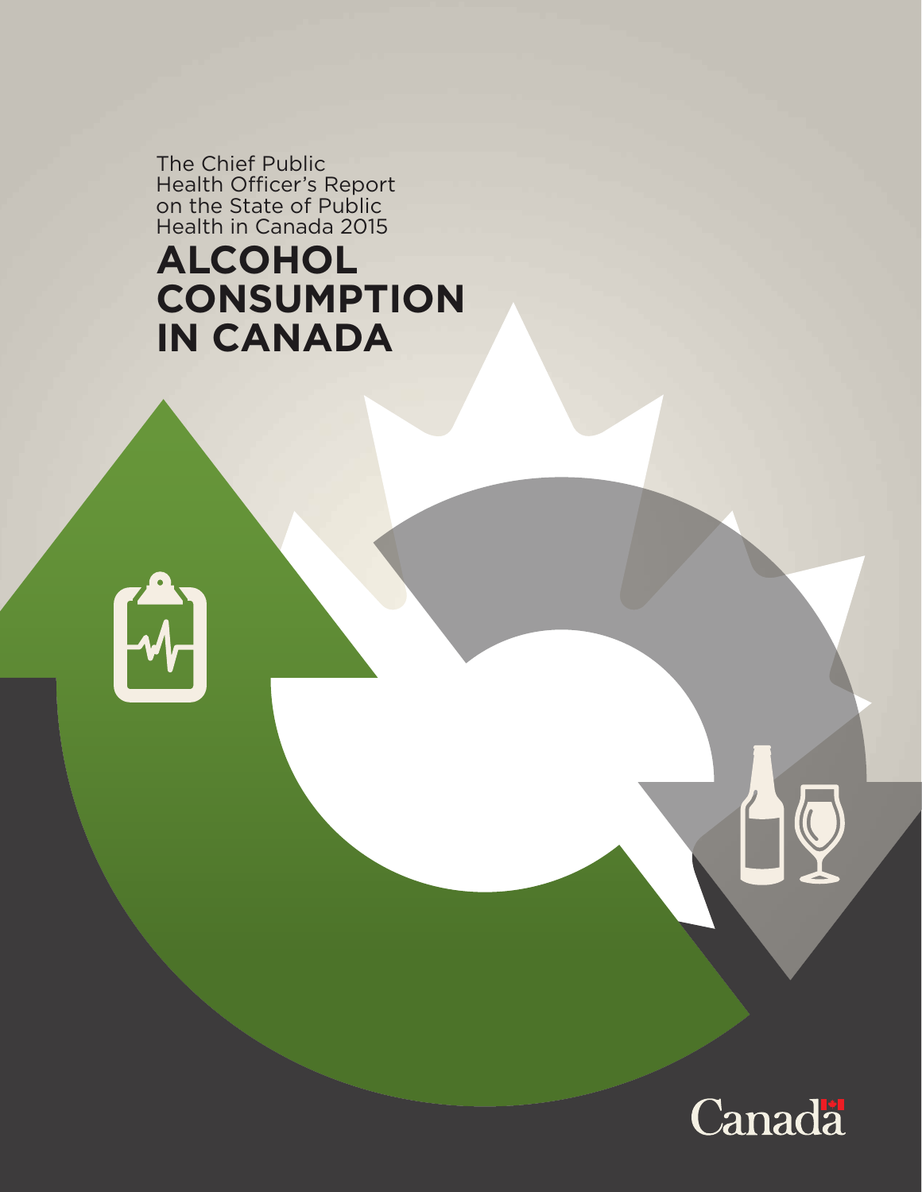The Chief Public Health Officer's Report on the State of Public Health in Canada 2015

# ALCOHOL CONSUMPTION IN CANADA

Canada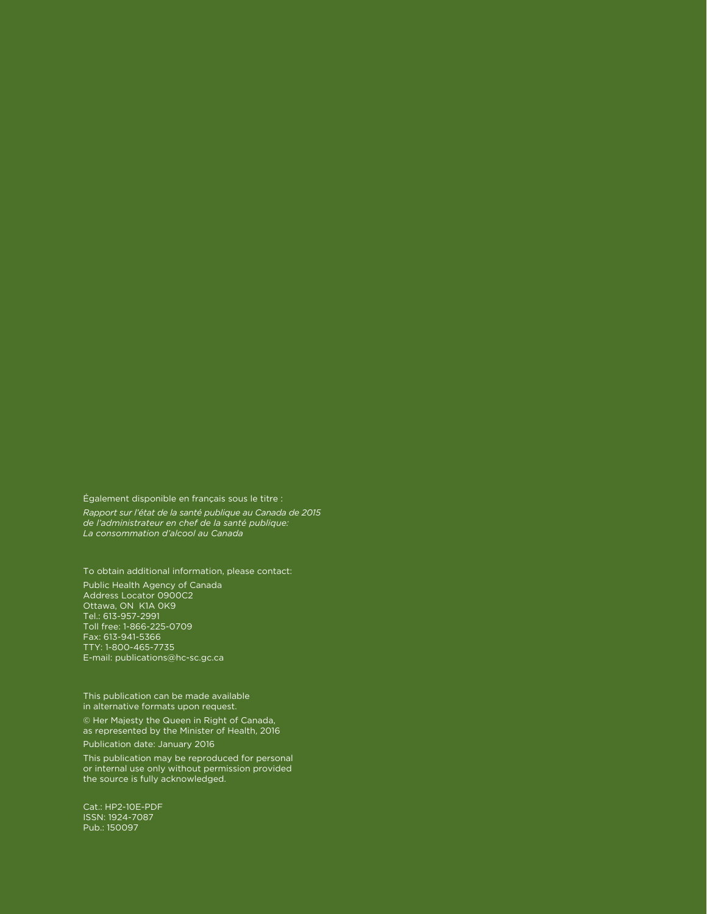Également disponible en français sous le titre :

*Rapport sur l'état de la santé publique au Canada de 2015 de l'administrateur en chef de la santé publique: La consommation d'alcool au Canada*

To obtain additional information, please contact:

Public Health Agency of Canada
Address Locator 0900C2
Ottawa, ON K1A 0K9
Tel.: 613-957-2991
Toll free: 1-866-225-0709
Fax: 613-941-5366
TTY: 1-800-465-7735
E-mail: publications@hc-sc.gc.ca

This publication can be made available in alternative formats upon request.

© Her Majesty the Queen in Right of Canada, as represented by the Minister of Health, 2016

Publication date: January 2016

This publication may be reproduced for personal or internal use only without permission provided the source is fully acknowledged.

Cat.: HP2-10E-PDF
ISSN: 1924-7087
Pub.: 150097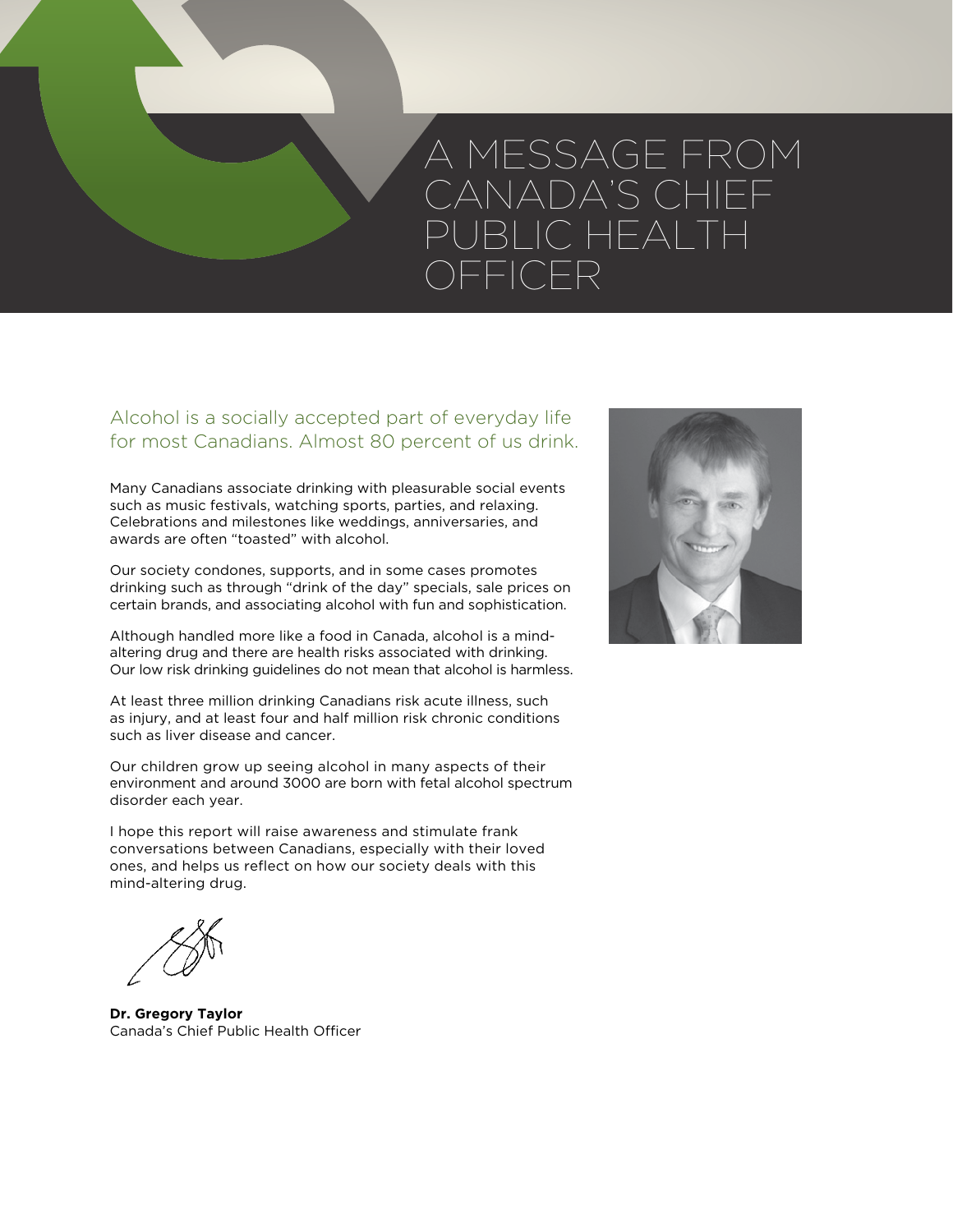# A MESSAGE FROM CANADA'S CHIEF PUBLIC HEALTH OFFICER

## Alcohol is a socially accepted part of everyday life for most Canadians. Almost 80 percent of us drink.

Many Canadians associate drinking with pleasurable social events such as music festivals, watching sports, parties, and relaxing. Celebrations and milestones like weddings, anniversaries, and awards are often "toasted" with alcohol.

Our society condones, supports, and in some cases promotes drinking such as through "drink of the day" specials, sale prices on certain brands, and associating alcohol with fun and sophistication.

Although handled more like a food in Canada, alcohol is a mind-altering drug and there are health risks associated with drinking. Our low risk drinking guidelines do not mean that alcohol is harmless.

At least three million drinking Canadians risk acute illness, such as injury, and at least four and half million risk chronic conditions such as liver disease and cancer.

Our children grow up seeing alcohol in many aspects of their environment and around 3000 are born with fetal alcohol spectrum disorder each year.

I hope this report will raise awareness and stimulate frank conversations between Canadians, especially with their loved ones, and helps us reflect on how our society deals with this mind-altering drug.

**Dr. Gregory Taylor**
Canada's Chief Public Health Officer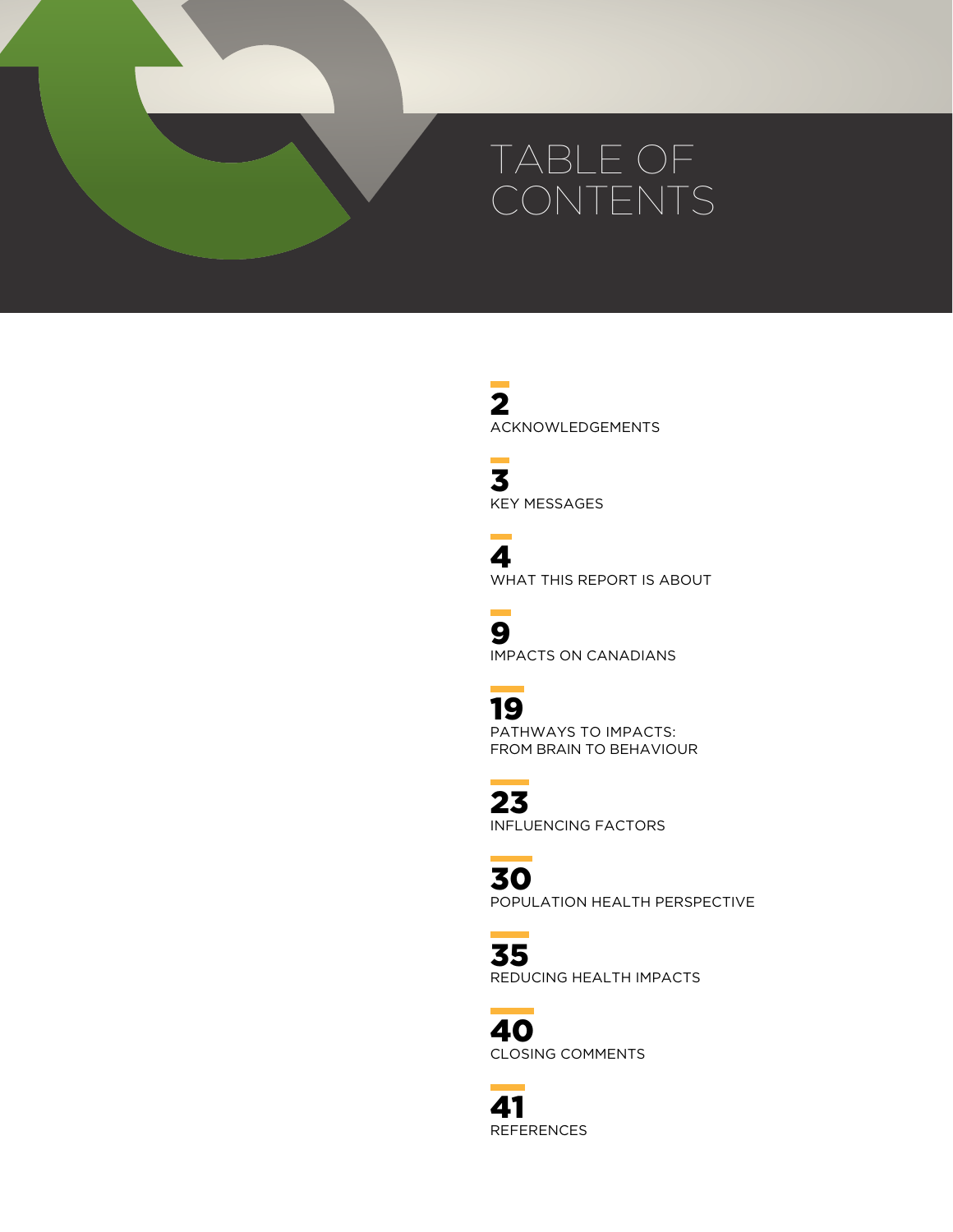# TABLE OF CONTENTS

**2**
ACKNOWLEDGEMENTS

**3**
KEY MESSAGES

**4**
WHAT THIS REPORT IS ABOUT

**9**
IMPACTS ON CANADIANS

**19**
PATHWAYS TO IMPACTS: FROM BRAIN TO BEHAVIOUR

**23**
INFLUENCING FACTORS

**30**
POPULATION HEALTH PERSPECTIVE

**35**
REDUCING HEALTH IMPACTS

**40**
CLOSING COMMENTS

**41**
REFERENCES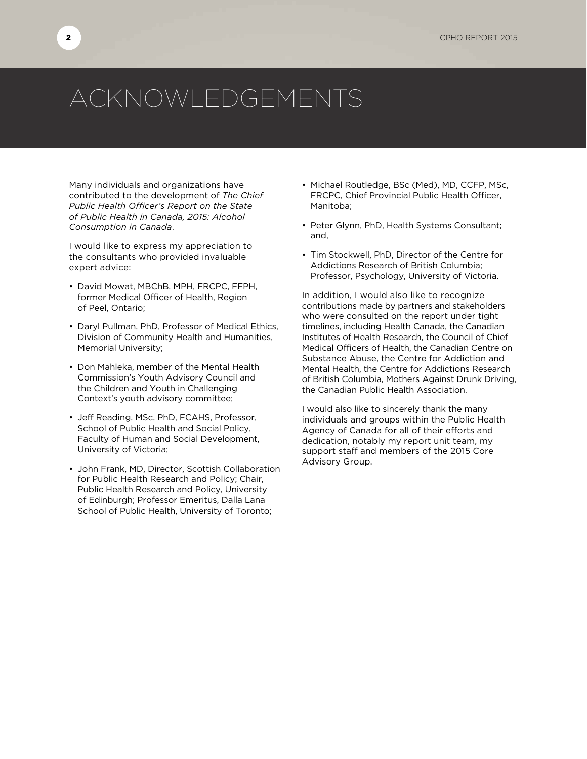# ACKNOWLEDGEMENTS

Many individuals and organizations have contributed to the development of *The Chief Public Health Officer's Report on the State of Public Health in Canada, 2015: Alcohol Consumption in Canada*.

I would like to express my appreciation to the consultants who provided invaluable expert advice:

- David Mowat, MBChB, MPH, FRCPC, FFPH, former Medical Officer of Health, Region of Peel, Ontario;
- Daryl Pullman, PhD, Professor of Medical Ethics, Division of Community Health and Humanities, Memorial University;
- Don Mahleka, member of the Mental Health Commission's Youth Advisory Council and the Children and Youth in Challenging Context's youth advisory committee;
- Jeff Reading, MSc, PhD, FCAHS, Professor, School of Public Health and Social Policy, Faculty of Human and Social Development, University of Victoria;
- John Frank, MD, Director, Scottish Collaboration for Public Health Research and Policy; Chair, Public Health Research and Policy, University of Edinburgh; Professor Emeritus, Dalla Lana School of Public Health, University of Toronto;
- Michael Routledge, BSc (Med), MD, CCFP, MSc, FRCPC, Chief Provincial Public Health Officer, Manitoba;
- Peter Glynn, PhD, Health Systems Consultant; and,
- Tim Stockwell, PhD, Director of the Centre for Addictions Research of British Columbia; Professor, Psychology, University of Victoria.

In addition, I would also like to recognize contributions made by partners and stakeholders who were consulted on the report under tight timelines, including Health Canada, the Canadian Institutes of Health Research, the Council of Chief Medical Officers of Health, the Canadian Centre on Substance Abuse, the Centre for Addiction and Mental Health, the Centre for Addictions Research of British Columbia, Mothers Against Drunk Driving, the Canadian Public Health Association.

I would also like to sincerely thank the many individuals and groups within the Public Health Agency of Canada for all of their efforts and dedication, notably my report unit team, my support staff and members of the 2015 Core Advisory Group.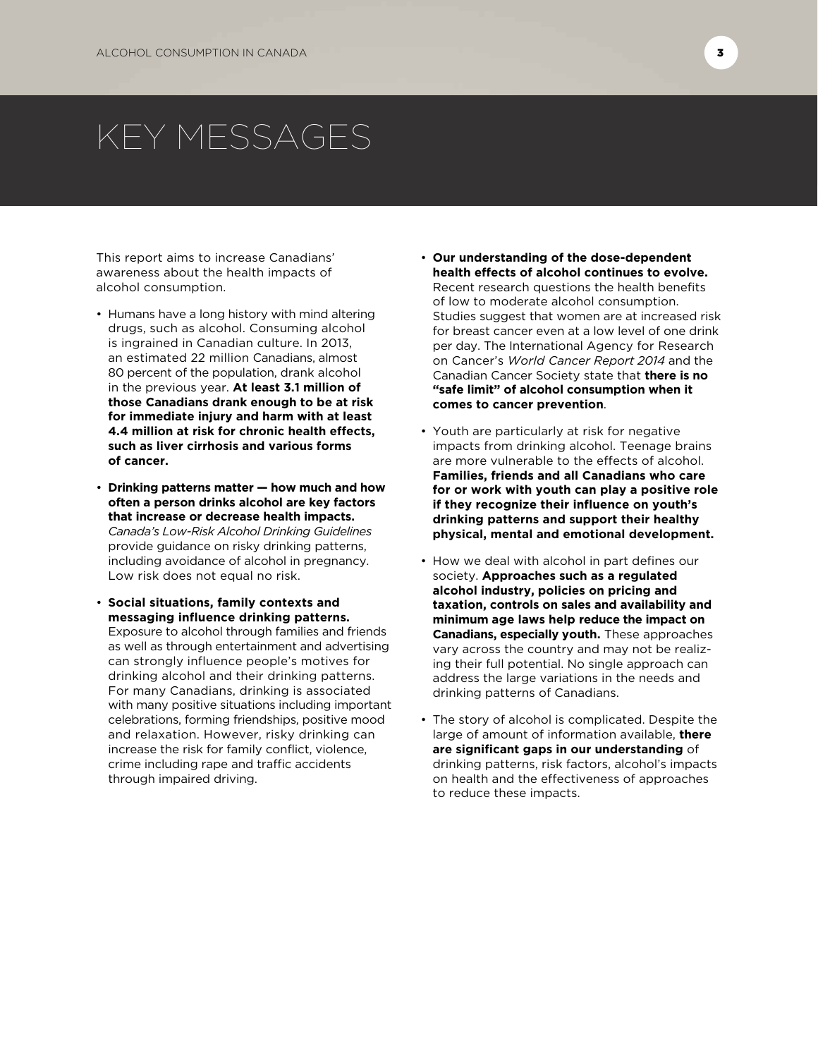# KEY MESSAGES

This report aims to increase Canadians' awareness about the health impacts of alcohol consumption.

- Humans have a long history with mind altering drugs, such as alcohol. Consuming alcohol is ingrained in Canadian culture. In 2013, an estimated 22 million Canadians, almost 80 percent of the population, drank alcohol in the previous year. **At least 3.1 million of those Canadians drank enough to be at risk for immediate injury and harm with at least 4.4 million at risk for chronic health effects, such as liver cirrhosis and various forms of cancer.**
- **Drinking patterns matter — how much and how often a person drinks alcohol are key factors that increase or decrease health impacts.** *Canada's Low-Risk Alcohol Drinking Guidelines* provide guidance on risky drinking patterns, including avoidance of alcohol in pregnancy. Low risk does not equal no risk.
- **Social situations, family contexts and messaging influence drinking patterns.** Exposure to alcohol through families and friends as well as through entertainment and advertising can strongly influence people's motives for drinking alcohol and their drinking patterns. For many Canadians, drinking is associated with many positive situations including important celebrations, forming friendships, positive mood and relaxation. However, risky drinking can increase the risk for family conflict, violence, crime including rape and traffic accidents through impaired driving.
- **Our understanding of the dose-dependent health effects of alcohol continues to evolve.** Recent research questions the health benefits of low to moderate alcohol consumption. Studies suggest that women are at increased risk for breast cancer even at a low level of one drink per day. The International Agency for Research on Cancer's *World Cancer Report 2014* and the Canadian Cancer Society state that **there is no "safe limit" of alcohol consumption when it comes to cancer prevention**.
- Youth are particularly at risk for negative impacts from drinking alcohol. Teenage brains are more vulnerable to the effects of alcohol. **Families, friends and all Canadians who care for or work with youth can play a positive role if they recognize their influence on youth's drinking patterns and support their healthy physical, mental and emotional development.**
- How we deal with alcohol in part defines our society. **Approaches such as a regulated alcohol industry, policies on pricing and taxation, controls on sales and availability and minimum age laws help reduce the impact on Canadians, especially youth.** These approaches vary across the country and may not be realizing their full potential. No single approach can address the large variations in the needs and drinking patterns of Canadians.
- The story of alcohol is complicated. Despite the large of amount of information available, **there are significant gaps in our understanding** of drinking patterns, risk factors, alcohol's impacts on health and the effectiveness of approaches to reduce these impacts.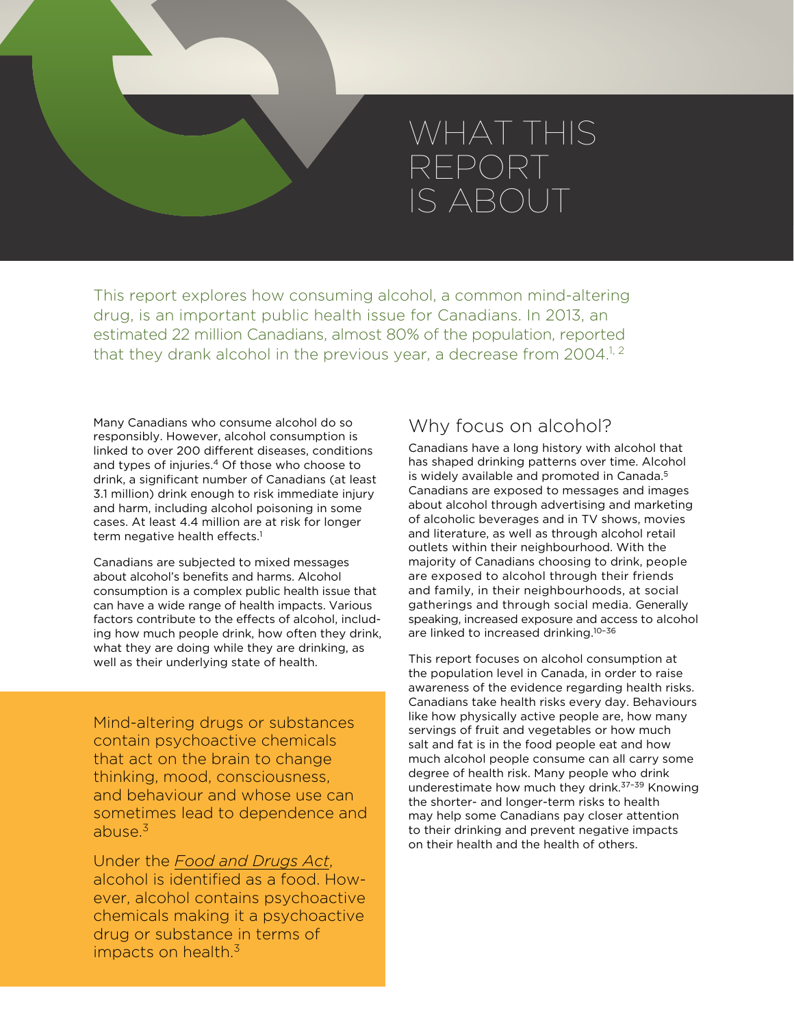# WHAT THIS REPORT IS ABOUT

This report explores how consuming alcohol, a common mind-altering drug, is an important public health issue for Canadians. In 2013, an estimated 22 million Canadians, almost 80% of the population, reported that they drank alcohol in the previous year, a decrease from 2004.[1, 2]

Many Canadians who consume alcohol do so responsibly. However, alcohol consumption is linked to over 200 different diseases, conditions and types of injuries.[4] Of those who choose to drink, a significant number of Canadians (at least 3.1 million) drink enough to risk immediate injury and harm, including alcohol poisoning in some cases. At least 4.4 million are at risk for longer term negative health effects.[1]

Canadians are subjected to mixed messages about alcohol's benefits and harms. Alcohol consumption is a complex public health issue that can have a wide range of health impacts. Various factors contribute to the effects of alcohol, including how much people drink, how often they drink, what they are doing while they are drinking, as well as their underlying state of health.

> Mind-altering drugs or substances contain psychoactive chemicals that act on the brain to change thinking, mood, consciousness, and behaviour and whose use can sometimes lead to dependence and abuse.[3]
>
> Under the *Food and Drugs Act*, alcohol is identified as a food. However, alcohol contains psychoactive chemicals making it a psychoactive drug or substance in terms of impacts on health.[3]

## Why focus on alcohol?

Canadians have a long history with alcohol that has shaped drinking patterns over time. Alcohol is widely available and promoted in Canada.[5] Canadians are exposed to messages and images about alcohol through advertising and marketing of alcoholic beverages and in TV shows, movies and literature, as well as through alcohol retail outlets within their neighbourhood. With the majority of Canadians choosing to drink, people are exposed to alcohol through their friends and family, in their neighbourhoods, at social gatherings and through social media. Generally speaking, increased exposure and access to alcohol are linked to increased drinking.[10–36]

This report focuses on alcohol consumption at the population level in Canada, in order to raise awareness of the evidence regarding health risks. Canadians take health risks every day. Behaviours like how physically active people are, how many servings of fruit and vegetables or how much salt and fat is in the food people eat and how much alcohol people consume can all carry some degree of health risk. Many people who drink underestimate how much they drink.[37–39] Knowing the shorter- and longer-term risks to health may help some Canadians pay closer attention to their drinking and prevent negative impacts on their health and the health of others.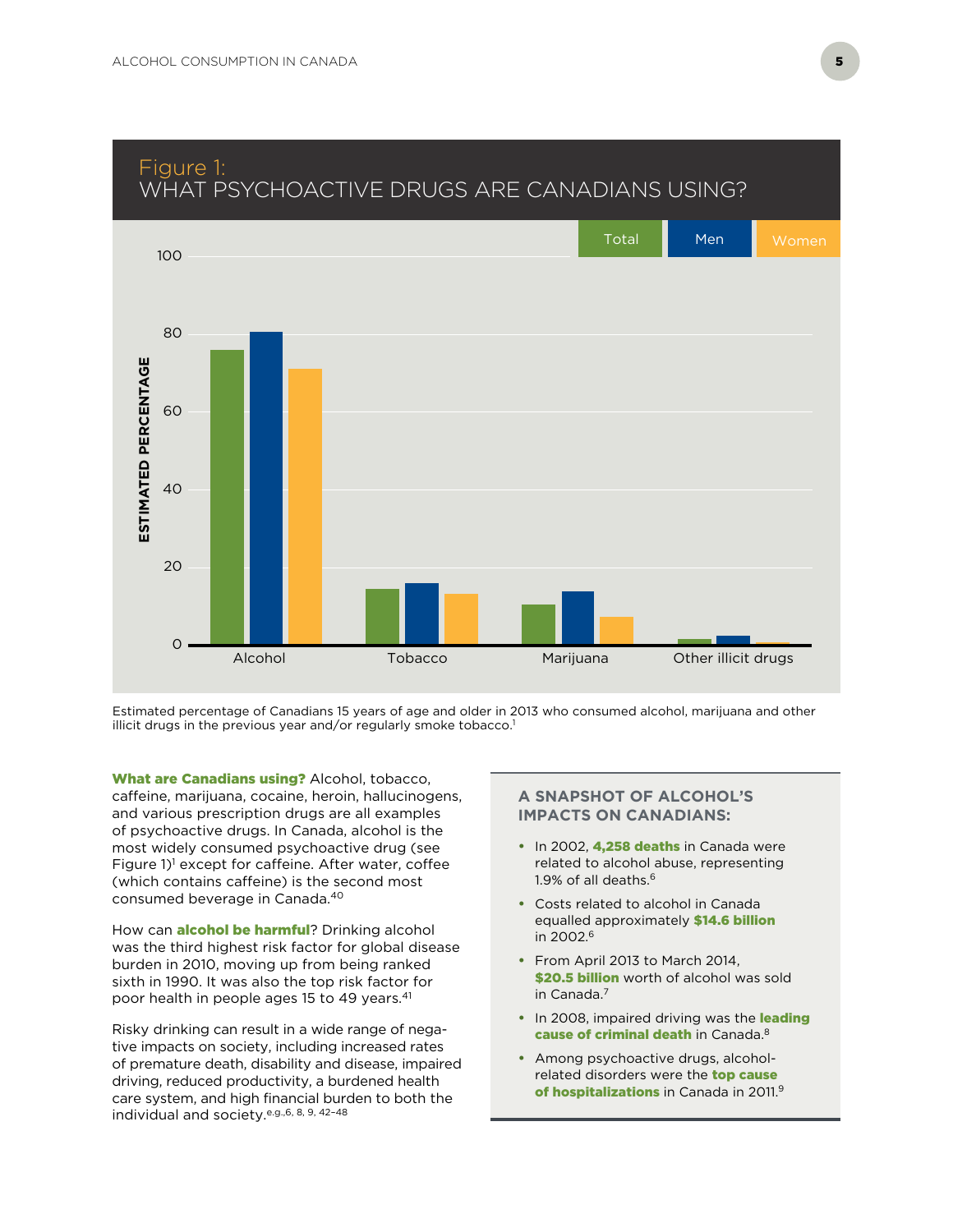## Figure 1: WHAT PSYCHOACTIVE DRUGS ARE CANADIANS USING?

Estimated percentage of Canadians 15 years of age and older in 2013 who consumed alcohol, marijuana and other illicit drugs in the previous year and/or regularly smoke tobacco.[1]

**What are Canadians using?** Alcohol, tobacco, caffeine, marijuana, cocaine, heroin, hallucinogens, and various prescription drugs are all examples of psychoactive drugs. In Canada, alcohol is the most widely consumed psychoactive drug (see Figure 1)[1] except for caffeine. After water, coffee (which contains caffeine) is the second most consumed beverage in Canada.[40]

How can **alcohol be harmful**? Drinking alcohol was the third highest risk factor for global disease burden in 2010, moving up from being ranked sixth in 1990. It was also the top risk factor for poor health in people ages 15 to 49 years.[41]

Risky drinking can result in a wide range of negative impacts on society, including increased rates of premature death, disability and disease, impaired driving, reduced productivity, a burdened health care system, and high financial burden to both the individual and society.[e.g.,6, 8, 9, 42–48]

### A SNAPSHOT OF ALCOHOL'S IMPACTS ON CANADIANS:

- In 2002, **4,258 deaths** in Canada were related to alcohol abuse, representing 1.9% of all deaths.[6]
- Costs related to alcohol in Canada equalled approximately **$14.6 billion** in 2002.[6]
- From April 2013 to March 2014, **$20.5 billion** worth of alcohol was sold in Canada.[7]
- In 2008, impaired driving was the **leading cause of criminal death** in Canada.[8]
- Among psychoactive drugs, alcohol-related disorders were the **top cause of hospitalizations** in Canada in 2011.[9]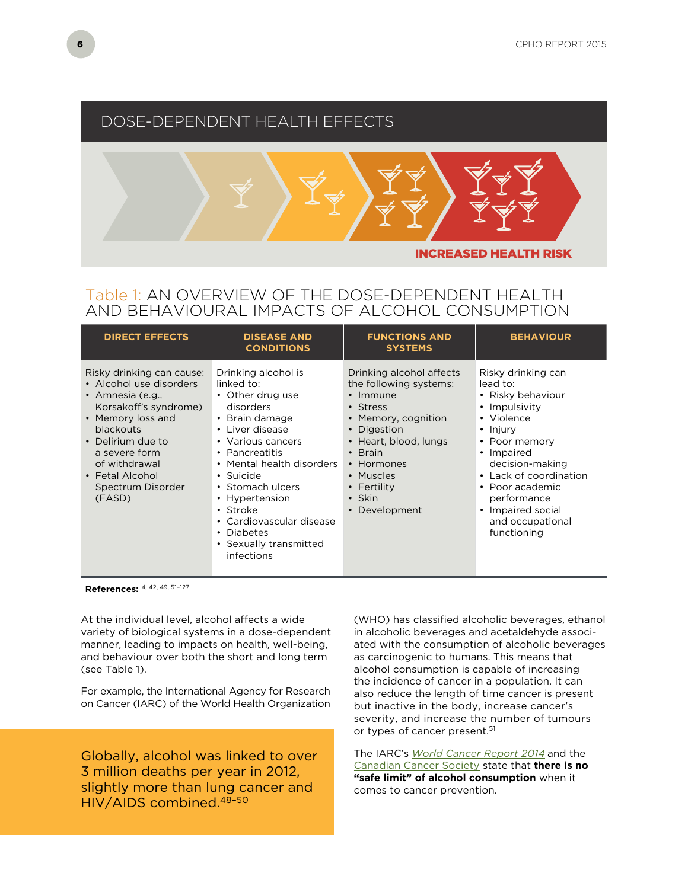## DOSE-DEPENDENT HEALTH EFFECTS

INCREASED HEALTH RISK

### Table 1: AN OVERVIEW OF THE DOSE-DEPENDENT HEALTH AND BEHAVIOURAL IMPACTS OF ALCOHOL CONSUMPTION

| DIRECT EFFECTS | DISEASE AND CONDITIONS | FUNCTIONS AND SYSTEMS | BEHAVIOUR |
|---|---|---|---|
| Risky drinking can cause:<br>• Alcohol use disorders<br>• Amnesia (e.g., Korsakoff's syndrome)<br>• Memory loss and blackouts<br>• Delirium due to a severe form of withdrawal<br>• Fetal Alcohol Spectrum Disorder (FASD) | Drinking alcohol is linked to:<br>• Other drug use disorders<br>• Brain damage<br>• Liver disease<br>• Various cancers<br>• Pancreatitis<br>• Mental health disorders<br>• Suicide<br>• Stomach ulcers<br>• Hypertension<br>• Stroke<br>• Cardiovascular disease<br>• Diabetes<br>• Sexually transmitted infections | Drinking alcohol affects the following systems:<br>• Immune<br>• Stress<br>• Memory, cognition<br>• Digestion<br>• Heart, blood, lungs<br>• Brain<br>• Hormones<br>• Muscles<br>• Fertility<br>• Skin<br>• Development | Risky drinking can lead to:<br>• Risky behaviour<br>• Impulsivity<br>• Violence<br>• Injury<br>• Poor memory<br>• Impaired decision-making<br>• Lack of coordination<br>• Poor academic performance<br>• Impaired social and occupational functioning |

**References:** [4, 42, 49, 51–127]

At the individual level, alcohol affects a wide variety of biological systems in a dose-dependent manner, leading to impacts on health, well-being, and behaviour over both the short and long term (see Table 1).

For example, the International Agency for Research on Cancer (IARC) of the World Health Organization (WHO) has classified alcoholic beverages, ethanol in alcoholic beverages and acetaldehyde associated with the consumption of alcoholic beverages as carcinogenic to humans. This means that alcohol consumption is capable of increasing the incidence of cancer in a population. It can also reduce the length of time cancer is present but inactive in the body, increase cancer's severity, and increase the number of tumours or types of cancer present.[51]

The IARC's *World Cancer Report 2014* and the Canadian Cancer Society state that **there is no "safe limit" of alcohol consumption** when it comes to cancer prevention.

> Globally, alcohol was linked to over 3 million deaths per year in 2012, slightly more than lung cancer and HIV/AIDS combined.[48–50]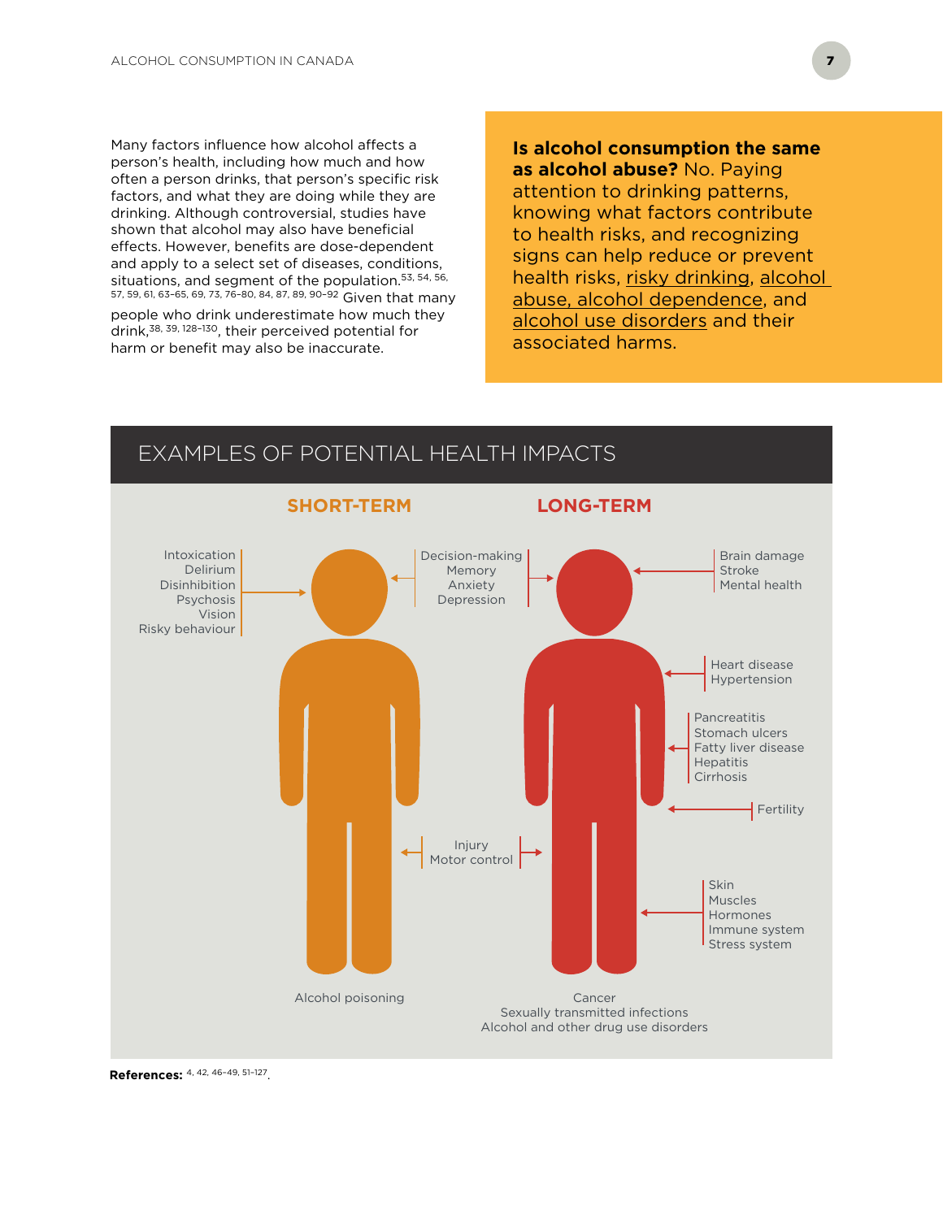Many factors influence how alcohol affects a person's health, including how much and how often a person drinks, that person's specific risk factors, and what they are doing while they are drinking. Although controversial, studies have shown that alcohol may also have beneficial effects. However, benefits are dose-dependent and apply to a select set of diseases, conditions, situations, and segment of the population.[53, 54, 56, 57, 59, 61, 63–65, 69, 73, 76–80, 84, 87, 89, 90–92] Given that many people who drink underestimate how much they drink,[38, 39, 128–130], their perceived potential for harm or benefit may also be inaccurate.

**Is alcohol consumption the same as alcohol abuse?** No. Paying attention to drinking patterns, knowing what factors contribute to health risks, and recognizing signs can help reduce or prevent health risks, risky drinking, alcohol abuse, alcohol dependence, and alcohol use disorders and their associated harms.

## EXAMPLES OF POTENTIAL HEALTH IMPACTS

### SHORT-TERM

- Intoxication
- Delirium
- Disinhibition
- Psychosis
- Vision
- Risky behaviour
- Decision-making
- Memory
- Anxiety
- Depression
- Injury
- Motor control
- Alcohol poisoning

### LONG-TERM

- Decision-making
- Memory
- Anxiety
- Depression
- Brain damage
- Stroke
- Mental health
- Heart disease
- Hypertension
- Pancreatitis
- Stomach ulcers
- Fatty liver disease
- Hepatitis
- Cirrhosis
- Fertility
- Injury
- Motor control
- Skin
- Muscles
- Hormones
- Immune system
- Stress system
- Cancer
- Sexually transmitted infections
- Alcohol and other drug use disorders

**References:** [4, 42, 46–49, 51–127].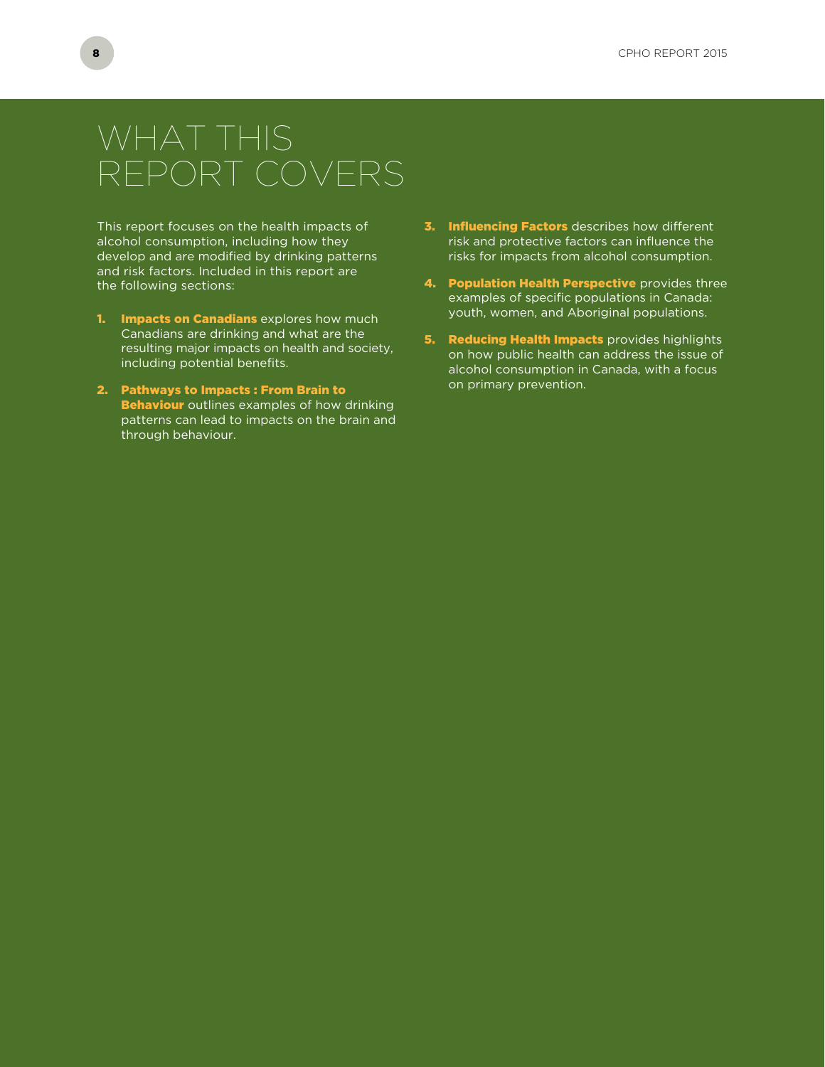# WHAT THIS REPORT COVERS

This report focuses on the health impacts of alcohol consumption, including how they develop and are modified by drinking patterns and risk factors. Included in this report are the following sections:

1. **Impacts on Canadians** explores how much Canadians are drinking and what are the resulting major impacts on health and society, including potential benefits.
2. **Pathways to Impacts : From Brain to Behaviour** outlines examples of how drinking patterns can lead to impacts on the brain and through behaviour.
3. **Influencing Factors** describes how different risk and protective factors can influence the risks for impacts from alcohol consumption.
4. **Population Health Perspective** provides three examples of specific populations in Canada: youth, women, and Aboriginal populations.
5. **Reducing Health Impacts** provides highlights on how public health can address the issue of alcohol consumption in Canada, with a focus on primary prevention.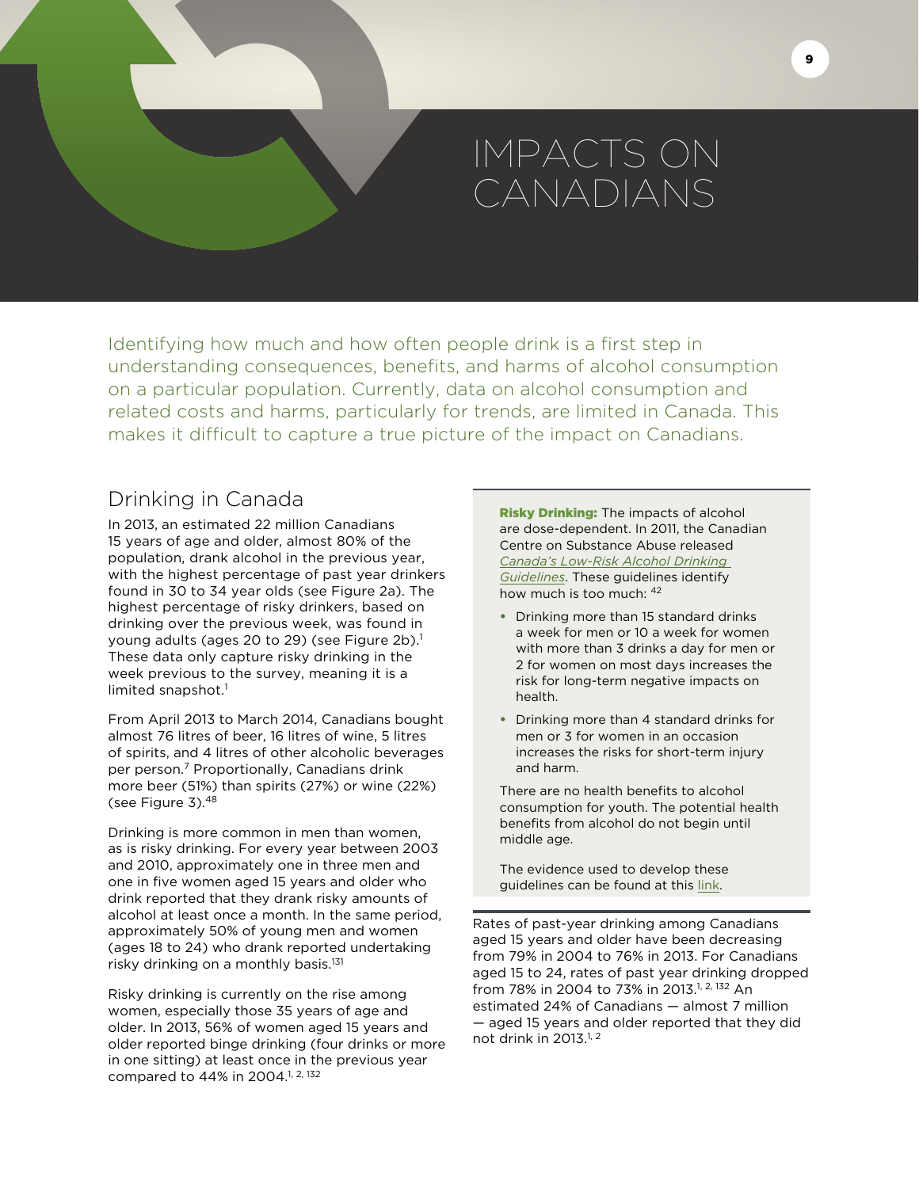# IMPACTS ON CANADIANS

Identifying how much and how often people drink is a first step in understanding consequences, benefits, and harms of alcohol consumption on a particular population. Currently, data on alcohol consumption and related costs and harms, particularly for trends, are limited in Canada. This makes it difficult to capture a true picture of the impact on Canadians.

## Drinking in Canada

In 2013, an estimated 22 million Canadians 15 years of age and older, almost 80% of the population, drank alcohol in the previous year, with the highest percentage of past year drinkers found in 30 to 34 year olds (see Figure 2a). The highest percentage of risky drinkers, based on drinking over the previous week, was found in young adults (ages 20 to 29) (see Figure 2b).[1] These data only capture risky drinking in the week previous to the survey, meaning it is a limited snapshot.[1]

From April 2013 to March 2014, Canadians bought almost 76 litres of beer, 16 litres of wine, 5 litres of spirits, and 4 litres of other alcoholic beverages per person.[7] Proportionally, Canadians drink more beer (51%) than spirits (27%) or wine (22%) (see Figure 3).[48]

Drinking is more common in men than women, as is risky drinking. For every year between 2003 and 2010, approximately one in three men and one in five women aged 15 years and older who drink reported that they drank risky amounts of alcohol at least once a month. In the same period, approximately 50% of young men and women (ages 18 to 24) who drank reported undertaking risky drinking on a monthly basis.[131]

Risky drinking is currently on the rise among women, especially those 35 years of age and older. In 2013, 56% of women aged 15 years and older reported binge drinking (four drinks or more in one sitting) at least once in the previous year compared to 44% in 2004.[1, 2, 132]

**Risky Drinking:** The impacts of alcohol are dose-dependent. In 2011, the Canadian Centre on Substance Abuse released *Canada's Low-Risk Alcohol Drinking Guidelines*. These guidelines identify how much is too much: [42]

- Drinking more than 15 standard drinks a week for men or 10 a week for women with more than 3 drinks a day for men or 2 for women on most days increases the risk for long-term negative impacts on health.
- Drinking more than 4 standard drinks for men or 3 for women in an occasion increases the risks for short-term injury and harm.

There are no health benefits to alcohol consumption for youth. The potential health benefits from alcohol do not begin until middle age.

The evidence used to develop these guidelines can be found at this link.

Rates of past-year drinking among Canadians aged 15 years and older have been decreasing from 79% in 2004 to 76% in 2013. For Canadians aged 15 to 24, rates of past year drinking dropped from 78% in 2004 to 73% in 2013.[1, 2, 132] An estimated 24% of Canadians — almost 7 million — aged 15 years and older reported that they did not drink in 2013.[1, 2]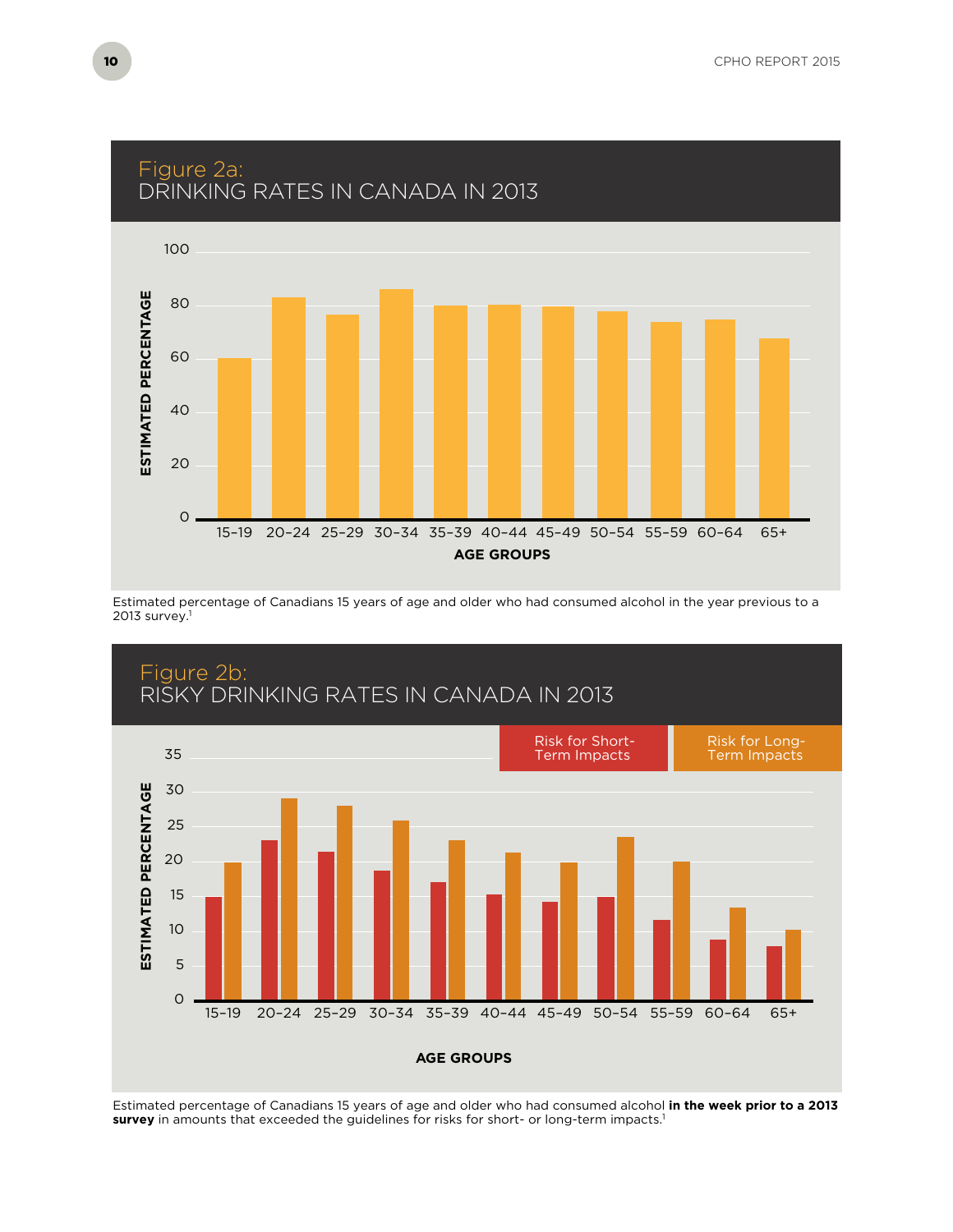## Figure 2a: DRINKING RATES IN CANADA IN 2013

Estimated percentage of Canadians 15 years of age and older who had consumed alcohol in the year previous to a 2013 survey.[1]

## Figure 2b: RISKY DRINKING RATES IN CANADA IN 2013

Estimated percentage of Canadians 15 years of age and older who had consumed alcohol **in the week prior to a 2013 survey** in amounts that exceeded the guidelines for risks for short- or long-term impacts.[1]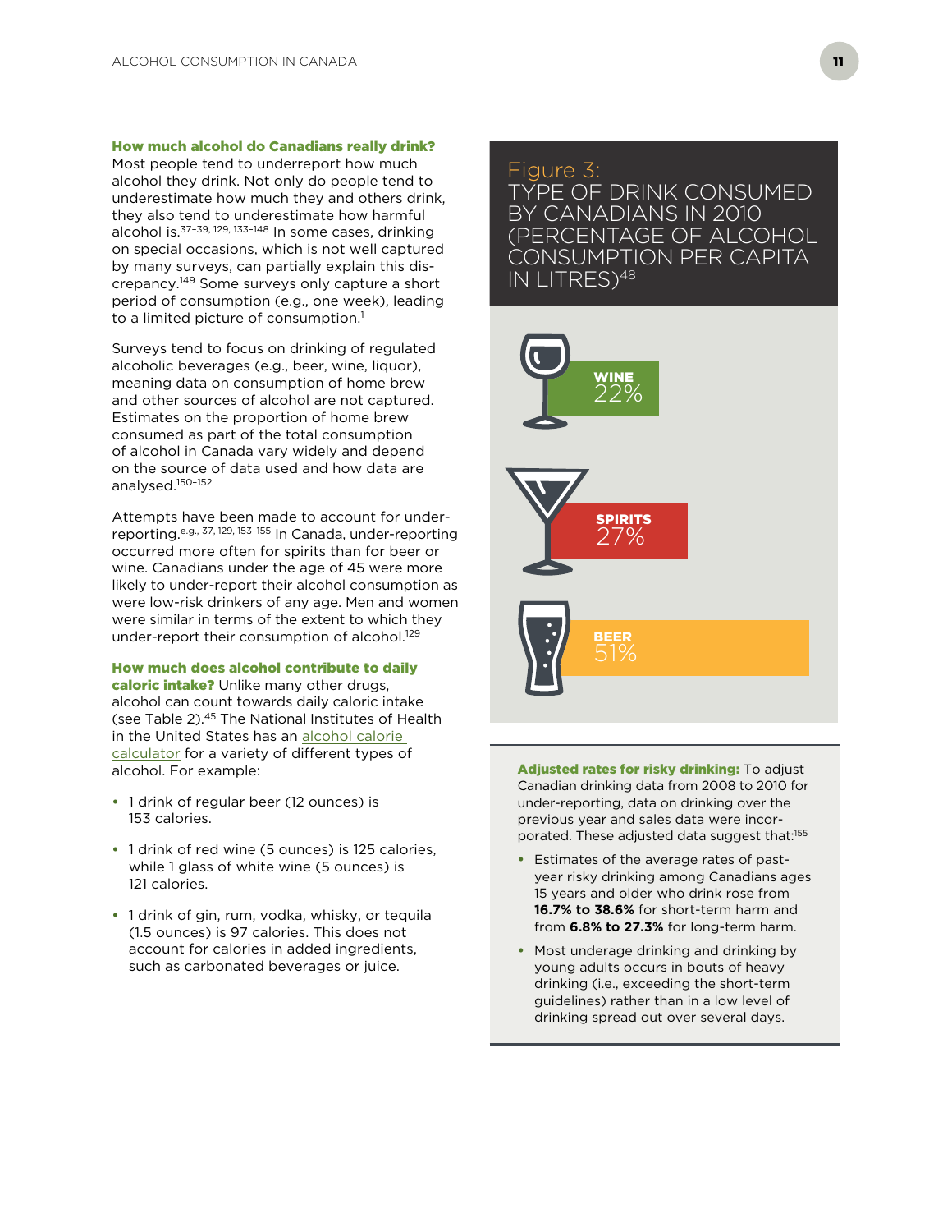**How much alcohol do Canadians really drink?** Most people tend to underreport how much alcohol they drink. Not only do people tend to underestimate how much they and others drink, they also tend to underestimate how harmful alcohol is.[37–39, 129, 133–148] In some cases, drinking on special occasions, which is not well captured by many surveys, can partially explain this discrepancy.[149] Some surveys only capture a short period of consumption (e.g., one week), leading to a limited picture of consumption.[1]

Surveys tend to focus on drinking of regulated alcoholic beverages (e.g., beer, wine, liquor), meaning data on consumption of home brew and other sources of alcohol are not captured. Estimates on the proportion of home brew consumed as part of the total consumption of alcohol in Canada vary widely and depend on the source of data used and how data are analysed.[150–152]

Attempts have been made to account for under-reporting.[e.g., 37, 129, 153–155] In Canada, under-reporting occurred more often for spirits than for beer or wine. Canadians under the age of 45 were more likely to under-report their alcohol consumption as were low-risk drinkers of any age. Men and women were similar in terms of the extent to which they under-report their consumption of alcohol.[129]

**How much does alcohol contribute to daily caloric intake?** Unlike many other drugs, alcohol can count towards daily caloric intake (see Table 2).[45] The National Institutes of Health in the United States has an alcohol calorie calculator for a variety of different types of alcohol. For example:

- 1 drink of regular beer (12 ounces) is 153 calories.
- 1 drink of red wine (5 ounces) is 125 calories, while 1 glass of white wine (5 ounces) is 121 calories.
- 1 drink of gin, rum, vodka, whisky, or tequila (1.5 ounces) is 97 calories. This does not account for calories in added ingredients, such as carbonated beverages or juice.

**Figure 3: TYPE OF DRINK CONSUMED BY CANADIANS IN 2010 (PERCENTAGE OF ALCOHOL CONSUMPTION PER CAPITA IN LITRES)**[48]

| Type | Percentage |
|---|---|
| WINE | 22% |
| SPIRITS | 27% |
| BEER | 51% |

**Adjusted rates for risky drinking:** To adjust Canadian drinking data from 2008 to 2010 for under-reporting, data on drinking over the previous year and sales data were incorporated. These adjusted data suggest that:[155]

- Estimates of the average rates of past-year risky drinking among Canadians ages 15 years and older who drink rose from **16.7% to 38.6%** for short-term harm and from **6.8% to 27.3%** for long-term harm.
- Most underage drinking and drinking by young adults occurs in bouts of heavy drinking (i.e., exceeding the short-term guidelines) rather than in a low level of drinking spread out over several days.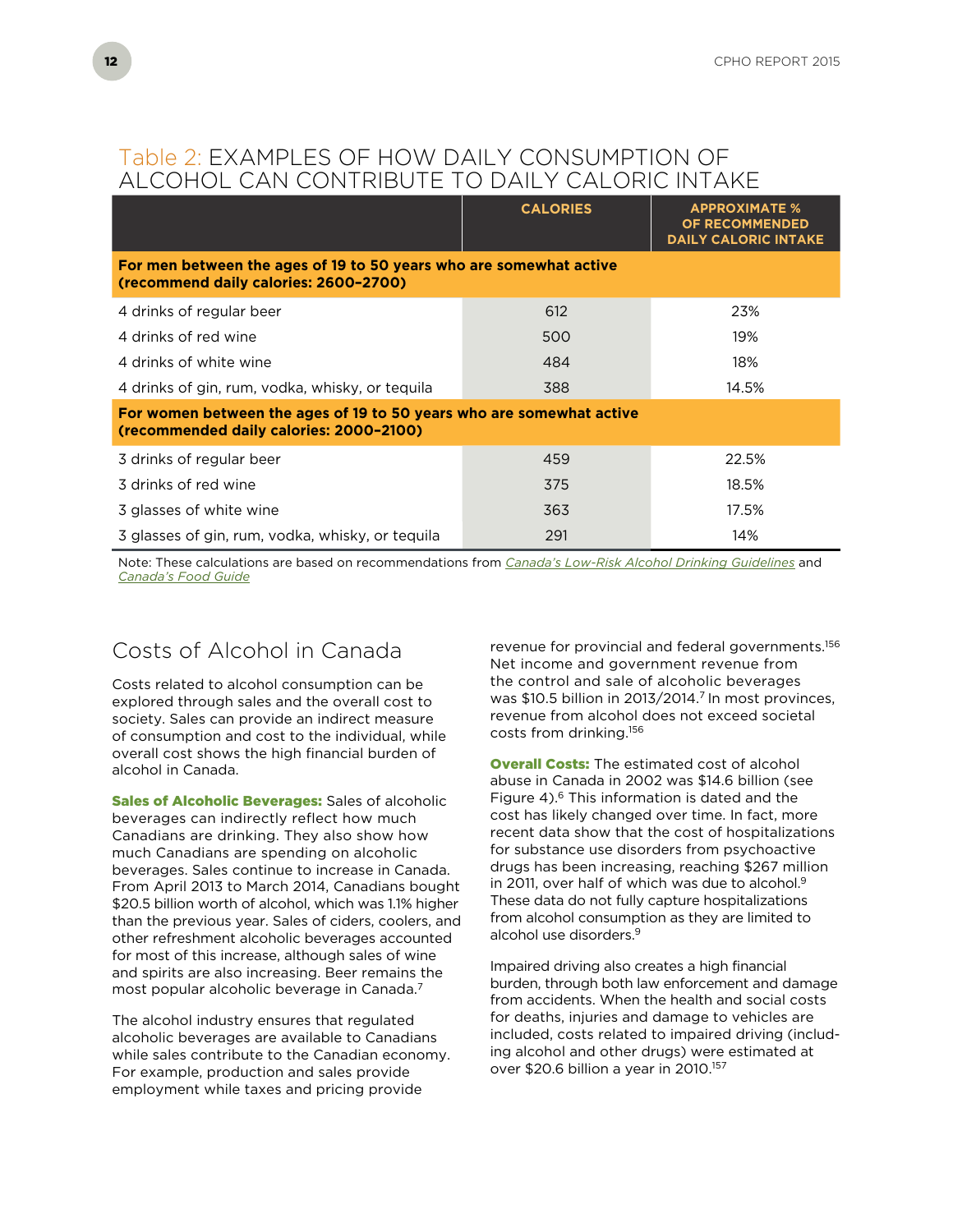## Table 2: EXAMPLES OF HOW DAILY CONSUMPTION OF ALCOHOL CAN CONTRIBUTE TO DAILY CALORIC INTAKE

| | CALORIES | APPROXIMATE % OF RECOMMENDED DAILY CALORIC INTAKE |
|---|---|---|
| **For men between the ages of 19 to 50 years who are somewhat active (recommend daily calories: 2600–2700)** | | |
| 4 drinks of regular beer | 612 | 23% |
| 4 drinks of red wine | 500 | 19% |
| 4 drinks of white wine | 484 | 18% |
| 4 drinks of gin, rum, vodka, whisky, or tequila | 388 | 14.5% |
| **For women between the ages of 19 to 50 years who are somewhat active (recommended daily calories: 2000–2100)** | | |
| 3 drinks of regular beer | 459 | 22.5% |
| 3 drinks of red wine | 375 | 18.5% |
| 3 glasses of white wine | 363 | 17.5% |
| 3 glasses of gin, rum, vodka, whisky, or tequila | 291 | 14% |

Note: These calculations are based on recommendations from *Canada's Low-Risk Alcohol Drinking Guidelines* and *Canada's Food Guide*

## Costs of Alcohol in Canada

Costs related to alcohol consumption can be explored through sales and the overall cost to society. Sales can provide an indirect measure of consumption and cost to the individual, while overall cost shows the high financial burden of alcohol in Canada.

**Sales of Alcoholic Beverages:** Sales of alcoholic beverages can indirectly reflect how much Canadians are drinking. They also show how much Canadians are spending on alcoholic beverages. Sales continue to increase in Canada. From April 2013 to March 2014, Canadians bought $20.5 billion worth of alcohol, which was 1.1% higher than the previous year. Sales of ciders, coolers, and other refreshment alcoholic beverages accounted for most of this increase, although sales of wine and spirits are also increasing. Beer remains the most popular alcoholic beverage in Canada.[7]

The alcohol industry ensures that regulated alcoholic beverages are available to Canadians while sales contribute to the Canadian economy. For example, production and sales provide employment while taxes and pricing provide revenue for provincial and federal governments.[156] Net income and government revenue from the control and sale of alcoholic beverages was $10.5 billion in 2013/2014.[7] In most provinces, revenue from alcohol does not exceed societal costs from drinking.[156]

**Overall Costs:** The estimated cost of alcohol abuse in Canada in 2002 was $14.6 billion (see Figure 4).[6] This information is dated and the cost has likely changed over time. In fact, more recent data show that the cost of hospitalizations for substance use disorders from psychoactive drugs has been increasing, reaching $267 million in 2011, over half of which was due to alcohol.[9] These data do not fully capture hospitalizations from alcohol consumption as they are limited to alcohol use disorders.[9]

Impaired driving also creates a high financial burden, through both law enforcement and damage from accidents. When the health and social costs for deaths, injuries and damage to vehicles are included, costs related to impaired driving (including alcohol and other drugs) were estimated at over $20.6 billion a year in 2010.[157]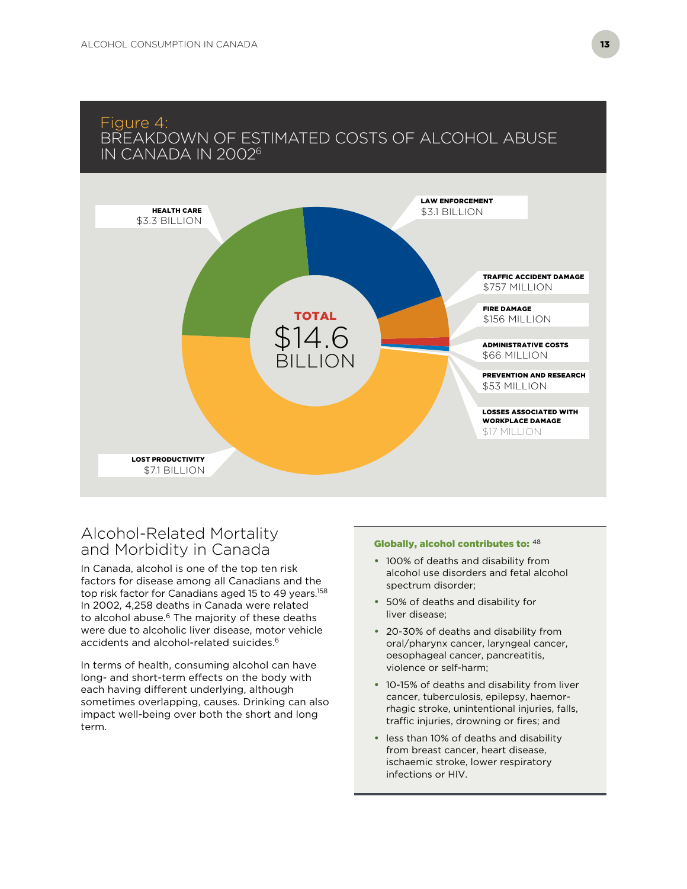## Figure 4: BREAKDOWN OF ESTIMATED COSTS OF ALCOHOL ABUSE IN CANADA IN 2002[6]

**TOTAL** $14.6 BILLION

- **HEALTH CARE** $3.3 BILLION
- **LAW ENFORCEMENT** $3.1 BILLION
- **TRAFFIC ACCIDENT DAMAGE** $757 MILLION
- **FIRE DAMAGE** $156 MILLION
- **ADMINISTRATIVE COSTS** $66 MILLION
- **PREVENTION AND RESEARCH** $53 MILLION
- **LOSSES ASSOCIATED WITH WORKPLACE DAMAGE** $17 MILLION
- **LOST PRODUCTIVITY** $7.1 BILLION

## Alcohol-Related Mortality and Morbidity in Canada

In Canada, alcohol is one of the top ten risk factors for disease among all Canadians and the top risk factor for Canadians aged 15 to 49 years.[158] In 2002, 4,258 deaths in Canada were related to alcohol abuse.[6] The majority of these deaths were due to alcoholic liver disease, motor vehicle accidents and alcohol-related suicides.[6]

In terms of health, consuming alcohol can have long- and short-term effects on the body with each having different underlying, although sometimes overlapping, causes. Drinking can also impact well-being over both the short and long term.

**Globally, alcohol contributes to:** [48]

- 100% of deaths and disability from alcohol use disorders and fetal alcohol spectrum disorder;
- 50% of deaths and disability for liver disease;
- 20-30% of deaths and disability from oral/pharynx cancer, laryngeal cancer, oesophageal cancer, pancreatitis, violence or self-harm;
- 10-15% of deaths and disability from liver cancer, tuberculosis, epilepsy, haemorrhagic stroke, unintentional injuries, falls, traffic injuries, drowning or fires; and
- less than 10% of deaths and disability from breast cancer, heart disease, ischaemic stroke, lower respiratory infections or HIV.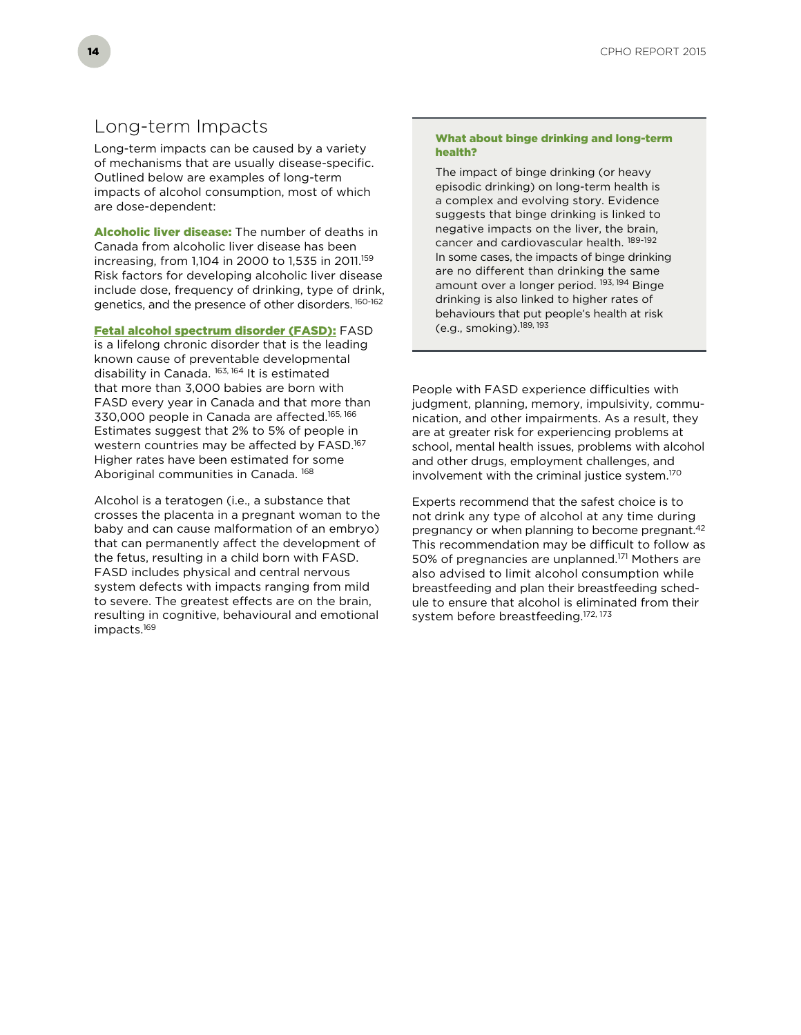## Long-term Impacts

Long-term impacts can be caused by a variety of mechanisms that are usually disease-specific. Outlined below are examples of long-term impacts of alcohol consumption, most of which are dose-dependent:

**Alcoholic liver disease:** The number of deaths in Canada from alcoholic liver disease has been increasing, from 1,104 in 2000 to 1,535 in 2011.[159] Risk factors for developing alcoholic liver disease include dose, frequency of drinking, type of drink, genetics, and the presence of other disorders.[160-162]

**Fetal alcohol spectrum disorder (FASD):** FASD is a lifelong chronic disorder that is the leading known cause of preventable developmental disability in Canada.[163, 164] It is estimated that more than 3,000 babies are born with FASD every year in Canada and that more than 330,000 people in Canada are affected.[165, 166] Estimates suggest that 2% to 5% of people in western countries may be affected by FASD.[167] Higher rates have been estimated for some Aboriginal communities in Canada.[168]

Alcohol is a teratogen (i.e., a substance that crosses the placenta in a pregnant woman to the baby and can cause malformation of an embryo) that can permanently affect the development of the fetus, resulting in a child born with FASD. FASD includes physical and central nervous system defects with impacts ranging from mild to severe. The greatest effects are on the brain, resulting in cognitive, behavioural and emotional impacts.[169]

People with FASD experience difficulties with judgment, planning, memory, impulsivity, communication, and other impairments. As a result, they are at greater risk for experiencing problems at school, mental health issues, problems with alcohol and other drugs, employment challenges, and involvement with the criminal justice system.[170]

Experts recommend that the safest choice is to not drink any type of alcohol at any time during pregnancy or when planning to become pregnant.[42] This recommendation may be difficult to follow as 50% of pregnancies are unplanned.[171] Mothers are also advised to limit alcohol consumption while breastfeeding and plan their breastfeeding schedule to ensure that alcohol is eliminated from their system before breastfeeding.[172, 173]

**What about binge drinking and long-term health?**

The impact of binge drinking (or heavy episodic drinking) on long-term health is a complex and evolving story. Evidence suggests that binge drinking is linked to negative impacts on the liver, the brain, cancer and cardiovascular health.[189-192] In some cases, the impacts of binge drinking are no different than drinking the same amount over a longer period.[193, 194] Binge drinking is also linked to higher rates of behaviours that put people's health at risk (e.g., smoking).[189, 193]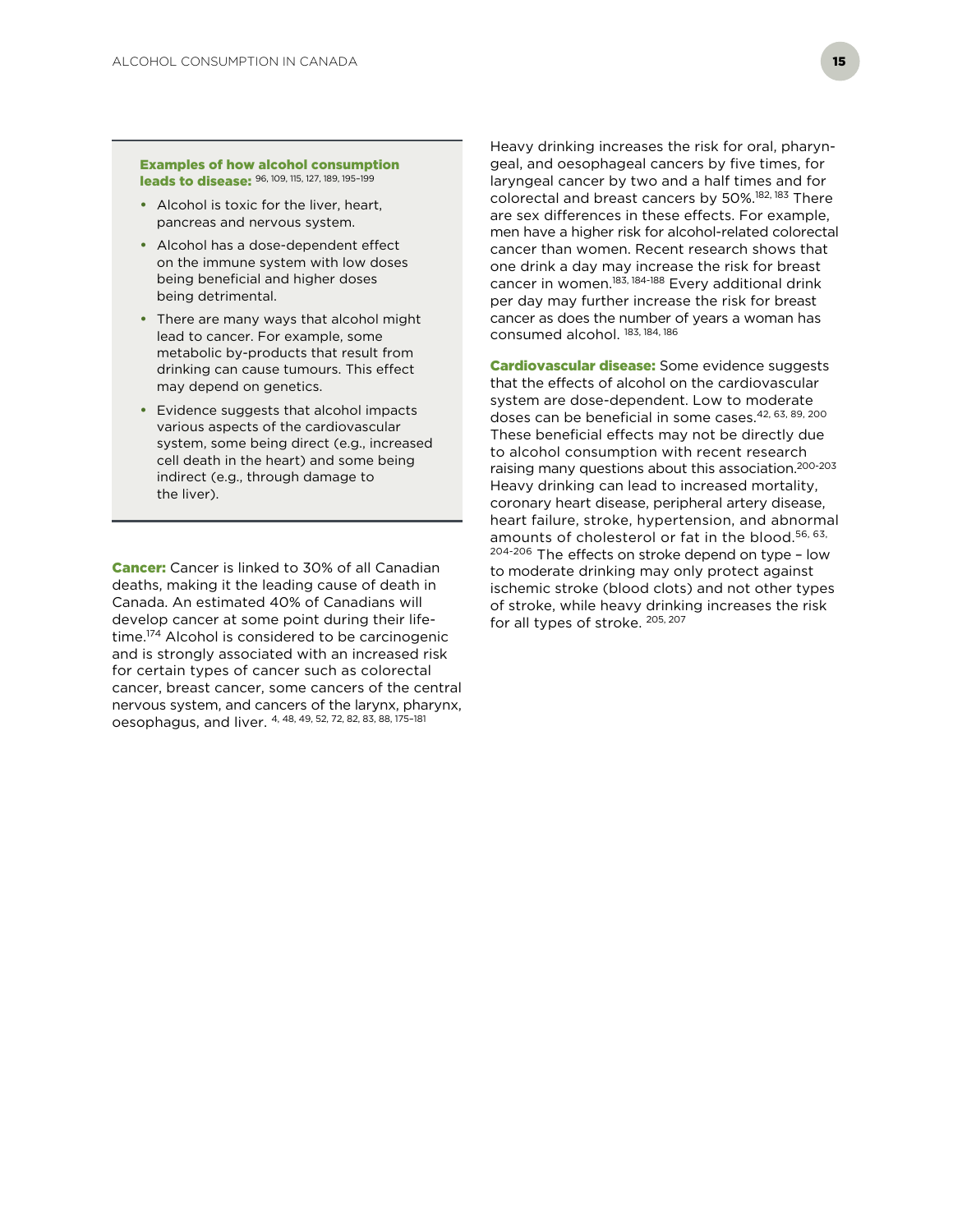**Examples of how alcohol consumption leads to disease:** [96, 109, 115, 127, 189, 195–199]

- Alcohol is toxic for the liver, heart, pancreas and nervous system.
- Alcohol has a dose-dependent effect on the immune system with low doses being beneficial and higher doses being detrimental.
- There are many ways that alcohol might lead to cancer. For example, some metabolic by-products that result from drinking can cause tumours. This effect may depend on genetics.
- Evidence suggests that alcohol impacts various aspects of the cardiovascular system, some being direct (e.g., increased cell death in the heart) and some being indirect (e.g., through damage to the liver).

**Cancer:** Cancer is linked to 30% of all Canadian deaths, making it the leading cause of death in Canada. An estimated 40% of Canadians will develop cancer at some point during their lifetime.[174] Alcohol is considered to be carcinogenic and is strongly associated with an increased risk for certain types of cancer such as colorectal cancer, breast cancer, some cancers of the central nervous system, and cancers of the larynx, pharynx, oesophagus, and liver. [4, 48, 49, 52, 72, 82, 83, 88, 175–181]

Heavy drinking increases the risk for oral, pharyngeal, and oesophageal cancers by five times, for laryngeal cancer by two and a half times and for colorectal and breast cancers by 50%.[182, 183] There are sex differences in these effects. For example, men have a higher risk for alcohol-related colorectal cancer than women. Recent research shows that one drink a day may increase the risk for breast cancer in women.[183, 184-188] Every additional drink per day may further increase the risk for breast cancer as does the number of years a woman has consumed alcohol. [183, 184, 186]

**Cardiovascular disease:** Some evidence suggests that the effects of alcohol on the cardiovascular system are dose-dependent. Low to moderate doses can be beneficial in some cases.[42, 63, 89, 200] These beneficial effects may not be directly due to alcohol consumption with recent research raising many questions about this association.[200-203] Heavy drinking can lead to increased mortality, coronary heart disease, peripheral artery disease, heart failure, stroke, hypertension, and abnormal amounts of cholesterol or fat in the blood.[56, 63, 204-206] The effects on stroke depend on type – low to moderate drinking may only protect against ischemic stroke (blood clots) and not other types of stroke, while heavy drinking increases the risk for all types of stroke. [205, 207]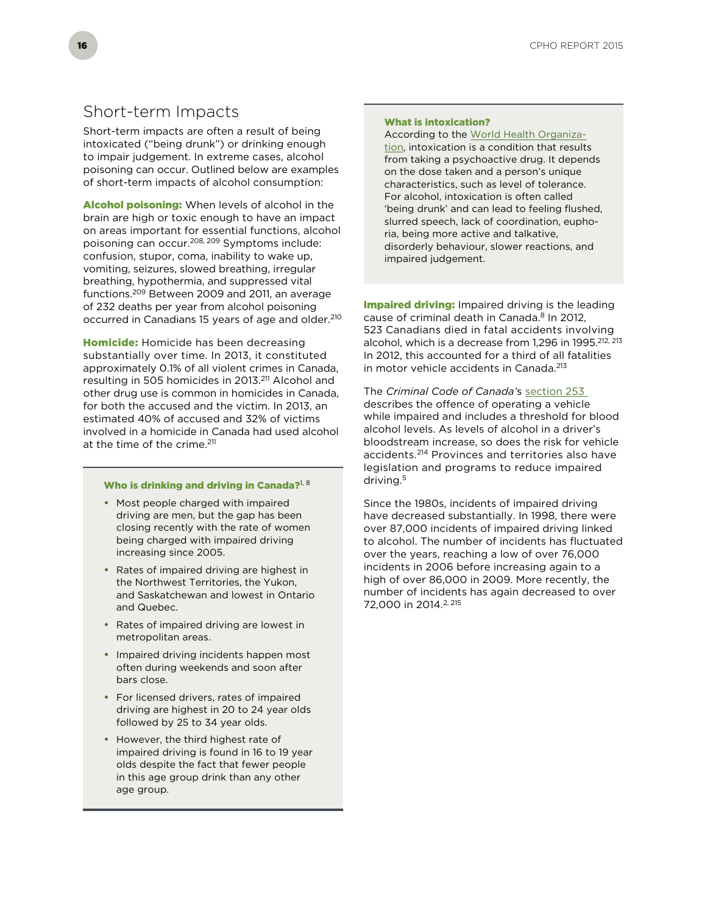## Short-term Impacts

Short-term impacts are often a result of being intoxicated ("being drunk") or drinking enough to impair judgement. In extreme cases, alcohol poisoning can occur. Outlined below are examples of short-term impacts of alcohol consumption:

**Alcohol poisoning:** When levels of alcohol in the brain are high or toxic enough to have an impact on areas important for essential functions, alcohol poisoning can occur.[208, 209] Symptoms include: confusion, stupor, coma, inability to wake up, vomiting, seizures, slowed breathing, irregular breathing, hypothermia, and suppressed vital functions.[209] Between 2009 and 2011, an average of 232 deaths per year from alcohol poisoning occurred in Canadians 15 years of age and older.[210]

**Homicide:** Homicide has been decreasing substantially over time. In 2013, it constituted approximately 0.1% of all violent crimes in Canada, resulting in 505 homicides in 2013.[211] Alcohol and other drug use is common in homicides in Canada, for both the accused and the victim. In 2013, an estimated 40% of accused and 32% of victims involved in a homicide in Canada had used alcohol at the time of the crime.[211]

**Who is drinking and driving in Canada?**[1, 8]

- Most people charged with impaired driving are men, but the gap has been closing recently with the rate of women being charged with impaired driving increasing since 2005.
- Rates of impaired driving are highest in the Northwest Territories, the Yukon, and Saskatchewan and lowest in Ontario and Quebec.
- Rates of impaired driving are lowest in metropolitan areas.
- Impaired driving incidents happen most often during weekends and soon after bars close.
- For licensed drivers, rates of impaired driving are highest in 20 to 24 year olds followed by 25 to 34 year olds.
- However, the third highest rate of impaired driving is found in 16 to 19 year olds despite the fact that fewer people in this age group drink than any other age group.

**What is intoxication?**

According to the World Health Organization, intoxication is a condition that results from taking a psychoactive drug. It depends on the dose taken and a person's unique characteristics, such as level of tolerance. For alcohol, intoxication is often called 'being drunk' and can lead to feeling flushed, slurred speech, lack of coordination, euphoria, being more active and talkative, disorderly behaviour, slower reactions, and impaired judgement.

**Impaired driving:** Impaired driving is the leading cause of criminal death in Canada.[8] In 2012, 523 Canadians died in fatal accidents involving alcohol, which is a decrease from 1,296 in 1995.[212, 213] In 2012, this accounted for a third of all fatalities in motor vehicle accidents in Canada.[213]

The *Criminal Code of Canada*'s section 253 describes the offence of operating a vehicle while impaired and includes a threshold for blood alcohol levels. As levels of alcohol in a driver's bloodstream increase, so does the risk for vehicle accidents.[214] Provinces and territories also have legislation and programs to reduce impaired driving.[5]

Since the 1980s, incidents of impaired driving have decreased substantially. In 1998, there were over 87,000 incidents of impaired driving linked to alcohol. The number of incidents has fluctuated over the years, reaching a low of over 76,000 incidents in 2006 before increasing again to a high of over 86,000 in 2009. More recently, the number of incidents has again decreased to over 72,000 in 2014.[2, 215]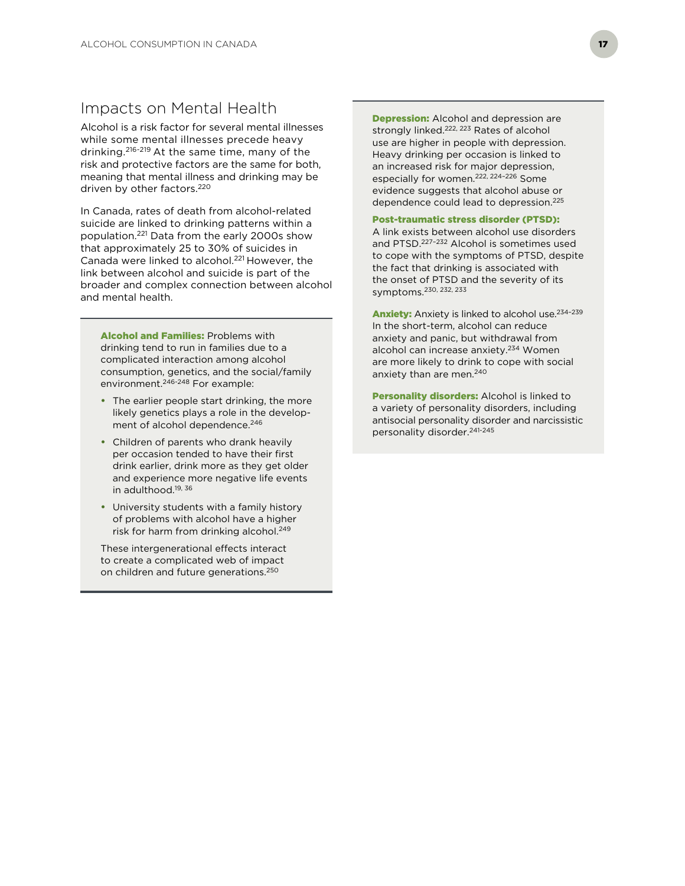## Impacts on Mental Health

Alcohol is a risk factor for several mental illnesses while some mental illnesses precede heavy drinking.[216-219] At the same time, many of the risk and protective factors are the same for both, meaning that mental illness and drinking may be driven by other factors.[220]

In Canada, rates of death from alcohol-related suicide are linked to drinking patterns within a population.[221] Data from the early 2000s show that approximately 25 to 30% of suicides in Canada were linked to alcohol.[221] However, the link between alcohol and suicide is part of the broader and complex connection between alcohol and mental health.

**Alcohol and Families:** Problems with drinking tend to run in families due to a complicated interaction among alcohol consumption, genetics, and the social/family environment.[246-248] For example:

- The earlier people start drinking, the more likely genetics plays a role in the development of alcohol dependence.[246]
- Children of parents who drank heavily per occasion tended to have their first drink earlier, drink more as they get older and experience more negative life events in adulthood.[19, 36]
- University students with a family history of problems with alcohol have a higher risk for harm from drinking alcohol.[249]

These intergenerational effects interact to create a complicated web of impact on children and future generations.[250]

**Depression:** Alcohol and depression are strongly linked.[222, 223] Rates of alcohol use are higher in people with depression. Heavy drinking per occasion is linked to an increased risk for major depression, especially for women.[222, 224-226] Some evidence suggests that alcohol abuse or dependence could lead to depression.[225]

**Post-traumatic stress disorder (PTSD):** A link exists between alcohol use disorders and PTSD.[227-232] Alcohol is sometimes used to cope with the symptoms of PTSD, despite the fact that drinking is associated with the onset of PTSD and the severity of its symptoms.[230, 232, 233]

**Anxiety:** Anxiety is linked to alcohol use.[234-239] In the short-term, alcohol can reduce anxiety and panic, but withdrawal from alcohol can increase anxiety.[234] Women are more likely to drink to cope with social anxiety than are men.[240]

**Personality disorders:** Alcohol is linked to a variety of personality disorders, including antisocial personality disorder and narcissistic personality disorder.[241-245]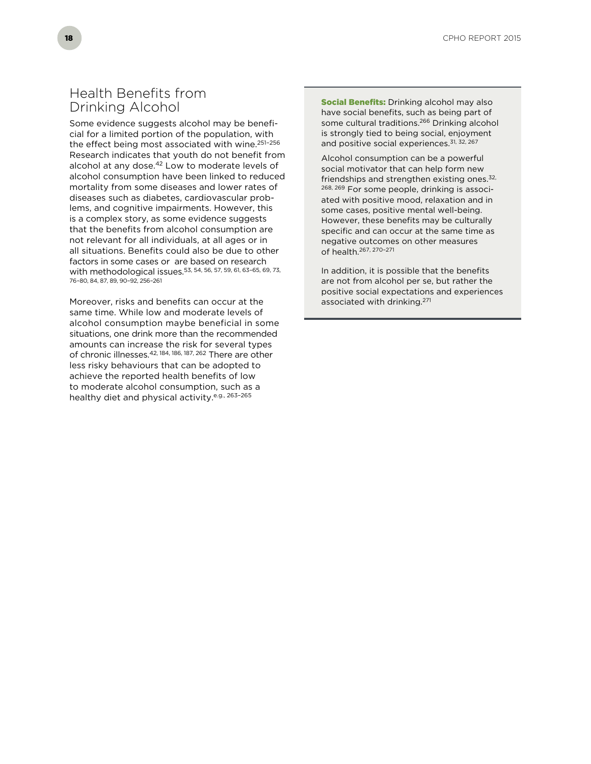## Health Benefits from Drinking Alcohol

Some evidence suggests alcohol may be beneficial for a limited portion of the population, with the effect being most associated with wine.[251–256] Research indicates that youth do not benefit from alcohol at any dose.[42] Low to moderate levels of alcohol consumption have been linked to reduced mortality from some diseases and lower rates of diseases such as diabetes, cardiovascular problems, and cognitive impairments. However, this is a complex story, as some evidence suggests that the benefits from alcohol consumption are not relevant for all individuals, at all ages or in all situations. Benefits could also be due to other factors in some cases or are based on research with methodological issues.[53, 54, 56, 57, 59, 61, 63–65, 69, 73, 76–80, 84, 87, 89, 90–92, 256–261]

Moreover, risks and benefits can occur at the same time. While low and moderate levels of alcohol consumption maybe beneficial in some situations, one drink more than the recommended amounts can increase the risk for several types of chronic illnesses.[42, 184, 186, 187, 262] There are other less risky behaviours that can be adopted to achieve the reported health benefits of low to moderate alcohol consumption, such as a healthy diet and physical activity.[e.g., 263–265]

**Social Benefits:** Drinking alcohol may also have social benefits, such as being part of some cultural traditions.[266] Drinking alcohol is strongly tied to being social, enjoyment and positive social experiences.[31, 32, 267]

Alcohol consumption can be a powerful social motivator that can help form new friendships and strengthen existing ones.[32, 268, 269] For some people, drinking is associated with positive mood, relaxation and in some cases, positive mental well-being. However, these benefits may be culturally specific and can occur at the same time as negative outcomes on other measures of health.[267, 270–271]

In addition, it is possible that the benefits are not from alcohol per se, but rather the positive social expectations and experiences associated with drinking.[271]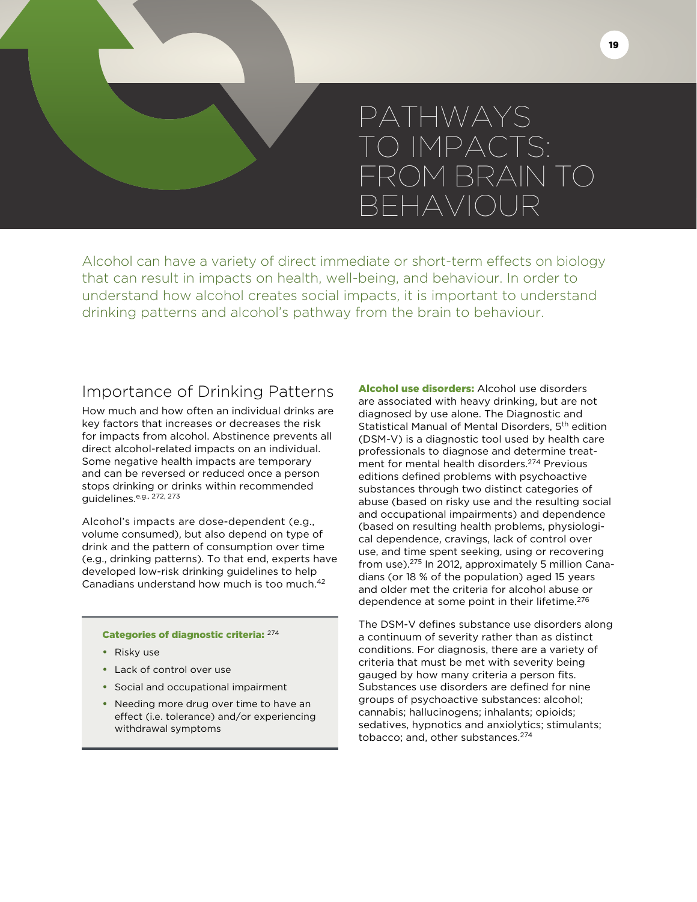# PATHWAYS TO IMPACTS: FROM BRAIN TO BEHAVIOUR

Alcohol can have a variety of direct immediate or short-term effects on biology that can result in impacts on health, well-being, and behaviour. In order to understand how alcohol creates social impacts, it is important to understand drinking patterns and alcohol's pathway from the brain to behaviour.

## Importance of Drinking Patterns

How much and how often an individual drinks are key factors that increases or decreases the risk for impacts from alcohol. Abstinence prevents all direct alcohol-related impacts on an individual. Some negative health impacts are temporary and can be reversed or reduced once a person stops drinking or drinks within recommended guidelines.[e.g., 272, 273]

Alcohol's impacts are dose-dependent (e.g., volume consumed), but also depend on type of drink and the pattern of consumption over time (e.g., drinking patterns). To that end, experts have developed low-risk drinking guidelines to help Canadians understand how much is too much.[42]

**Categories of diagnostic criteria:** [274]

- Risky use
- Lack of control over use
- Social and occupational impairment
- Needing more drug over time to have an effect (i.e. tolerance) and/or experiencing withdrawal symptoms

**Alcohol use disorders:** Alcohol use disorders are associated with heavy drinking, but are not diagnosed by use alone. The Diagnostic and Statistical Manual of Mental Disorders, 5th edition (DSM-V) is a diagnostic tool used by health care professionals to diagnose and determine treatment for mental health disorders.[274] Previous editions defined problems with psychoactive substances through two distinct categories of abuse (based on risky use and the resulting social and occupational impairments) and dependence (based on resulting health problems, physiological dependence, cravings, lack of control over use, and time spent seeking, using or recovering from use).[275] In 2012, approximately 5 million Canadians (or 18 % of the population) aged 15 years and older met the criteria for alcohol abuse or dependence at some point in their lifetime.[276]

The DSM-V defines substance use disorders along a continuum of severity rather than as distinct conditions. For diagnosis, there are a variety of criteria that must be met with severity being gauged by how many criteria a person fits. Substances use disorders are defined for nine groups of psychoactive substances: alcohol; cannabis; hallucinogens; inhalants; opioids; sedatives, hypnotics and anxiolytics; stimulants; tobacco; and, other substances.[274]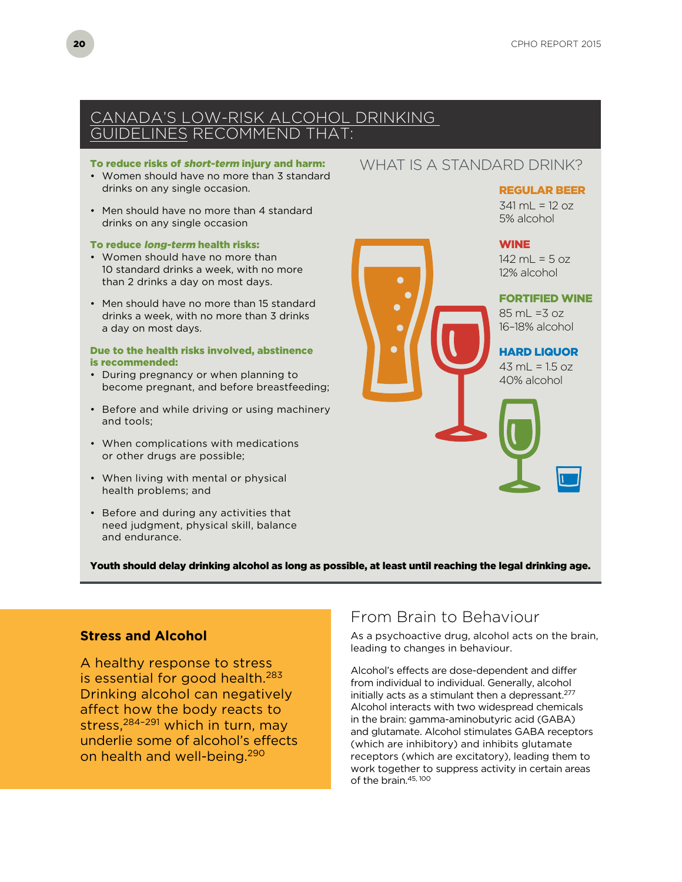## CANADA'S LOW-RISK ALCOHOL DRINKING GUIDELINES RECOMMEND THAT:

**To reduce risks of *short-term* injury and harm:**

- Women should have no more than 3 standard drinks on any single occasion.
- Men should have no more than 4 standard drinks on any single occasion

**To reduce *long-term* health risks:**

- Women should have no more than 10 standard drinks a week, with no more than 2 drinks a day on most days.
- Men should have no more than 15 standard drinks a week, with no more than 3 drinks a day on most days.

**Due to the health risks involved, abstinence is recommended:**

- During pregnancy or when planning to become pregnant, and before breastfeeding;
- Before and while driving or using machinery and tools;
- When complications with medications or other drugs are possible;
- When living with mental or physical health problems; and
- Before and during any activities that need judgment, physical skill, balance and endurance.

### WHAT IS A STANDARD DRINK?

**REGULAR BEER**
341 mL = 12 oz
5% alcohol

**WINE**
142 mL = 5 oz
12% alcohol

**FORTIFIED WINE**
85 mL =3 oz
16–18% alcohol

**HARD LIQUOR**
43 mL = 1.5 oz
40% alcohol

**Youth should delay drinking alcohol as long as possible, at least until reaching the legal drinking age.**

### Stress and Alcohol

A healthy response to stress is essential for good health.[283] Drinking alcohol can negatively affect how the body reacts to stress,[284–291] which in turn, may underlie some of alcohol's effects on health and well-being.[290]

## From Brain to Behaviour

As a psychoactive drug, alcohol acts on the brain, leading to changes in behaviour.

Alcohol's effects are dose-dependent and differ from individual to individual. Generally, alcohol initially acts as a stimulant then a depressant.[277] Alcohol interacts with two widespread chemicals in the brain: gamma-aminobutyric acid (GABA) and glutamate. Alcohol stimulates GABA receptors (which are inhibitory) and inhibits glutamate receptors (which are excitatory), leading them to work together to suppress activity in certain areas of the brain.[45, 100]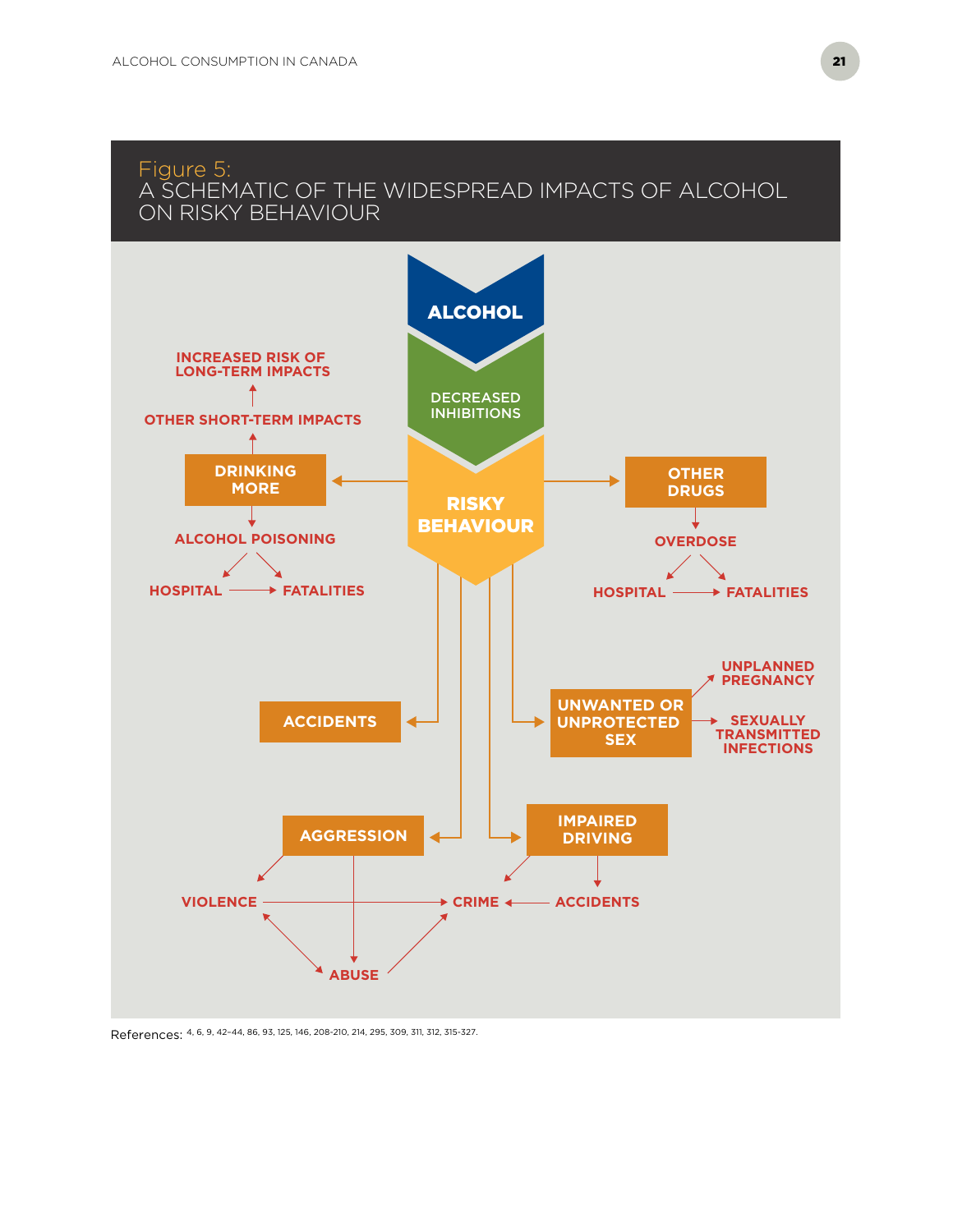## Figure 5: A SCHEMATIC OF THE WIDESPREAD IMPACTS OF ALCOHOL ON RISKY BEHAVIOUR

ALCOHOL

DECREASED INHIBITIONS

RISKY BEHAVIOUR

INCREASED RISK OF LONG-TERM IMPACTS

OTHER SHORT-TERM IMPACTS

DRINKING MORE

ALCOHOL POISONING

HOSPITAL

FATALITIES

OTHER DRUGS

OVERDOSE

HOSPITAL

FATALITIES

ACCIDENTS

UNWANTED OR UNPROTECTED SEX

UNPLANNED PREGNANCY

SEXUALLY TRANSMITTED INFECTIONS

AGGRESSION

IMPAIRED DRIVING

VIOLENCE

CRIME

ACCIDENTS

ABUSE

References: 4, 6, 9, 42–44, 86, 93, 125, 146, 208-210, 214, 295, 309, 311, 312, 315-327.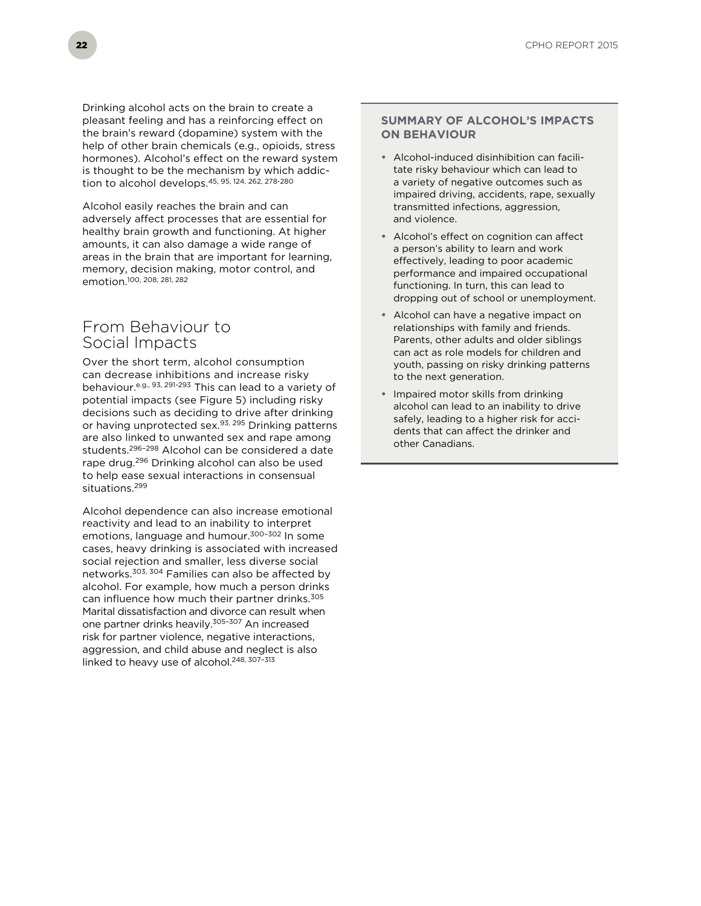Drinking alcohol acts on the brain to create a pleasant feeling and has a reinforcing effect on the brain's reward (dopamine) system with the help of other brain chemicals (e.g., opioids, stress hormones). Alcohol's effect on the reward system is thought to be the mechanism by which addiction to alcohol develops.[45, 95, 124, 262, 278-280]

Alcohol easily reaches the brain and can adversely affect processes that are essential for healthy brain growth and functioning. At higher amounts, it can also damage a wide range of areas in the brain that are important for learning, memory, decision making, motor control, and emotion.[100, 208, 281, 282]

## From Behaviour to Social Impacts

Over the short term, alcohol consumption can decrease inhibitions and increase risky behaviour.[e.g., 93, 291-293] This can lead to a variety of potential impacts (see Figure 5) including risky decisions such as deciding to drive after drinking or having unprotected sex.[93, 295] Drinking patterns are also linked to unwanted sex and rape among students.[296–298] Alcohol can be considered a date rape drug.[296] Drinking alcohol can also be used to help ease sexual interactions in consensual situations.[299]

Alcohol dependence can also increase emotional reactivity and lead to an inability to interpret emotions, language and humour.[300–302] In some cases, heavy drinking is associated with increased social rejection and smaller, less diverse social networks.[303, 304] Families can also be affected by alcohol. For example, how much a person drinks can influence how much their partner drinks.[305] Marital dissatisfaction and divorce can result when one partner drinks heavily.[305–307] An increased risk for partner violence, negative interactions, aggression, and child abuse and neglect is also linked to heavy use of alcohol.[248, 307–313]

### SUMMARY OF ALCOHOL'S IMPACTS ON BEHAVIOUR

- Alcohol-induced disinhibition can facilitate risky behaviour which can lead to a variety of negative outcomes such as impaired driving, accidents, rape, sexually transmitted infections, aggression, and violence.
- Alcohol's effect on cognition can affect a person's ability to learn and work effectively, leading to poor academic performance and impaired occupational functioning. In turn, this can lead to dropping out of school or unemployment.
- Alcohol can have a negative impact on relationships with family and friends. Parents, other adults and older siblings can act as role models for children and youth, passing on risky drinking patterns to the next generation.
- Impaired motor skills from drinking alcohol can lead to an inability to drive safely, leading to a higher risk for accidents that can affect the drinker and other Canadians.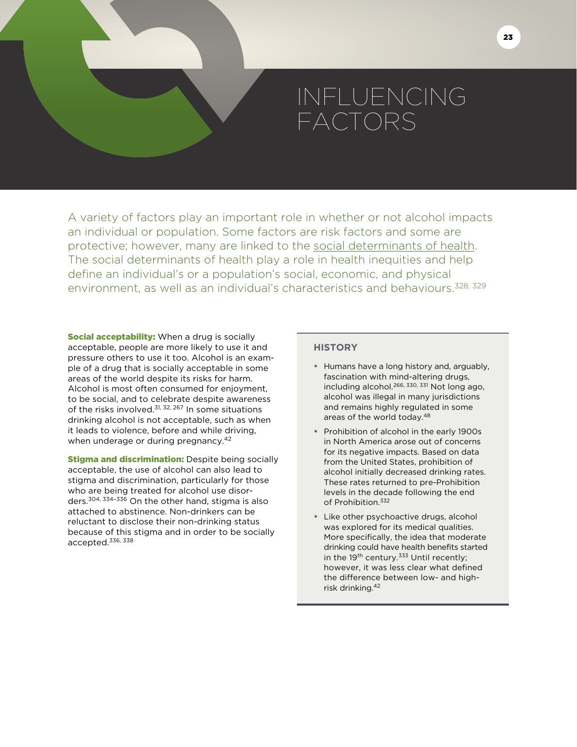# INFLUENCING FACTORS

A variety of factors play an important role in whether or not alcohol impacts an individual or population. Some factors are risk factors and some are protective; however, many are linked to the social determinants of health. The social determinants of health play a role in health inequities and help define an individual's or a population's social, economic, and physical environment, as well as an individual's characteristics and behaviours.[328, 329]

**Social acceptability:** When a drug is socially acceptable, people are more likely to use it and pressure others to use it too. Alcohol is an example of a drug that is socially acceptable in some areas of the world despite its risks for harm. Alcohol is most often consumed for enjoyment, to be social, and to celebrate despite awareness of the risks involved.[31, 32, 267] In some situations drinking alcohol is not acceptable, such as when it leads to violence, before and while driving, when underage or during pregnancy.[42]

**Stigma and discrimination:** Despite being socially acceptable, the use of alcohol can also lead to stigma and discrimination, particularly for those who are being treated for alcohol use disorders.[304, 334–336] On the other hand, stigma is also attached to abstinence. Non-drinkers can be reluctant to disclose their non-drinking status because of this stigma and in order to be socially accepted.[336, 338]

### HISTORY

- Humans have a long history and, arguably, fascination with mind-altering drugs, including alcohol.[266, 330, 331] Not long ago, alcohol was illegal in many jurisdictions and remains highly regulated in some areas of the world today.[48]
- Prohibition of alcohol in the early 1900s in North America arose out of concerns for its negative impacts. Based on data from the United States, prohibition of alcohol initially decreased drinking rates. These rates returned to pre-Prohibition levels in the decade following the end of Prohibition.[332]
- Like other psychoactive drugs, alcohol was explored for its medical qualities. More specifically, the idea that moderate drinking could have health benefits started in the 19th century.[333] Until recently; however, it was less clear what defined the difference between low- and high-risk drinking.[42]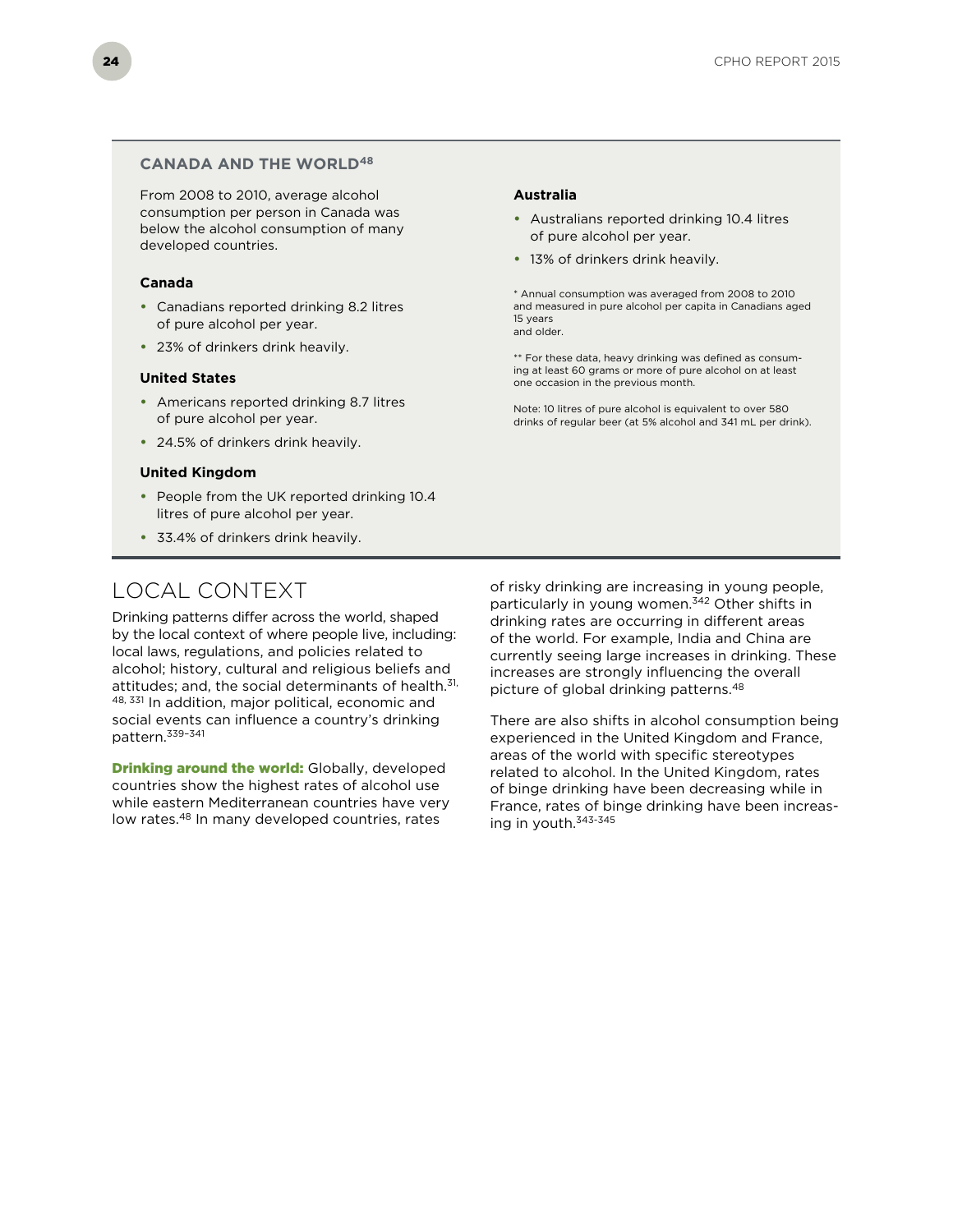## CANADA AND THE WORLD[48]

From 2008 to 2010, average alcohol consumption per person in Canada was below the alcohol consumption of many developed countries.

**Canada**

- Canadians reported drinking 8.2 litres of pure alcohol per year.
- 23% of drinkers drink heavily.

**United States**

- Americans reported drinking 8.7 litres of pure alcohol per year.
- 24.5% of drinkers drink heavily.

**United Kingdom**

- People from the UK reported drinking 10.4 litres of pure alcohol per year.
- 33.4% of drinkers drink heavily.

**Australia**

- Australians reported drinking 10.4 litres of pure alcohol per year.
- 13% of drinkers drink heavily.

* Annual consumption was averaged from 2008 to 2010 and measured in pure alcohol per capita in Canadians aged 15 years and older.

** For these data, heavy drinking was defined as consuming at least 60 grams or more of pure alcohol on at least one occasion in the previous month.

Note: 10 litres of pure alcohol is equivalent to over 580 drinks of regular beer (at 5% alcohol and 341 mL per drink).

# LOCAL CONTEXT

Drinking patterns differ across the world, shaped by the local context of where people live, including: local laws, regulations, and policies related to alcohol; history, cultural and religious beliefs and attitudes; and, the social determinants of health.[31, 48, 331] In addition, major political, economic and social events can influence a country's drinking pattern.[339–341]

**Drinking around the world:** Globally, developed countries show the highest rates of alcohol use while eastern Mediterranean countries have very low rates.[48] In many developed countries, rates of risky drinking are increasing in young people, particularly in young women.[342] Other shifts in drinking rates are occurring in different areas of the world. For example, India and China are currently seeing large increases in drinking. These increases are strongly influencing the overall picture of global drinking patterns.[48]

There are also shifts in alcohol consumption being experienced in the United Kingdom and France, areas of the world with specific stereotypes related to alcohol. In the United Kingdom, rates of binge drinking have been decreasing while in France, rates of binge drinking have been increasing in youth.[343-345]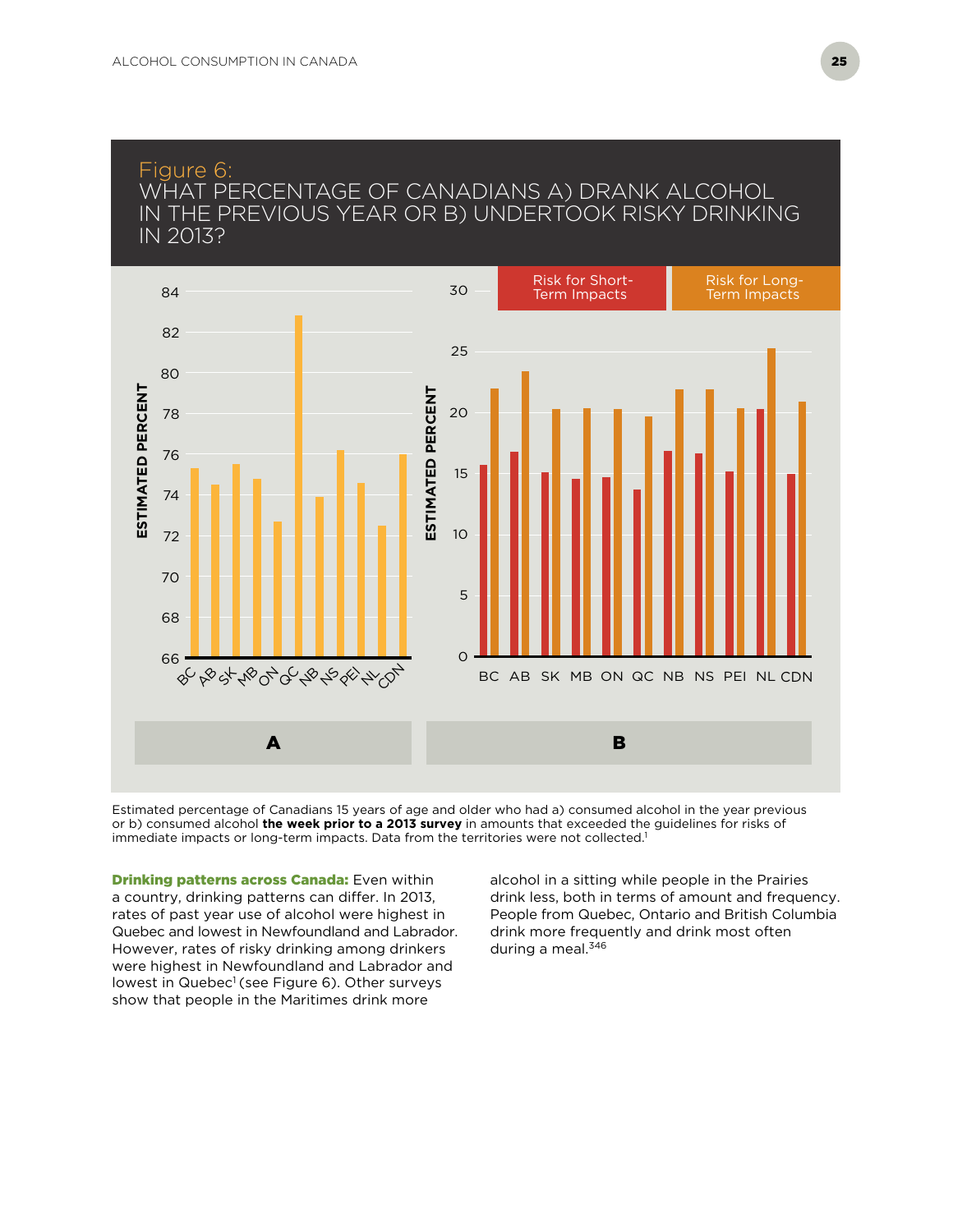## Figure 6: WHAT PERCENTAGE OF CANADIANS A) DRANK ALCOHOL IN THE PREVIOUS YEAR OR B) UNDERTOOK RISKY DRINKING IN 2013?

Estimated percentage of Canadians 15 years of age and older who had a) consumed alcohol in the year previous or b) consumed alcohol **the week prior to a 2013 survey** in amounts that exceeded the guidelines for risks of immediate impacts or long-term impacts. Data from the territories were not collected.[1]

**Drinking patterns across Canada:** Even within a country, drinking patterns can differ. In 2013, rates of past year use of alcohol were highest in Quebec and lowest in Newfoundland and Labrador. However, rates of risky drinking among drinkers were highest in Newfoundland and Labrador and lowest in Quebec[1] (see Figure 6). Other surveys show that people in the Maritimes drink more alcohol in a sitting while people in the Prairies drink less, both in terms of amount and frequency. People from Quebec, Ontario and British Columbia drink more frequently and drink most often during a meal.[346]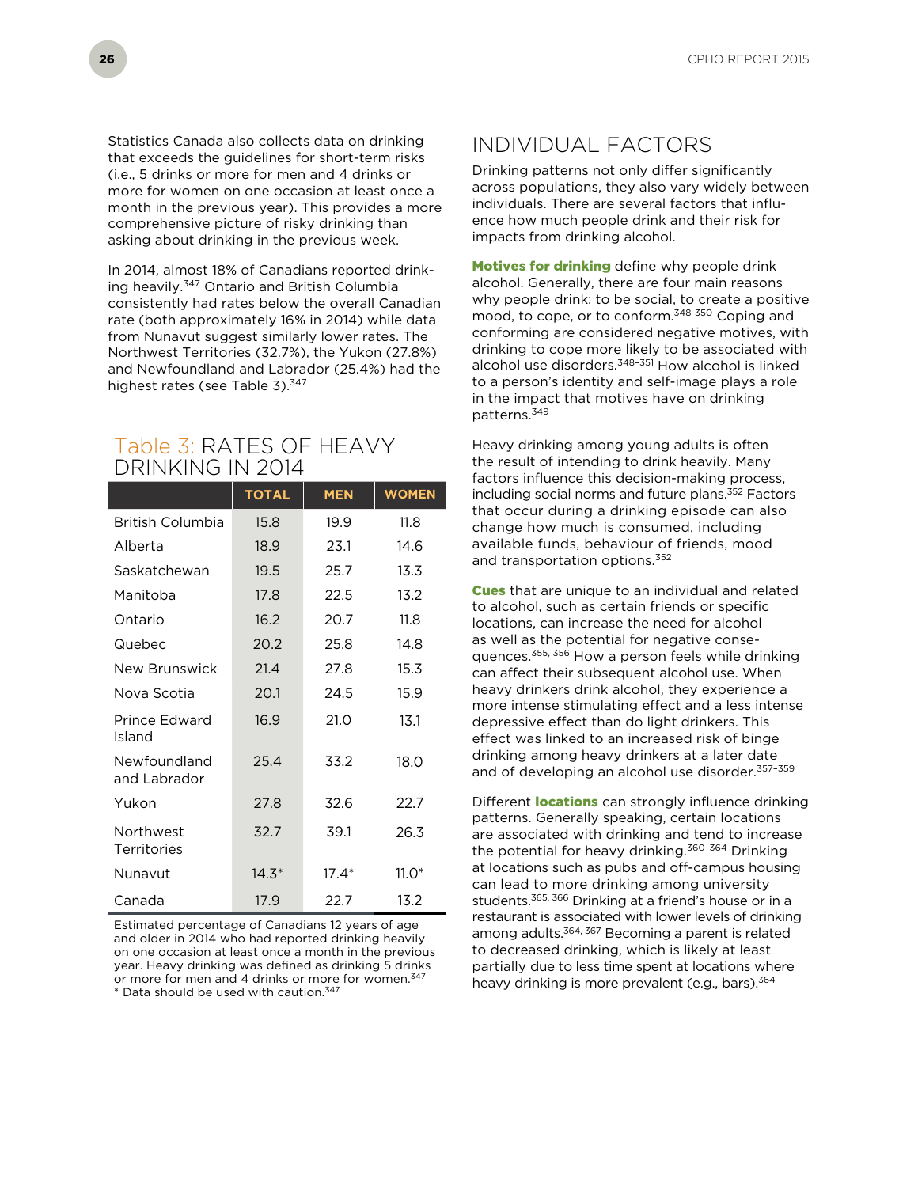Statistics Canada also collects data on drinking that exceeds the guidelines for short-term risks (i.e., 5 drinks or more for men and 4 drinks or more for women on one occasion at least once a month in the previous year). This provides a more comprehensive picture of risky drinking than asking about drinking in the previous week.

In 2014, almost 18% of Canadians reported drinking heavily.[347] Ontario and British Columbia consistently had rates below the overall Canadian rate (both approximately 16% in 2014) while data from Nunavut suggest similarly lower rates. The Northwest Territories (32.7%), the Yukon (27.8%) and Newfoundland and Labrador (25.4%) had the highest rates (see Table 3).[347]

## Table 3: RATES OF HEAVY DRINKING IN 2014

| | TOTAL | MEN | WOMEN |
|---|---|---|---|
| British Columbia | 15.8 | 19.9 | 11.8 |
| Alberta | 18.9 | 23.1 | 14.6 |
| Saskatchewan | 19.5 | 25.7 | 13.3 |
| Manitoba | 17.8 | 22.5 | 13.2 |
| Ontario | 16.2 | 20.7 | 11.8 |
| Quebec | 20.2 | 25.8 | 14.8 |
| New Brunswick | 21.4 | 27.8 | 15.3 |
| Nova Scotia | 20.1 | 24.5 | 15.9 |
| Prince Edward Island | 16.9 | 21.0 | 13.1 |
| Newfoundland and Labrador | 25.4 | 33.2 | 18.0 |
| Yukon | 27.8 | 32.6 | 22.7 |
| Northwest Territories | 32.7 | 39.1 | 26.3 |
| Nunavut | 14.3* | 17.4* | 11.0* |
| Canada | 17.9 | 22.7 | 13.2 |

Estimated percentage of Canadians 12 years of age and older in 2014 who had reported drinking heavily on one occasion at least once a month in the previous year. Heavy drinking was defined as drinking 5 drinks or more for men and 4 drinks or more for women.[347]
* Data should be used with caution.[347]

## INDIVIDUAL FACTORS

Drinking patterns not only differ significantly across populations, they also vary widely between individuals. There are several factors that influence how much people drink and their risk for impacts from drinking alcohol.

**Motives for drinking** define why people drink alcohol. Generally, there are four main reasons why people drink: to be social, to create a positive mood, to cope, or to conform.[348-350] Coping and conforming are considered negative motives, with drinking to cope more likely to be associated with alcohol use disorders.[348-351] How alcohol is linked to a person's identity and self-image plays a role in the impact that motives have on drinking patterns.[349]

Heavy drinking among young adults is often the result of intending to drink heavily. Many factors influence this decision-making process, including social norms and future plans.[352] Factors that occur during a drinking episode can also change how much is consumed, including available funds, behaviour of friends, mood and transportation options.[352]

**Cues** that are unique to an individual and related to alcohol, such as certain friends or specific locations, can increase the need for alcohol as well as the potential for negative consequences.[355, 356] How a person feels while drinking can affect their subsequent alcohol use. When heavy drinkers drink alcohol, they experience a more intense stimulating effect and a less intense depressive effect than do light drinkers. This effect was linked to an increased risk of binge drinking among heavy drinkers at a later date and of developing an alcohol use disorder.[357-359]

Different **locations** can strongly influence drinking patterns. Generally speaking, certain locations are associated with drinking and tend to increase the potential for heavy drinking.[360-364] Drinking at locations such as pubs and off-campus housing can lead to more drinking among university students.[365, 366] Drinking at a friend's house or in a restaurant is associated with lower levels of drinking among adults.[364, 367] Becoming a parent is related to decreased drinking, which is likely at least partially due to less time spent at locations where heavy drinking is more prevalent (e.g., bars).[364]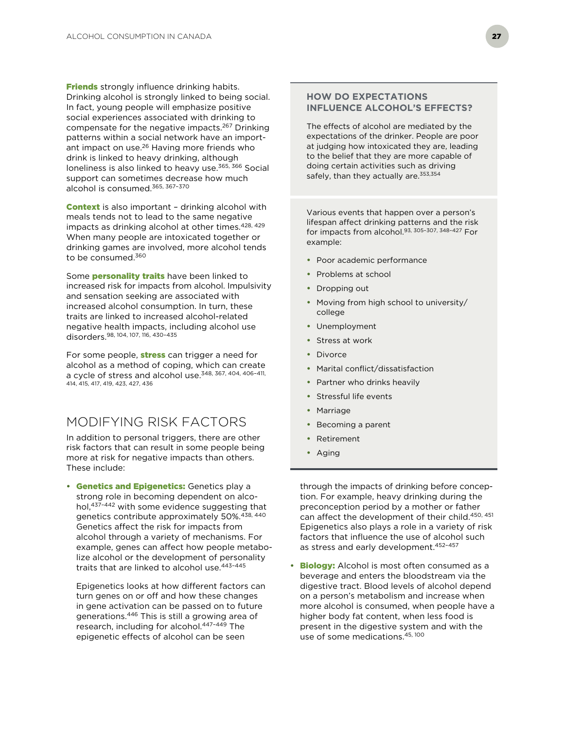**Friends** strongly influence drinking habits. Drinking alcohol is strongly linked to being social. In fact, young people will emphasize positive social experiences associated with drinking to compensate for the negative impacts.[267] Drinking patterns within a social network have an important impact on use.[26] Having more friends who drink is linked to heavy drinking, although loneliness is also linked to heavy use.[365, 366] Social support can sometimes decrease how much alcohol is consumed.[365, 367–370]

**Context** is also important – drinking alcohol with meals tends not to lead to the same negative impacts as drinking alcohol at other times.[428, 429] When many people are intoxicated together or drinking games are involved, more alcohol tends to be consumed.[360]

Some **personality traits** have been linked to increased risk for impacts from alcohol. Impulsivity and sensation seeking are associated with increased alcohol consumption. In turn, these traits are linked to increased alcohol-related negative health impacts, including alcohol use disorders.[98, 104, 107, 116, 430–435]

For some people, **stress** can trigger a need for alcohol as a method of coping, which can create a cycle of stress and alcohol use.[348, 367, 404, 406–411, 414, 415, 417, 419, 423, 427, 436]

## MODIFYING RISK FACTORS

In addition to personal triggers, there are other risk factors that can result in some people being more at risk for negative impacts than others. These include:

- **Genetics and Epigenetics:** Genetics play a strong role in becoming dependent on alcohol,[437–442] with some evidence suggesting that genetics contribute approximately 50%.[438, 440] Genetics affect the risk for impacts from alcohol through a variety of mechanisms. For example, genes can affect how people metabolize alcohol or the development of personality traits that are linked to alcohol use.[443–445]

  Epigenetics looks at how different factors can turn genes on or off and how these changes in gene activation can be passed on to future generations.[446] This is still a growing area of research, including for alcohol.[447–449] The epigenetic effects of alcohol can be seen through the impacts of drinking before conception. For example, heavy drinking during the preconception period by a mother or father can affect the development of their child.[450, 451] Epigenetics also plays a role in a variety of risk factors that influence the use of alcohol such as stress and early development.[452–457]

- **Biology:** Alcohol is most often consumed as a beverage and enters the bloodstream via the digestive tract. Blood levels of alcohol depend on a person's metabolism and increase when more alcohol is consumed, when people have a higher body fat content, when less food is present in the digestive system and with the use of some medications.[45, 100]

### HOW DO EXPECTATIONS INFLUENCE ALCOHOL'S EFFECTS?

The effects of alcohol are mediated by the expectations of the drinker. People are poor at judging how intoxicated they are, leading to the belief that they are more capable of doing certain activities such as driving safely, than they actually are.[353,354]

Various events that happen over a person's lifespan affect drinking patterns and the risk for impacts from alcohol.[93, 305–307, 348–427] For example:

- Poor academic performance
- Problems at school
- Dropping out
- Moving from high school to university/college
- Unemployment
- Stress at work
- Divorce
- Marital conflict/dissatisfaction
- Partner who drinks heavily
- Stressful life events
- Marriage
- Becoming a parent
- Retirement
- Aging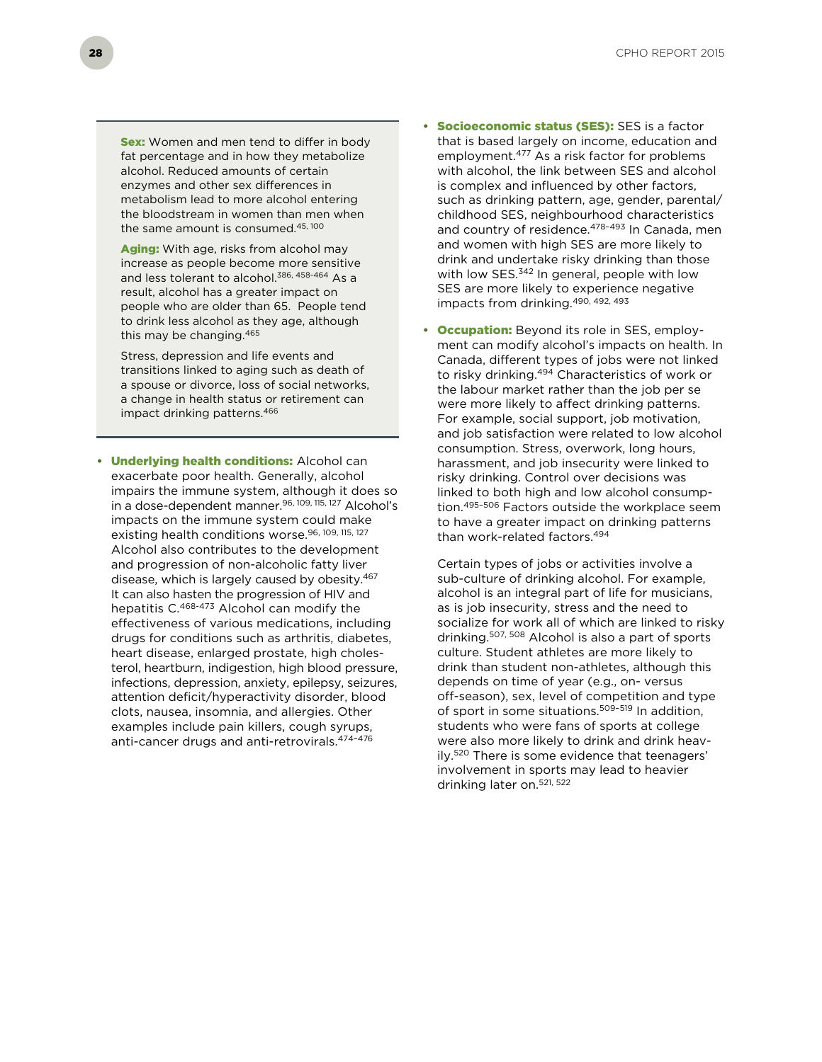**Sex:** Women and men tend to differ in body fat percentage and in how they metabolize alcohol. Reduced amounts of certain enzymes and other sex differences in metabolism lead to more alcohol entering the bloodstream in women than men when the same amount is consumed.[45, 100]

**Aging:** With age, risks from alcohol may increase as people become more sensitive and less tolerant to alcohol.[386, 458-464] As a result, alcohol has a greater impact on people who are older than 65. People tend to drink less alcohol as they age, although this may be changing.[465]

Stress, depression and life events and transitions linked to aging such as death of a spouse or divorce, loss of social networks, a change in health status or retirement can impact drinking patterns.[466]

- **Underlying health conditions:** Alcohol can exacerbate poor health. Generally, alcohol impairs the immune system, although it does so in a dose-dependent manner.[96, 109, 115, 127] Alcohol's impacts on the immune system could make existing health conditions worse.[96, 109, 115, 127] Alcohol also contributes to the development and progression of non-alcoholic fatty liver disease, which is largely caused by obesity.[467] It can also hasten the progression of HIV and hepatitis C.[468-473] Alcohol can modify the effectiveness of various medications, including drugs for conditions such as arthritis, diabetes, heart disease, enlarged prostate, high cholesterol, heartburn, indigestion, high blood pressure, infections, depression, anxiety, epilepsy, seizures, attention deficit/hyperactivity disorder, blood clots, nausea, insomnia, and allergies. Other examples include pain killers, cough syrups, anti-cancer drugs and anti-retrovirals.[474–476]

- **Socioeconomic status (SES):** SES is a factor that is based largely on income, education and employment.[477] As a risk factor for problems with alcohol, the link between SES and alcohol is complex and influenced by other factors, such as drinking pattern, age, gender, parental/childhood SES, neighbourhood characteristics and country of residence.[478–493] In Canada, men and women with high SES are more likely to drink and undertake risky drinking than those with low SES.[342] In general, people with low SES are more likely to experience negative impacts from drinking.[490, 492, 493]

- **Occupation:** Beyond its role in SES, employment can modify alcohol's impacts on health. In Canada, different types of jobs were not linked to risky drinking.[494] Characteristics of work or the labour market rather than the job per se were more likely to affect drinking patterns. For example, social support, job motivation, and job satisfaction were related to low alcohol consumption. Stress, overwork, long hours, harassment, and job insecurity were linked to risky drinking. Control over decisions was linked to both high and low alcohol consumption.[495–506] Factors outside the workplace seem to have a greater impact on drinking patterns than work-related factors.[494]

  Certain types of jobs or activities involve a sub-culture of drinking alcohol. For example, alcohol is an integral part of life for musicians, as is job insecurity, stress and the need to socialize for work all of which are linked to risky drinking.[507, 508] Alcohol is also a part of sports culture. Student athletes are more likely to drink than student non-athletes, although this depends on time of year (e.g., on- versus off-season), sex, level of competition and type of sport in some situations.[509–519] In addition, students who were fans of sports at college were also more likely to drink and drink heavily.[520] There is some evidence that teenagers' involvement in sports may lead to heavier drinking later on.[521, 522]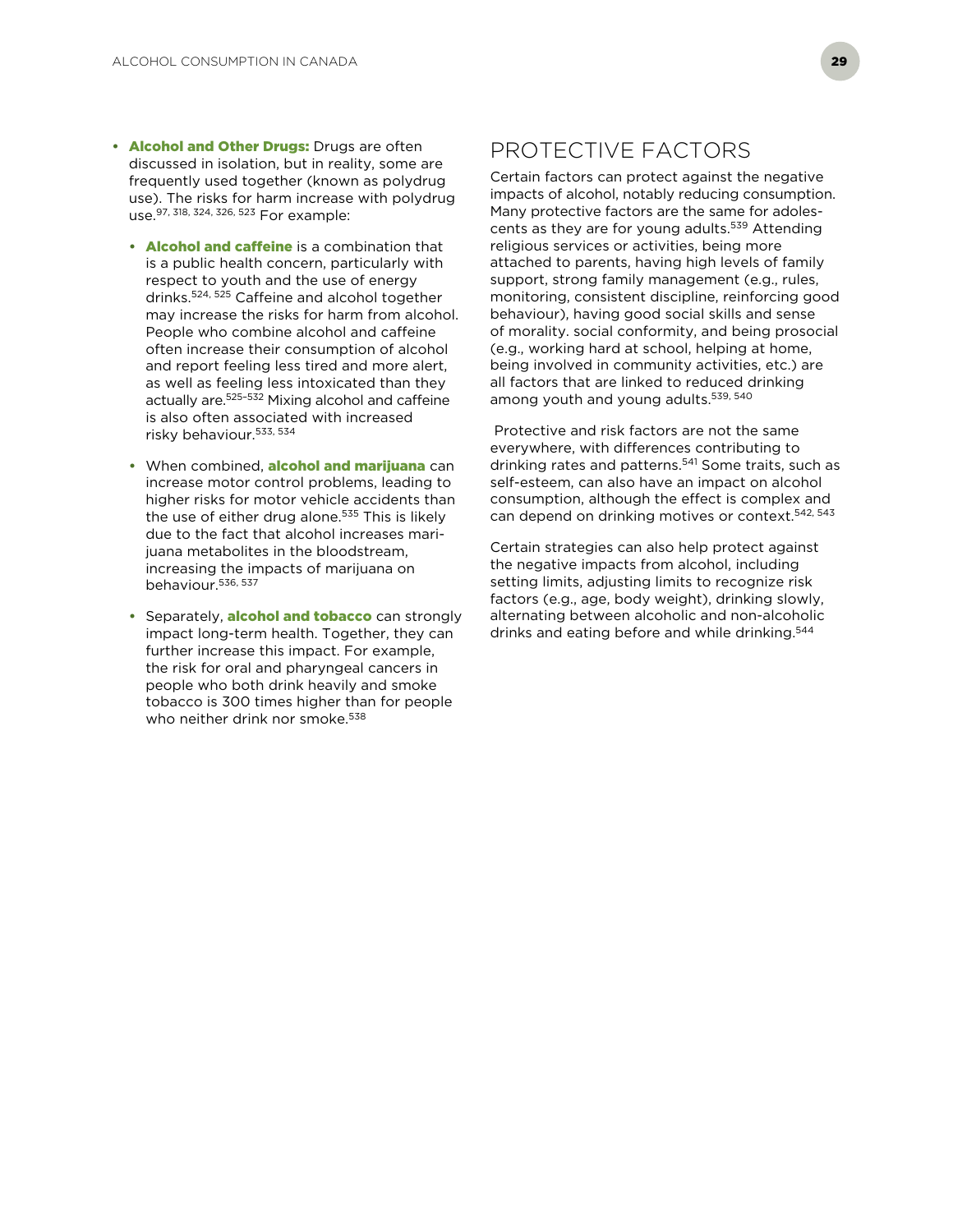- **Alcohol and Other Drugs:** Drugs are often discussed in isolation, but in reality, some are frequently used together (known as polydrug use). The risks for harm increase with polydrug use.[97, 318, 324, 326, 523] For example:
  - **Alcohol and caffeine** is a combination that is a public health concern, particularly with respect to youth and the use of energy drinks.[524, 525] Caffeine and alcohol together may increase the risks for harm from alcohol. People who combine alcohol and caffeine often increase their consumption of alcohol and report feeling less tired and more alert, as well as feeling less intoxicated than they actually are.[525–532] Mixing alcohol and caffeine is also often associated with increased risky behaviour.[533, 534]
  - When combined, **alcohol and marijuana** can increase motor control problems, leading to higher risks for motor vehicle accidents than the use of either drug alone.[535] This is likely due to the fact that alcohol increases marijuana metabolites in the bloodstream, increasing the impacts of marijuana on behaviour.[536, 537]
  - Separately, **alcohol and tobacco** can strongly impact long-term health. Together, they can further increase this impact. For example, the risk for oral and pharyngeal cancers in people who both drink heavily and smoke tobacco is 300 times higher than for people who neither drink nor smoke.[538]

## PROTECTIVE FACTORS

Certain factors can protect against the negative impacts of alcohol, notably reducing consumption. Many protective factors are the same for adolescents as they are for young adults.[539] Attending religious services or activities, being more attached to parents, having high levels of family support, strong family management (e.g., rules, monitoring, consistent discipline, reinforcing good behaviour), having good social skills and sense of morality. social conformity, and being prosocial (e.g., working hard at school, helping at home, being involved in community activities, etc.) are all factors that are linked to reduced drinking among youth and young adults.[539, 540]

Protective and risk factors are not the same everywhere, with differences contributing to drinking rates and patterns.[541] Some traits, such as self-esteem, can also have an impact on alcohol consumption, although the effect is complex and can depend on drinking motives or context.[542, 543]

Certain strategies can also help protect against the negative impacts from alcohol, including setting limits, adjusting limits to recognize risk factors (e.g., age, body weight), drinking slowly, alternating between alcoholic and non-alcoholic drinks and eating before and while drinking.[544]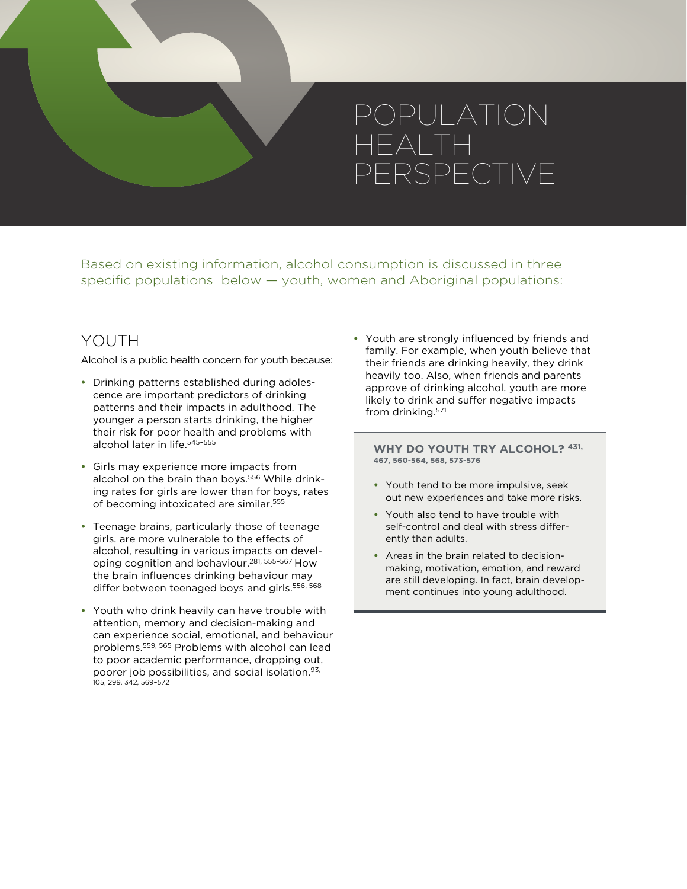# POPULATION HEALTH PERSPECTIVE

Based on existing information, alcohol consumption is discussed in three specific populations below — youth, women and Aboriginal populations:

## YOUTH

Alcohol is a public health concern for youth because:

- Drinking patterns established during adolescence are important predictors of drinking patterns and their impacts in adulthood. The younger a person starts drinking, the higher their risk for poor health and problems with alcohol later in life.[545–555]
- Girls may experience more impacts from alcohol on the brain than boys.[556] While drinking rates for girls are lower than for boys, rates of becoming intoxicated are similar.[555]
- Teenage brains, particularly those of teenage girls, are more vulnerable to the effects of alcohol, resulting in various impacts on developing cognition and behaviour.[281, 555–567] How the brain influences drinking behaviour may differ between teenaged boys and girls.[556, 568]
- Youth who drink heavily can have trouble with attention, memory and decision-making and can experience social, emotional, and behaviour problems.[559, 565] Problems with alcohol can lead to poor academic performance, dropping out, poorer job possibilities, and social isolation.[93, 105, 299, 342, 569–572]
- Youth are strongly influenced by friends and family. For example, when youth believe that their friends are drinking heavily, they drink heavily too. Also, when friends and parents approve of drinking alcohol, youth are more likely to drink and suffer negative impacts from drinking.[571]

### WHY DO YOUTH TRY ALCOHOL? [431, 467, 560-564, 568, 573-576]

- Youth tend to be more impulsive, seek out new experiences and take more risks.
- Youth also tend to have trouble with self-control and deal with stress differently than adults.
- Areas in the brain related to decision-making, motivation, emotion, and reward are still developing. In fact, brain development continues into young adulthood.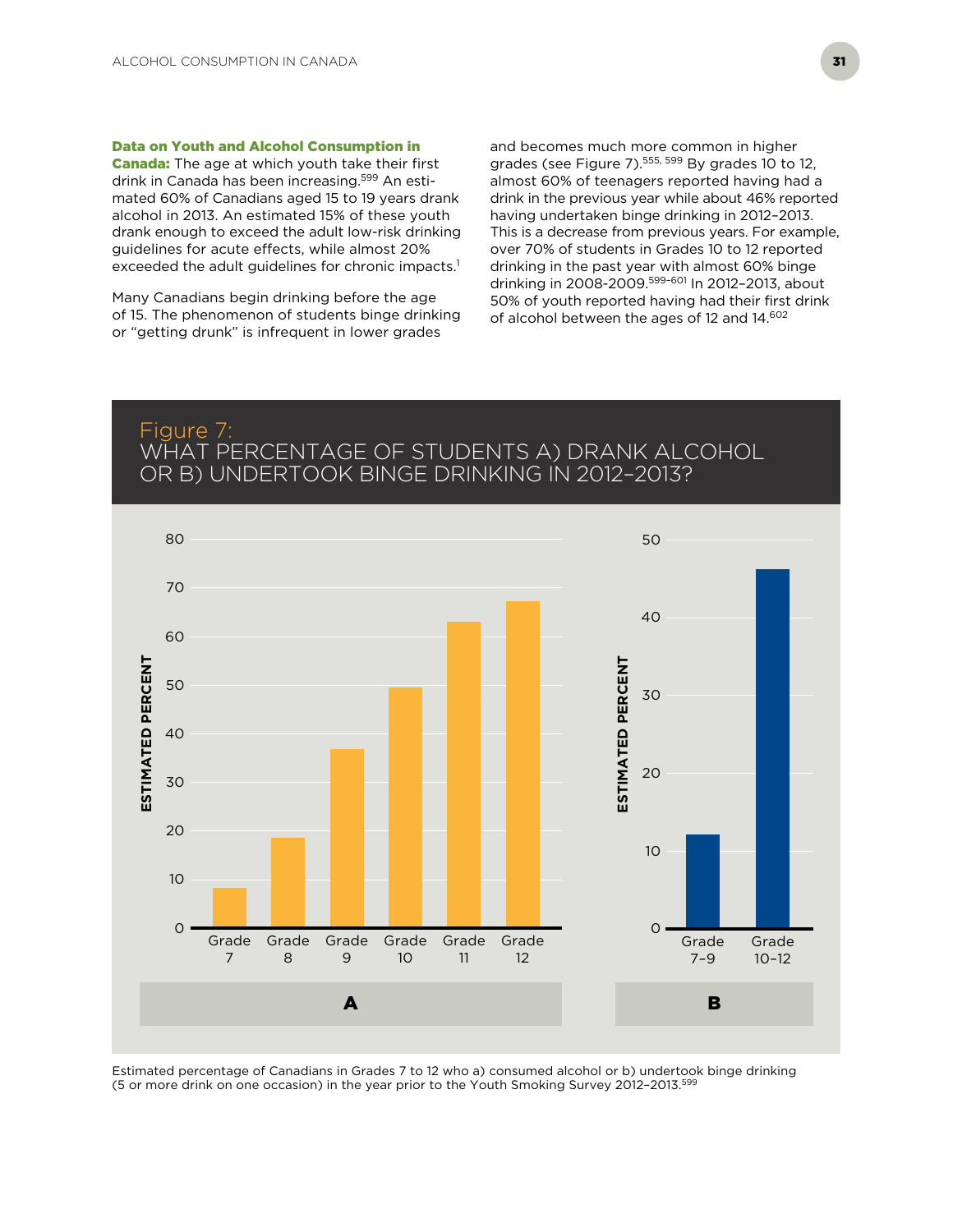**Data on Youth and Alcohol Consumption in Canada:** The age at which youth take their first drink in Canada has been increasing.[599] An estimated 60% of Canadians aged 15 to 19 years drank alcohol in 2013. An estimated 15% of these youth drank enough to exceed the adult low-risk drinking guidelines for acute effects, while almost 20% exceeded the adult guidelines for chronic impacts.[1]

Many Canadians begin drinking before the age of 15. The phenomenon of students binge drinking or "getting drunk" is infrequent in lower grades and becomes much more common in higher grades (see Figure 7).[555, 599] By grades 10 to 12, almost 60% of teenagers reported having had a drink in the previous year while about 46% reported having undertaken binge drinking in 2012–2013. This is a decrease from previous years. For example, over 70% of students in Grades 10 to 12 reported drinking in the past year with almost 60% binge drinking in 2008-2009.[599–601] In 2012–2013, about 50% of youth reported having had their first drink of alcohol between the ages of 12 and 14.[602]

## Figure 7: WHAT PERCENTAGE OF STUDENTS A) DRANK ALCOHOL OR B) UNDERTOOK BINGE DRINKING IN 2012–2013?

Estimated percentage of Canadians in Grades 7 to 12 who a) consumed alcohol or b) undertook binge drinking (5 or more drink on one occasion) in the year prior to the Youth Smoking Survey 2012–2013.[599]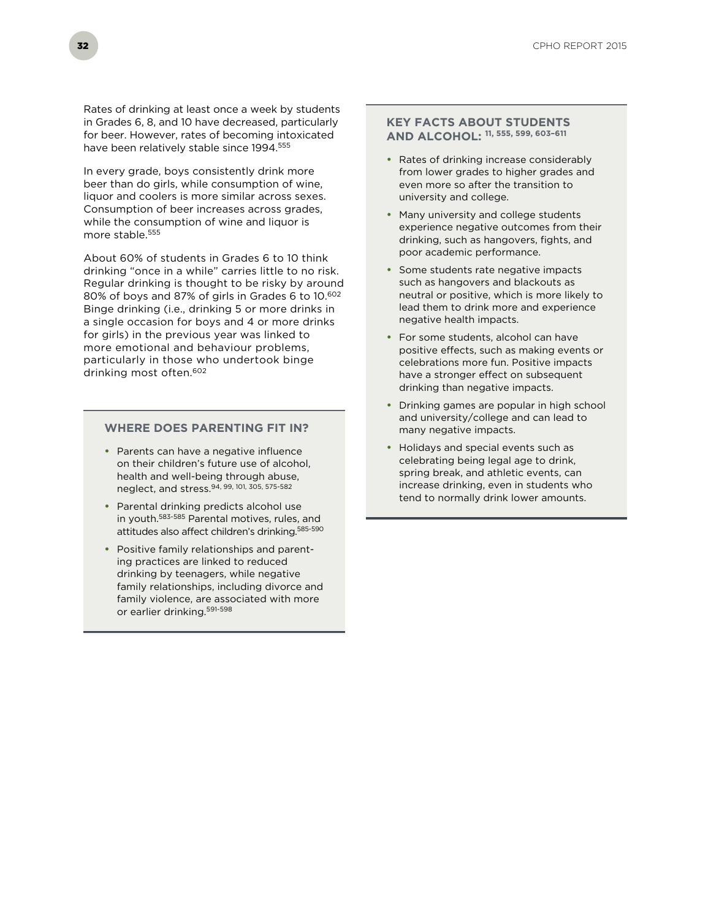Rates of drinking at least once a week by students in Grades 6, 8, and 10 have decreased, particularly for beer. However, rates of becoming intoxicated have been relatively stable since 1994.[555]

In every grade, boys consistently drink more beer than do girls, while consumption of wine, liquor and coolers is more similar across sexes. Consumption of beer increases across grades, while the consumption of wine and liquor is more stable.[555]

About 60% of students in Grades 6 to 10 think drinking "once in a while" carries little to no risk. Regular drinking is thought to be risky by around 80% of boys and 87% of girls in Grades 6 to 10.[602] Binge drinking (i.e., drinking 5 or more drinks in a single occasion for boys and 4 or more drinks for girls) in the previous year was linked to more emotional and behaviour problems, particularly in those who undertook binge drinking most often.[602]

### WHERE DOES PARENTING FIT IN?

- Parents can have a negative influence on their children's future use of alcohol, health and well-being through abuse, neglect, and stress.[94, 99, 101, 305, 575-582]
- Parental drinking predicts alcohol use in youth.[583-585] Parental motives, rules, and attitudes also affect children's drinking.[585-590]
- Positive family relationships and parenting practices are linked to reduced drinking by teenagers, while negative family relationships, including divorce and family violence, are associated with more or earlier drinking.[591-598]

### KEY FACTS ABOUT STUDENTS AND ALCOHOL: [11, 555, 599, 603–611]

- Rates of drinking increase considerably from lower grades to higher grades and even more so after the transition to university and college.
- Many university and college students experience negative outcomes from their drinking, such as hangovers, fights, and poor academic performance.
- Some students rate negative impacts such as hangovers and blackouts as neutral or positive, which is more likely to lead them to drink more and experience negative health impacts.
- For some students, alcohol can have positive effects, such as making events or celebrations more fun. Positive impacts have a stronger effect on subsequent drinking than negative impacts.
- Drinking games are popular in high school and university/college and can lead to many negative impacts.
- Holidays and special events such as celebrating being legal age to drink, spring break, and athletic events, can increase drinking, even in students who tend to normally drink lower amounts.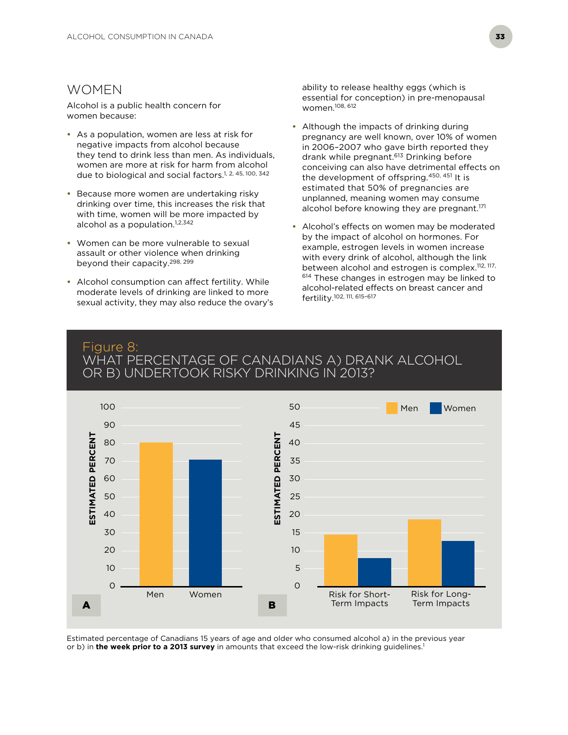## WOMEN

Alcohol is a public health concern for women because:

- As a population, women are less at risk for negative impacts from alcohol because they tend to drink less than men. As individuals, women are more at risk for harm from alcohol due to biological and social factors.[1, 2, 45, 100, 342]
- Because more women are undertaking risky drinking over time, this increases the risk that with time, women will be more impacted by alcohol as a population.[1,2,342]
- Women can be more vulnerable to sexual assault or other violence when drinking beyond their capacity.[298, 299]
- Alcohol consumption can affect fertility. While moderate levels of drinking are linked to more sexual activity, they may also reduce the ovary's ability to release healthy eggs (which is essential for conception) in pre-menopausal women.[108, 612]
- Although the impacts of drinking during pregnancy are well known, over 10% of women in 2006–2007 who gave birth reported they drank while pregnant.[613] Drinking before conceiving can also have detrimental effects on the development of offspring.[450, 451] It is estimated that 50% of pregnancies are unplanned, meaning women may consume alcohol before knowing they are pregnant.[171]
- Alcohol's effects on women may be moderated by the impact of alcohol on hormones. For example, estrogen levels in women increase with every drink of alcohol, although the link between alcohol and estrogen is complex.[112, 117, 614] These changes in estrogen may be linked to alcohol-related effects on breast cancer and fertility.[102, 111, 615–617]

### Figure 8: WHAT PERCENTAGE OF CANADIANS A) DRANK ALCOHOL OR B) UNDERTOOK RISKY DRINKING IN 2013?

Estimated percentage of Canadians 15 years of age and older who consumed alcohol a) in the previous year or b) in **the week prior to a 2013 survey** in amounts that exceed the low-risk drinking guidelines.[1]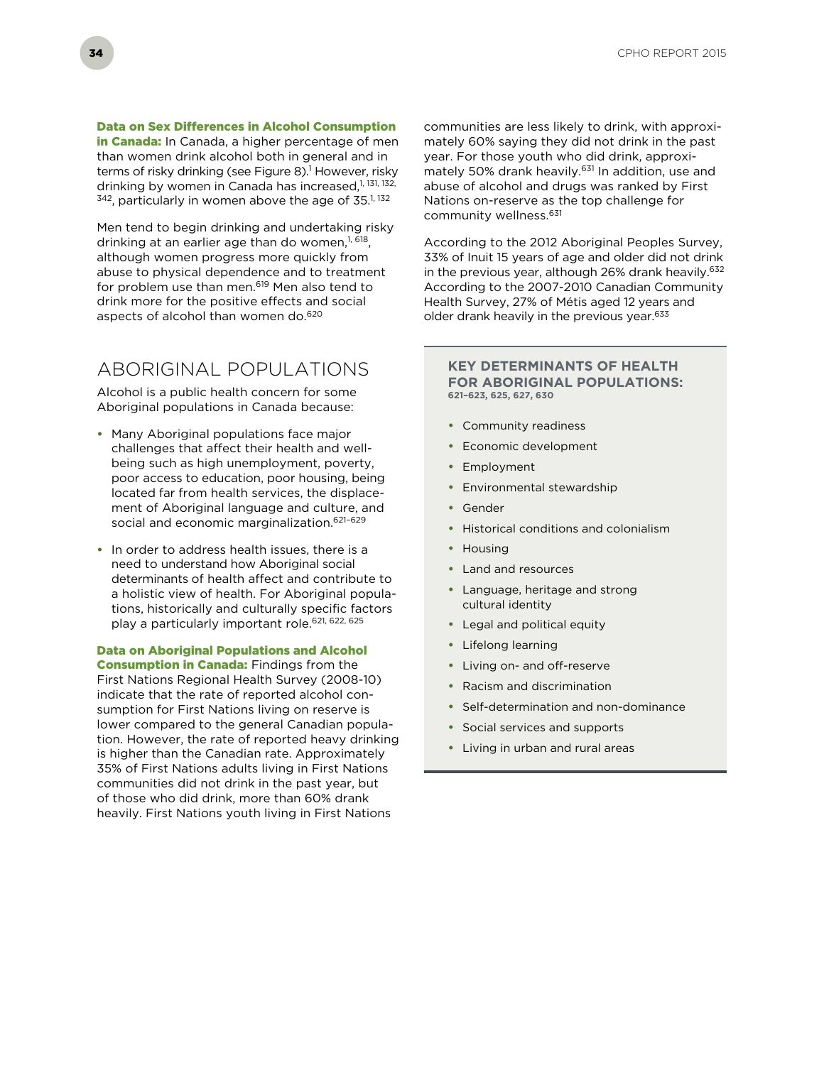**Data on Sex Differences in Alcohol Consumption in Canada:** In Canada, a higher percentage of men than women drink alcohol both in general and in terms of risky drinking (see Figure 8).[1] However, risky drinking by women in Canada has increased,[1, 131, 132, 342], particularly in women above the age of 35.[1, 132]

Men tend to begin drinking and undertaking risky drinking at an earlier age than do women,[1, 618], although women progress more quickly from abuse to physical dependence and to treatment for problem use than men.[619] Men also tend to drink more for the positive effects and social aspects of alcohol than women do.[620]

## ABORIGINAL POPULATIONS

Alcohol is a public health concern for some Aboriginal populations in Canada because:

- Many Aboriginal populations face major challenges that affect their health and well-being such as high unemployment, poverty, poor access to education, poor housing, being located far from health services, the displacement of Aboriginal language and culture, and social and economic marginalization.[621–629]
- In order to address health issues, there is a need to understand how Aboriginal social determinants of health affect and contribute to a holistic view of health. For Aboriginal populations, historically and culturally specific factors play a particularly important role.[621, 622, 625]

**Data on Aboriginal Populations and Alcohol Consumption in Canada:** Findings from the First Nations Regional Health Survey (2008-10) indicate that the rate of reported alcohol consumption for First Nations living on reserve is lower compared to the general Canadian population. However, the rate of reported heavy drinking is higher than the Canadian rate. Approximately 35% of First Nations adults living in First Nations communities did not drink in the past year, but of those who did drink, more than 60% drank heavily. First Nations youth living in First Nations communities are less likely to drink, with approximately 60% saying they did not drink in the past year. For those youth who did drink, approximately 50% drank heavily.[631] In addition, use and abuse of alcohol and drugs was ranked by First Nations on-reserve as the top challenge for community wellness.[631]

According to the 2012 Aboriginal Peoples Survey, 33% of Inuit 15 years of age and older did not drink in the previous year, although 26% drank heavily.[632] According to the 2007-2010 Canadian Community Health Survey, 27% of Métis aged 12 years and older drank heavily in the previous year.[633]

### KEY DETERMINANTS OF HEALTH FOR ABORIGINAL POPULATIONS: [621–623, 625, 627, 630]

- Community readiness
- Economic development
- Employment
- Environmental stewardship
- Gender
- Historical conditions and colonialism
- Housing
- Land and resources
- Language, heritage and strong cultural identity
- Legal and political equity
- Lifelong learning
- Living on- and off-reserve
- Racism and discrimination
- Self-determination and non-dominance
- Social services and supports
- Living in urban and rural areas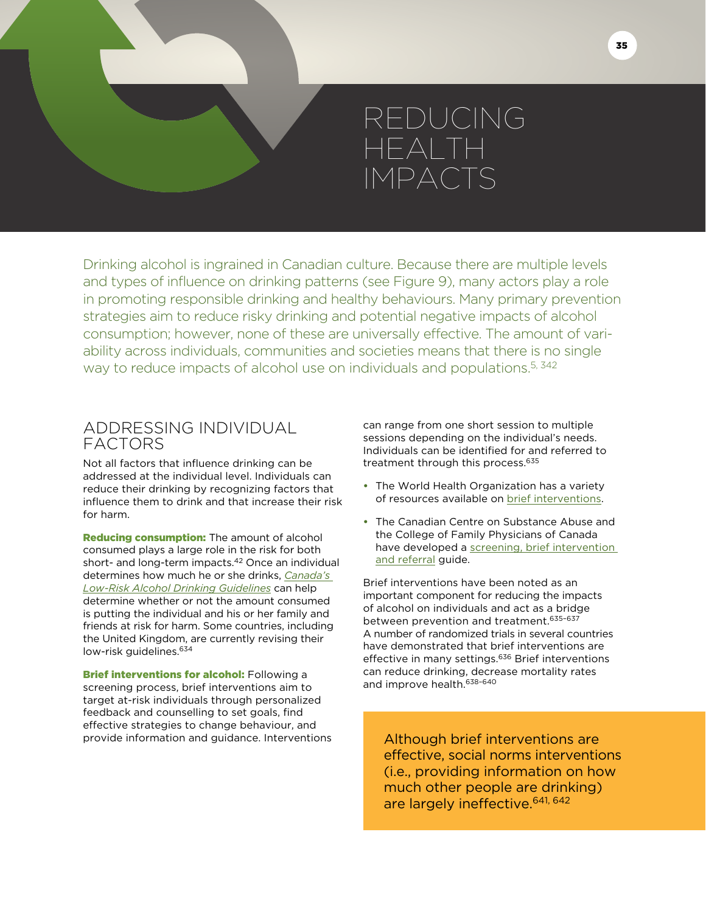# REDUCING HEALTH IMPACTS

Drinking alcohol is ingrained in Canadian culture. Because there are multiple levels and types of influence on drinking patterns (see Figure 9), many actors play a role in promoting responsible drinking and healthy behaviours. Many primary prevention strategies aim to reduce risky drinking and potential negative impacts of alcohol consumption; however, none of these are universally effective. The amount of variability across individuals, communities and societies means that there is no single way to reduce impacts of alcohol use on individuals and populations.[5, 342]

## ADDRESSING INDIVIDUAL FACTORS

Not all factors that influence drinking can be addressed at the individual level. Individuals can reduce their drinking by recognizing factors that influence them to drink and that increase their risk for harm.

**Reducing consumption:** The amount of alcohol consumed plays a large role in the risk for both short- and long-term impacts.[42] Once an individual determines how much he or she drinks, *Canada's Low-Risk Alcohol Drinking Guidelines* can help determine whether or not the amount consumed is putting the individual and his or her family and friends at risk for harm. Some countries, including the United Kingdom, are currently revising their low-risk guidelines.[634]

**Brief interventions for alcohol:** Following a screening process, brief interventions aim to target at-risk individuals through personalized feedback and counselling to set goals, find effective strategies to change behaviour, and provide information and guidance. Interventions can range from one short session to multiple sessions depending on the individual's needs. Individuals can be identified for and referred to treatment through this process.[635]

- The World Health Organization has a variety of resources available on brief interventions.
- The Canadian Centre on Substance Abuse and the College of Family Physicians of Canada have developed a screening, brief intervention and referral guide.

Brief interventions have been noted as an important component for reducing the impacts of alcohol on individuals and act as a bridge between prevention and treatment.[635–637] A number of randomized trials in several countries have demonstrated that brief interventions are effective in many settings.[636] Brief interventions can reduce drinking, decrease mortality rates and improve health.[638–640]

> Although brief interventions are effective, social norms interventions (i.e., providing information on how much other people are drinking) are largely ineffective.[641, 642]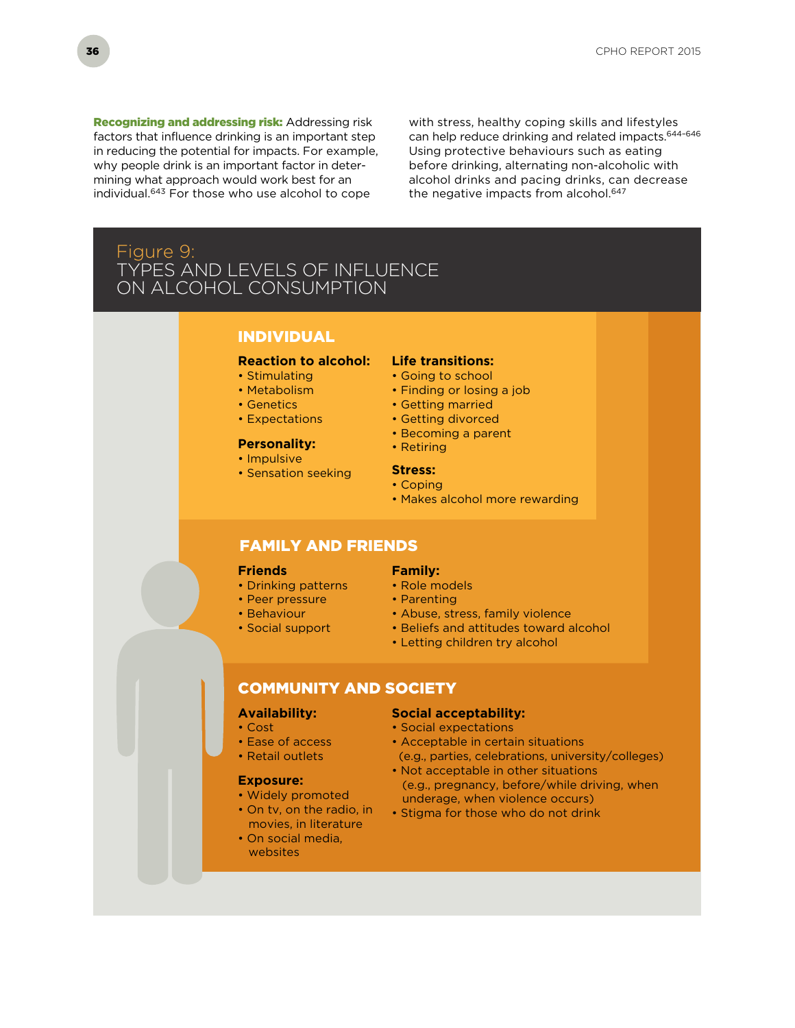**Recognizing and addressing risk:** Addressing risk factors that influence drinking is an important step in reducing the potential for impacts. For example, why people drink is an important factor in determining what approach would work best for an individual.[643] For those who use alcohol to cope with stress, healthy coping skills and lifestyles can help reduce drinking and related impacts.[644–646] Using protective behaviours such as eating before drinking, alternating non-alcoholic with alcohol drinks and pacing drinks, can decrease the negative impacts from alcohol.[647]

## Figure 9: TYPES AND LEVELS OF INFLUENCE ON ALCOHOL CONSUMPTION

### INDIVIDUAL

**Reaction to alcohol:**
- Stimulating
- Metabolism
- Genetics
- Expectations

**Personality:**
- Impulsive
- Sensation seeking

**Life transitions:**
- Going to school
- Finding or losing a job
- Getting married
- Getting divorced
- Becoming a parent
- Retiring

**Stress:**
- Coping
- Makes alcohol more rewarding

### FAMILY AND FRIENDS

**Friends**
- Drinking patterns
- Peer pressure
- Behaviour
- Social support

**Family:**
- Role models
- Parenting
- Abuse, stress, family violence
- Beliefs and attitudes toward alcohol
- Letting children try alcohol

### COMMUNITY AND SOCIETY

**Availability:**
- Cost
- Ease of access
- Retail outlets

**Exposure:**
- Widely promoted
- On tv, on the radio, in movies, in literature
- On social media, websites

**Social acceptability:**
- Social expectations
- Acceptable in certain situations (e.g., parties, celebrations, university/colleges)
- Not acceptable in other situations (e.g., pregnancy, before/while driving, when underage, when violence occurs)
- Stigma for those who do not drink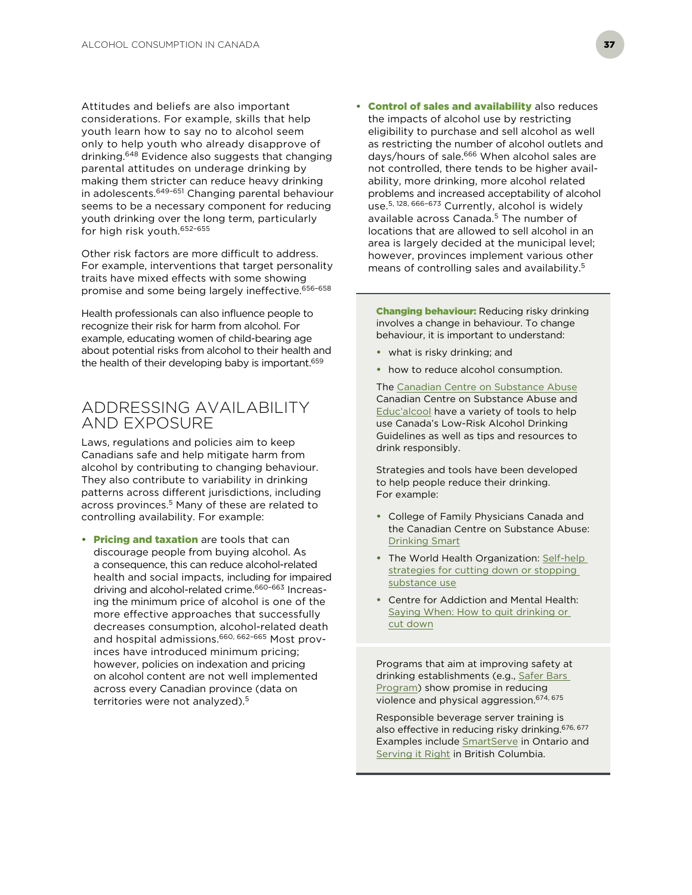Attitudes and beliefs are also important considerations. For example, skills that help youth learn how to say no to alcohol seem only to help youth who already disapprove of drinking.[648] Evidence also suggests that changing parental attitudes on underage drinking by making them stricter can reduce heavy drinking in adolescents.[649–651] Changing parental behaviour seems to be a necessary component for reducing youth drinking over the long term, particularly for high risk youth.[652–655]

Other risk factors are more difficult to address. For example, interventions that target personality traits have mixed effects with some showing promise and some being largely ineffective.[656–658]

Health professionals can also influence people to recognize their risk for harm from alcohol. For example, educating women of child-bearing age about potential risks from alcohol to their health and the health of their developing baby is important.[659]

## ADDRESSING AVAILABILITY AND EXPOSURE

Laws, regulations and policies aim to keep Canadians safe and help mitigate harm from alcohol by contributing to changing behaviour. They also contribute to variability in drinking patterns across different jurisdictions, including across provinces.[5] Many of these are related to controlling availability. For example:

- **Pricing and taxation** are tools that can discourage people from buying alcohol. As a consequence, this can reduce alcohol-related health and social impacts, including for impaired driving and alcohol-related crime.[660–663] Increasing the minimum price of alcohol is one of the more effective approaches that successfully decreases consumption, alcohol-related death and hospital admissions.[660, 662–665] Most provinces have introduced minimum pricing; however, policies on indexation and pricing on alcohol content are not well implemented across every Canadian province (data on territories were not analyzed).[5]
- **Control of sales and availability** also reduces the impacts of alcohol use by restricting eligibility to purchase and sell alcohol as well as restricting the number of alcohol outlets and days/hours of sale.[666] When alcohol sales are not controlled, there tends to be higher availability, more drinking, more alcohol related problems and increased acceptability of alcohol use.[5, 128, 666–673] Currently, alcohol is widely available across Canada.[5] The number of locations that are allowed to sell alcohol in an area is largely decided at the municipal level; however, provinces implement various other means of controlling sales and availability.[5]

**Changing behaviour:** Reducing risky drinking involves a change in behaviour. To change behaviour, it is important to understand:

- what is risky drinking; and
- how to reduce alcohol consumption.

The Canadian Centre on Substance Abuse Canadian Centre on Substance Abuse and Educ'alcool have a variety of tools to help use Canada's Low-Risk Alcohol Drinking Guidelines as well as tips and resources to drink responsibly.

Strategies and tools have been developed to help people reduce their drinking. For example:

- College of Family Physicians Canada and the Canadian Centre on Substance Abuse: Drinking Smart
- The World Health Organization: Self-help strategies for cutting down or stopping substance use
- Centre for Addiction and Mental Health: Saying When: How to quit drinking or cut down

Programs that aim at improving safety at drinking establishments (e.g., Safer Bars Program) show promise in reducing violence and physical aggression.[674, 675]

Responsible beverage server training is also effective in reducing risky drinking.[676, 677] Examples include SmartServe in Ontario and Serving it Right in British Columbia.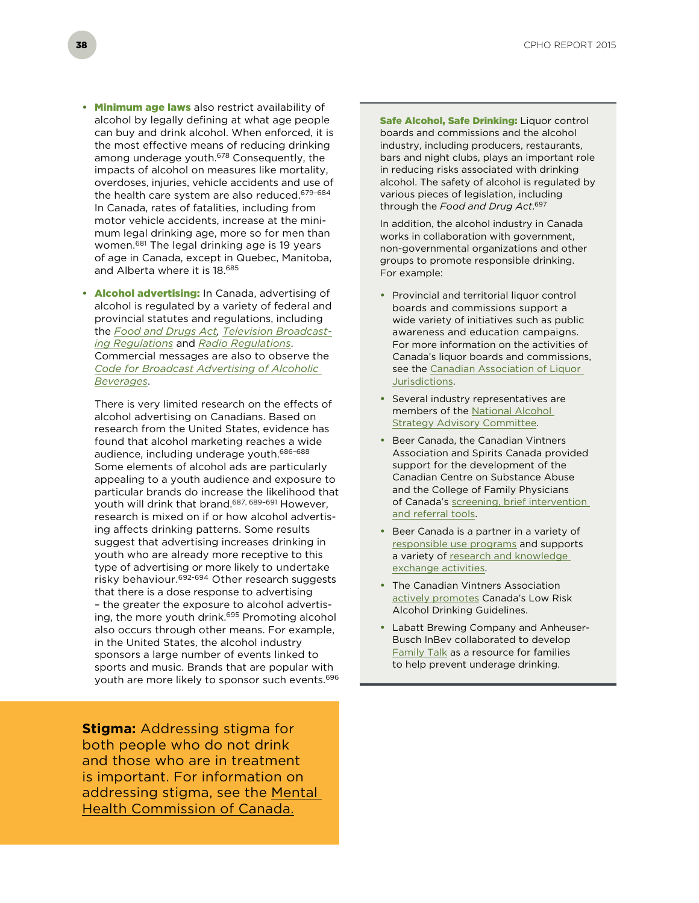- **Minimum age laws** also restrict availability of alcohol by legally defining at what age people can buy and drink alcohol. When enforced, it is the most effective means of reducing drinking among underage youth.[678] Consequently, the impacts of alcohol on measures like mortality, overdoses, injuries, vehicle accidents and use of the health care system are also reduced.[679–684] In Canada, rates of fatalities, including from motor vehicle accidents, increase at the minimum legal drinking age, more so for men than women.[681] The legal drinking age is 19 years of age in Canada, except in Quebec, Manitoba, and Alberta where it is 18.[685]

- **Alcohol advertising:** In Canada, advertising of alcohol is regulated by a variety of federal and provincial statutes and regulations, including the *Food and Drugs Act*, *Television Broadcasting Regulations* and *Radio Regulations*. Commercial messages are also to observe the *Code for Broadcast Advertising of Alcoholic Beverages*.

  There is very limited research on the effects of alcohol advertising on Canadians. Based on research from the United States, evidence has found that alcohol marketing reaches a wide audience, including underage youth.[686–688] Some elements of alcohol ads are particularly appealing to a youth audience and exposure to particular brands do increase the likelihood that youth will drink that brand.[687, 689–691] However, research is mixed on if or how alcohol advertising affects drinking patterns. Some results suggest that advertising increases drinking in youth who are already more receptive to this type of advertising or more likely to undertake risky behaviour.[692-694] Other research suggests that there is a dose response to advertising – the greater the exposure to alcohol advertising, the more youth drink.[695] Promoting alcohol also occurs through other means. For example, in the United States, the alcohol industry sponsors a large number of events linked to sports and music. Brands that are popular with youth are more likely to sponsor such events.[696]

**Stigma:** Addressing stigma for both people who do not drink and those who are in treatment is important. For information on addressing stigma, see the Mental Health Commission of Canada.

**Safe Alcohol, Safe Drinking:** Liquor control boards and commissions and the alcohol industry, including producers, restaurants, bars and night clubs, plays an important role in reducing risks associated with drinking alcohol. The safety of alcohol is regulated by various pieces of legislation, including through the *Food and Drug Act*.[697]

In addition, the alcohol industry in Canada works in collaboration with government, non-governmental organizations and other groups to promote responsible drinking. For example:

- Provincial and territorial liquor control boards and commissions support a wide variety of initiatives such as public awareness and education campaigns. For more information on the activities of Canada's liquor boards and commissions, see the Canadian Association of Liquor Jurisdictions.
- Several industry representatives are members of the National Alcohol Strategy Advisory Committee.
- Beer Canada, the Canadian Vintners Association and Spirits Canada provided support for the development of the Canadian Centre on Substance Abuse and the College of Family Physicians of Canada's screening, brief intervention and referral tools.
- Beer Canada is a partner in a variety of responsible use programs and supports a variety of research and knowledge exchange activities.
- The Canadian Vintners Association actively promotes Canada's Low Risk Alcohol Drinking Guidelines.
- Labatt Brewing Company and Anheuser-Busch InBev collaborated to develop Family Talk as a resource for families to help prevent underage drinking.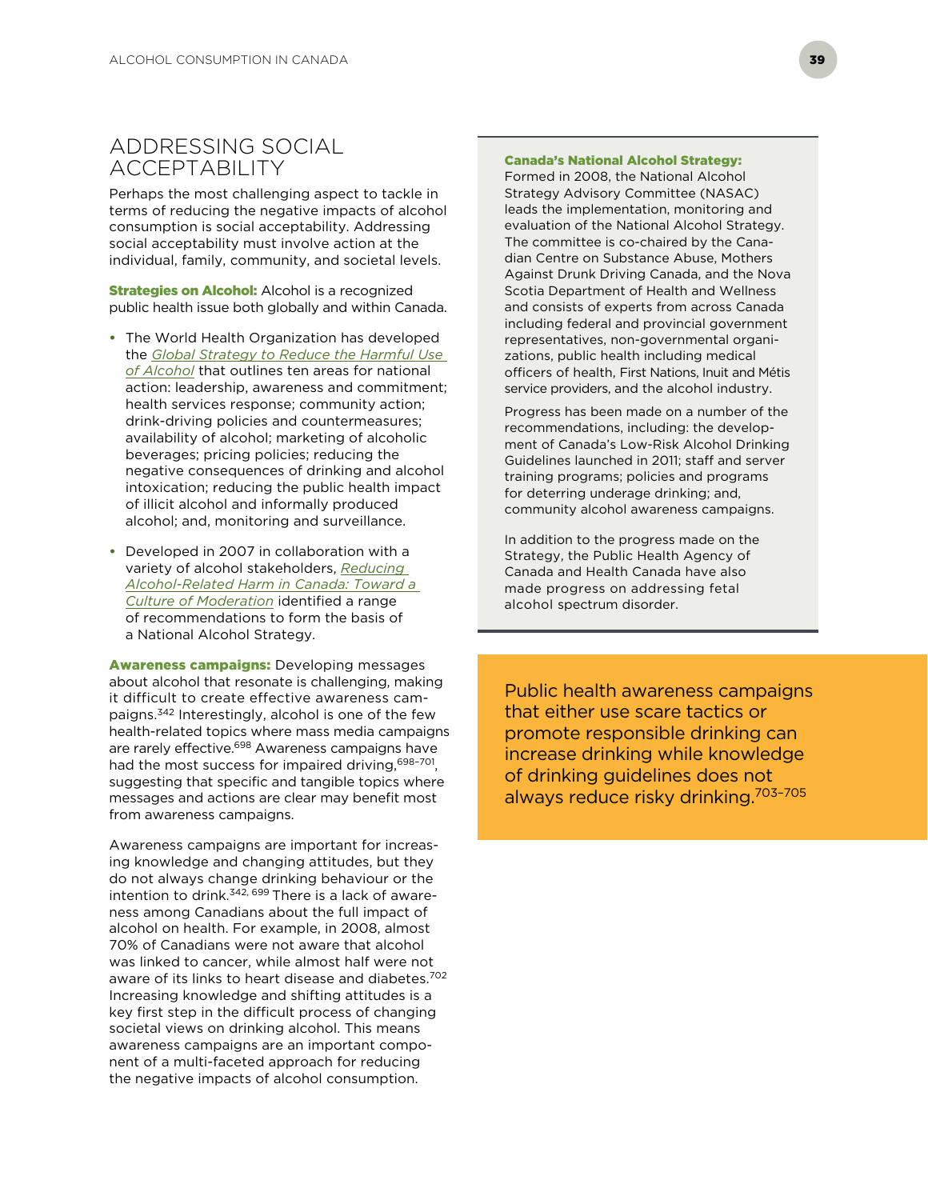## ADDRESSING SOCIAL ACCEPTABILITY

Perhaps the most challenging aspect to tackle in terms of reducing the negative impacts of alcohol consumption is social acceptability. Addressing social acceptability must involve action at the individual, family, community, and societal levels.

**Strategies on Alcohol:** Alcohol is a recognized public health issue both globally and within Canada.

- The World Health Organization has developed the *Global Strategy to Reduce the Harmful Use of Alcohol* that outlines ten areas for national action: leadership, awareness and commitment; health services response; community action; drink-driving policies and countermeasures; availability of alcohol; marketing of alcoholic beverages; pricing policies; reducing the negative consequences of drinking and alcohol intoxication; reducing the public health impact of illicit alcohol and informally produced alcohol; and, monitoring and surveillance.
- Developed in 2007 in collaboration with a variety of alcohol stakeholders, *Reducing Alcohol-Related Harm in Canada: Toward a Culture of Moderation* identified a range of recommendations to form the basis of a National Alcohol Strategy.

**Awareness campaigns:** Developing messages about alcohol that resonate is challenging, making it difficult to create effective awareness campaigns.[342] Interestingly, alcohol is one of the few health-related topics where mass media campaigns are rarely effective.[698] Awareness campaigns have had the most success for impaired driving,[698–701], suggesting that specific and tangible topics where messages and actions are clear may benefit most from awareness campaigns.

Awareness campaigns are important for increasing knowledge and changing attitudes, but they do not always change drinking behaviour or the intention to drink.[342, 699] There is a lack of awareness among Canadians about the full impact of alcohol on health. For example, in 2008, almost 70% of Canadians were not aware that alcohol was linked to cancer, while almost half were not aware of its links to heart disease and diabetes.[702] Increasing knowledge and shifting attitudes is a key first step in the difficult process of changing societal views on drinking alcohol. This means awareness campaigns are an important component of a multi-faceted approach for reducing the negative impacts of alcohol consumption.

**Canada's National Alcohol Strategy:**
Formed in 2008, the National Alcohol Strategy Advisory Committee (NASAC) leads the implementation, monitoring and evaluation of the National Alcohol Strategy. The committee is co-chaired by the Canadian Centre on Substance Abuse, Mothers Against Drunk Driving Canada, and the Nova Scotia Department of Health and Wellness and consists of experts from across Canada including federal and provincial government representatives, non-governmental organizations, public health including medical officers of health, First Nations, Inuit and Métis service providers, and the alcohol industry.

Progress has been made on a number of the recommendations, including: the development of Canada's Low-Risk Alcohol Drinking Guidelines launched in 2011; staff and server training programs; policies and programs for deterring underage drinking; and, community alcohol awareness campaigns.

In addition to the progress made on the Strategy, the Public Health Agency of Canada and Health Canada have also made progress on addressing fetal alcohol spectrum disorder.

Public health awareness campaigns that either use scare tactics or promote responsible drinking can increase drinking while knowledge of drinking guidelines does not always reduce risky drinking.[703–705]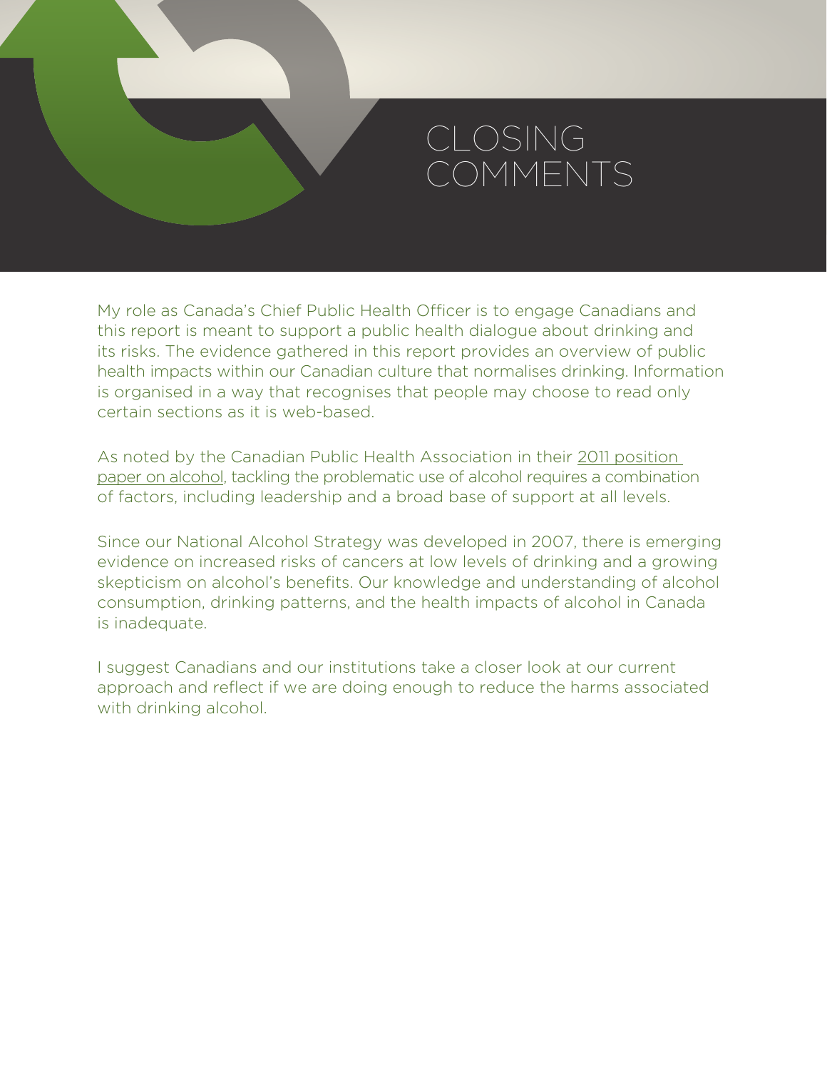# CLOSING COMMENTS

My role as Canada's Chief Public Health Officer is to engage Canadians and this report is meant to support a public health dialogue about drinking and its risks. The evidence gathered in this report provides an overview of public health impacts within our Canadian culture that normalises drinking. Information is organised in a way that recognises that people may choose to read only certain sections as it is web-based.

As noted by the Canadian Public Health Association in their 2011 position paper on alcohol, tackling the problematic use of alcohol requires a combination of factors, including leadership and a broad base of support at all levels.

Since our National Alcohol Strategy was developed in 2007, there is emerging evidence on increased risks of cancers at low levels of drinking and a growing skepticism on alcohol's benefits. Our knowledge and understanding of alcohol consumption, drinking patterns, and the health impacts of alcohol in Canada is inadequate.

I suggest Canadians and our institutions take a closer look at our current approach and reflect if we are doing enough to reduce the harms associated with drinking alcohol.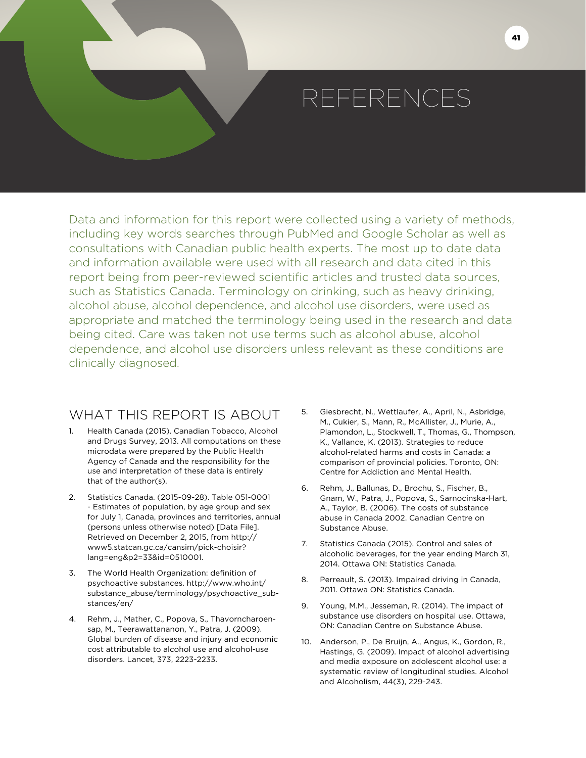# REFERENCES

Data and information for this report were collected using a variety of methods, including key words searches through PubMed and Google Scholar as well as consultations with Canadian public health experts. The most up to date data and information available were used with all research and data cited in this report being from peer-reviewed scientific articles and trusted data sources, such as Statistics Canada. Terminology on drinking, such as heavy drinking, alcohol abuse, alcohol dependence, and alcohol use disorders, were used as appropriate and matched the terminology being used in the research and data being cited. Care was taken not use terms such as alcohol abuse, alcohol dependence, and alcohol use disorders unless relevant as these conditions are clinically diagnosed.

## WHAT THIS REPORT IS ABOUT

1. Health Canada (2015). Canadian Tobacco, Alcohol and Drugs Survey, 2013. All computations on these microdata were prepared by the Public Health Agency of Canada and the responsibility for the use and interpretation of these data is entirely that of the author(s).
2. Statistics Canada. (2015-09-28). Table 051-0001 - Estimates of population, by age group and sex for July 1, Canada, provinces and territories, annual (persons unless otherwise noted) [Data File]. Retrieved on December 2, 2015, from http://www5.statcan.gc.ca/cansim/pick-choisir?lang=eng&p2=33&id=0510001.
3. The World Health Organization: definition of psychoactive substances. http://www.who.int/substance_abuse/terminology/psychoactive_substances/en/
4. Rehm, J., Mather, C., Popova, S., Thavorncharoensap, M., Teerawattananon, Y., Patra, J. (2009). Global burden of disease and injury and economic cost attributable to alcohol use and alcohol-use disorders. Lancet, 373, 2223-2233.
5. Giesbrecht, N., Wettlaufer, A., April, N., Asbridge, M., Cukier, S., Mann, R., McAllister, J., Murie, A., Plamondon, L., Stockwell, T., Thomas, G., Thompson, K., Vallance, K. (2013). Strategies to reduce alcohol-related harms and costs in Canada: a comparison of provincial policies. Toronto, ON: Centre for Addiction and Mental Health.
6. Rehm, J., Ballunas, D., Brochu, S., Fischer, B., Gnam, W., Patra, J., Popova, S., Sarnocinska-Hart, A., Taylor, B. (2006). The costs of substance abuse in Canada 2002. Canadian Centre on Substance Abuse.
7. Statistics Canada (2015). Control and sales of alcoholic beverages, for the year ending March 31, 2014. Ottawa ON: Statistics Canada.
8. Perreault, S. (2013). Impaired driving in Canada, 2011. Ottawa ON: Statistics Canada.
9. Young, M.M., Jesseman, R. (2014). The impact of substance use disorders on hospital use. Ottawa, ON: Canadian Centre on Substance Abuse.
10. Anderson, P., De Bruijn, A., Angus, K., Gordon, R., Hastings, G. (2009). Impact of alcohol advertising and media exposure on adolescent alcohol use: a systematic review of longitudinal studies. Alcohol and Alcoholism, 44(3), 229-243.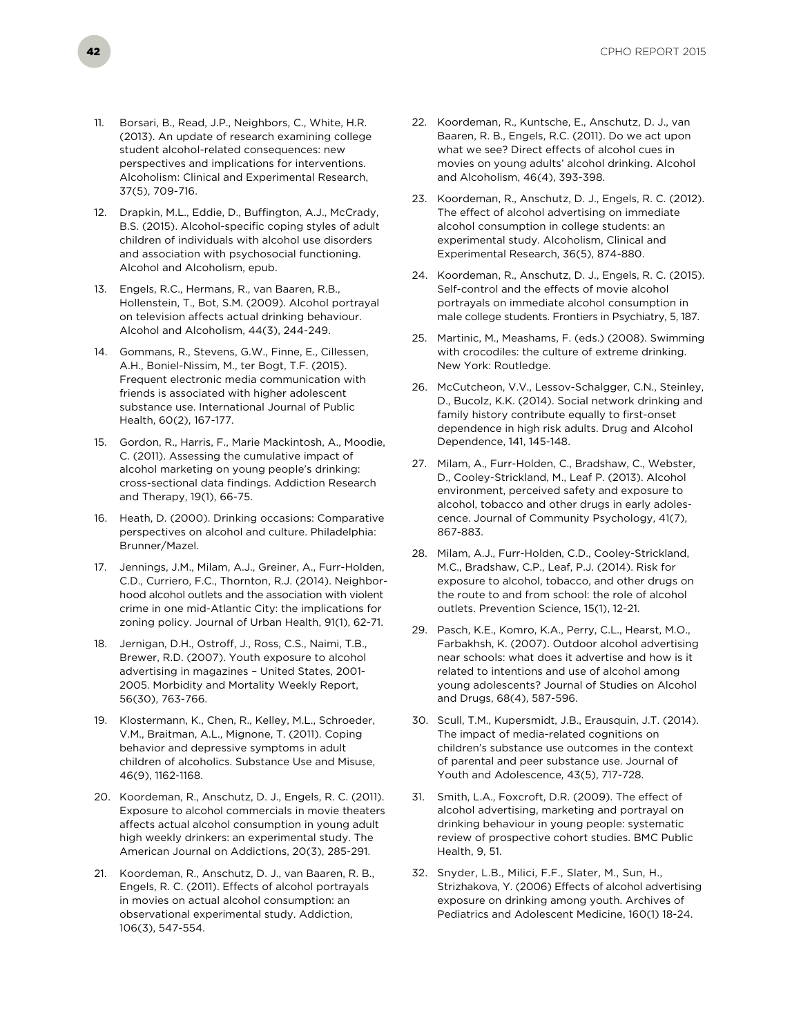11. Borsari, B., Read, J.P., Neighbors, C., White, H.R. (2013). An update of research examining college student alcohol-related consequences: new perspectives and implications for interventions. Alcoholism: Clinical and Experimental Research, 37(5), 709-716.

12. Drapkin, M.L., Eddie, D., Buffington, A.J., McCrady, B.S. (2015). Alcohol-specific coping styles of adult children of individuals with alcohol use disorders and association with psychosocial functioning. Alcohol and Alcoholism, epub.

13. Engels, R.C., Hermans, R., van Baaren, R.B., Hollenstein, T., Bot, S.M. (2009). Alcohol portrayal on television affects actual drinking behaviour. Alcohol and Alcoholism, 44(3), 244-249.

14. Gommans, R., Stevens, G.W., Finne, E., Cillessen, A.H., Boniel-Nissim, M., ter Bogt, T.F. (2015). Frequent electronic media communication with friends is associated with higher adolescent substance use. International Journal of Public Health, 60(2), 167-177.

15. Gordon, R., Harris, F., Marie Mackintosh, A., Moodie, C. (2011). Assessing the cumulative impact of alcohol marketing on young people's drinking: cross-sectional data findings. Addiction Research and Therapy, 19(1), 66-75.

16. Heath, D. (2000). Drinking occasions: Comparative perspectives on alcohol and culture. Philadelphia: Brunner/Mazel.

17. Jennings, J.M., Milam, A.J., Greiner, A., Furr-Holden, C.D., Curriero, F.C., Thornton, R.J. (2014). Neighborhood alcohol outlets and the association with violent crime in one mid-Atlantic City: the implications for zoning policy. Journal of Urban Health, 91(1), 62-71.

18. Jernigan, D.H., Ostroff, J., Ross, C.S., Naimi, T.B., Brewer, R.D. (2007). Youth exposure to alcohol advertising in magazines – United States, 2001-2005. Morbidity and Mortality Weekly Report, 56(30), 763-766.

19. Klostermann, K., Chen, R., Kelley, M.L., Schroeder, V.M., Braitman, A.L., Mignone, T. (2011). Coping behavior and depressive symptoms in adult children of alcoholics. Substance Use and Misuse, 46(9), 1162-1168.

20. Koordeman, R., Anschutz, D. J., Engels, R. C. (2011). Exposure to alcohol commercials in movie theaters affects actual alcohol consumption in young adult high weekly drinkers: an experimental study. The American Journal on Addictions, 20(3), 285-291.

21. Koordeman, R., Anschutz, D. J., van Baaren, R. B., Engels, R. C. (2011). Effects of alcohol portrayals in movies on actual alcohol consumption: an observational experimental study. Addiction, 106(3), 547-554.

22. Koordeman, R., Kuntsche, E., Anschutz, D. J., van Baaren, R. B., Engels, R.C. (2011). Do we act upon what we see? Direct effects of alcohol cues in movies on young adults' alcohol drinking. Alcohol and Alcoholism, 46(4), 393-398.

23. Koordeman, R., Anschutz, D. J., Engels, R. C. (2012). The effect of alcohol advertising on immediate alcohol consumption in college students: an experimental study. Alcoholism, Clinical and Experimental Research, 36(5), 874-880.

24. Koordeman, R., Anschutz, D. J., Engels, R. C. (2015). Self-control and the effects of movie alcohol portrayals on immediate alcohol consumption in male college students. Frontiers in Psychiatry, 5, 187.

25. Martinic, M., Measham, F. (eds.) (2008). Swimming with crocodiles: the culture of extreme drinking. New York: Routledge.

26. McCutcheon, V.V., Lessov-Schalgger, C.N., Steinley, D., Bucolz, K.K. (2014). Social network drinking and family history contribute equally to first-onset dependence in high risk adults. Drug and Alcohol Dependence, 141, 145-148.

27. Milam, A., Furr-Holden, C., Bradshaw, C., Webster, D., Cooley-Strickland, M., Leaf P. (2013). Alcohol environment, perceived safety and exposure to alcohol, tobacco and other drugs in early adolescence. Journal of Community Psychology, 41(7), 867-883.

28. Milam, A.J., Furr-Holden, C.D., Cooley-Strickland, M.C., Bradshaw, C.P., Leaf, P.J. (2014). Risk for exposure to alcohol, tobacco, and other drugs on the route to and from school: the role of alcohol outlets. Prevention Science, 15(1), 12-21.

29. Pasch, K.E., Komro, K.A., Perry, C.L., Hearst, M.O., Farbakhsh, K. (2007). Outdoor alcohol advertising near schools: what does it advertise and how is it related to intentions and use of alcohol among young adolescents? Journal of Studies on Alcohol and Drugs, 68(4), 587-596.

30. Scull, T.M., Kupersmidt, J.B., Erausquin, J.T. (2014). The impact of media-related cognitions on children's substance use outcomes in the context of parental and peer substance use. Journal of Youth and Adolescence, 43(5), 717-728.

31. Smith, L.A., Foxcroft, D.R. (2009). The effect of alcohol advertising, marketing and portrayal on drinking behaviour in young people: systematic review of prospective cohort studies. BMC Public Health, 9, 51.

32. Snyder, L.B., Milici, F.F., Slater, M., Sun, H., Strizhakova, Y. (2006) Effects of alcohol advertising exposure on drinking among youth. Archives of Pediatrics and Adolescent Medicine, 160(1) 18-24.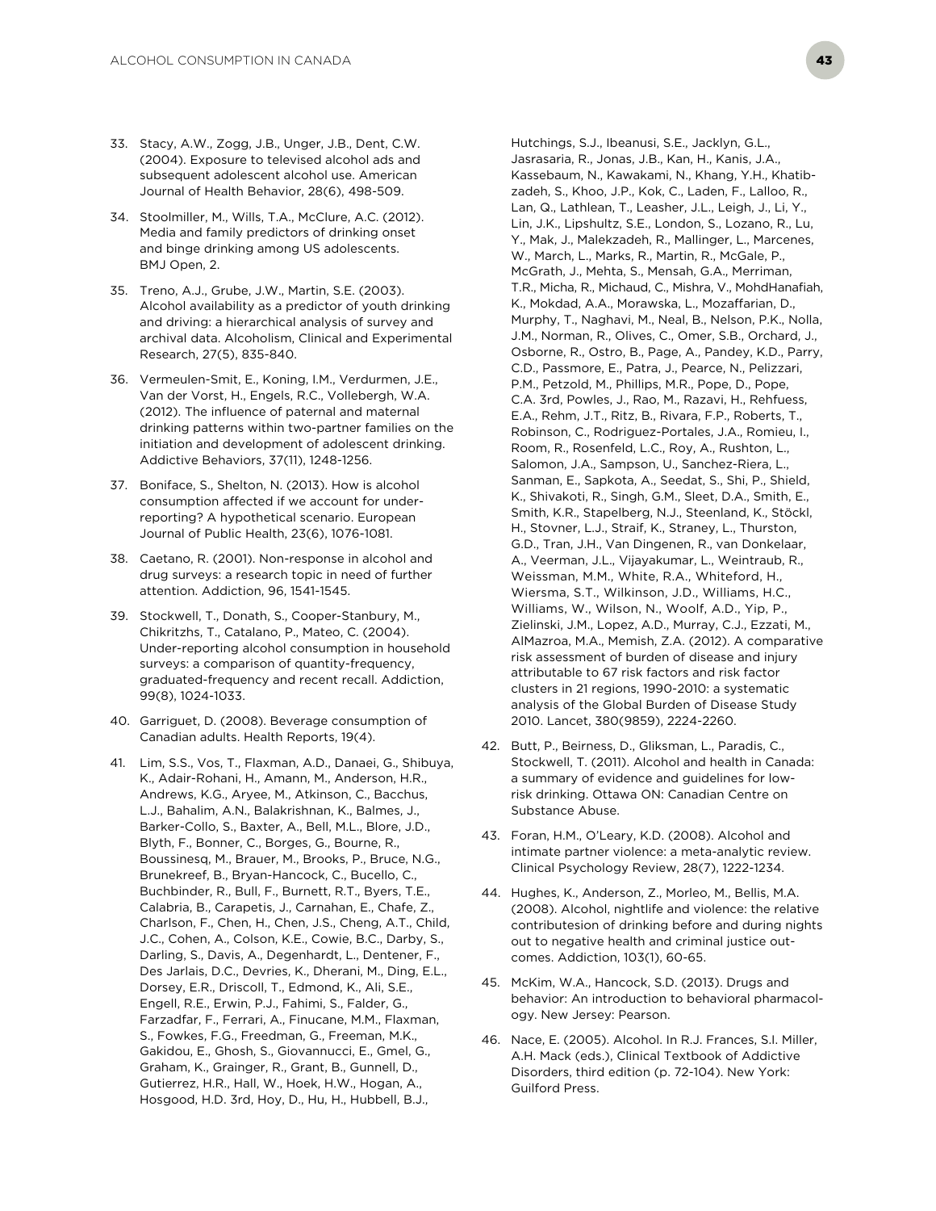33. Stacy, A.W., Zogg, J.B., Unger, J.B., Dent, C.W. (2004). Exposure to televised alcohol ads and subsequent adolescent alcohol use. American Journal of Health Behavior, 28(6), 498-509.

34. Stoolmiller, M., Wills, T.A., McClure, A.C. (2012). Media and family predictors of drinking onset and binge drinking among US adolescents. BMJ Open, 2.

35. Treno, A.J., Grube, J.W., Martin, S.E. (2003). Alcohol availability as a predictor of youth drinking and driving: a hierarchical analysis of survey and archival data. Alcoholism, Clinical and Experimental Research, 27(5), 835-840.

36. Vermeulen-Smit, E., Koning, I.M., Verdurmen, J.E., Van der Vorst, H., Engels, R.C., Vollebergh, W.A. (2012). The influence of paternal and maternal drinking patterns within two-partner families on the initiation and development of adolescent drinking. Addictive Behaviors, 37(11), 1248-1256.

37. Boniface, S., Shelton, N. (2013). How is alcohol consumption affected if we account for under-reporting? A hypothetical scenario. European Journal of Public Health, 23(6), 1076-1081.

38. Caetano, R. (2001). Non-response in alcohol and drug surveys: a research topic in need of further attention. Addiction, 96, 1541-1545.

39. Stockwell, T., Donath, S., Cooper-Stanbury, M., Chikritzhs, T., Catalano, P., Mateo, C. (2004). Under-reporting alcohol consumption in household surveys: a comparison of quantity-frequency, graduated-frequency and recent recall. Addiction, 99(8), 1024-1033.

40. Garriguet, D. (2008). Beverage consumption of Canadian adults. Health Reports, 19(4).

41. Lim, S.S., Vos, T., Flaxman, A.D., Danaei, G., Shibuya, K., Adair-Rohani, H., Amann, M., Anderson, H.R., Andrews, K.G., Aryee, M., Atkinson, C., Bacchus, L.J., Bahalim, A.N., Balakrishnan, K., Balmes, J., Barker-Collo, S., Baxter, A., Bell, M.L., Blore, J.D., Blyth, F., Bonner, C., Borges, G., Bourne, R., Boussinesq, M., Brauer, M., Brooks, P., Bruce, N.G., Brunekreef, B., Bryan-Hancock, C., Bucello, C., Buchbinder, R., Bull, F., Burnett, R.T., Byers, T.E., Calabria, B., Carapetis, J., Carnahan, E., Chafe, Z., Charlson, F., Chen, H., Chen, J.S., Cheng, A.T., Child, J.C., Cohen, A., Colson, K.E., Cowie, B.C., Darby, S., Darling, S., Davis, A., Degenhardt, L., Dentener, F., Des Jarlais, D.C., Devries, K., Dherani, M., Ding, E.L., Dorsey, E.R., Driscoll, T., Edmond, K., Ali, S.E., Engell, R.E., Erwin, P.J., Fahimi, S., Falder, G., Farzadfar, F., Ferrari, A., Finucane, M.M., Flaxman, S., Fowkes, F.G., Freedman, G., Freeman, M.K., Gakidou, E., Ghosh, S., Giovannucci, E., Gmel, G., Graham, K., Grainger, R., Grant, B., Gunnell, D., Gutierrez, H.R., Hall, W., Hoek, H.W., Hogan, A., Hosgood, H.D. 3rd, Hoy, D., Hu, H., Hubbell, B.J., Hutchings, S.J., Ibeanusi, S.E., Jacklyn, G.L., Jasrasaria, R., Jonas, J.B., Kan, H., Kanis, J.A., Kassebaum, N., Kawakami, N., Khang, Y.H., Khatibzadeh, S., Khoo, J.P., Kok, C., Laden, F., Lalloo, R., Lan, Q., Lathlean, T., Leasher, J.L., Leigh, J., Li, Y., Lin, J.K., Lipshultz, S.E., London, S., Lozano, R., Lu, Y., Mak, J., Malekzadeh, R., Mallinger, L., Marcenes, W., March, L., Marks, R., Martin, R., McGale, P., McGrath, J., Mehta, S., Mensah, G.A., Merriman, T.R., Micha, R., Michaud, C., Mishra, V., MohdHanafiah, K., Mokdad, A.A., Morawska, L., Mozaffarian, D., Murphy, T., Naghavi, M., Neal, B., Nelson, P.K., Nolla, J.M., Norman, R., Olives, C., Omer, S.B., Orchard, J., Osborne, R., Ostro, B., Page, A., Pandey, K.D., Parry, C.D., Passmore, E., Patra, J., Pearce, N., Pelizzari, P.M., Petzold, M., Phillips, M.R., Pope, D., Pope, C.A. 3rd, Powles, J., Rao, M., Razavi, H., Rehfuess, E.A., Rehm, J.T., Ritz, B., Rivara, F.P., Roberts, T., Robinson, C., Rodriguez-Portales, J.A., Romieu, I., Room, R., Rosenfeld, L.C., Roy, A., Rushton, L., Salomon, J.A., Sampson, U., Sanchez-Riera, L., Sanman, E., Sapkota, A., Seedat, S., Shi, P., Shield, K., Shivakoti, R., Singh, G.M., Sleet, D.A., Smith, E., Smith, K.R., Stapelberg, N.J., Steenland, K., Stöckl, H., Stovner, L.J., Straif, K., Straney, L., Thurston, G.D., Tran, J.H., Van Dingenen, R., van Donkelaar, A., Veerman, J.L., Vijayakumar, L., Weintraub, R., Weissman, M.M., White, R.A., Whiteford, H., Wiersma, S.T., Wilkinson, J.D., Williams, H.C., Williams, W., Wilson, N., Woolf, A.D., Yip, P., Zielinski, J.M., Lopez, A.D., Murray, C.J., Ezzati, M., AlMazroa, M.A., Memish, Z.A. (2012). A comparative risk assessment of burden of disease and injury attributable to 67 risk factors and risk factor clusters in 21 regions, 1990-2010: a systematic analysis of the Global Burden of Disease Study 2010. Lancet, 380(9859), 2224-2260.

42. Butt, P., Beirness, D., Gliksman, L., Paradis, C., Stockwell, T. (2011). Alcohol and health in Canada: a summary of evidence and guidelines for low-risk drinking. Ottawa ON: Canadian Centre on Substance Abuse.

43. Foran, H.M., O'Leary, K.D. (2008). Alcohol and intimate partner violence: a meta-analytic review. Clinical Psychology Review, 28(7), 1222-1234.

44. Hughes, K., Anderson, Z., Morleo, M., Bellis, M.A. (2008). Alcohol, nightlife and violence: the relative contributesion of drinking before and during nights out to negative health and criminal justice outcomes. Addiction, 103(1), 60-65.

45. McKim, W.A., Hancock, S.D. (2013). Drugs and behavior: An introduction to behavioral pharmacology. New Jersey: Pearson.

46. Nace, E. (2005). Alcohol. In R.J. Frances, S.I. Miller, A.H. Mack (eds.), Clinical Textbook of Addictive Disorders, third edition (p. 72-104). New York: Guilford Press.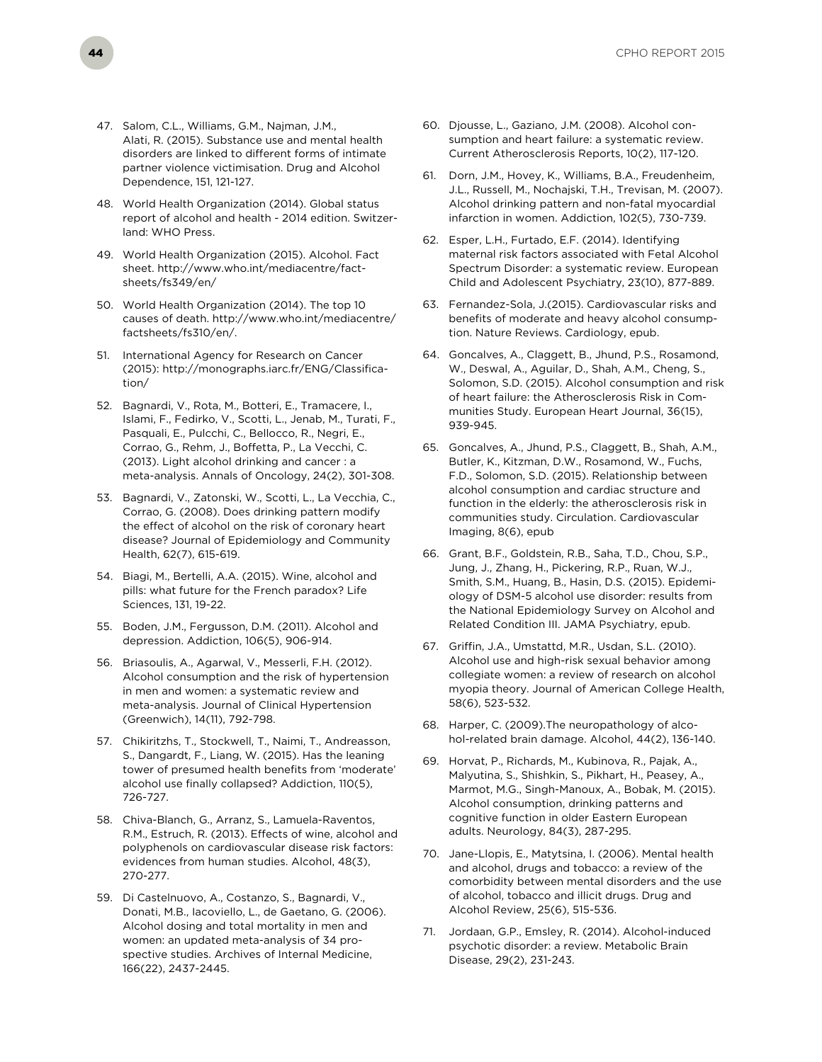47. Salom, C.L., Williams, G.M., Najman, J.M., Alati, R. (2015). Substance use and mental health disorders are linked to different forms of intimate partner violence victimisation. Drug and Alcohol Dependence, 151, 121-127.

48. World Health Organization (2014). Global status report of alcohol and health - 2014 edition. Switzerland: WHO Press.

49. World Health Organization (2015). Alcohol. Fact sheet. http://www.who.int/mediacentre/factsheets/fs349/en/

50. World Health Organization (2014). The top 10 causes of death. http://www.who.int/mediacentre/factsheets/fs310/en/.

51. International Agency for Research on Cancer (2015): http://monographs.iarc.fr/ENG/Classification/

52. Bagnardi, V., Rota, M., Botteri, E., Tramacere, I., Islami, F., Fedirko, V., Scotti, L., Jenab, M., Turati, F., Pasquali, E., Pulcchi, C., Bellocco, R., Negri, E., Corrao, G., Rehm, J., Boffetta, P., La Vecchi, C. (2013). Light alcohol drinking and cancer : a meta-analysis. Annals of Oncology, 24(2), 301-308.

53. Bagnardi, V., Zatonski, W., Scotti, L., La Vecchia, C., Corrao, G. (2008). Does drinking pattern modify the effect of alcohol on the risk of coronary heart disease? Journal of Epidemiology and Community Health, 62(7), 615-619.

54. Biagi, M., Bertelli, A.A. (2015). Wine, alcohol and pills: what future for the French paradox? Life Sciences, 131, 19-22.

55. Boden, J.M., Fergusson, D.M. (2011). Alcohol and depression. Addiction, 106(5), 906-914.

56. Briasoulis, A., Agarwal, V., Messerli, F.H. (2012). Alcohol consumption and the risk of hypertension in men and women: a systematic review and meta-analysis. Journal of Clinical Hypertension (Greenwich), 14(11), 792-798.

57. Chikiritzhs, T., Stockwell, T., Naimi, T., Andreasson, S., Dangardt, F., Liang, W. (2015). Has the leaning tower of presumed health benefits from 'moderate' alcohol use finally collapsed? Addiction, 110(5), 726-727.

58. Chiva-Blanch, G., Arranz, S., Lamuela-Raventos, R.M., Estruch, R. (2013). Effects of wine, alcohol and polyphenols on cardiovascular disease risk factors: evidences from human studies. Alcohol, 48(3), 270-277.

59. Di Castelnuovo, A., Costanzo, S., Bagnardi, V., Donati, M.B., Iacoviello, L., de Gaetano, G. (2006). Alcohol dosing and total mortality in men and women: an updated meta-analysis of 34 prospective studies. Archives of Internal Medicine, 166(22), 2437-2445.

60. Djousse, L., Gaziano, J.M. (2008). Alcohol consumption and heart failure: a systematic review. Current Atherosclerosis Reports, 10(2), 117-120.

61. Dorn, J.M., Hovey, K., Williams, B.A., Freudenheim, J.L., Russell, M., Nochajski, T.H., Trevisan, M. (2007). Alcohol drinking pattern and non-fatal myocardial infarction in women. Addiction, 102(5), 730-739.

62. Esper, L.H., Furtado, E.F. (2014). Identifying maternal risk factors associated with Fetal Alcohol Spectrum Disorder: a systematic review. European Child and Adolescent Psychiatry, 23(10), 877-889.

63. Fernandez-Sola, J.(2015). Cardiovascular risks and benefits of moderate and heavy alcohol consumption. Nature Reviews. Cardiology, epub.

64. Goncalves, A., Claggett, B., Jhund, P.S., Rosamond, W., Deswal, A., Aguilar, D., Shah, A.M., Cheng, S., Solomon, S.D. (2015). Alcohol consumption and risk of heart failure: the Atherosclerosis Risk in Communities Study. European Heart Journal, 36(15), 939-945.

65. Goncalves, A., Jhund, P.S., Claggett, B., Shah, A.M., Butler, K., Kitzman, D.W., Rosamond, W., Fuchs, F.D., Solomon, S.D. (2015). Relationship between alcohol consumption and cardiac structure and function in the elderly: the atherosclerosis risk in communities study. Circulation. Cardiovascular Imaging, 8(6), epub

66. Grant, B.F., Goldstein, R.B., Saha, T.D., Chou, S.P., Jung, J., Zhang, H., Pickering, R.P., Ruan, W.J., Smith, S.M., Huang, B., Hasin, D.S. (2015). Epidemiology of DSM-5 alcohol use disorder: results from the National Epidemiology Survey on Alcohol and Related Condition III. JAMA Psychiatry, epub.

67. Griffin, J.A., Umstattd, M.R., Usdan, S.L. (2010). Alcohol use and high-risk sexual behavior among collegiate women: a review of research on alcohol myopia theory. Journal of American College Health, 58(6), 523-532.

68. Harper, C. (2009).The neuropathology of alcohol-related brain damage. Alcohol, 44(2), 136-140.

69. Horvat, P., Richards, M., Kubinova, R., Pajak, A., Malyutina, S., Shishkin, S., Pikhart, H., Peasey, A., Marmot, M.G., Singh-Manoux, A., Bobak, M. (2015). Alcohol consumption, drinking patterns and cognitive function in older Eastern European adults. Neurology, 84(3), 287-295.

70. Jane-Llopis, E., Matytsina, I. (2006). Mental health and alcohol, drugs and tobacco: a review of the comorbidity between mental disorders and the use of alcohol, tobacco and illicit drugs. Drug and Alcohol Review, 25(6), 515-536.

71. Jordaan, G.P., Emsley, R. (2014). Alcohol-induced psychotic disorder: a review. Metabolic Brain Disease, 29(2), 231-243.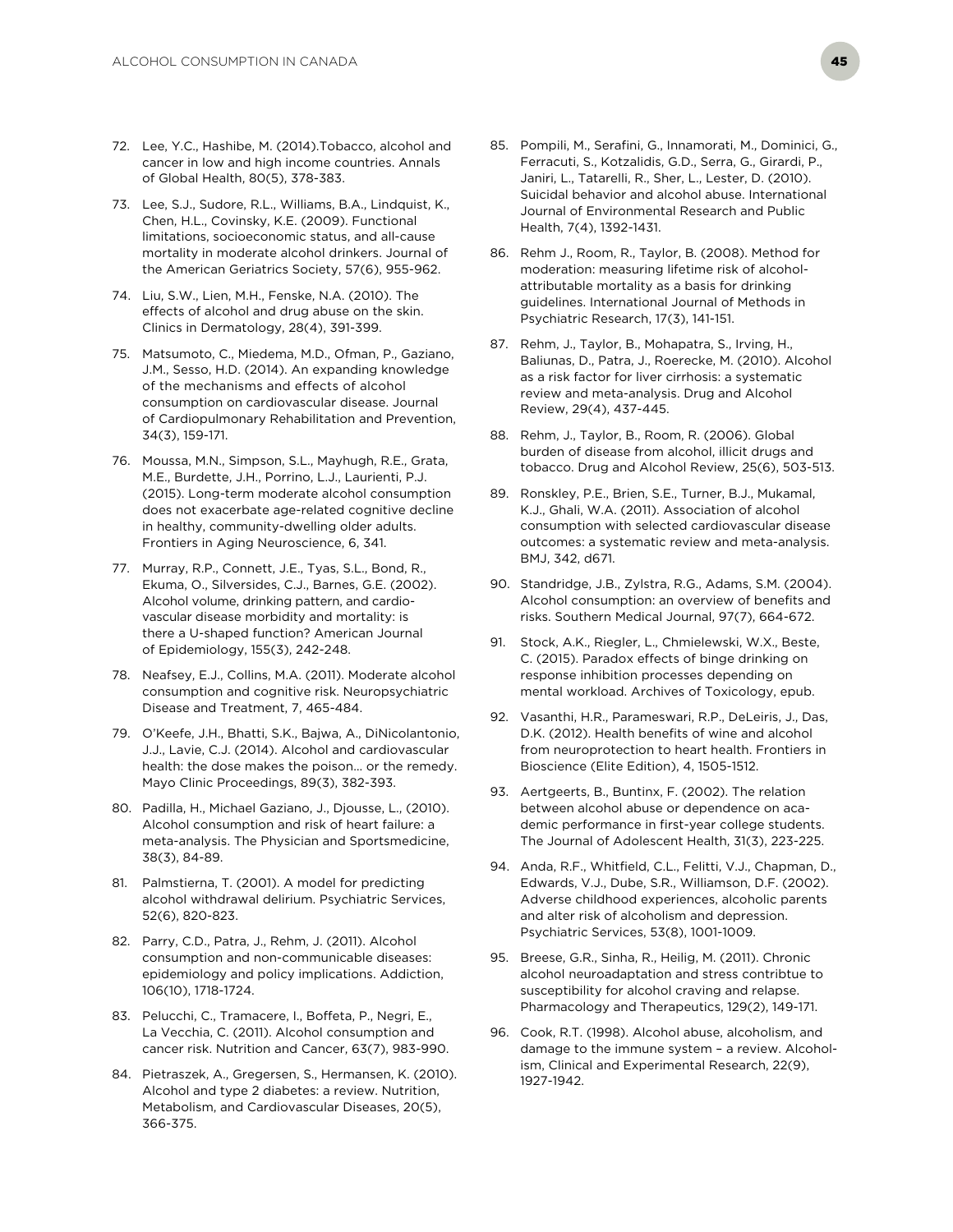72. Lee, Y.C., Hashibe, M. (2014).Tobacco, alcohol and cancer in low and high income countries. Annals of Global Health, 80(5), 378-383.

73. Lee, S.J., Sudore, R.L., Williams, B.A., Lindquist, K., Chen, H.L., Covinsky, K.E. (2009). Functional limitations, socioeconomic status, and all-cause mortality in moderate alcohol drinkers. Journal of the American Geriatrics Society, 57(6), 955-962.

74. Liu, S.W., Lien, M.H., Fenske, N.A. (2010). The effects of alcohol and drug abuse on the skin. Clinics in Dermatology, 28(4), 391-399.

75. Matsumoto, C., Miedema, M.D., Ofman, P., Gaziano, J.M., Sesso, H.D. (2014). An expanding knowledge of the mechanisms and effects of alcohol consumption on cardiovascular disease. Journal of Cardiopulmonary Rehabilitation and Prevention, 34(3), 159-171.

76. Moussa, M.N., Simpson, S.L., Mayhugh, R.E., Grata, M.E., Burdette, J.H., Porrino, L.J., Laurienti, P.J. (2015). Long-term moderate alcohol consumption does not exacerbate age-related cognitive decline in healthy, community-dwelling older adults. Frontiers in Aging Neuroscience, 6, 341.

77. Murray, R.P., Connett, J.E., Tyas, S.L., Bond, R., Ekuma, O., Silversides, C.J., Barnes, G.E. (2002). Alcohol volume, drinking pattern, and cardio-vascular disease morbidity and mortality: is there a U-shaped function? American Journal of Epidemiology, 155(3), 242-248.

78. Neafsey, E.J., Collins, M.A. (2011). Moderate alcohol consumption and cognitive risk. Neuropsychiatric Disease and Treatment, 7, 465-484.

79. O'Keefe, J.H., Bhatti, S.K., Bajwa, A., DiNicolantonio, J.J., Lavie, C.J. (2014). Alcohol and cardiovascular health: the dose makes the poison… or the remedy. Mayo Clinic Proceedings, 89(3), 382-393.

80. Padilla, H., Michael Gaziano, J., Djousse, L., (2010). Alcohol consumption and risk of heart failure: a meta-analysis. The Physician and Sportsmedicine, 38(3), 84-89.

81. Palmstierna, T. (2001). A model for predicting alcohol withdrawal delirium. Psychiatric Services, 52(6), 820-823.

82. Parry, C.D., Patra, J., Rehm, J. (2011). Alcohol consumption and non-communicable diseases: epidemiology and policy implications. Addiction, 106(10), 1718-1724.

83. Pelucchi, C., Tramacere, I., Boffeta, P., Negri, E., La Vecchia, C. (2011). Alcohol consumption and cancer risk. Nutrition and Cancer, 63(7), 983-990.

84. Pietraszek, A., Gregersen, S., Hermansen, K. (2010). Alcohol and type 2 diabetes: a review. Nutrition, Metabolism, and Cardiovascular Diseases, 20(5), 366-375.

85. Pompili, M., Serafini, G., Innamorati, M., Dominici, G., Ferracuti, S., Kotzalidis, G.D., Serra, G., Girardi, P., Janiri, L., Tatarelli, R., Sher, L., Lester, D. (2010). Suicidal behavior and alcohol abuse. International Journal of Environmental Research and Public Health, 7(4), 1392-1431.

86. Rehm J., Room, R., Taylor, B. (2008). Method for moderation: measuring lifetime risk of alcohol-attributable mortality as a basis for drinking guidelines. International Journal of Methods in Psychiatric Research, 17(3), 141-151.

87. Rehm, J., Taylor, B., Mohapatra, S., Irving, H., Baliunas, D., Patra, J., Roerecke, M. (2010). Alcohol as a risk factor for liver cirrhosis: a systematic review and meta-analysis. Drug and Alcohol Review, 29(4), 437-445.

88. Rehm, J., Taylor, B., Room, R. (2006). Global burden of disease from alcohol, illicit drugs and tobacco. Drug and Alcohol Review, 25(6), 503-513.

89. Ronskley, P.E., Brien, S.E., Turner, B.J., Mukamal, K.J., Ghali, W.A. (2011). Association of alcohol consumption with selected cardiovascular disease outcomes: a systematic review and meta-analysis. BMJ, 342, d671.

90. Standridge, J.B., Zylstra, R.G., Adams, S.M. (2004). Alcohol consumption: an overview of benefits and risks. Southern Medical Journal, 97(7), 664-672.

91. Stock, A.K., Riegler, L., Chmielewski, W.X., Beste, C. (2015). Paradox effects of binge drinking on response inhibition processes depending on mental workload. Archives of Toxicology, epub.

92. Vasanthi, H.R., Parameswari, R.P., DeLeiris, J., Das, D.K. (2012). Health benefits of wine and alcohol from neuroprotection to heart health. Frontiers in Bioscience (Elite Edition), 4, 1505-1512.

93. Aertgeerts, B., Buntinx, F. (2002). The relation between alcohol abuse or dependence on aca-demic performance in first-year college students. The Journal of Adolescent Health, 31(3), 223-225.

94. Anda, R.F., Whitfield, C.L., Felitti, V.J., Chapman, D., Edwards, V.J., Dube, S.R., Williamson, D.F. (2002). Adverse childhood experiences, alcoholic parents and alter risk of alcoholism and depression. Psychiatric Services, 53(8), 1001-1009.

95. Breese, G.R., Sinha, R., Heilig, M. (2011). Chronic alcohol neuroadaptation and stress contribtue to susceptibility for alcohol craving and relapse. Pharmacology and Therapeutics, 129(2), 149-171.

96. Cook, R.T. (1998). Alcohol abuse, alcoholism, and damage to the immune system – a review. Alcohol-ism, Clinical and Experimental Research, 22(9), 1927-1942.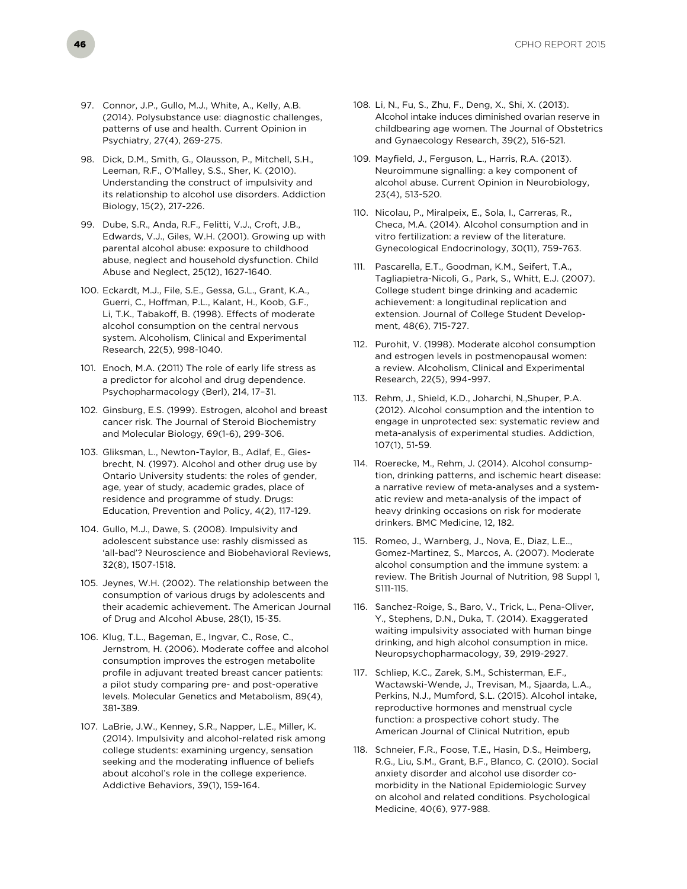97. Connor, J.P., Gullo, M.J., White, A., Kelly, A.B. (2014). Polysubstance use: diagnostic challenges, patterns of use and health. Current Opinion in Psychiatry, 27(4), 269-275.

98. Dick, D.M., Smith, G., Olausson, P., Mitchell, S.H., Leeman, R.F., O'Malley, S.S., Sher, K. (2010). Understanding the construct of impulsivity and its relationship to alcohol use disorders. Addiction Biology, 15(2), 217-226.

99. Dube, S.R., Anda, R.F., Felitti, V.J., Croft, J.B., Edwards, V.J., Giles, W.H. (2001). Growing up with parental alcohol abuse: exposure to childhood abuse, neglect and household dysfunction. Child Abuse and Neglect, 25(12), 1627-1640.

100. Eckardt, M.J., File, S.E., Gessa, G.L., Grant, K.A., Guerri, C., Hoffman, P.L., Kalant, H., Koob, G.F., Li, T.K., Tabakoff, B. (1998). Effects of moderate alcohol consumption on the central nervous system. Alcoholism, Clinical and Experimental Research, 22(5), 998-1040.

101. Enoch, M.A. (2011) The role of early life stress as a predictor for alcohol and drug dependence. Psychopharmacology (Berl), 214, 17–31.

102. Ginsburg, E.S. (1999). Estrogen, alcohol and breast cancer risk. The Journal of Steroid Biochemistry and Molecular Biology, 69(1-6), 299-306.

103. Gliksman, L., Newton-Taylor, B., Adlaf, E., Giesbrecht, N. (1997). Alcohol and other drug use by Ontario University students: the roles of gender, age, year of study, academic grades, place of residence and programme of study. Drugs: Education, Prevention and Policy, 4(2), 117-129.

104. Gullo, M.J., Dawe, S. (2008). Impulsivity and adolescent substance use: rashly dismissed as 'all-bad'? Neuroscience and Biobehavioral Reviews, 32(8), 1507-1518.

105. Jeynes, W.H. (2002). The relationship between the consumption of various drugs by adolescents and their academic achievement. The American Journal of Drug and Alcohol Abuse, 28(1), 15-35.

106. Klug, T.L., Bageman, E., Ingvar, C., Rose, C., Jernstrom, H. (2006). Moderate coffee and alcohol consumption improves the estrogen metabolite profile in adjuvant treated breast cancer patients: a pilot study comparing pre- and post-operative levels. Molecular Genetics and Metabolism, 89(4), 381-389.

107. LaBrie, J.W., Kenney, S.R., Napper, L.E., Miller, K. (2014). Impulsivity and alcohol-related risk among college students: examining urgency, sensation seeking and the moderating influence of beliefs about alcohol's role in the college experience. Addictive Behaviors, 39(1), 159-164.

108. Li, N., Fu, S., Zhu, F., Deng, X., Shi, X. (2013). Alcohol intake induces diminished ovarian reserve in childbearing age women. The Journal of Obstetrics and Gynaecology Research, 39(2), 516-521.

109. Mayfield, J., Ferguson, L., Harris, R.A. (2013). Neuroimmune signalling: a key component of alcohol abuse. Current Opinion in Neurobiology, 23(4), 513-520.

110. Nicolau, P., Miralpeix, E., Sola, I., Carreras, R., Checa, M.A. (2014). Alcohol consumption and in vitro fertilization: a review of the literature. Gynecological Endocrinology, 30(11), 759-763.

111. Pascarella, E.T., Goodman, K.M., Seifert, T.A., Tagliapietra-Nicoli, G., Park, S., Whitt, E.J. (2007). College student binge drinking and academic achievement: a longitudinal replication and extension. Journal of College Student Development, 48(6), 715-727.

112. Purohit, V. (1998). Moderate alcohol consumption and estrogen levels in postmenopausal women: a review. Alcoholism, Clinical and Experimental Research, 22(5), 994-997.

113. Rehm, J., Shield, K.D., Joharchi, N.,Shuper, P.A. (2012). Alcohol consumption and the intention to engage in unprotected sex: systematic review and meta-analysis of experimental studies. Addiction, 107(1), 51-59.

114. Roerecke, M., Rehm, J. (2014). Alcohol consumption, drinking patterns, and ischemic heart disease: a narrative review of meta-analyses and a systematic review and meta-analysis of the impact of heavy drinking occasions on risk for moderate drinkers. BMC Medicine, 12, 182.

115. Romeo, J., Warnberg, J., Nova, E., Diaz, L.E.., Gomez-Martinez, S., Marcos, A. (2007). Moderate alcohol consumption and the immune system: a review. The British Journal of Nutrition, 98 Suppl 1, S111-115.

116. Sanchez-Roige, S., Baro, V., Trick, L., Pena-Oliver, Y., Stephens, D.N., Duka, T. (2014). Exaggerated waiting impulsivity associated with human binge drinking, and high alcohol consumption in mice. Neuropsychopharmacology, 39, 2919-2927.

117. Schliep, K.C., Zarek, S.M., Schisterman, E.F., Wactawski-Wende, J., Trevisan, M., Sjaarda, L.A., Perkins, N.J., Mumford, S.L. (2015). Alcohol intake, reproductive hormones and menstrual cycle function: a prospective cohort study. The American Journal of Clinical Nutrition, epub

118. Schneier, F.R., Foose, T.E., Hasin, D.S., Heimberg, R.G., Liu, S.M., Grant, B.F., Blanco, C. (2010). Social anxiety disorder and alcohol use disorder co-morbidity in the National Epidemiologic Survey on alcohol and related conditions. Psychological Medicine, 40(6), 977-988.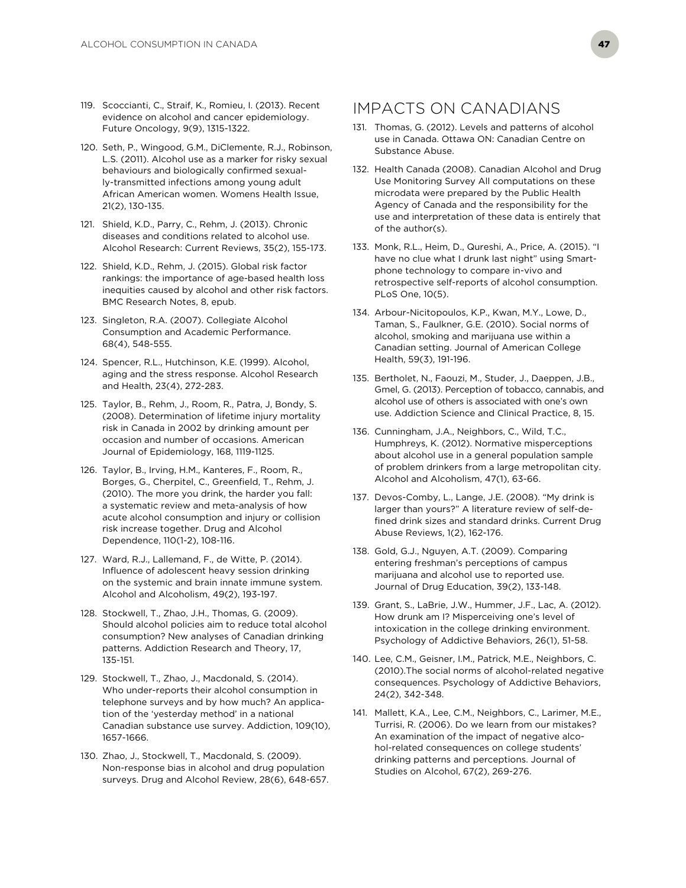119. Scoccianti, C., Straif, K., Romieu, I. (2013). Recent evidence on alcohol and cancer epidemiology. Future Oncology, 9(9), 1315-1322.

120. Seth, P., Wingood, G.M., DiClemente, R.J., Robinson, L.S. (2011). Alcohol use as a marker for risky sexual behaviours and biologically confirmed sexually-transmitted infections among young adult African American women. Womens Health Issue, 21(2), 130-135.

121. Shield, K.D., Parry, C., Rehm, J. (2013). Chronic diseases and conditions related to alcohol use. Alcohol Research: Current Reviews, 35(2), 155-173.

122. Shield, K.D., Rehm, J. (2015). Global risk factor rankings: the importance of age-based health loss inequities caused by alcohol and other risk factors. BMC Research Notes, 8, epub.

123. Singleton, R.A. (2007). Collegiate Alcohol Consumption and Academic Performance. 68(4), 548-555.

124. Spencer, R.L., Hutchinson, K.E. (1999). Alcohol, aging and the stress response. Alcohol Research and Health, 23(4), 272-283.

125. Taylor, B., Rehm, J., Room, R., Patra, J, Bondy, S. (2008). Determination of lifetime injury mortality risk in Canada in 2002 by drinking amount per occasion and number of occasions. American Journal of Epidemiology, 168, 1119-1125.

126. Taylor, B., Irving, H.M., Kanteres, F., Room, R., Borges, G., Cherpitel, C., Greenfield, T., Rehm, J. (2010). The more you drink, the harder you fall: a systematic review and meta-analysis of how acute alcohol consumption and injury or collision risk increase together. Drug and Alcohol Dependence, 110(1-2), 108-116.

127. Ward, R.J., Lallemand, F., de Witte, P. (2014). Influence of adolescent heavy session drinking on the systemic and brain innate immune system. Alcohol and Alcoholism, 49(2), 193-197.

128. Stockwell, T., Zhao, J.H., Thomas, G. (2009). Should alcohol policies aim to reduce total alcohol consumption? New analyses of Canadian drinking patterns. Addiction Research and Theory, 17, 135-151.

129. Stockwell, T., Zhao, J., Macdonald, S. (2014). Who under-reports their alcohol consumption in telephone surveys and by how much? An application of the 'yesterday method' in a national Canadian substance use survey. Addiction, 109(10), 1657-1666.

130. Zhao, J., Stockwell, T., Macdonald, S. (2009). Non-response bias in alcohol and drug population surveys. Drug and Alcohol Review, 28(6), 648-657.

## IMPACTS ON CANADIANS

131. Thomas, G. (2012). Levels and patterns of alcohol use in Canada. Ottawa ON: Canadian Centre on Substance Abuse.

132. Health Canada (2008). Canadian Alcohol and Drug Use Monitoring Survey All computations on these microdata were prepared by the Public Health Agency of Canada and the responsibility for the use and interpretation of these data is entirely that of the author(s).

133. Monk, R.L., Heim, D., Qureshi, A., Price, A. (2015). "I have no clue what I drunk last night" using Smartphone technology to compare in-vivo and retrospective self-reports of alcohol consumption. PLoS One, 10(5).

134. Arbour-Nicitopoulos, K.P., Kwan, M.Y., Lowe, D., Taman, S., Faulkner, G.E. (2010). Social norms of alcohol, smoking and marijuana use within a Canadian setting. Journal of American College Health, 59(3), 191-196.

135. Bertholet, N., Faouzi, M., Studer, J., Daeppen, J.B., Gmel, G. (2013). Perception of tobacco, cannabis, and alcohol use of others is associated with one's own use. Addiction Science and Clinical Practice, 8, 15.

136. Cunningham, J.A., Neighbors, C., Wild, T.C., Humphreys, K. (2012). Normative misperceptions about alcohol use in a general population sample of problem drinkers from a large metropolitan city. Alcohol and Alcoholism, 47(1), 63-66.

137. Devos-Comby, L., Lange, J.E. (2008). "My drink is larger than yours?" A literature review of self-defined drink sizes and standard drinks. Current Drug Abuse Reviews, 1(2), 162-176.

138. Gold, G.J., Nguyen, A.T. (2009). Comparing entering freshman's perceptions of campus marijuana and alcohol use to reported use. Journal of Drug Education, 39(2), 133-148.

139. Grant, S., LaBrie, J.W., Hummer, J.F., Lac, A. (2012). How drunk am I? Misperceiving one's level of intoxication in the college drinking environment. Psychology of Addictive Behaviors, 26(1), 51-58.

140. Lee, C.M., Geisner, I.M., Patrick, M.E., Neighbors, C. (2010).The social norms of alcohol-related negative consequences. Psychology of Addictive Behaviors, 24(2), 342-348.

141. Mallett, K.A., Lee, C.M., Neighbors, C., Larimer, M.E., Turrisi, R. (2006). Do we learn from our mistakes? An examination of the impact of negative alcohol-related consequences on college students' drinking patterns and perceptions. Journal of Studies on Alcohol, 67(2), 269-276.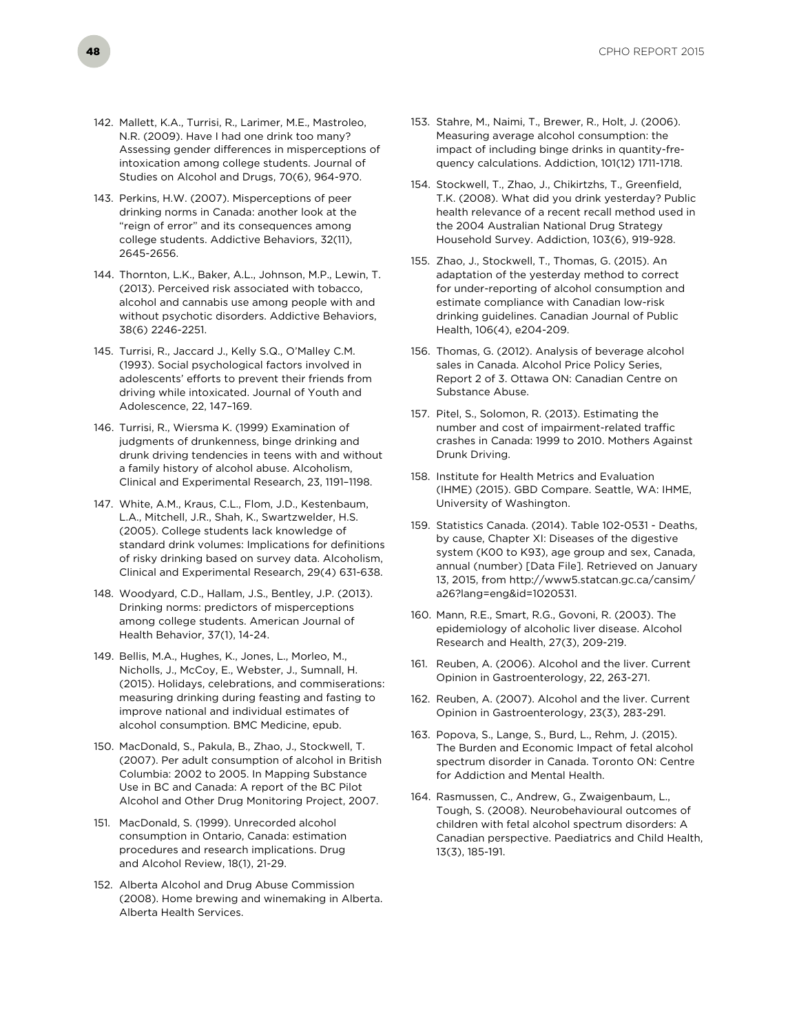142. Mallett, K.A., Turrisi, R., Larimer, M.E., Mastroleo, N.R. (2009). Have I had one drink too many? Assessing gender differences in misperceptions of intoxication among college students. Journal of Studies on Alcohol and Drugs, 70(6), 964-970.

143. Perkins, H.W. (2007). Misperceptions of peer drinking norms in Canada: another look at the "reign of error" and its consequences among college students. Addictive Behaviors, 32(11), 2645-2656.

144. Thornton, L.K., Baker, A.L., Johnson, M.P., Lewin, T. (2013). Perceived risk associated with tobacco, alcohol and cannabis use among people with and without psychotic disorders. Addictive Behaviors, 38(6) 2246-2251.

145. Turrisi, R., Jaccard J., Kelly S.Q., O'Malley C.M. (1993). Social psychological factors involved in adolescents' efforts to prevent their friends from driving while intoxicated. Journal of Youth and Adolescence, 22, 147–169.

146. Turrisi, R., Wiersma K. (1999) Examination of judgments of drunkenness, binge drinking and drunk driving tendencies in teens with and without a family history of alcohol abuse. Alcoholism, Clinical and Experimental Research, 23, 1191–1198.

147. White, A.M., Kraus, C.L., Flom, J.D., Kestenbaum, L.A., Mitchell, J.R., Shah, K., Swartzwelder, H.S. (2005). College students lack knowledge of standard drink volumes: Implications for definitions of risky drinking based on survey data. Alcoholism, Clinical and Experimental Research, 29(4) 631-638.

148. Woodyard, C.D., Hallam, J.S., Bentley, J.P. (2013). Drinking norms: predictors of misperceptions among college students. American Journal of Health Behavior, 37(1), 14-24.

149. Bellis, M.A., Hughes, K., Jones, L., Morleo, M., Nicholls, J., McCoy, E., Webster, J., Sumnall, H. (2015). Holidays, celebrations, and commiserations: measuring drinking during feasting and fasting to improve national and individual estimates of alcohol consumption. BMC Medicine, epub.

150. MacDonald, S., Pakula, B., Zhao, J., Stockwell, T. (2007). Per adult consumption of alcohol in British Columbia: 2002 to 2005. In Mapping Substance Use in BC and Canada: A report of the BC Pilot Alcohol and Other Drug Monitoring Project, 2007.

151. MacDonald, S. (1999). Unrecorded alcohol consumption in Ontario, Canada: estimation procedures and research implications. Drug and Alcohol Review, 18(1), 21-29.

152. Alberta Alcohol and Drug Abuse Commission (2008). Home brewing and winemaking in Alberta. Alberta Health Services.

153. Stahre, M., Naimi, T., Brewer, R., Holt, J. (2006). Measuring average alcohol consumption: the impact of including binge drinks in quantity-frequency calculations. Addiction, 101(12) 1711-1718.

154. Stockwell, T., Zhao, J., Chikirtzhs, T., Greenfield, T.K. (2008). What did you drink yesterday? Public health relevance of a recent recall method used in the 2004 Australian National Drug Strategy Household Survey. Addiction, 103(6), 919-928.

155. Zhao, J., Stockwell, T., Thomas, G. (2015). An adaptation of the yesterday method to correct for under-reporting of alcohol consumption and estimate compliance with Canadian low-risk drinking guidelines. Canadian Journal of Public Health, 106(4), e204-209.

156. Thomas, G. (2012). Analysis of beverage alcohol sales in Canada. Alcohol Price Policy Series, Report 2 of 3. Ottawa ON: Canadian Centre on Substance Abuse.

157. Pitel, S., Solomon, R. (2013). Estimating the number and cost of impairment-related traffic crashes in Canada: 1999 to 2010. Mothers Against Drunk Driving.

158. Institute for Health Metrics and Evaluation (IHME) (2015). GBD Compare. Seattle, WA: IHME, University of Washington.

159. Statistics Canada. (2014). Table 102-0531 - Deaths, by cause, Chapter XI: Diseases of the digestive system (K00 to K93), age group and sex, Canada, annual (number) [Data File]. Retrieved on January 13, 2015, from http://www5.statcan.gc.ca/cansim/a26?lang=eng&id=1020531.

160. Mann, R.E., Smart, R.G., Govoni, R. (2003). The epidemiology of alcoholic liver disease. Alcohol Research and Health, 27(3), 209-219.

161. Reuben, A. (2006). Alcohol and the liver. Current Opinion in Gastroenterology, 22, 263-271.

162. Reuben, A. (2007). Alcohol and the liver. Current Opinion in Gastroenterology, 23(3), 283-291.

163. Popova, S., Lange, S., Burd, L., Rehm, J. (2015). The Burden and Economic Impact of fetal alcohol spectrum disorder in Canada. Toronto ON: Centre for Addiction and Mental Health.

164. Rasmussen, C., Andrew, G., Zwaigenbaum, L., Tough, S. (2008). Neurobehavioural outcomes of children with fetal alcohol spectrum disorders: A Canadian perspective. Paediatrics and Child Health, 13(3), 185-191.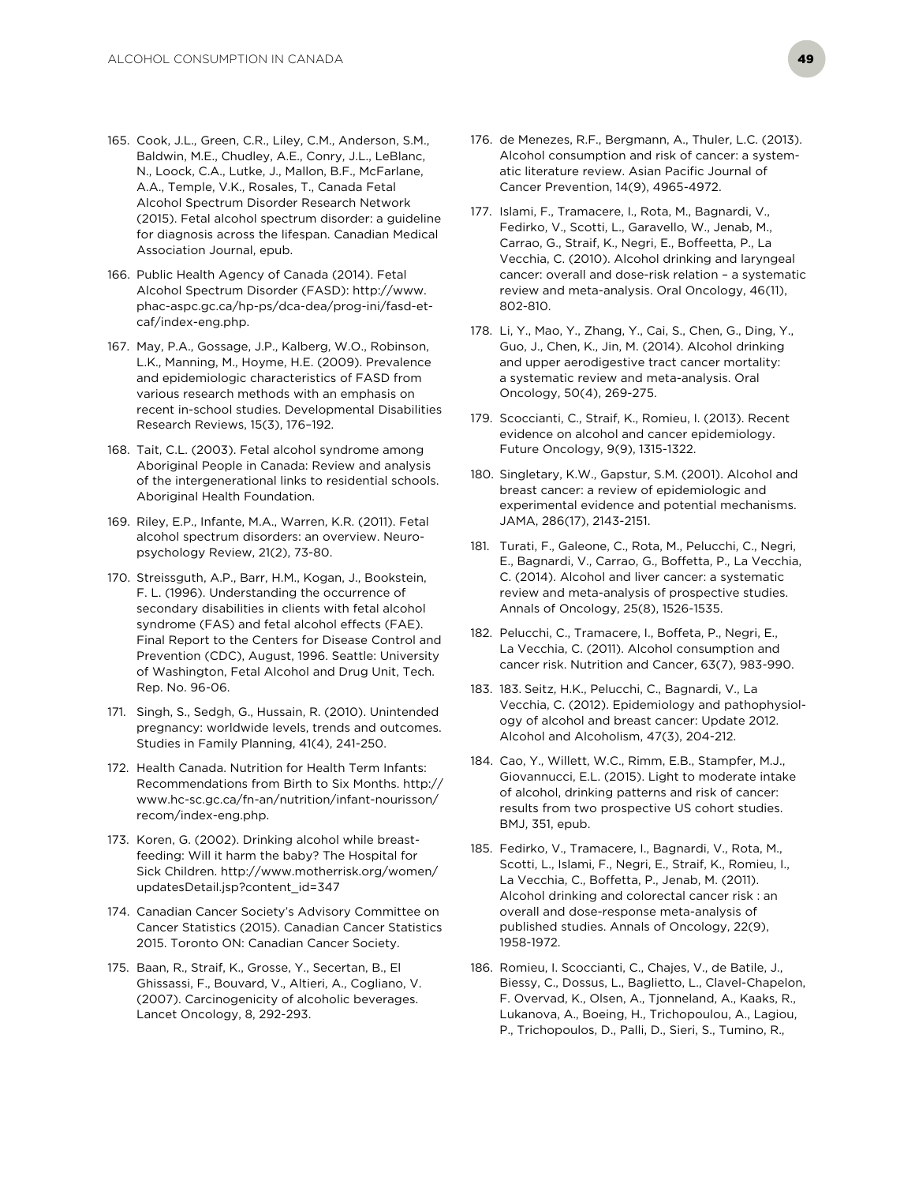165. Cook, J.L., Green, C.R., Liley, C.M., Anderson, S.M., Baldwin, M.E., Chudley, A.E., Conry, J.L., LeBlanc, N., Loock, C.A., Lutke, J., Mallon, B.F., McFarlane, A.A., Temple, V.K., Rosales, T., Canada Fetal Alcohol Spectrum Disorder Research Network (2015). Fetal alcohol spectrum disorder: a guideline for diagnosis across the lifespan. Canadian Medical Association Journal, epub.

166. Public Health Agency of Canada (2014). Fetal Alcohol Spectrum Disorder (FASD): http://www.phac-aspc.gc.ca/hp-ps/dca-dea/prog-ini/fasd-etcaf/index-eng.php.

167. May, P.A., Gossage, J.P., Kalberg, W.O., Robinson, L.K., Manning, M., Hoyme, H.E. (2009). Prevalence and epidemiologic characteristics of FASD from various research methods with an emphasis on recent in-school studies. Developmental Disabilities Research Reviews, 15(3), 176–192.

168. Tait, C.L. (2003). Fetal alcohol syndrome among Aboriginal People in Canada: Review and analysis of the intergenerational links to residential schools. Aboriginal Health Foundation.

169. Riley, E.P., Infante, M.A., Warren, K.R. (2011). Fetal alcohol spectrum disorders: an overview. Neuropsychology Review, 21(2), 73-80.

170. Streissguth, A.P., Barr, H.M., Kogan, J., Bookstein, F. L. (1996). Understanding the occurrence of secondary disabilities in clients with fetal alcohol syndrome (FAS) and fetal alcohol effects (FAE). Final Report to the Centers for Disease Control and Prevention (CDC), August, 1996. Seattle: University of Washington, Fetal Alcohol and Drug Unit, Tech. Rep. No. 96-06.

171. Singh, S., Sedgh, G., Hussain, R. (2010). Unintended pregnancy: worldwide levels, trends and outcomes. Studies in Family Planning, 41(4), 241-250.

172. Health Canada. Nutrition for Health Term Infants: Recommendations from Birth to Six Months. http://www.hc-sc.gc.ca/fn-an/nutrition/infant-nourisson/recom/index-eng.php.

173. Koren, G. (2002). Drinking alcohol while breastfeeding: Will it harm the baby? The Hospital for Sick Children. http://www.motherrisk.org/women/updatesDetail.jsp?content_id=347

174. Canadian Cancer Society's Advisory Committee on Cancer Statistics (2015). Canadian Cancer Statistics 2015. Toronto ON: Canadian Cancer Society.

175. Baan, R., Straif, K., Grosse, Y., Secertan, B., El Ghissassi, F., Bouvard, V., Altieri, A., Cogliano, V. (2007). Carcinogenicity of alcoholic beverages. Lancet Oncology, 8, 292-293.

176. de Menezes, R.F., Bergmann, A., Thuler, L.C. (2013). Alcohol consumption and risk of cancer: a systematic literature review. Asian Pacific Journal of Cancer Prevention, 14(9), 4965-4972.

177. Islami, F., Tramacere, I., Rota, M., Bagnardi, V., Fedirko, V., Scotti, L., Garavello, W., Jenab, M., Carrao, G., Straif, K., Negri, E., Boffeetta, P., La Vecchia, C. (2010). Alcohol drinking and laryngeal cancer: overall and dose-risk relation – a systematic review and meta-analysis. Oral Oncology, 46(11), 802-810.

178. Li, Y., Mao, Y., Zhang, Y., Cai, S., Chen, G., Ding, Y., Guo, J., Chen, K., Jin, M. (2014). Alcohol drinking and upper aerodigestive tract cancer mortality: a systematic review and meta-analysis. Oral Oncology, 50(4), 269-275.

179. Scoccianti, C., Straif, K., Romieu, I. (2013). Recent evidence on alcohol and cancer epidemiology. Future Oncology, 9(9), 1315-1322.

180. Singletary, K.W., Gapstur, S.M. (2001). Alcohol and breast cancer: a review of epidemiologic and experimental evidence and potential mechanisms. JAMA, 286(17), 2143-2151.

181. Turati, F., Galeone, C., Rota, M., Pelucchi, C., Negri, E., Bagnardi, V., Carrao, G., Boffetta, P., La Vecchia, C. (2014). Alcohol and liver cancer: a systematic review and meta-analysis of prospective studies. Annals of Oncology, 25(8), 1526-1535.

182. Pelucchi, C., Tramacere, I., Boffeta, P., Negri, E., La Vecchia, C. (2011). Alcohol consumption and cancer risk. Nutrition and Cancer, 63(7), 983-990.

183. 183. Seitz, H.K., Pelucchi, C., Bagnardi, V., La Vecchia, C. (2012). Epidemiology and pathophysiology of alcohol and breast cancer: Update 2012. Alcohol and Alcoholism, 47(3), 204-212.

184. Cao, Y., Willett, W.C., Rimm, E.B., Stampfer, M.J., Giovannucci, E.L. (2015). Light to moderate intake of alcohol, drinking patterns and risk of cancer: results from two prospective US cohort studies. BMJ, 351, epub.

185. Fedirko, V., Tramacere, I., Bagnardi, V., Rota, M., Scotti, L., Islami, F., Negri, E., Straif, K., Romieu, I., La Vecchia, C., Boffetta, P., Jenab, M. (2011). Alcohol drinking and colorectal cancer risk : an overall and dose-response meta-analysis of published studies. Annals of Oncology, 22(9), 1958-1972.

186. Romieu, I. Scoccianti, C., Chajes, V., de Batile, J., Biessy, C., Dossus, L., Baglietto, L., Clavel-Chapelon, F. Overvad, K., Olsen, A., Tjonneland, A., Kaaks, R., Lukanova, A., Boeing, H., Trichopoulou, A., Lagiou, P., Trichopoulos, D., Palli, D., Sieri, S., Tumino, R.,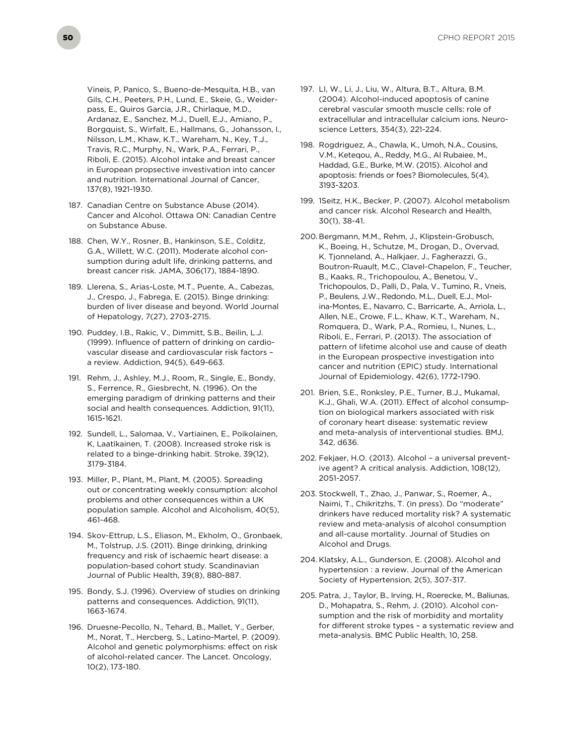Vineis, P, Panico, S., Bueno-de-Mesquita, H.B., van Gils, C.H., Peeters, P.H., Lund, E., Skeie, G., Weiderpass, E., Quiros Garcia, J.R., Chirlaque, M.D., Ardanaz, E., Sanchez, M.J., Duell, E.J., Amiano, P., Borgquist, S., Wirfalt, E., Hallmans, G., Johansson, I., Nilsson, L.M., Khaw, K.T., Wareham, N., Key, T.J., Travis, R.C., Murphy, N., Wark, P.A., Ferrari, P., Riboli, E. (2015). Alcohol intake and breast cancer in European propsective investivation into cancer and nutrition. International Journal of Cancer, 137(8), 1921-1930.

187. Canadian Centre on Substance Abuse (2014). Cancer and Alcohol. Ottawa ON: Canadian Centre on Substance Abuse.

188. Chen, W.Y., Rosner, B., Hankinson, S.E., Colditz, G.A., Willett, W.C. (2011). Moderate alcohol consumption during adult life, drinking patterns, and breast cancer risk. JAMA, 306(17), 1884-1890.

189. Llerena, S., Arias-Loste, M.T., Puente, A., Cabezas, J., Crespo, J., Fabrega, E. (2015). Binge drinking: burden of liver disease and beyond. World Journal of Hepatology, 7(27), 2703-2715.

190. Puddey, I.B., Rakic, V., Dimmitt, S.B., Beilin, L.J. (1999). Influence of pattern of drinking on cardiovascular disease and cardiovascular risk factors – a review. Addiction, 94(5), 649-663.

191. Rehm, J., Ashley, M.J., Room, R., Single, E., Bondy, S., Ferrence, R., Giesbrecht, N. (1996). On the emerging paradigm of drinking patterns and their social and health consequences. Addiction, 91(11), 1615-1621.

192. Sundell, L., Salomaa, V., Vartiainen, E., Poikolainen, K, Laatikainen, T. (2008). Increased stroke risk is related to a binge-drinking habit. Stroke, 39(12), 3179-3184.

193. Miller, P., Plant, M., Plant, M. (2005). Spreading out or concentrating weekly consumption: alcohol problems and other consequences within a UK population sample. Alcohol and Alcoholism, 40(5), 461-468.

194. Skov-Ettrup, L.S., Eliason, M., Ekholm, O., Gronbaek, M., Tolstrup, J.S. (2011). Binge drinking, drinking frequency and risk of ischaemic heart disease: a population-based cohort study. Scandinavian Journal of Public Health, 39(8), 880-887.

195. Bondy, S.J. (1996). Overview of studies on drinking patterns and consequences. Addiction, 91(11), 1663-1674.

196. Druesne-Pecollo, N., Tehard, B., Mallet, Y., Gerber, M., Norat, T., Hercberg, S., Latino-Martel, P. (2009). Alcohol and genetic polymorphisms: effect on risk of alcohol-related cancer. The Lancet. Oncology, 10(2), 173-180.

197. LI, W., Li, J., Liu, W., Altura, B.T., Altura, B.M. (2004). Alcohol-induced apoptosis of canine cerebral vascular smooth muscle cells: role of extracellular and intracellular calcium ions. Neuroscience Letters, 354(3), 221-224.

198. Rogdriguez, A., Chawla, K., Umoh, N.A., Cousins, V.M., Keteqou, A., Reddy, M.G., Al Rubaiee, M., Haddad, G.E., Burke, M.W. (2015). Alcohol and apoptosis: friends or foes? Biomolecules, 5(4), 3193-3203.

199. 1Seitz, H.K., Becker, P. (2007). Alcohol metabolism and cancer risk. Alcohol Research and Health, 30(1), 38-41.

200. Bergmann, M.M., Rehm, J., Klipstein-Grobusch, K., Boeing, H., Schutze, M., Drogan, D., Overvad, K. Tjonneland, A., Halkjaer, J., Fagherazzi, G., Boutron-Ruault, M.C., Clavel-Chapelon, F., Teucher, B., Kaaks, R., Trichopoulou, A., Benetou, V., Trichopoulos, D., Palli, D., Pala, V., Tumino, R., Vneis, P., Beulens, J.W., Redondo, M.L., Duell, E.J., Molina-Montes, E., Navarro, C., Barricarte, A., Arriola, L., Allen, N.E., Crowe, F.L., Khaw, K.T., Wareham, N., Romquera, D., Wark, P.A., Romieu, I., Nunes, L., Riboli, E., Ferrari, P. (2013). The association of pattern of lifetime alcohol use and cause of death in the European prospective investigation into cancer and nutrition (EPIC) study. International Journal of Epidemiology, 42(6), 1772-1790.

201. Brien, S.E., Ronksley, P.E., Turner, B.J., Mukamal, K.J., Ghali, W.A. (2011). Effect of alcohol consumption on biological markers associated with risk of coronary heart disease: systematic review and meta-analysis of interventional studies. BMJ, 342, d636.

202. Fekjaer, H.O. (2013). Alcohol – a universal preventive agent? A critical analysis. Addiction, 108(12), 2051-2057.

203. Stockwell, T., Zhao, J., Panwar, S., Roemer, A., Naimi, T., Chikritzhs, T. (in press). Do "moderate" drinkers have reduced mortality risk? A systematic review and meta-analysis of alcohol consumption and all-cause mortality. Journal of Studies on Alcohol and Drugs.

204. Klatsky, A.L., Gunderson, E. (2008). Alcohol and hypertension : a review. Journal of the American Society of Hypertension, 2(5), 307-317.

205. Patra, J., Taylor, B., Irving, H., Roerecke, M., Baliunas, D., Mohapatra, S., Rehm, J. (2010). Alcohol consumption and the risk of morbidity and mortality for different stroke types – a systematic review and meta-analysis. BMC Public Health, 10, 258.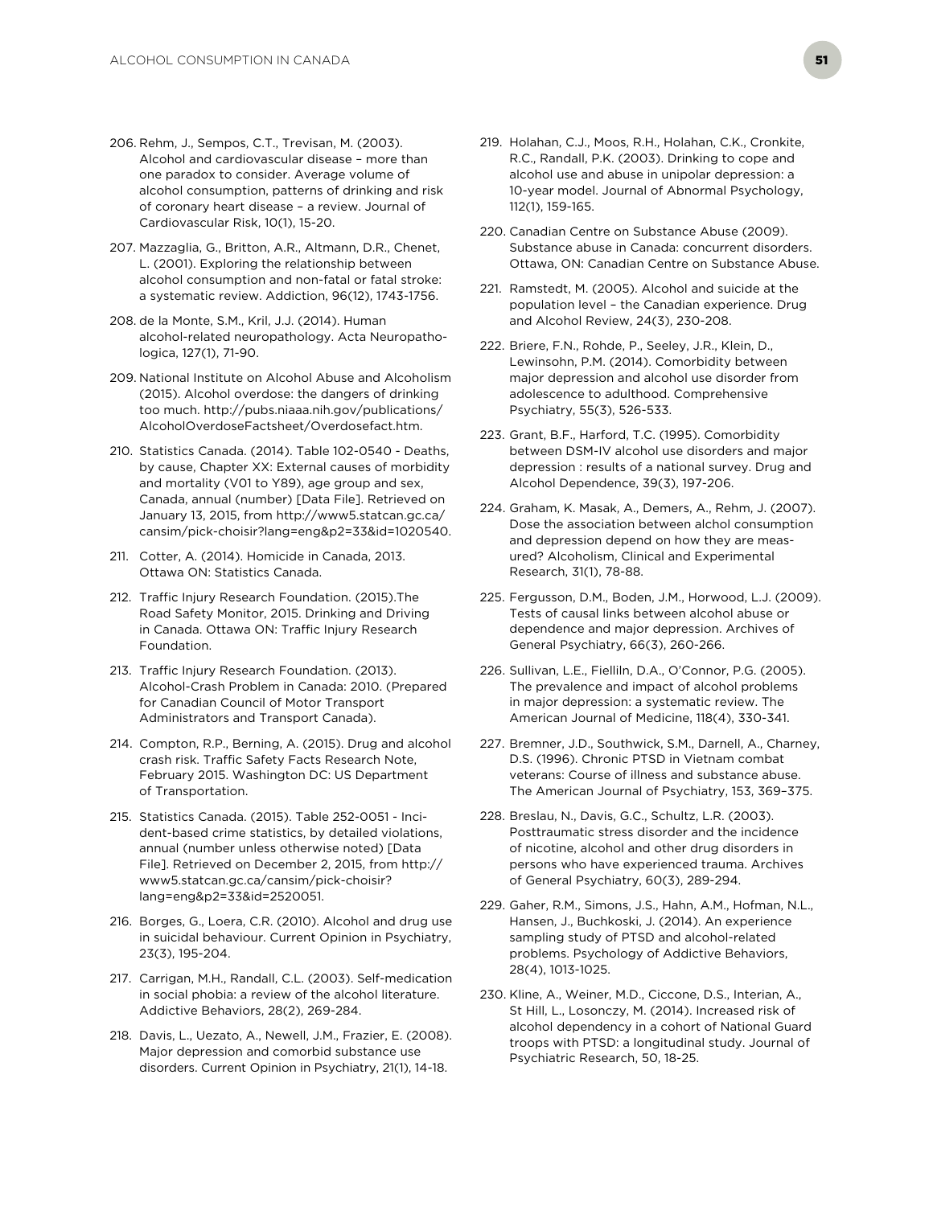206. Rehm, J., Sempos, C.T., Trevisan, M. (2003). Alcohol and cardiovascular disease – more than one paradox to consider. Average volume of alcohol consumption, patterns of drinking and risk of coronary heart disease – a review. Journal of Cardiovascular Risk, 10(1), 15-20.

207. Mazzaglia, G., Britton, A.R., Altmann, D.R., Chenet, L. (2001). Exploring the relationship between alcohol consumption and non-fatal or fatal stroke: a systematic review. Addiction, 96(12), 1743-1756.

208. de la Monte, S.M., Kril, J.J. (2014). Human alcohol-related neuropathology. Acta Neuropathologica, 127(1), 71-90.

209. National Institute on Alcohol Abuse and Alcoholism (2015). Alcohol overdose: the dangers of drinking too much. http://pubs.niaaa.nih.gov/publications/AlcoholOverdoseFactsheet/Overdosefact.htm.

210. Statistics Canada. (2014). Table 102-0540 - Deaths, by cause, Chapter XX: External causes of morbidity and mortality (V01 to Y89), age group and sex, Canada, annual (number) [Data File]. Retrieved on January 13, 2015, from http://www5.statcan.gc.ca/cansim/pick-choisir?lang=eng&p2=33&id=1020540.

211. Cotter, A. (2014). Homicide in Canada, 2013. Ottawa ON: Statistics Canada.

212. Traffic Injury Research Foundation. (2015).The Road Safety Monitor, 2015. Drinking and Driving in Canada. Ottawa ON: Traffic Injury Research Foundation.

213. Traffic Injury Research Foundation. (2013). Alcohol-Crash Problem in Canada: 2010. (Prepared for Canadian Council of Motor Transport Administrators and Transport Canada).

214. Compton, R.P., Berning, A. (2015). Drug and alcohol crash risk. Traffic Safety Facts Research Note, February 2015. Washington DC: US Department of Transportation.

215. Statistics Canada. (2015). Table 252-0051 - Incident-based crime statistics, by detailed violations, annual (number unless otherwise noted) [Data File]. Retrieved on December 2, 2015, from http://www5.statcan.gc.ca/cansim/pick-choisir?lang=eng&p2=33&id=2520051.

216. Borges, G., Loera, C.R. (2010). Alcohol and drug use in suicidal behaviour. Current Opinion in Psychiatry, 23(3), 195-204.

217. Carrigan, M.H., Randall, C.L. (2003). Self-medication in social phobia: a review of the alcohol literature. Addictive Behaviors, 28(2), 269-284.

218. Davis, L., Uezato, A., Newell, J.M., Frazier, E. (2008). Major depression and comorbid substance use disorders. Current Opinion in Psychiatry, 21(1), 14-18.

219. Holahan, C.J., Moos, R.H., Holahan, C.K., Cronkite, R.C., Randall, P.K. (2003). Drinking to cope and alcohol use and abuse in unipolar depression: a 10-year model. Journal of Abnormal Psychology, 112(1), 159-165.

220. Canadian Centre on Substance Abuse (2009). Substance abuse in Canada: concurrent disorders. Ottawa, ON: Canadian Centre on Substance Abuse.

221. Ramstedt, M. (2005). Alcohol and suicide at the population level – the Canadian experience. Drug and Alcohol Review, 24(3), 230-208.

222. Briere, F.N., Rohde, P., Seeley, J.R., Klein, D., Lewinsohn, P.M. (2014). Comorbidity between major depression and alcohol use disorder from adolescence to adulthood. Comprehensive Psychiatry, 55(3), 526-533.

223. Grant, B.F., Harford, T.C. (1995). Comorbidity between DSM-IV alcohol use disorders and major depression : results of a national survey. Drug and Alcohol Dependence, 39(3), 197-206.

224. Graham, K. Masak, A., Demers, A., Rehm, J. (2007). Dose the association between alchol consumption and depression depend on how they are measured? Alcoholism, Clinical and Experimental Research, 31(1), 78-88.

225. Fergusson, D.M., Boden, J.M., Horwood, L.J. (2009). Tests of causal links between alcohol abuse or dependence and major depression. Archives of General Psychiatry, 66(3), 260-266.

226. Sullivan, L.E., Fielliln, D.A., O'Connor, P.G. (2005). The prevalence and impact of alcohol problems in major depression: a systematic review. The American Journal of Medicine, 118(4), 330-341.

227. Bremner, J.D., Southwick, S.M., Darnell, A., Charney, D.S. (1996). Chronic PTSD in Vietnam combat veterans: Course of illness and substance abuse. The American Journal of Psychiatry, 153, 369–375.

228. Breslau, N., Davis, G.C., Schultz, L.R. (2003). Posttraumatic stress disorder and the incidence of nicotine, alcohol and other drug disorders in persons who have experienced trauma. Archives of General Psychiatry, 60(3), 289-294.

229. Gaher, R.M., Simons, J.S., Hahn, A.M., Hofman, N.L., Hansen, J., Buchkoski, J. (2014). An experience sampling study of PTSD and alcohol-related problems. Psychology of Addictive Behaviors, 28(4), 1013-1025.

230. Kline, A., Weiner, M.D., Ciccone, D.S., Interian, A., St Hill, L., Losonczy, M. (2014). Increased risk of alcohol dependency in a cohort of National Guard troops with PTSD: a longitudinal study. Journal of Psychiatric Research, 50, 18-25.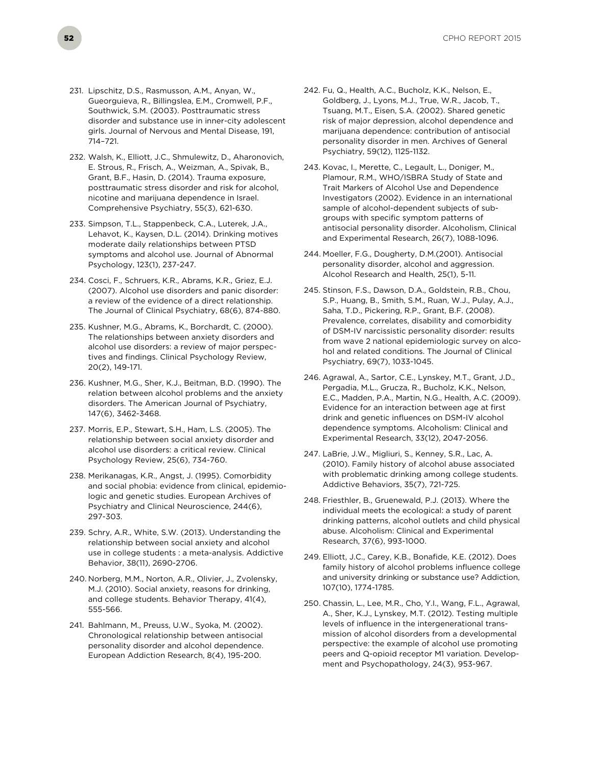231. Lipschitz, D.S., Rasmusson, A.M., Anyan, W., Gueorguieva, R., Billingslea, E.M., Cromwell, P.F., Southwick, S.M. (2003). Posttraumatic stress disorder and substance use in inner-city adolescent girls. Journal of Nervous and Mental Disease, 191, 714–721.

232. Walsh, K., Elliott, J.C., Shmulewitz, D., Aharonovich, E. Strous, R., Frisch, A., Weizman, A., Spivak, B., Grant, B.F., Hasin, D. (2014). Trauma exposure, posttraumatic stress disorder and risk for alcohol, nicotine and marijuana dependence in Israel. Comprehensive Psychiatry, 55(3), 621-630.

233. Simpson, T.L., Stappenbeck, C.A., Luterek, J.A., Lehavot, K., Kaysen, D.L. (2014). Drinking motives moderate daily relationships between PTSD symptoms and alcohol use. Journal of Abnormal Psychology, 123(1), 237-247.

234. Cosci, F., Schruers, K.R., Abrams, K.R., Griez, E.J. (2007). Alcohol use disorders and panic disorder: a review of the evidence of a direct relationship. The Journal of Clinical Psychiatry, 68(6), 874-880.

235. Kushner, M.G., Abrams, K., Borchardt, C. (2000). The relationships between anxiety disorders and alcohol use disorders: a review of major perspectives and findings. Clinical Psychology Review, 20(2), 149-171.

236. Kushner, M.G., Sher, K.J., Beitman, B.D. (1990). The relation between alcohol problems and the anxiety disorders. The American Journal of Psychiatry, 147(6), 3462-3468.

237. Morris, E.P., Stewart, S.H., Ham, L.S. (2005). The relationship between social anxiety disorder and alcohol use disorders: a critical review. Clinical Psychology Review, 25(6), 734-760.

238. Merikanagas, K.R., Angst, J. (1995). Comorbidity and social phobia: evidence from clinical, epidemiologic and genetic studies. European Archives of Psychiatry and Clinical Neuroscience, 244(6), 297-303.

239. Schry, A.R., White, S.W. (2013). Understanding the relationship between social anxiety and alcohol use in college students : a meta-analysis. Addictive Behavior, 38(11), 2690-2706.

240. Norberg, M.M., Norton, A.R., Olivier, J., Zvolensky, M.J. (2010). Social anxiety, reasons for drinking, and college students. Behavior Therapy, 41(4), 555-566.

241. Bahlmann, M., Preuss, U.W., Syoka, M. (2002). Chronological relationship between antisocial personality disorder and alcohol dependence. European Addiction Research, 8(4), 195-200.

242. Fu, Q., Health, A.C., Bucholz, K.K., Nelson, E., Goldberg, J., Lyons, M.J., True, W.R., Jacob, T., Tsuang, M.T., Eisen, S.A. (2002). Shared genetic risk of major depression, alcohol dependence and marijuana dependence: contribution of antisocial personality disorder in men. Archives of General Psychiatry, 59(12), 1125-1132.

243. Kovac, I., Merette, C., Legault, L., Doniger, M., Plamour, R.M., WHO/ISBRA Study of State and Trait Markers of Alcohol Use and Dependence Investigators (2002). Evidence in an international sample of alcohol-dependent subjects of subgroups with specific symptom patterns of antisocial personality disorder. Alcoholism, Clinical and Experimental Research, 26(7), 1088-1096.

244. Moeller, F.G., Dougherty, D.M.(2001). Antisocial personality disorder, alcohol and aggression. Alcohol Research and Health, 25(1), 5-11.

245. Stinson, F.S., Dawson, D.A., Goldstein, R.B., Chou, S.P., Huang, B., Smith, S.M., Ruan, W.J., Pulay, A.J., Saha, T.D., Pickering, R.P., Grant, B.F. (2008). Prevalence, correlates, disability and comorbidity of DSM-IV narcissistic personality disorder: results from wave 2 national epidemiologic survey on alcohol and related conditions. The Journal of Clinical Psychiatry, 69(7), 1033-1045.

246. Agrawal, A., Sartor, C.E., Lynskey, M.T., Grant, J.D., Pergadia, M.L., Grucza, R., Bucholz, K.K., Nelson, E.C., Madden, P.A., Martin, N.G., Health, A.C. (2009). Evidence for an interaction between age at first drink and genetic influences on DSM-IV alcohol dependence symptoms. Alcoholism: Clinical and Experimental Research, 33(12), 2047-2056.

247. LaBrie, J.W., Migliuri, S., Kenney, S.R., Lac, A. (2010). Family history of alcohol abuse associated with problematic drinking among college students. Addictive Behaviors, 35(7), 721-725.

248. Friesthler, B., Gruenewald, P.J. (2013). Where the individual meets the ecological: a study of parent drinking patterns, alcohol outlets and child physical abuse. Alcoholism: Clinical and Experimental Research, 37(6), 993-1000.

249. Elliott, J.C., Carey, K.B., Bonafide, K.E. (2012). Does family history of alcohol problems influence college and university drinking or substance use? Addiction, 107(10), 1774-1785.

250. Chassin, L., Lee, M.R., Cho, Y.I., Wang, F.L., Agrawal, A., Sher, K.J., Lynskey, M.T. (2012). Testing multiple levels of influence in the intergenerational transmission of alcohol disorders from a developmental perspective: the example of alcohol use promoting peers and Q-opioid receptor M1 variation. Development and Psychopathology, 24(3), 953-967.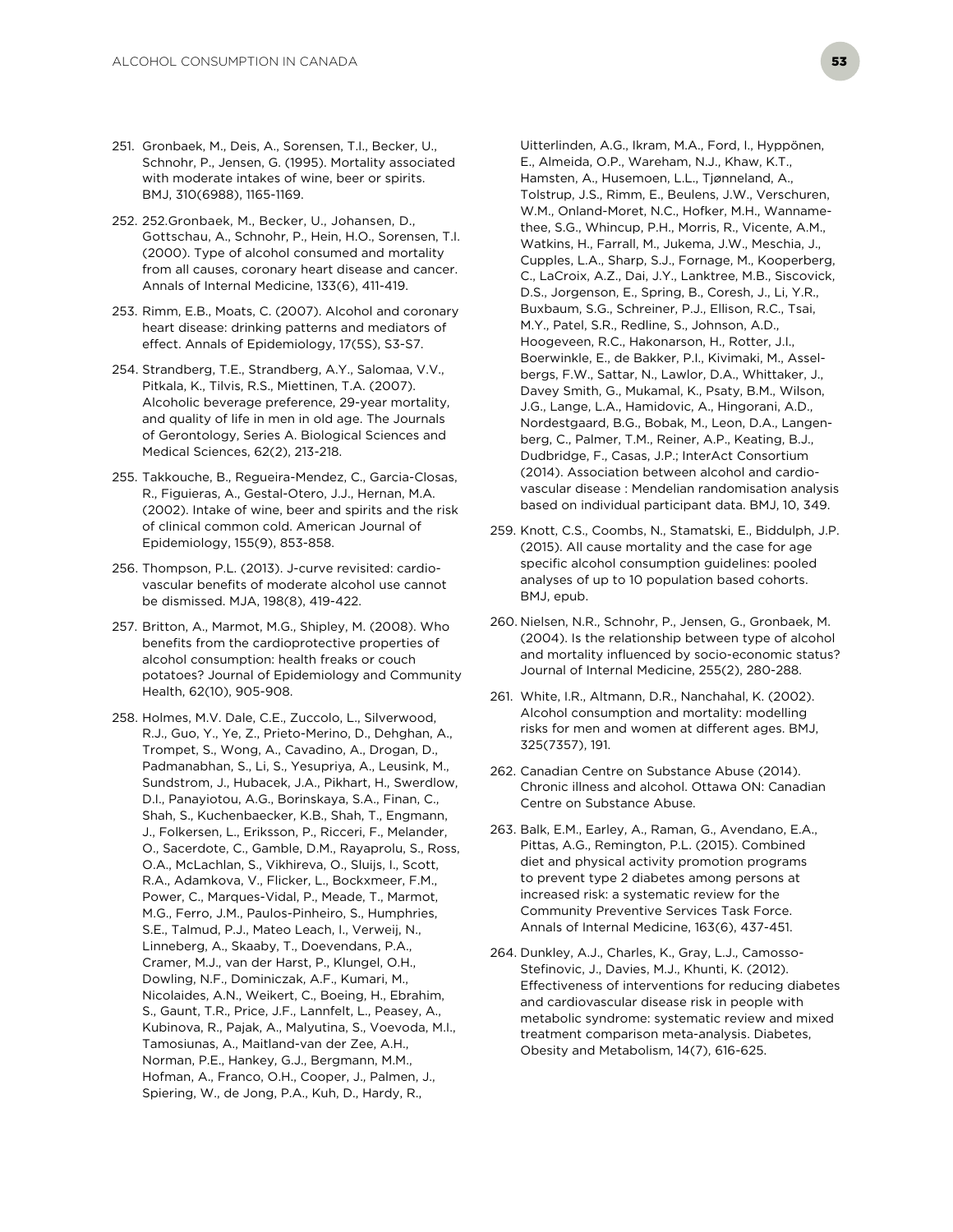251. Gronbaek, M., Deis, A., Sorensen, T.I., Becker, U., Schnohr, P., Jensen, G. (1995). Mortality associated with moderate intakes of wine, beer or spirits. BMJ, 310(6988), 1165-1169.

252. 252.Gronbaek, M., Becker, U., Johansen, D., Gottschau, A., Schnohr, P., Hein, H.O., Sorensen, T.I. (2000). Type of alcohol consumed and mortality from all causes, coronary heart disease and cancer. Annals of Internal Medicine, 133(6), 411-419.

253. Rimm, E.B., Moats, C. (2007). Alcohol and coronary heart disease: drinking patterns and mediators of effect. Annals of Epidemiology, 17(5S), S3-S7.

254. Strandberg, T.E., Strandberg, A.Y., Salomaa, V.V., Pitkala, K., Tilvis, R.S., Miettinen, T.A. (2007). Alcoholic beverage preference, 29-year mortality, and quality of life in men in old age. The Journals of Gerontology, Series A. Biological Sciences and Medical Sciences, 62(2), 213-218.

255. Takkouche, B., Regueira-Mendez, C., Garcia-Closas, R., Figueiras, A., Gestal-Otero, J.J., Hernan, M.A. (2002). Intake of wine, beer and spirits and the risk of clinical common cold. American Journal of Epidemiology, 155(9), 853-858.

256. Thompson, P.L. (2013). J-curve revisited: cardiovascular benefits of moderate alcohol use cannot be dismissed. MJA, 198(8), 419-422.

257. Britton, A., Marmot, M.G., Shipley, M. (2008). Who benefits from the cardioprotective properties of alcohol consumption: health freaks or couch potatoes? Journal of Epidemiology and Community Health, 62(10), 905-908.

258. Holmes, M.V. Dale, C.E., Zuccolo, L., Silverwood, R.J., Guo, Y., Ye, Z., Prieto-Merino, D., Dehghan, A., Trompet, S., Wong, A., Cavadino, A., Drogan, D., Padmanabhan, S., Li, S., Yesupriya, A., Leusink, M., Sundstrom, J., Hubacek, J.A., Pikhart, H., Swerdlow, D.I., Panayiotou, A.G., Borinskaya, S.A., Finan, C., Shah, S., Kuchenbaecker, K.B., Shah, T., Engmann, J., Folkersen, L., Eriksson, P., Ricceri, F., Melander, O., Sacerdote, C., Gamble, D.M., Rayaprolu, S., Ross, O.A., McLachlan, S., Vikhireva, O., Sluijs, I., Scott, R.A., Adamkova, V., Flicker, L., Bockxmeer, F.M., Power, C., Marques-Vidal, P., Meade, T., Marmot, M.G., Ferro, J.M., Paulos-Pinheiro, S., Humphries, S.E., Talmud, P.J., Mateo Leach, I., Verweij, N., Linneberg, A., Skaaby, T., Doevendans, P.A., Cramer, M.J., van der Harst, P., Klungel, O.H., Dowling, N.F., Dominiczak, A.F., Kumari, M., Nicolaides, A.N., Weikert, C., Boeing, H., Ebrahim, S., Gaunt, T.R., Price, J.F., Lannfelt, L., Peasey, A., Kubinova, R., Pajak, A., Malyutina, S., Voevoda, M.I., Tamosiunas, A., Maitland-van der Zee, A.H., Norman, P.E., Hankey, G.J., Bergmann, M.M., Hofman, A., Franco, O.H., Cooper, J., Palmen, J., Spiering, W., de Jong, P.A., Kuh, D., Hardy, R., Uitterlinden, A.G., Ikram, M.A., Ford, I., Hyppönen, E., Almeida, O.P., Wareham, N.J., Khaw, K.T., Hamsten, A., Husemoen, L.L., Tjønneland, A., Tolstrup, J.S., Rimm, E., Beulens, J.W., Verschuren, W.M., Onland-Moret, N.C., Hofker, M.H., Wannamethee, S.G., Whincup, P.H., Morris, R., Vicente, A.M., Watkins, H., Farrall, M., Jukema, J.W., Meschia, J., Cupples, L.A., Sharp, S.J., Fornage, M., Kooperberg, C., LaCroix, A.Z., Dai, J.Y., Lanktree, M.B., Siscovick, D.S., Jorgenson, E., Spring, B., Coresh, J., Li, Y.R., Buxbaum, S.G., Schreiner, P.J., Ellison, R.C., Tsai, M.Y., Patel, S.R., Redline, S., Johnson, A.D., Hoogeveen, R.C., Hakonarson, H., Rotter, J.I., Boerwinkle, E., de Bakker, P.I., Kivimaki, M., Asselbergs, F.W., Sattar, N., Lawlor, D.A., Whittaker, J., Davey Smith, G., Mukamal, K., Psaty, B.M., Wilson, J.G., Lange, L.A., Hamidovic, A., Hingorani, A.D., Nordestgaard, B.G., Bobak, M., Leon, D.A., Langenberg, C., Palmer, T.M., Reiner, A.P., Keating, B.J., Dudbridge, F., Casas, J.P.; InterAct Consortium (2014). Association between alcohol and cardiovascular disease : Mendelian randomisation analysis based on individual participant data. BMJ, 10, 349.

259. Knott, C.S., Coombs, N., Stamatski, E., Biddulph, J.P. (2015). All cause mortality and the case for age specific alcohol consumption guidelines: pooled analyses of up to 10 population based cohorts. BMJ, epub.

260. Nielsen, N.R., Schnohr, P., Jensen, G., Gronbaek, M. (2004). Is the relationship between type of alcohol and mortality influenced by socio-economic status? Journal of Internal Medicine, 255(2), 280-288.

261. White, I.R., Altmann, D.R., Nanchahal, K. (2002). Alcohol consumption and mortality: modelling risks for men and women at different ages. BMJ, 325(7357), 191.

262. Canadian Centre on Substance Abuse (2014). Chronic illness and alcohol. Ottawa ON: Canadian Centre on Substance Abuse.

263. Balk, E.M., Earley, A., Raman, G., Avendano, E.A., Pittas, A.G., Remington, P.L. (2015). Combined diet and physical activity promotion programs to prevent type 2 diabetes among persons at increased risk: a systematic review for the Community Preventive Services Task Force. Annals of Internal Medicine, 163(6), 437-451.

264. Dunkley, A.J., Charles, K., Gray, L.J., Camosso-Stefinovic, J., Davies, M.J., Khunti, K. (2012). Effectiveness of interventions for reducing diabetes and cardiovascular disease risk in people with metabolic syndrome: systematic review and mixed treatment comparison meta-analysis. Diabetes, Obesity and Metabolism, 14(7), 616-625.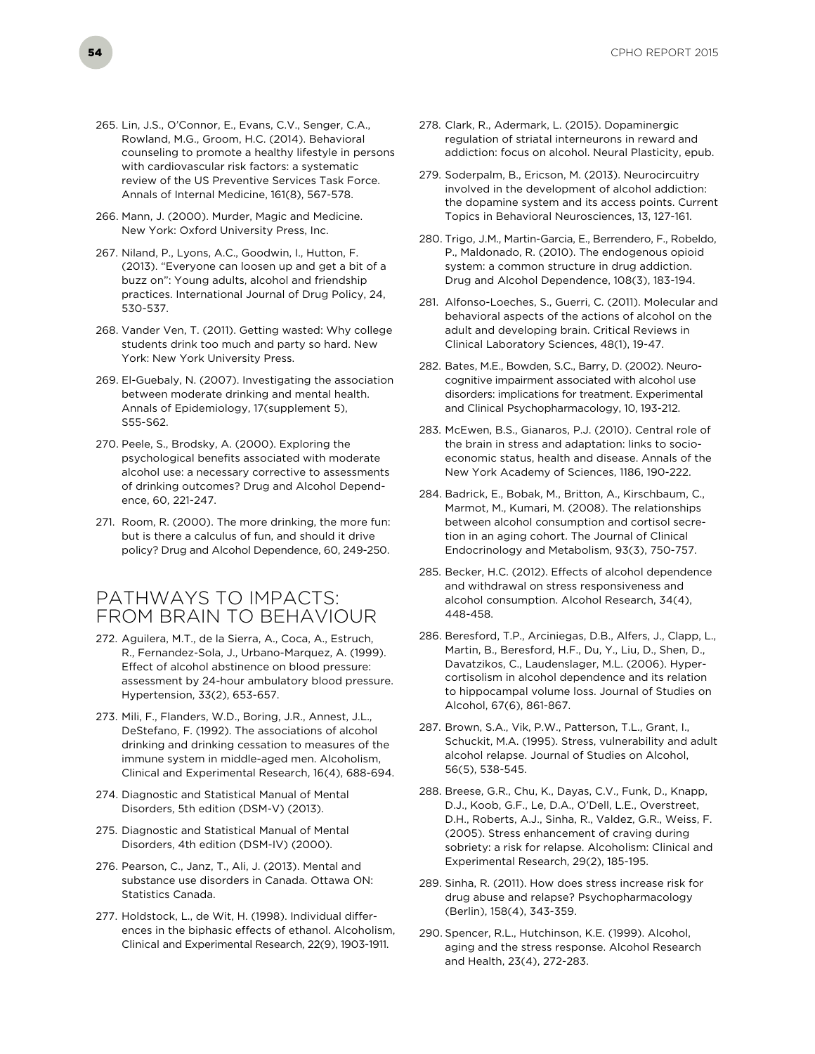265. Lin, J.S., O'Connor, E., Evans, C.V., Senger, C.A., Rowland, M.G., Groom, H.C. (2014). Behavioral counseling to promote a healthy lifestyle in persons with cardiovascular risk factors: a systematic review of the US Preventive Services Task Force. Annals of Internal Medicine, 161(8), 567-578.

266. Mann, J. (2000). Murder, Magic and Medicine. New York: Oxford University Press, Inc.

267. Niland, P., Lyons, A.C., Goodwin, I., Hutton, F. (2013). "Everyone can loosen up and get a bit of a buzz on": Young adults, alcohol and friendship practices. International Journal of Drug Policy, 24, 530-537.

268. Vander Ven, T. (2011). Getting wasted: Why college students drink too much and party so hard. New York: New York University Press.

269. El-Guebaly, N. (2007). Investigating the association between moderate drinking and mental health. Annals of Epidemiology, 17(supplement 5), S55-S62.

270. Peele, S., Brodsky, A. (2000). Exploring the psychological benefits associated with moderate alcohol use: a necessary corrective to assessments of drinking outcomes? Drug and Alcohol Dependence, 60, 221-247.

271. Room, R. (2000). The more drinking, the more fun: but is there a calculus of fun, and should it drive policy? Drug and Alcohol Dependence, 60, 249-250.

## PATHWAYS TO IMPACTS: FROM BRAIN TO BEHAVIOUR

272. Aguilera, M.T., de la Sierra, A., Coca, A., Estruch, R., Fernandez-Sola, J., Urbano-Marquez, A. (1999). Effect of alcohol abstinence on blood pressure: assessment by 24-hour ambulatory blood pressure. Hypertension, 33(2), 653-657.

273. Mili, F., Flanders, W.D., Boring, J.R., Annest, J.L., DeStefano, F. (1992). The associations of alcohol drinking and drinking cessation to measures of the immune system in middle-aged men. Alcoholism, Clinical and Experimental Research, 16(4), 688-694.

274. Diagnostic and Statistical Manual of Mental Disorders, 5th edition (DSM-V) (2013).

275. Diagnostic and Statistical Manual of Mental Disorders, 4th edition (DSM-IV) (2000).

276. Pearson, C., Janz, T., Ali, J. (2013). Mental and substance use disorders in Canada. Ottawa ON: Statistics Canada.

277. Holdstock, L., de Wit, H. (1998). Individual differences in the biphasic effects of ethanol. Alcoholism, Clinical and Experimental Research, 22(9), 1903-1911.

278. Clark, R., Adermark, L. (2015). Dopaminergic regulation of striatal interneurons in reward and addiction: focus on alcohol. Neural Plasticity, epub.

279. Soderpalm, B., Ericson, M. (2013). Neurocircuitry involved in the development of alcohol addiction: the dopamine system and its access points. Current Topics in Behavioral Neurosciences, 13, 127-161.

280. Trigo, J.M., Martin-Garcia, E., Berrendero, F., Robeldo, P., Maldonado, R. (2010). The endogenous opioid system: a common structure in drug addiction. Drug and Alcohol Dependence, 108(3), 183-194.

281. Alfonso-Loeches, S., Guerri, C. (2011). Molecular and behavioral aspects of the actions of alcohol on the adult and developing brain. Critical Reviews in Clinical Laboratory Sciences, 48(1), 19-47.

282. Bates, M.E., Bowden, S.C., Barry, D. (2002). Neurocognitive impairment associated with alcohol use disorders: implications for treatment. Experimental and Clinical Psychopharmacology, 10, 193-212.

283. McEwen, B.S., Gianaros, P.J. (2010). Central role of the brain in stress and adaptation: links to socioeconomic status, health and disease. Annals of the New York Academy of Sciences, 1186, 190-222.

284. Badrick, E., Bobak, M., Britton, A., Kirschbaum, C., Marmot, M., Kumari, M. (2008). The relationships between alcohol consumption and cortisol secretion in an aging cohort. The Journal of Clinical Endocrinology and Metabolism, 93(3), 750-757.

285. Becker, H.C. (2012). Effects of alcohol dependence and withdrawal on stress responsiveness and alcohol consumption. Alcohol Research, 34(4), 448-458.

286. Beresford, T.P., Arciniegas, D.B., Alfers, J., Clapp, L., Martin, B., Beresford, H.F., Du, Y., Liu, D., Shen, D., Davatzikos, C., Laudenslager, M.L. (2006). Hypercortisolism in alcohol dependence and its relation to hippocampal volume loss. Journal of Studies on Alcohol, 67(6), 861-867.

287. Brown, S.A., Vik, P.W., Patterson, T.L., Grant, I., Schuckit, M.A. (1995). Stress, vulnerability and adult alcohol relapse. Journal of Studies on Alcohol, 56(5), 538-545.

288. Breese, G.R., Chu, K., Dayas, C.V., Funk, D., Knapp, D.J., Koob, G.F., Le, D.A., O'Dell, L.E., Overstreet, D.H., Roberts, A.J., Sinha, R., Valdez, G.R., Weiss, F. (2005). Stress enhancement of craving during sobriety: a risk for relapse. Alcoholism: Clinical and Experimental Research, 29(2), 185-195.

289. Sinha, R. (2011). How does stress increase risk for drug abuse and relapse? Psychopharmacology (Berlin), 158(4), 343-359.

290. Spencer, R.L., Hutchinson, K.E. (1999). Alcohol, aging and the stress response. Alcohol Research and Health, 23(4), 272-283.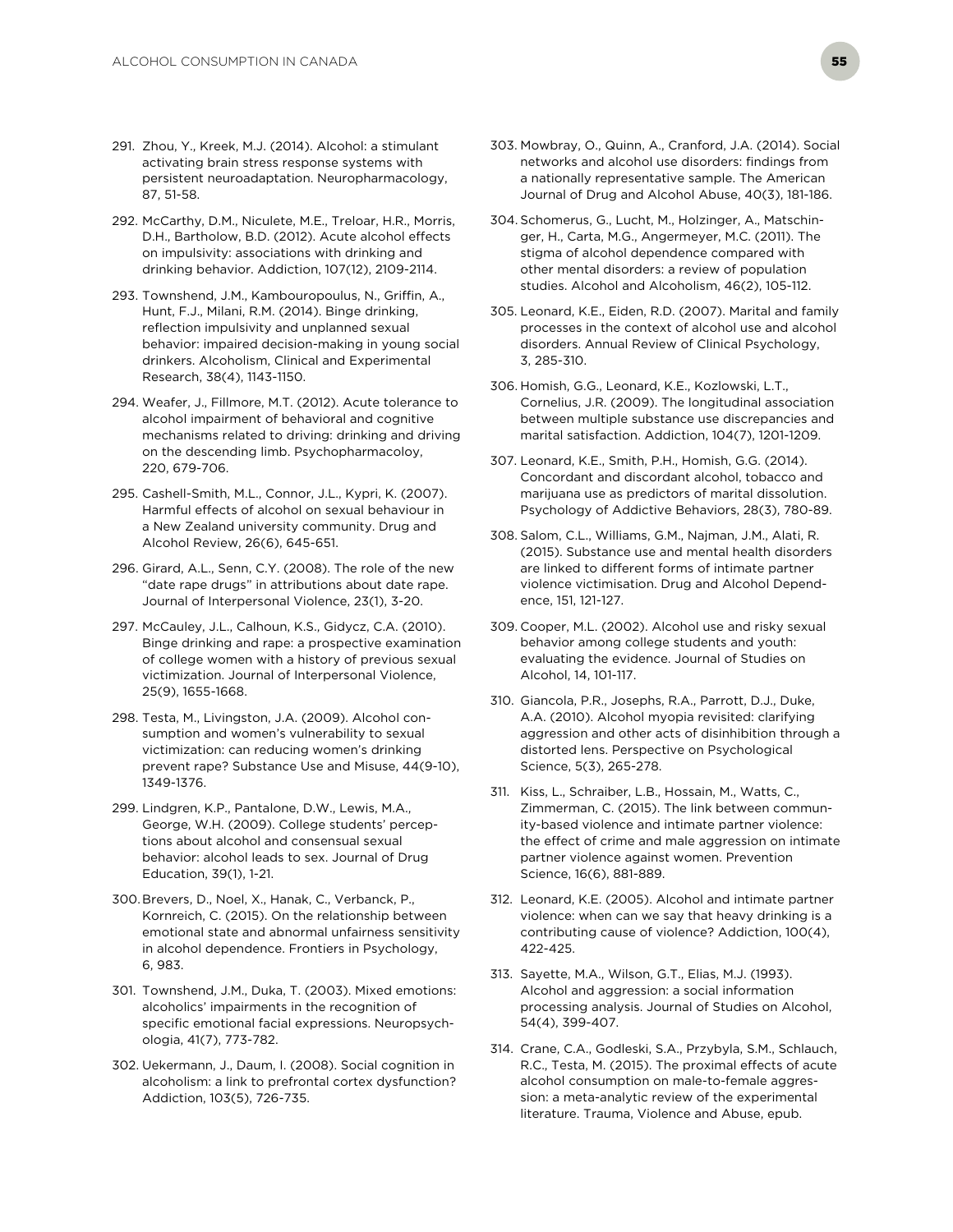291. Zhou, Y., Kreek, M.J. (2014). Alcohol: a stimulant activating brain stress response systems with persistent neuroadaptation. Neuropharmacology, 87, 51-58.

292. McCarthy, D.M., Niculete, M.E., Treloar, H.R., Morris, D.H., Bartholow, B.D. (2012). Acute alcohol effects on impulsivity: associations with drinking and drinking behavior. Addiction, 107(12), 2109-2114.

293. Townshend, J.M., Kambouropoulus, N., Griffin, A., Hunt, F.J., Milani, R.M. (2014). Binge drinking, reflection impulsivity and unplanned sexual behavior: impaired decision-making in young social drinkers. Alcoholism, Clinical and Experimental Research, 38(4), 1143-1150.

294. Weafer, J., Fillmore, M.T. (2012). Acute tolerance to alcohol impairment of behavioral and cognitive mechanisms related to driving: drinking and driving on the descending limb. Psychopharmacoloy, 220, 679-706.

295. Cashell-Smith, M.L., Connor, J.L., Kypri, K. (2007). Harmful effects of alcohol on sexual behaviour in a New Zealand university community. Drug and Alcohol Review, 26(6), 645-651.

296. Girard, A.L., Senn, C.Y. (2008). The role of the new "date rape drugs" in attributions about date rape. Journal of Interpersonal Violence, 23(1), 3-20.

297. McCauley, J.L., Calhoun, K.S., Gidycz, C.A. (2010). Binge drinking and rape: a prospective examination of college women with a history of previous sexual victimization. Journal of Interpersonal Violence, 25(9), 1655-1668.

298. Testa, M., Livingston, J.A. (2009). Alcohol consumption and women's vulnerability to sexual victimization: can reducing women's drinking prevent rape? Substance Use and Misuse, 44(9-10), 1349-1376.

299. Lindgren, K.P., Pantalone, D.W., Lewis, M.A., George, W.H. (2009). College students' perceptions about alcohol and consensual sexual behavior: alcohol leads to sex. Journal of Drug Education, 39(1), 1-21.

300. Brevers, D., Noel, X., Hanak, C., Verbanck, P., Kornreich, C. (2015). On the relationship between emotional state and abnormal unfairness sensitivity in alcohol dependence. Frontiers in Psychology, 6, 983.

301. Townshend, J.M., Duka, T. (2003). Mixed emotions: alcoholics' impairments in the recognition of specific emotional facial expressions. Neuropsychologia, 41(7), 773-782.

302. Uekermann, J., Daum, I. (2008). Social cognition in alcoholism: a link to prefrontal cortex dysfunction? Addiction, 103(5), 726-735.

303. Mowbray, O., Quinn, A., Cranford, J.A. (2014). Social networks and alcohol use disorders: findings from a nationally representative sample. The American Journal of Drug and Alcohol Abuse, 40(3), 181-186.

304. Schomerus, G., Lucht, M., Holzinger, A., Matschinger, H., Carta, M.G., Angermeyer, M.C. (2011). The stigma of alcohol dependence compared with other mental disorders: a review of population studies. Alcohol and Alcoholism, 46(2), 105-112.

305. Leonard, K.E., Eiden, R.D. (2007). Marital and family processes in the context of alcohol use and alcohol disorders. Annual Review of Clinical Psychology, 3, 285-310.

306. Homish, G.G., Leonard, K.E., Kozlowski, L.T., Cornelius, J.R. (2009). The longitudinal association between multiple substance use discrepancies and marital satisfaction. Addiction, 104(7), 1201-1209.

307. Leonard, K.E., Smith, P.H., Homish, G.G. (2014). Concordant and discordant alcohol, tobacco and marijuana use as predictors of marital dissolution. Psychology of Addictive Behaviors, 28(3), 780-89.

308. Salom, C.L., Williams, G.M., Najman, J.M., Alati, R. (2015). Substance use and mental health disorders are linked to different forms of intimate partner violence victimisation. Drug and Alcohol Dependence, 151, 121-127.

309. Cooper, M.L. (2002). Alcohol use and risky sexual behavior among college students and youth: evaluating the evidence. Journal of Studies on Alcohol, 14, 101-117.

310. Giancola, P.R., Josephs, R.A., Parrott, D.J., Duke, A.A. (2010). Alcohol myopia revisited: clarifying aggression and other acts of disinhibition through a distorted lens. Perspective on Psychological Science, 5(3), 265-278.

311. Kiss, L., Schraiber, L.B., Hossain, M., Watts, C., Zimmerman, C. (2015). The link between community-based violence and intimate partner violence: the effect of crime and male aggression on intimate partner violence against women. Prevention Science, 16(6), 881-889.

312. Leonard, K.E. (2005). Alcohol and intimate partner violence: when can we say that heavy drinking is a contributing cause of violence? Addiction, 100(4), 422-425.

313. Sayette, M.A., Wilson, G.T., Elias, M.J. (1993). Alcohol and aggression: a social information processing analysis. Journal of Studies on Alcohol, 54(4), 399-407.

314. Crane, C.A., Godleski, S.A., Przybyla, S.M., Schlauch, R.C., Testa, M. (2015). The proximal effects of acute alcohol consumption on male-to-female aggression: a meta-analytic review of the experimental literature. Trauma, Violence and Abuse, epub.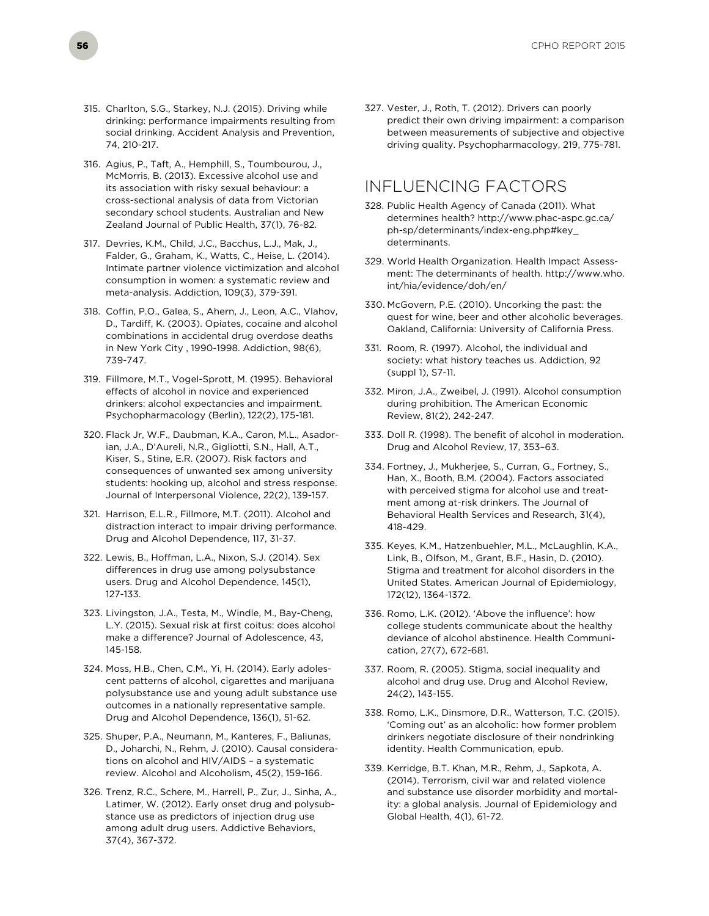315. Charlton, S.G., Starkey, N.J. (2015). Driving while drinking: performance impairments resulting from social drinking. Accident Analysis and Prevention, 74, 210-217.

316. Agius, P., Taft, A., Hemphill, S., Toumbourou, J., McMorris, B. (2013). Excessive alcohol use and its association with risky sexual behaviour: a cross-sectional analysis of data from Victorian secondary school students. Australian and New Zealand Journal of Public Health, 37(1), 76-82.

317. Devries, K.M., Child, J.C., Bacchus, L.J., Mak, J., Falder, G., Graham, K., Watts, C., Heise, L. (2014). Intimate partner violence victimization and alcohol consumption in women: a systematic review and meta-analysis. Addiction, 109(3), 379-391.

318. Coffin, P.O., Galea, S., Ahern, J., Leon, A.C., Vlahov, D., Tardiff, K. (2003). Opiates, cocaine and alcohol combinations in accidental drug overdose deaths in New York City , 1990-1998. Addiction, 98(6), 739-747.

319. Fillmore, M.T., Vogel-Sprott, M. (1995). Behavioral effects of alcohol in novice and experienced drinkers: alcohol expectancies and impairment. Psychopharmacology (Berlin), 122(2), 175-181.

320. Flack Jr, W.F., Daubman, K.A., Caron, M.L., Asadorian, J.A., D'Aureli, N.R., Gigliotti, S.N., Hall, A.T., Kiser, S., Stine, E.R. (2007). Risk factors and consequences of unwanted sex among university students: hooking up, alcohol and stress response. Journal of Interpersonal Violence, 22(2), 139-157.

321. Harrison, E.L.R., Fillmore, M.T. (2011). Alcohol and distraction interact to impair driving performance. Drug and Alcohol Dependence, 117, 31-37.

322. Lewis, B., Hoffman, L.A., Nixon, S.J. (2014). Sex differences in drug use among polysubstance users. Drug and Alcohol Dependence, 145(1), 127-133.

323. Livingston, J.A., Testa, M., Windle, M., Bay-Cheng, L.Y. (2015). Sexual risk at first coitus: does alcohol make a difference? Journal of Adolescence, 43, 145-158.

324. Moss, H.B., Chen, C.M., Yi, H. (2014). Early adolescent patterns of alcohol, cigarettes and marijuana polysubstance use and young adult substance use outcomes in a nationally representative sample. Drug and Alcohol Dependence, 136(1), 51-62.

325. Shuper, P.A., Neumann, M., Kanteres, F., Baliunas, D., Joharchi, N., Rehm, J. (2010). Causal considerations on alcohol and HIV/AIDS – a systematic review. Alcohol and Alcoholism, 45(2), 159-166.

326. Trenz, R.C., Schere, M., Harrell, P., Zur, J., Sinha, A., Latimer, W. (2012). Early onset drug and polysubstance use as predictors of injection drug use among adult drug users. Addictive Behaviors, 37(4), 367-372.

327. Vester, J., Roth, T. (2012). Drivers can poorly predict their own driving impairment: a comparison between measurements of subjective and objective driving quality. Psychopharmacology, 219, 775-781.

## INFLUENCING FACTORS

328. Public Health Agency of Canada (2011). What determines health? http://www.phac-aspc.gc.ca/ph-sp/determinants/index-eng.php#key_determinants.

329. World Health Organization. Health Impact Assessment: The determinants of health. http://www.who.int/hia/evidence/doh/en/

330. McGovern, P.E. (2010). Uncorking the past: the quest for wine, beer and other alcoholic beverages. Oakland, California: University of California Press.

331. Room, R. (1997). Alcohol, the individual and society: what history teaches us. Addiction, 92 (suppl 1), S7-11.

332. Miron, J.A., Zweibel, J. (1991). Alcohol consumption during prohibition. The American Economic Review, 81(2), 242-247.

333. Doll R. (1998). The benefit of alcohol in moderation. Drug and Alcohol Review, 17, 353–63.

334. Fortney, J., Mukherjee, S., Curran, G., Fortney, S., Han, X., Booth, B.M. (2004). Factors associated with perceived stigma for alcohol use and treatment among at-risk drinkers. The Journal of Behavioral Health Services and Research, 31(4), 418-429.

335. Keyes, K.M., Hatzenbuehler, M.L., McLaughlin, K.A., Link, B., Olfson, M., Grant, B.F., Hasin, D. (2010). Stigma and treatment for alcohol disorders in the United States. American Journal of Epidemiology, 172(12), 1364-1372.

336. Romo, L.K. (2012). 'Above the influence': how college students communicate about the healthy deviance of alcohol abstinence. Health Communication, 27(7), 672-681.

337. Room, R. (2005). Stigma, social inequality and alcohol and drug use. Drug and Alcohol Review, 24(2), 143-155.

338. Romo, L.K., Dinsmore, D.R., Watterson, T.C. (2015). 'Coming out' as an alcoholic: how former problem drinkers negotiate disclosure of their nondrinking identity. Health Communication, epub.

339. Kerridge, B.T. Khan, M.R., Rehm, J., Sapkota, A. (2014). Terrorism, civil war and related violence and substance use disorder morbidity and mortality: a global analysis. Journal of Epidemiology and Global Health, 4(1), 61-72.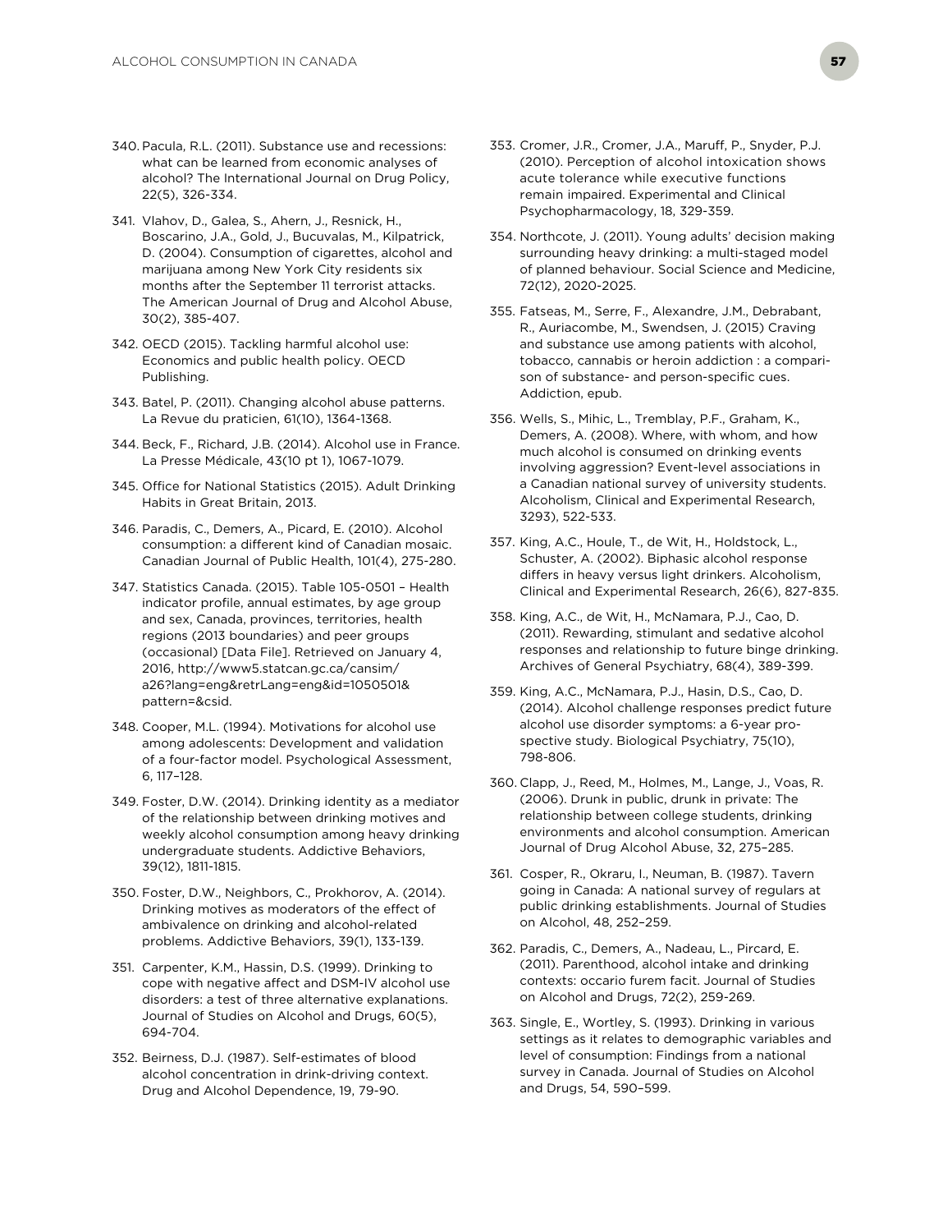340. Pacula, R.L. (2011). Substance use and recessions: what can be learned from economic analyses of alcohol? The International Journal on Drug Policy, 22(5), 326-334.

341. Vlahov, D., Galea, S., Ahern, J., Resnick, H., Boscarino, J.A., Gold, J., Bucuvalas, M., Kilpatrick, D. (2004). Consumption of cigarettes, alcohol and marijuana among New York City residents six months after the September 11 terrorist attacks. The American Journal of Drug and Alcohol Abuse, 30(2), 385-407.

342. OECD (2015). Tackling harmful alcohol use: Economics and public health policy. OECD Publishing.

343. Batel, P. (2011). Changing alcohol abuse patterns. La Revue du praticien, 61(10), 1364-1368.

344. Beck, F., Richard, J.B. (2014). Alcohol use in France. La Presse Médicale, 43(10 pt 1), 1067-1079.

345. Office for National Statistics (2015). Adult Drinking Habits in Great Britain, 2013.

346. Paradis, C., Demers, A., Picard, E. (2010). Alcohol consumption: a different kind of Canadian mosaic. Canadian Journal of Public Health, 101(4), 275-280.

347. Statistics Canada. (2015). Table 105-0501 – Health indicator profile, annual estimates, by age group and sex, Canada, provinces, territories, health regions (2013 boundaries) and peer groups (occasional) [Data File]. Retrieved on January 4, 2016, http://www5.statcan.gc.ca/cansim/a26?lang=eng&retrLang=eng&id=1050501&pattern=&csid.

348. Cooper, M.L. (1994). Motivations for alcohol use among adolescents: Development and validation of a four-factor model. Psychological Assessment, 6, 117–128.

349. Foster, D.W. (2014). Drinking identity as a mediator of the relationship between drinking motives and weekly alcohol consumption among heavy drinking undergraduate students. Addictive Behaviors, 39(12), 1811-1815.

350. Foster, D.W., Neighbors, C., Prokhorov, A. (2014). Drinking motives as moderators of the effect of ambivalence on drinking and alcohol-related problems. Addictive Behaviors, 39(1), 133-139.

351. Carpenter, K.M., Hassin, D.S. (1999). Drinking to cope with negative affect and DSM-IV alcohol use disorders: a test of three alternative explanations. Journal of Studies on Alcohol and Drugs, 60(5), 694-704.

352. Beirness, D.J. (1987). Self-estimates of blood alcohol concentration in drink-driving context. Drug and Alcohol Dependence, 19, 79-90.

353. Cromer, J.R., Cromer, J.A., Maruff, P., Snyder, P.J. (2010). Perception of alcohol intoxication shows acute tolerance while executive functions remain impaired. Experimental and Clinical Psychopharmacology, 18, 329-359.

354. Northcote, J. (2011). Young adults' decision making surrounding heavy drinking: a multi-staged model of planned behaviour. Social Science and Medicine, 72(12), 2020-2025.

355. Fatseas, M., Serre, F., Alexandre, J.M., Debrabant, R., Auriacombe, M., Swendsen, J. (2015) Craving and substance use among patients with alcohol, tobacco, cannabis or heroin addiction : a comparison of substance- and person-specific cues. Addiction, epub.

356. Wells, S., Mihic, L., Tremblay, P.F., Graham, K., Demers, A. (2008). Where, with whom, and how much alcohol is consumed on drinking events involving aggression? Event-level associations in a Canadian national survey of university students. Alcoholism, Clinical and Experimental Research, 3293), 522-533.

357. King, A.C., Houle, T., de Wit, H., Holdstock, L., Schuster, A. (2002). Biphasic alcohol response differs in heavy versus light drinkers. Alcoholism, Clinical and Experimental Research, 26(6), 827-835.

358. King, A.C., de Wit, H., McNamara, P.J., Cao, D. (2011). Rewarding, stimulant and sedative alcohol responses and relationship to future binge drinking. Archives of General Psychiatry, 68(4), 389-399.

359. King, A.C., McNamara, P.J., Hasin, D.S., Cao, D. (2014). Alcohol challenge responses predict future alcohol use disorder symptoms: a 6-year prospective study. Biological Psychiatry, 75(10), 798-806.

360. Clapp, J., Reed, M., Holmes, M., Lange, J., Voas, R. (2006). Drunk in public, drunk in private: The relationship between college students, drinking environments and alcohol consumption. American Journal of Drug Alcohol Abuse, 32, 275–285.

361. Cosper, R., Okraru, I., Neuman, B. (1987). Tavern going in Canada: A national survey of regulars at public drinking establishments. Journal of Studies on Alcohol, 48, 252–259.

362. Paradis, C., Demers, A., Nadeau, L., Pircard, E. (2011). Parenthood, alcohol intake and drinking contexts: occario furem facit. Journal of Studies on Alcohol and Drugs, 72(2), 259-269.

363. Single, E., Wortley, S. (1993). Drinking in various settings as it relates to demographic variables and level of consumption: Findings from a national survey in Canada. Journal of Studies on Alcohol and Drugs, 54, 590–599.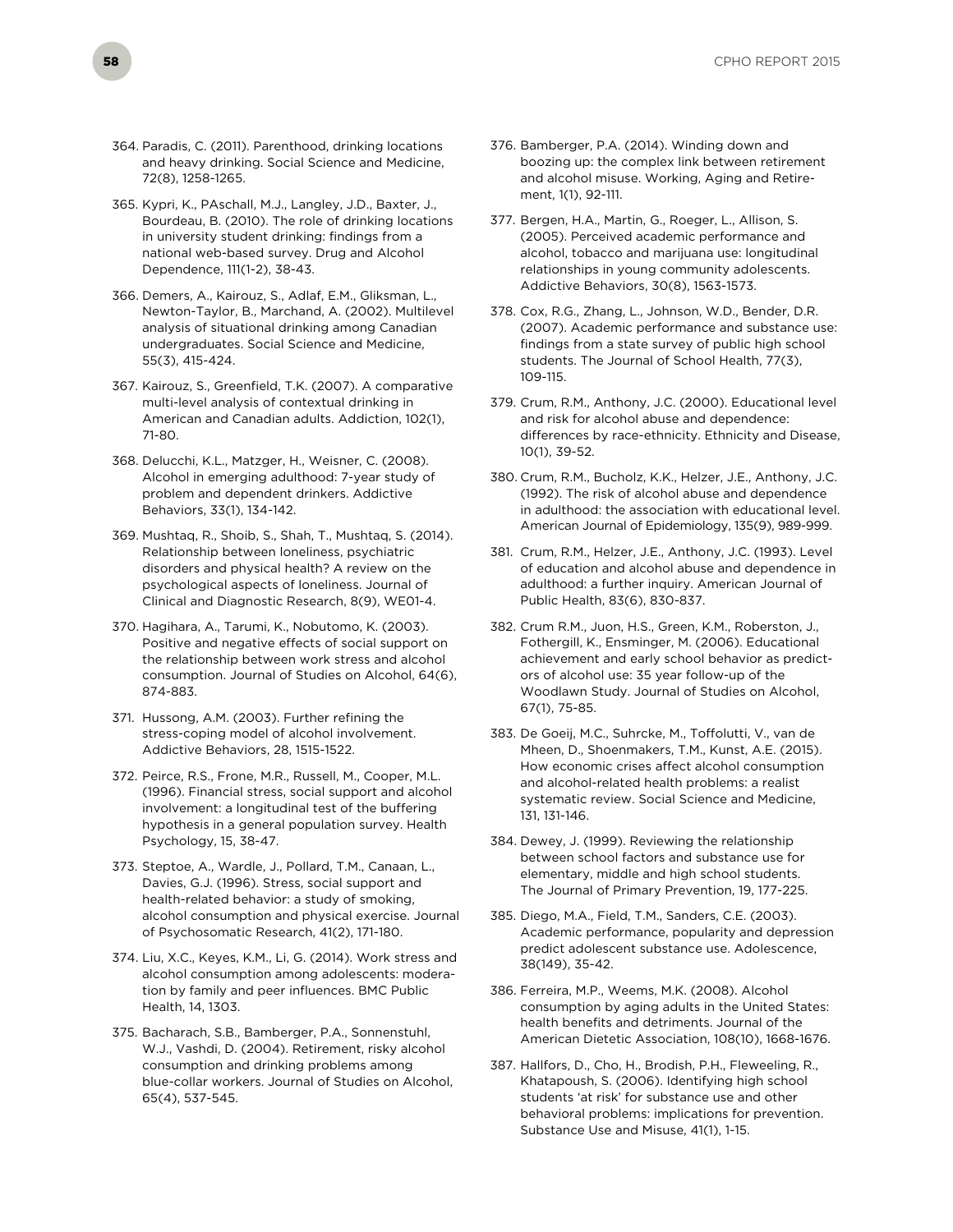364. Paradis, C. (2011). Parenthood, drinking locations and heavy drinking. Social Science and Medicine, 72(8), 1258-1265.

365. Kypri, K., PAschall, M.J., Langley, J.D., Baxter, J., Bourdeau, B. (2010). The role of drinking locations in university student drinking: findings from a national web-based survey. Drug and Alcohol Dependence, 111(1-2), 38-43.

366. Demers, A., Kairouz, S., Adlaf, E.M., Gliksman, L., Newton-Taylor, B., Marchand, A. (2002). Multilevel analysis of situational drinking among Canadian undergraduates. Social Science and Medicine, 55(3), 415-424.

367. Kairouz, S., Greenfield, T.K. (2007). A comparative multi-level analysis of contextual drinking in American and Canadian adults. Addiction, 102(1), 71-80.

368. Delucchi, K.L., Matzger, H., Weisner, C. (2008). Alcohol in emerging adulthood: 7-year study of problem and dependent drinkers. Addictive Behaviors, 33(1), 134-142.

369. Mushtaq, R., Shoib, S., Shah, T., Mushtaq, S. (2014). Relationship between loneliness, psychiatric disorders and physical health? A review on the psychological aspects of loneliness. Journal of Clinical and Diagnostic Research, 8(9), WE01-4.

370. Hagihara, A., Tarumi, K., Nobutomo, K. (2003). Positive and negative effects of social support on the relationship between work stress and alcohol consumption. Journal of Studies on Alcohol, 64(6), 874-883.

371. Hussong, A.M. (2003). Further refining the stress-coping model of alcohol involvement. Addictive Behaviors, 28, 1515-1522.

372. Peirce, R.S., Frone, M.R., Russell, M., Cooper, M.L. (1996). Financial stress, social support and alcohol involvement: a longitudinal test of the buffering hypothesis in a general population survey. Health Psychology, 15, 38-47.

373. Steptoe, A., Wardle, J., Pollard, T.M., Canaan, L., Davies, G.J. (1996). Stress, social support and health-related behavior: a study of smoking, alcohol consumption and physical exercise. Journal of Psychosomatic Research, 41(2), 171-180.

374. Liu, X.C., Keyes, K.M., Li, G. (2014). Work stress and alcohol consumption among adolescents: moderation by family and peer influences. BMC Public Health, 14, 1303.

375. Bacharach, S.B., Bamberger, P.A., Sonnenstuhl, W.J., Vashdi, D. (2004). Retirement, risky alcohol consumption and drinking problems among blue-collar workers. Journal of Studies on Alcohol, 65(4), 537-545.

376. Bamberger, P.A. (2014). Winding down and boozing up: the complex link between retirement and alcohol misuse. Working, Aging and Retirement, 1(1), 92-111.

377. Bergen, H.A., Martin, G., Roeger, L., Allison, S. (2005). Perceived academic performance and alcohol, tobacco and marijuana use: longitudinal relationships in young community adolescents. Addictive Behaviors, 30(8), 1563-1573.

378. Cox, R.G., Zhang, L., Johnson, W.D., Bender, D.R. (2007). Academic performance and substance use: findings from a state survey of public high school students. The Journal of School Health, 77(3), 109-115.

379. Crum, R.M., Anthony, J.C. (2000). Educational level and risk for alcohol abuse and dependence: differences by race-ethnicity. Ethnicity and Disease, 10(1), 39-52.

380. Crum, R.M., Bucholz, K.K., Helzer, J.E., Anthony, J.C. (1992). The risk of alcohol abuse and dependence in adulthood: the association with educational level. American Journal of Epidemiology, 135(9), 989-999.

381. Crum, R.M., Helzer, J.E., Anthony, J.C. (1993). Level of education and alcohol abuse and dependence in adulthood: a further inquiry. American Journal of Public Health, 83(6), 830-837.

382. Crum R.M., Juon, H.S., Green, K.M., Roberston, J., Fothergill, K., Ensminger, M. (2006). Educational achievement and early school behavior as predictors of alcohol use: 35 year follow-up of the Woodlawn Study. Journal of Studies on Alcohol, 67(1), 75-85.

383. De Goeij, M.C., Suhrcke, M., Toffolutti, V., van de Mheen, D., Shoenmakers, T.M., Kunst, A.E. (2015). How economic crises affect alcohol consumption and alcohol-related health problems: a realist systematic review. Social Science and Medicine, 131, 131-146.

384. Dewey, J. (1999). Reviewing the relationship between school factors and substance use for elementary, middle and high school students. The Journal of Primary Prevention, 19, 177-225.

385. Diego, M.A., Field, T.M., Sanders, C.E. (2003). Academic performance, popularity and depression predict adolescent substance use. Adolescence, 38(149), 35-42.

386. Ferreira, M.P., Weems, M.K. (2008). Alcohol consumption by aging adults in the United States: health benefits and detriments. Journal of the American Dietetic Association, 108(10), 1668-1676.

387. Hallfors, D., Cho, H., Brodish, P.H., Fleweeling, R., Khatapoush, S. (2006). Identifying high school students 'at risk' for substance use and other behavioral problems: implications for prevention. Substance Use and Misuse, 41(1), 1-15.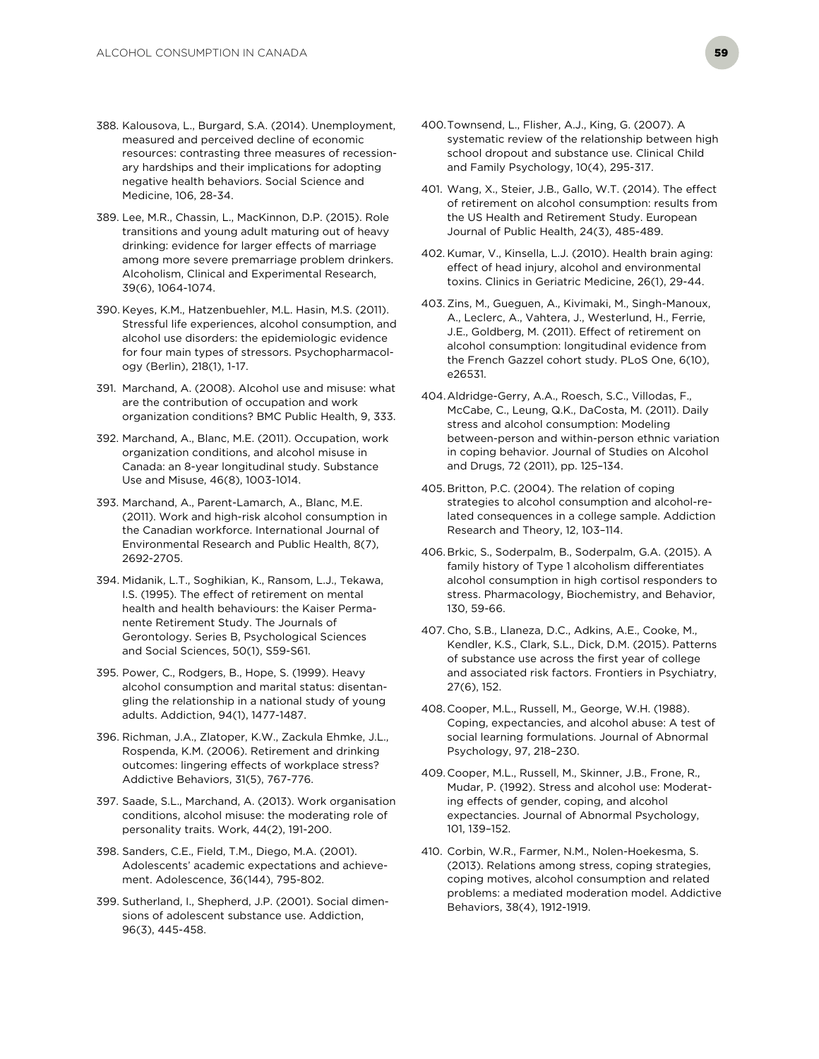388. Kalousova, L., Burgard, S.A. (2014). Unemployment, measured and perceived decline of economic resources: contrasting three measures of recessionary hardships and their implications for adopting negative health behaviors. Social Science and Medicine, 106, 28-34.

389. Lee, M.R., Chassin, L., MacKinnon, D.P. (2015). Role transitions and young adult maturing out of heavy drinking: evidence for larger effects of marriage among more severe premarriage problem drinkers. Alcoholism, Clinical and Experimental Research, 39(6), 1064-1074.

390. Keyes, K.M., Hatzenbuehler, M.L. Hasin, M.S. (2011). Stressful life experiences, alcohol consumption, and alcohol use disorders: the epidemiologic evidence for four main types of stressors. Psychopharmacology (Berlin), 218(1), 1-17.

391. Marchand, A. (2008). Alcohol use and misuse: what are the contribution of occupation and work organization conditions? BMC Public Health, 9, 333.

392. Marchand, A., Blanc, M.E. (2011). Occupation, work organization conditions, and alcohol misuse in Canada: an 8-year longitudinal study. Substance Use and Misuse, 46(8), 1003-1014.

393. Marchand, A., Parent-Lamarch, A., Blanc, M.E. (2011). Work and high-risk alcohol consumption in the Canadian workforce. International Journal of Environmental Research and Public Health, 8(7), 2692-2705.

394. Midanik, L.T., Soghikian, K., Ransom, L.J., Tekawa, I.S. (1995). The effect of retirement on mental health and health behaviours: the Kaiser Permanente Retirement Study. The Journals of Gerontology. Series B, Psychological Sciences and Social Sciences, 50(1), S59-S61.

395. Power, C., Rodgers, B., Hope, S. (1999). Heavy alcohol consumption and marital status: disentangling the relationship in a national study of young adults. Addiction, 94(1), 1477-1487.

396. Richman, J.A., Zlatoper, K.W., Zackula Ehmke, J.L., Rospenda, K.M. (2006). Retirement and drinking outcomes: lingering effects of workplace stress? Addictive Behaviors, 31(5), 767-776.

397. Saade, S.L., Marchand, A. (2013). Work organisation conditions, alcohol misuse: the moderating role of personality traits. Work, 44(2), 191-200.

398. Sanders, C.E., Field, T.M., Diego, M.A. (2001). Adolescents' academic expectations and achievement. Adolescence, 36(144), 795-802.

399. Sutherland, I., Shepherd, J.P. (2001). Social dimensions of adolescent substance use. Addiction, 96(3), 445-458.

400. Townsend, L., Flisher, A.J., King, G. (2007). A systematic review of the relationship between high school dropout and substance use. Clinical Child and Family Psychology, 10(4), 295-317.

401. Wang, X., Steier, J.B., Gallo, W.T. (2014). The effect of retirement on alcohol consumption: results from the US Health and Retirement Study. European Journal of Public Health, 24(3), 485-489.

402. Kumar, V., Kinsella, L.J. (2010). Health brain aging: effect of head injury, alcohol and environmental toxins. Clinics in Geriatric Medicine, 26(1), 29-44.

403. Zins, M., Gueguen, A., Kivimaki, M., Singh-Manoux, A., Leclerc, A., Vahtera, J., Westerlund, H., Ferrie, J.E., Goldberg, M. (2011). Effect of retirement on alcohol consumption: longitudinal evidence from the French Gazzel cohort study. PLoS One, 6(10), e26531.

404. Aldridge-Gerry, A.A., Roesch, S.C., Villodas, F., McCabe, C., Leung, Q.K., DaCosta, M. (2011). Daily stress and alcohol consumption: Modeling between-person and within-person ethnic variation in coping behavior. Journal of Studies on Alcohol and Drugs, 72 (2011), pp. 125–134.

405. Britton, P.C. (2004). The relation of coping strategies to alcohol consumption and alcohol-related consequences in a college sample. Addiction Research and Theory, 12, 103–114.

406. Brkic, S., Soderpalm, B., Soderpalm, G.A. (2015). A family history of Type 1 alcoholism differentiates alcohol consumption in high cortisol responders to stress. Pharmacology, Biochemistry, and Behavior, 130, 59-66.

407. Cho, S.B., Llaneza, D.C., Adkins, A.E., Cooke, M., Kendler, K.S., Clark, S.L., Dick, D.M. (2015). Patterns of substance use across the first year of college and associated risk factors. Frontiers in Psychiatry, 27(6), 152.

408. Cooper, M.L., Russell, M., George, W.H. (1988). Coping, expectancies, and alcohol abuse: A test of social learning formulations. Journal of Abnormal Psychology, 97, 218–230.

409. Cooper, M.L., Russell, M., Skinner, J.B., Frone, R., Mudar, P. (1992). Stress and alcohol use: Moderating effects of gender, coping, and alcohol expectancies. Journal of Abnormal Psychology, 101, 139–152.

410. Corbin, W.R., Farmer, N.M., Nolen-Hoekesma, S. (2013). Relations among stress, coping strategies, coping motives, alcohol consumption and related problems: a mediated moderation model. Addictive Behaviors, 38(4), 1912-1919.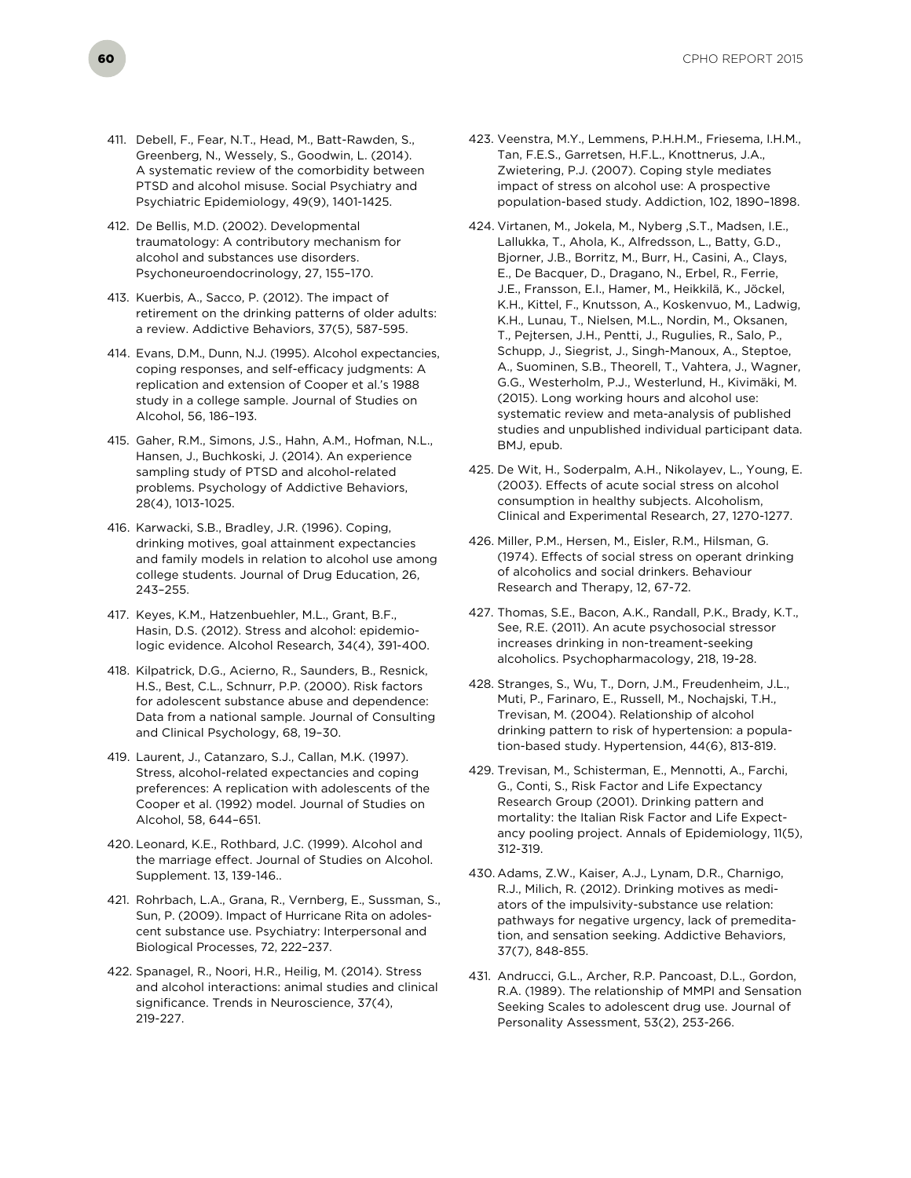411. Debell, F., Fear, N.T., Head, M., Batt-Rawden, S., Greenberg, N., Wessely, S., Goodwin, L. (2014). A systematic review of the comorbidity between PTSD and alcohol misuse. Social Psychiatry and Psychiatric Epidemiology, 49(9), 1401-1425.

412. De Bellis, M.D. (2002). Developmental traumatology: A contributory mechanism for alcohol and substances use disorders. Psychoneuroendocrinology, 27, 155–170.

413. Kuerbis, A., Sacco, P. (2012). The impact of retirement on the drinking patterns of older adults: a review. Addictive Behaviors, 37(5), 587-595.

414. Evans, D.M., Dunn, N.J. (1995). Alcohol expectancies, coping responses, and self-efficacy judgments: A replication and extension of Cooper et al.'s 1988 study in a college sample. Journal of Studies on Alcohol, 56, 186–193.

415. Gaher, R.M., Simons, J.S., Hahn, A.M., Hofman, N.L., Hansen, J., Buchkoski, J. (2014). An experience sampling study of PTSD and alcohol-related problems. Psychology of Addictive Behaviors, 28(4), 1013-1025.

416. Karwacki, S.B., Bradley, J.R. (1996). Coping, drinking motives, goal attainment expectancies and family models in relation to alcohol use among college students. Journal of Drug Education, 26, 243–255.

417. Keyes, K.M., Hatzenbuehler, M.L., Grant, B.F., Hasin, D.S. (2012). Stress and alcohol: epidemiologic evidence. Alcohol Research, 34(4), 391-400.

418. Kilpatrick, D.G., Acierno, R., Saunders, B., Resnick, H.S., Best, C.L., Schnurr, P.P. (2000). Risk factors for adolescent substance abuse and dependence: Data from a national sample. Journal of Consulting and Clinical Psychology, 68, 19–30.

419. Laurent, J., Catanzaro, S.J., Callan, M.K. (1997). Stress, alcohol-related expectancies and coping preferences: A replication with adolescents of the Cooper et al. (1992) model. Journal of Studies on Alcohol, 58, 644–651.

420. Leonard, K.E., Rothbard, J.C. (1999). Alcohol and the marriage effect. Journal of Studies on Alcohol. Supplement. 13, 139-146..

421. Rohrbach, L.A., Grana, R., Vernberg, E., Sussman, S., Sun, P. (2009). Impact of Hurricane Rita on adolescent substance use. Psychiatry: Interpersonal and Biological Processes, 72, 222–237.

422. Spanagel, R., Noori, H.R., Heilig, M. (2014). Stress and alcohol interactions: animal studies and clinical significance. Trends in Neuroscience, 37(4), 219-227.

423. Veenstra, M.Y., Lemmens, P.H.H.M., Friesema, I.H.M., Tan, F.E.S., Garretsen, H.F.L., Knottnerus, J.A., Zwietering, P.J. (2007). Coping style mediates impact of stress on alcohol use: A prospective population-based study. Addiction, 102, 1890–1898.

424. Virtanen, M., Jokela, M., Nyberg ,S.T., Madsen, I.E., Lallukka, T., Ahola, K., Alfredsson, L., Batty, G.D., Bjorner, J.B., Borritz, M., Burr, H., Casini, A., Clays, E., De Bacquer, D., Dragano, N., Erbel, R., Ferrie, J.E., Fransson, E.I., Hamer, M., Heikkilä, K., Jöckel, K.H., Kittel, F., Knutsson, A., Koskenvuo, M., Ladwig, K.H., Lunau, T., Nielsen, M.L., Nordin, M., Oksanen, T., Pejtersen, J.H., Pentti, J., Rugulies, R., Salo, P., Schupp, J., Siegrist, J., Singh-Manoux, A., Steptoe, A., Suominen, S.B., Theorell, T., Vahtera, J., Wagner, G.G., Westerholm, P.J., Westerlund, H., Kivimäki, M. (2015). Long working hours and alcohol use: systematic review and meta-analysis of published studies and unpublished individual participant data. BMJ, epub.

425. De Wit, H., Soderpalm, A.H., Nikolayev, L., Young, E. (2003). Effects of acute social stress on alcohol consumption in healthy subjects. Alcoholism, Clinical and Experimental Research, 27, 1270-1277.

426. Miller, P.M., Hersen, M., Eisler, R.M., Hilsman, G. (1974). Effects of social stress on operant drinking of alcoholics and social drinkers. Behaviour Research and Therapy, 12, 67-72.

427. Thomas, S.E., Bacon, A.K., Randall, P.K., Brady, K.T., See, R.E. (2011). An acute psychosocial stressor increases drinking in non-treament-seeking alcoholics. Psychopharmacology, 218, 19-28.

428. Stranges, S., Wu, T., Dorn, J.M., Freudenheim, J.L., Muti, P., Farinaro, E., Russell, M., Nochajski, T.H., Trevisan, M. (2004). Relationship of alcohol drinking pattern to risk of hypertension: a population-based study. Hypertension, 44(6), 813-819.

429. Trevisan, M., Schisterman, E., Mennotti, A., Farchi, G., Conti, S., Risk Factor and Life Expectancy Research Group (2001). Drinking pattern and mortality: the Italian Risk Factor and Life Expectancy pooling project. Annals of Epidemiology, 11(5), 312-319.

430. Adams, Z.W., Kaiser, A.J., Lynam, D.R., Charnigo, R.J., Milich, R. (2012). Drinking motives as mediators of the impulsivity-substance use relation: pathways for negative urgency, lack of premeditation, and sensation seeking. Addictive Behaviors, 37(7), 848-855.

431. Andrucci, G.L., Archer, R.P. Pancoast, D.L., Gordon, R.A. (1989). The relationship of MMPI and Sensation Seeking Scales to adolescent drug use. Journal of Personality Assessment, 53(2), 253-266.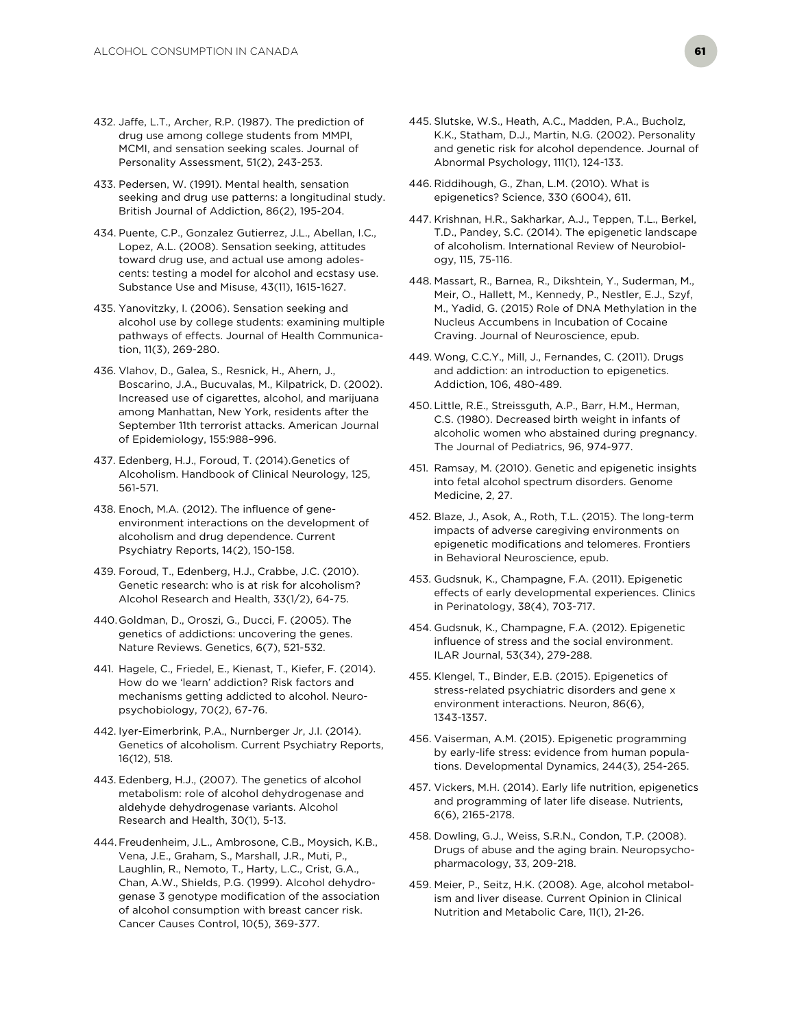432. Jaffe, L.T., Archer, R.P. (1987). The prediction of drug use among college students from MMPI, MCMI, and sensation seeking scales. Journal of Personality Assessment, 51(2), 243-253.

433. Pedersen, W. (1991). Mental health, sensation seeking and drug use patterns: a longitudinal study. British Journal of Addiction, 86(2), 195-204.

434. Puente, C.P., Gonzalez Gutierrez, J.L., Abellan, I.C., Lopez, A.L. (2008). Sensation seeking, attitudes toward drug use, and actual use among adolescents: testing a model for alcohol and ecstasy use. Substance Use and Misuse, 43(11), 1615-1627.

435. Yanovitzky, I. (2006). Sensation seeking and alcohol use by college students: examining multiple pathways of effects. Journal of Health Communication, 11(3), 269-280.

436. Vlahov, D., Galea, S., Resnick, H., Ahern, J., Boscarino, J.A., Bucuvalas, M., Kilpatrick, D. (2002). Increased use of cigarettes, alcohol, and marijuana among Manhattan, New York, residents after the September 11th terrorist attacks. American Journal of Epidemiology, 155:988–996.

437. Edenberg, H.J., Foroud, T. (2014).Genetics of Alcoholism. Handbook of Clinical Neurology, 125, 561-571.

438. Enoch, M.A. (2012). The influence of gene-environment interactions on the development of alcoholism and drug dependence. Current Psychiatry Reports, 14(2), 150-158.

439. Foroud, T., Edenberg, H.J., Crabbe, J.C. (2010). Genetic research: who is at risk for alcoholism? Alcohol Research and Health, 33(1/2), 64-75.

440. Goldman, D., Oroszi, G., Ducci, F. (2005). The genetics of addictions: uncovering the genes. Nature Reviews. Genetics, 6(7), 521-532.

441. Hagele, C., Friedel, E., Kienast, T., Kiefer, F. (2014). How do we 'learn' addiction? Risk factors and mechanisms getting addicted to alcohol. Neuropsychobiology, 70(2), 67-76.

442. Iyer-Eimerbrink, P.A., Nurnberger Jr, J.I. (2014). Genetics of alcoholism. Current Psychiatry Reports, 16(12), 518.

443. Edenberg, H.J., (2007). The genetics of alcohol metabolism: role of alcohol dehydrogenase and aldehyde dehydrogenase variants. Alcohol Research and Health, 30(1), 5-13.

444. Freudenheim, J.L., Ambrosone, C.B., Moysich, K.B., Vena, J.E., Graham, S., Marshall, J.R., Muti, P., Laughlin, R., Nemoto, T., Harty, L.C., Crist, G.A., Chan, A.W., Shields, P.G. (1999). Alcohol dehydrogenase 3 genotype modification of the association of alcohol consumption with breast cancer risk. Cancer Causes Control, 10(5), 369-377.

445. Slutske, W.S., Heath, A.C., Madden, P.A., Bucholz, K.K., Statham, D.J., Martin, N.G. (2002). Personality and genetic risk for alcohol dependence. Journal of Abnormal Psychology, 111(1), 124-133.

446. Riddihough, G., Zhan, L.M. (2010). What is epigenetics? Science, 330 (6004), 611.

447. Krishnan, H.R., Sakharkar, A.J., Teppen, T.L., Berkel, T.D., Pandey, S.C. (2014). The epigenetic landscape of alcoholism. International Review of Neurobiology, 115, 75-116.

448. Massart, R., Barnea, R., Dikshtein, Y., Suderman, M., Meir, O., Hallett, M., Kennedy, P., Nestler, E.J., Szyf, M., Yadid, G. (2015) Role of DNA Methylation in the Nucleus Accumbens in Incubation of Cocaine Craving. Journal of Neuroscience, epub.

449. Wong, C.C.Y., Mill, J., Fernandes, C. (2011). Drugs and addiction: an introduction to epigenetics. Addiction, 106, 480-489.

450. Little, R.E., Streissguth, A.P., Barr, H.M., Herman, C.S. (1980). Decreased birth weight in infants of alcoholic women who abstained during pregnancy. The Journal of Pediatrics, 96, 974-977.

451. Ramsay, M. (2010). Genetic and epigenetic insights into fetal alcohol spectrum disorders. Genome Medicine, 2, 27.

452. Blaze, J., Asok, A., Roth, T.L. (2015). The long-term impacts of adverse caregiving environments on epigenetic modifications and telomeres. Frontiers in Behavioral Neuroscience, epub.

453. Gudsnuk, K., Champagne, F.A. (2011). Epigenetic effects of early developmental experiences. Clinics in Perinatology, 38(4), 703-717.

454. Gudsnuk, K., Champagne, F.A. (2012). Epigenetic influence of stress and the social environment. ILAR Journal, 53(34), 279-288.

455. Klengel, T., Binder, E.B. (2015). Epigenetics of stress-related psychiatric disorders and gene x environment interactions. Neuron, 86(6), 1343-1357.

456. Vaiserman, A.M. (2015). Epigenetic programming by early-life stress: evidence from human populations. Developmental Dynamics, 244(3), 254-265.

457. Vickers, M.H. (2014). Early life nutrition, epigenetics and programming of later life disease. Nutrients, 6(6), 2165-2178.

458. Dowling, G.J., Weiss, S.R.N., Condon, T.P. (2008). Drugs of abuse and the aging brain. Neuropsychopharmacology, 33, 209-218.

459. Meier, P., Seitz, H.K. (2008). Age, alcohol metabolism and liver disease. Current Opinion in Clinical Nutrition and Metabolic Care, 11(1), 21-26.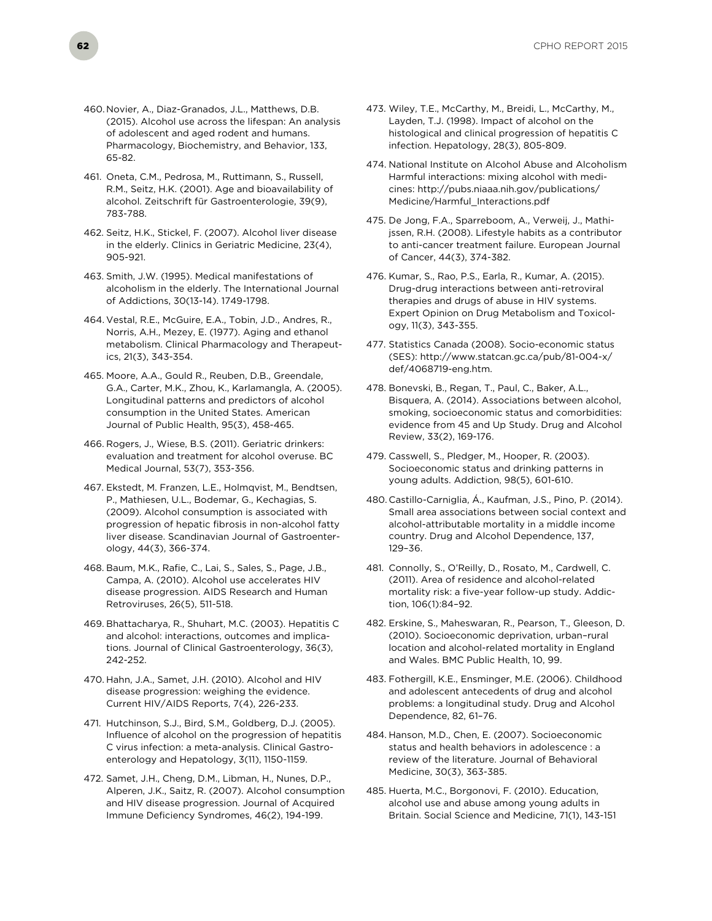460. Novier, A., Diaz-Granados, J.L., Matthews, D.B. (2015). Alcohol use across the lifespan: An analysis of adolescent and aged rodent and humans. Pharmacology, Biochemistry, and Behavior, 133, 65-82.

461. Oneta, C.M., Pedrosa, M., Ruttimann, S., Russell, R.M., Seitz, H.K. (2001). Age and bioavailability of alcohol. Zeitschrift für Gastroenterologie, 39(9), 783-788.

462. Seitz, H.K., Stickel, F. (2007). Alcohol liver disease in the elderly. Clinics in Geriatric Medicine, 23(4), 905-921.

463. Smith, J.W. (1995). Medical manifestations of alcoholism in the elderly. The International Journal of Addictions, 30(13-14). 1749-1798.

464. Vestal, R.E., McGuire, E.A., Tobin, J.D., Andres, R., Norris, A.H., Mezey, E. (1977). Aging and ethanol metabolism. Clinical Pharmacology and Therapeutics, 21(3), 343-354.

465. Moore, A.A., Gould R., Reuben, D.B., Greendale, G.A., Carter, M.K., Zhou, K., Karlamangla, A. (2005). Longitudinal patterns and predictors of alcohol consumption in the United States. American Journal of Public Health, 95(3), 458-465.

466. Rogers, J., Wiese, B.S. (2011). Geriatric drinkers: evaluation and treatment for alcohol overuse. BC Medical Journal, 53(7), 353-356.

467. Ekstedt, M. Franzen, L.E., Holmqvist, M., Bendtsen, P., Mathiesen, U.L., Bodemar, G., Kechagias, S. (2009). Alcohol consumption is associated with progression of hepatic fibrosis in non-alcohol fatty liver disease. Scandinavian Journal of Gastroenterology, 44(3), 366-374.

468. Baum, M.K., Rafie, C., Lai, S., Sales, S., Page, J.B., Campa, A. (2010). Alcohol use accelerates HIV disease progression. AIDS Research and Human Retroviruses, 26(5), 511-518.

469. Bhattacharya, R., Shuhart, M.C. (2003). Hepatitis C and alcohol: interactions, outcomes and implications. Journal of Clinical Gastroenterology, 36(3), 242-252.

470. Hahn, J.A., Samet, J.H. (2010). Alcohol and HIV disease progression: weighing the evidence. Current HIV/AIDS Reports, 7(4), 226-233.

471. Hutchinson, S.J., Bird, S.M., Goldberg, D.J. (2005). Influence of alcohol on the progression of hepatitis C virus infection: a meta-analysis. Clinical Gastroenterology and Hepatology, 3(11), 1150-1159.

472. Samet, J.H., Cheng, D.M., Libman, H., Nunes, D.P., Alperen, J.K., Saitz, R. (2007). Alcohol consumption and HIV disease progression. Journal of Acquired Immune Deficiency Syndromes, 46(2), 194-199.

473. Wiley, T.E., McCarthy, M., Breidi, L., McCarthy, M., Layden, T.J. (1998). Impact of alcohol on the histological and clinical progression of hepatitis C infection. Hepatology, 28(3), 805-809.

474. National Institute on Alcohol Abuse and Alcoholism Harmful interactions: mixing alcohol with medicines: http://pubs.niaaa.nih.gov/publications/Medicine/Harmful_Interactions.pdf

475. De Jong, F.A., Sparreboom, A., Verweij, J., Mathijssen, R.H. (2008). Lifestyle habits as a contributor to anti-cancer treatment failure. European Journal of Cancer, 44(3), 374-382.

476. Kumar, S., Rao, P.S., Earla, R., Kumar, A. (2015). Drug-drug interactions between anti-retroviral therapies and drugs of abuse in HIV systems. Expert Opinion on Drug Metabolism and Toxicology, 11(3), 343-355.

477. Statistics Canada (2008). Socio-economic status (SES): http://www.statcan.gc.ca/pub/81-004-x/def/4068719-eng.htm.

478. Bonevski, B., Regan, T., Paul, C., Baker, A.L., Bisquera, A. (2014). Associations between alcohol, smoking, socioeconomic status and comorbidities: evidence from 45 and Up Study. Drug and Alcohol Review, 33(2), 169-176.

479. Casswell, S., Pledger, M., Hooper, R. (2003). Socioeconomic status and drinking patterns in young adults. Addiction, 98(5), 601-610.

480. Castillo-Carniglia, Á., Kaufman, J.S., Pino, P. (2014). Small area associations between social context and alcohol-attributable mortality in a middle income country. Drug and Alcohol Dependence, 137, 129–36.

481. Connolly, S., O'Reilly, D., Rosato, M., Cardwell, C. (2011). Area of residence and alcohol-related mortality risk: a five-year follow-up study. Addiction, 106(1):84–92.

482. Erskine, S., Maheswaran, R., Pearson, T., Gleeson, D. (2010). Socioeconomic deprivation, urban–rural location and alcohol-related mortality in England and Wales. BMC Public Health, 10, 99.

483. Fothergill, K.E., Ensminger, M.E. (2006). Childhood and adolescent antecedents of drug and alcohol problems: a longitudinal study. Drug and Alcohol Dependence, 82, 61–76.

484. Hanson, M.D., Chen, E. (2007). Socioeconomic status and health behaviors in adolescence : a review of the literature. Journal of Behavioral Medicine, 30(3), 363-385.

485. Huerta, M.C., Borgonovi, F. (2010). Education, alcohol use and abuse among young adults in Britain. Social Science and Medicine, 71(1), 143-151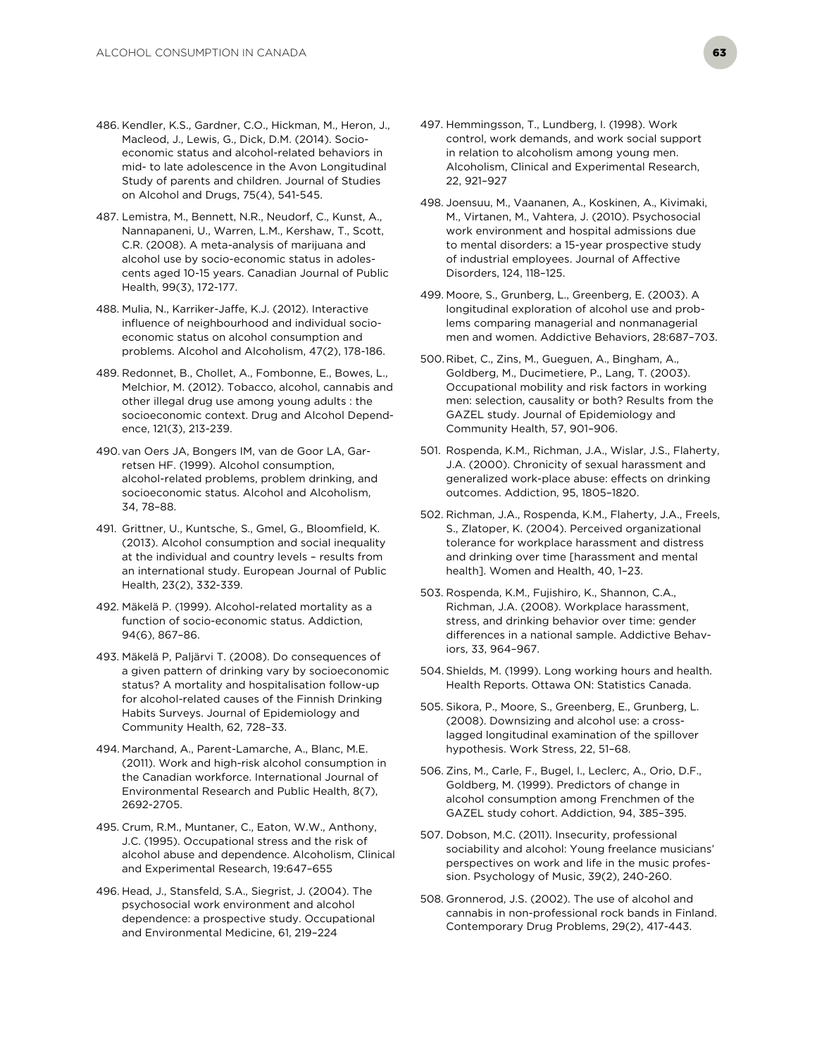486. Kendler, K.S., Gardner, C.O., Hickman, M., Heron, J., Macleod, J., Lewis, G., Dick, D.M. (2014). Socio-economic status and alcohol-related behaviors in mid- to late adolescence in the Avon Longitudinal Study of parents and children. Journal of Studies on Alcohol and Drugs, 75(4), 541-545.

487. Lemistra, M., Bennett, N.R., Neudorf, C., Kunst, A., Nannapaneni, U., Warren, L.M., Kershaw, T., Scott, C.R. (2008). A meta-analysis of marijuana and alcohol use by socio-economic status in adolescents aged 10-15 years. Canadian Journal of Public Health, 99(3), 172-177.

488. Mulia, N., Karriker-Jaffe, K.J. (2012). Interactive influence of neighbourhood and individual socio-economic status on alcohol consumption and problems. Alcohol and Alcoholism, 47(2), 178-186.

489. Redonnet, B., Chollet, A., Fombonne, E., Bowes, L., Melchior, M. (2012). Tobacco, alcohol, cannabis and other illegal drug use among young adults : the socioeconomic context. Drug and Alcohol Dependence, 121(3), 213-239.

490. van Oers JA, Bongers IM, van de Goor LA, Garretsen HF. (1999). Alcohol consumption, alcohol-related problems, problem drinking, and socioeconomic status. Alcohol and Alcoholism, 34, 78–88.

491. Grittner, U., Kuntsche, S., Gmel, G., Bloomfield, K. (2013). Alcohol consumption and social inequality at the individual and country levels – results from an international study. European Journal of Public Health, 23(2), 332-339.

492. Mäkelä P. (1999). Alcohol-related mortality as a function of socio-economic status. Addiction, 94(6), 867–86.

493. Mäkelä P, Paljärvi T. (2008). Do consequences of a given pattern of drinking vary by socioeconomic status? A mortality and hospitalisation follow-up for alcohol-related causes of the Finnish Drinking Habits Surveys. Journal of Epidemiology and Community Health, 62, 728–33.

494. Marchand, A., Parent-Lamarche, A., Blanc, M.E. (2011). Work and high-risk alcohol consumption in the Canadian workforce. International Journal of Environmental Research and Public Health, 8(7), 2692-2705.

495. Crum, R.M., Muntaner, C., Eaton, W.W., Anthony, J.C. (1995). Occupational stress and the risk of alcohol abuse and dependence. Alcoholism, Clinical and Experimental Research, 19:647–655

496. Head, J., Stansfeld, S.A., Siegrist, J. (2004). The psychosocial work environment and alcohol dependence: a prospective study. Occupational and Environmental Medicine, 61, 219–224

497. Hemmingsson, T., Lundberg, I. (1998). Work control, work demands, and work social support in relation to alcoholism among young men. Alcoholism, Clinical and Experimental Research, 22, 921–927

498. Joensuu, M., Vaananen, A., Koskinen, A., Kivimaki, M., Virtanen, M., Vahtera, J. (2010). Psychosocial work environment and hospital admissions due to mental disorders: a 15-year prospective study of industrial employees. Journal of Affective Disorders, 124, 118–125.

499. Moore, S., Grunberg, L., Greenberg, E. (2003). A longitudinal exploration of alcohol use and problems comparing managerial and nonmanagerial men and women. Addictive Behaviors, 28:687–703.

500. Ribet, C., Zins, M., Gueguen, A., Bingham, A., Goldberg, M., Ducimetiere, P., Lang, T. (2003). Occupational mobility and risk factors in working men: selection, causality or both? Results from the GAZEL study. Journal of Epidemiology and Community Health, 57, 901–906.

501. Rospenda, K.M., Richman, J.A., Wislar, J.S., Flaherty, J.A. (2000). Chronicity of sexual harassment and generalized work-place abuse: effects on drinking outcomes. Addiction, 95, 1805–1820.

502. Richman, J.A., Rospenda, K.M., Flaherty, J.A., Freels, S., Zlatoper, K. (2004). Perceived organizational tolerance for workplace harassment and distress and drinking over time [harassment and mental health]. Women and Health, 40, 1–23.

503. Rospenda, K.M., Fujishiro, K., Shannon, C.A., Richman, J.A. (2008). Workplace harassment, stress, and drinking behavior over time: gender differences in a national sample. Addictive Behaviors, 33, 964–967.

504. Shields, M. (1999). Long working hours and health. Health Reports. Ottawa ON: Statistics Canada.

505. Sikora, P., Moore, S., Greenberg, E., Grunberg, L. (2008). Downsizing and alcohol use: a cross-lagged longitudinal examination of the spillover hypothesis. Work Stress, 22, 51–68.

506. Zins, M., Carle, F., Bugel, I., Leclerc, A., Orio, D.F., Goldberg, M. (1999). Predictors of change in alcohol consumption among Frenchmen of the GAZEL study cohort. Addiction, 94, 385–395.

507. Dobson, M.C. (2011). Insecurity, professional sociability and alcohol: Young freelance musicians' perspectives on work and life in the music profession. Psychology of Music, 39(2), 240-260.

508. Gronnerod, J.S. (2002). The use of alcohol and cannabis in non-professional rock bands in Finland. Contemporary Drug Problems, 29(2), 417-443.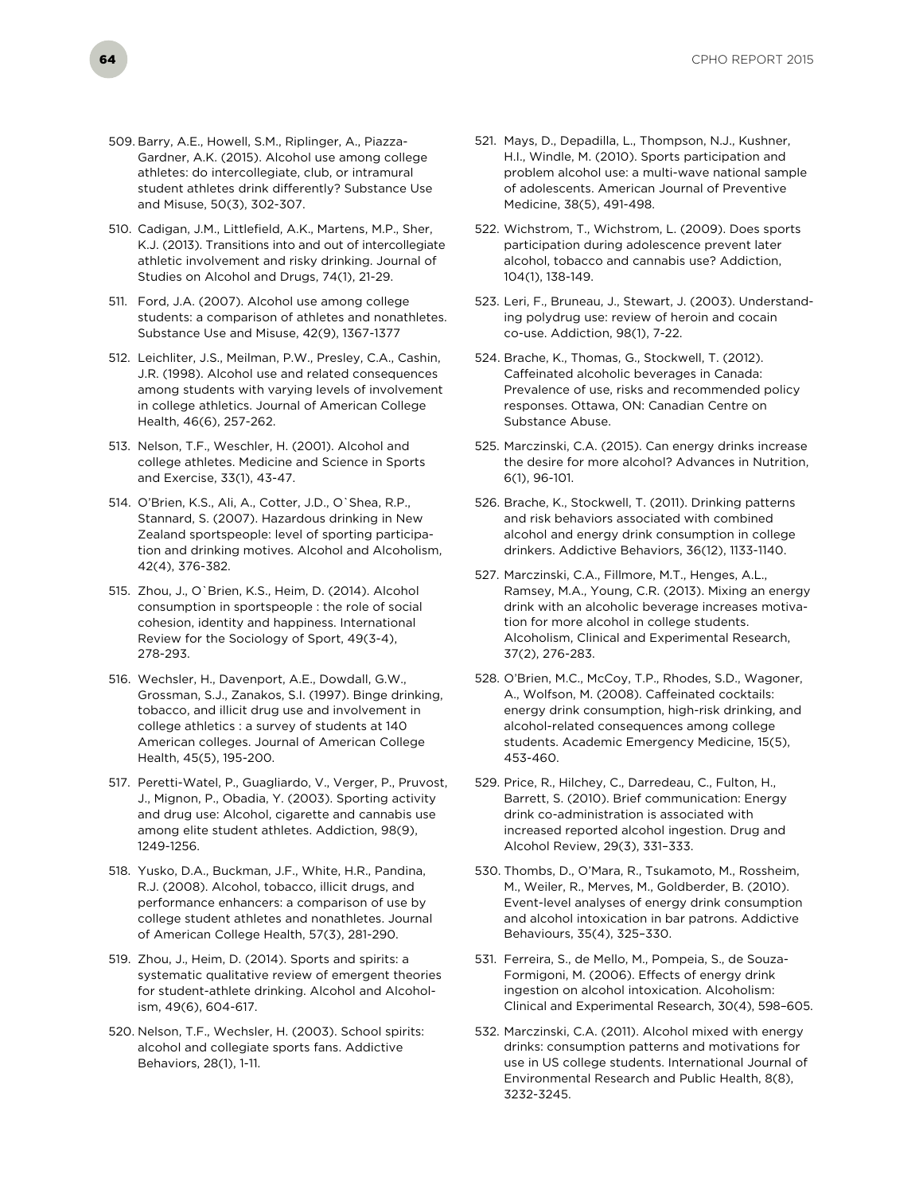509. Barry, A.E., Howell, S.M., Riplinger, A., Piazza-Gardner, A.K. (2015). Alcohol use among college athletes: do intercollegiate, club, or intramural student athletes drink differently? Substance Use and Misuse, 50(3), 302-307.

510. Cadigan, J.M., Littlefield, A.K., Martens, M.P., Sher, K.J. (2013). Transitions into and out of intercollegiate athletic involvement and risky drinking. Journal of Studies on Alcohol and Drugs, 74(1), 21-29.

511. Ford, J.A. (2007). Alcohol use among college students: a comparison of athletes and nonathletes. Substance Use and Misuse, 42(9), 1367-1377

512. Leichliter, J.S., Meilman, P.W., Presley, C.A., Cashin, J.R. (1998). Alcohol use and related consequences among students with varying levels of involvement in college athletics. Journal of American College Health, 46(6), 257-262.

513. Nelson, T.F., Weschler, H. (2001). Alcohol and college athletes. Medicine and Science in Sports and Exercise, 33(1), 43-47.

514. O'Brien, K.S., Ali, A., Cotter, J.D., O`Shea, R.P., Stannard, S. (2007). Hazardous drinking in New Zealand sportspeople: level of sporting participation and drinking motives. Alcohol and Alcoholism, 42(4), 376-382.

515. Zhou, J., O`Brien, K.S., Heim, D. (2014). Alcohol consumption in sportspeople : the role of social cohesion, identity and happiness. International Review for the Sociology of Sport, 49(3-4), 278-293.

516. Wechsler, H., Davenport, A.E., Dowdall, G.W., Grossman, S.J., Zanakos, S.I. (1997). Binge drinking, tobacco, and illicit drug use and involvement in college athletics : a survey of students at 140 American colleges. Journal of American College Health, 45(5), 195-200.

517. Peretti-Watel, P., Guagliardo, V., Verger, P., Pruvost, J., Mignon, P., Obadia, Y. (2003). Sporting activity and drug use: Alcohol, cigarette and cannabis use among elite student athletes. Addiction, 98(9), 1249-1256.

518. Yusko, D.A., Buckman, J.F., White, H.R., Pandina, R.J. (2008). Alcohol, tobacco, illicit drugs, and performance enhancers: a comparison of use by college student athletes and nonathletes. Journal of American College Health, 57(3), 281-290.

519. Zhou, J., Heim, D. (2014). Sports and spirits: a systematic qualitative review of emergent theories for student-athlete drinking. Alcohol and Alcoholism, 49(6), 604-617.

520. Nelson, T.F., Wechsler, H. (2003). School spirits: alcohol and collegiate sports fans. Addictive Behaviors, 28(1), 1-11.

521. Mays, D., Depadilla, L., Thompson, N.J., Kushner, H.I., Windle, M. (2010). Sports participation and problem alcohol use: a multi-wave national sample of adolescents. American Journal of Preventive Medicine, 38(5), 491-498.

522. Wichstrom, T., Wichstrom, L. (2009). Does sports participation during adolescence prevent later alcohol, tobacco and cannabis use? Addiction, 104(1), 138-149.

523. Leri, F., Bruneau, J., Stewart, J. (2003). Understanding polydrug use: review of heroin and cocain co-use. Addiction, 98(1), 7-22.

524. Brache, K., Thomas, G., Stockwell, T. (2012). Caffeinated alcoholic beverages in Canada: Prevalence of use, risks and recommended policy responses. Ottawa, ON: Canadian Centre on Substance Abuse.

525. Marczinski, C.A. (2015). Can energy drinks increase the desire for more alcohol? Advances in Nutrition, 6(1), 96-101.

526. Brache, K., Stockwell, T. (2011). Drinking patterns and risk behaviors associated with combined alcohol and energy drink consumption in college drinkers. Addictive Behaviors, 36(12), 1133-1140.

527. Marczinski, C.A., Fillmore, M.T., Henges, A.L., Ramsey, M.A., Young, C.R. (2013). Mixing an energy drink with an alcoholic beverage increases motivation for more alcohol in college students. Alcoholism, Clinical and Experimental Research, 37(2), 276-283.

528. O'Brien, M.C., McCoy, T.P., Rhodes, S.D., Wagoner, A., Wolfson, M. (2008). Caffeinated cocktails: energy drink consumption, high-risk drinking, and alcohol-related consequences among college students. Academic Emergency Medicine, 15(5), 453-460.

529. Price, R., Hilchey, C., Darredeau, C., Fulton, H., Barrett, S. (2010). Brief communication: Energy drink co-administration is associated with increased reported alcohol ingestion. Drug and Alcohol Review, 29(3), 331–333.

530. Thombs, D., O'Mara, R., Tsukamoto, M., Rossheim, M., Weiler, R., Merves, M., Goldberder, B. (2010). Event-level analyses of energy drink consumption and alcohol intoxication in bar patrons. Addictive Behaviours, 35(4), 325–330.

531. Ferreira, S., de Mello, M., Pompeia, S., de Souza-Formigoni, M. (2006). Effects of energy drink ingestion on alcohol intoxication. Alcoholism: Clinical and Experimental Research, 30(4), 598–605.

532. Marczinski, C.A. (2011). Alcohol mixed with energy drinks: consumption patterns and motivations for use in US college students. International Journal of Environmental Research and Public Health, 8(8), 3232-3245.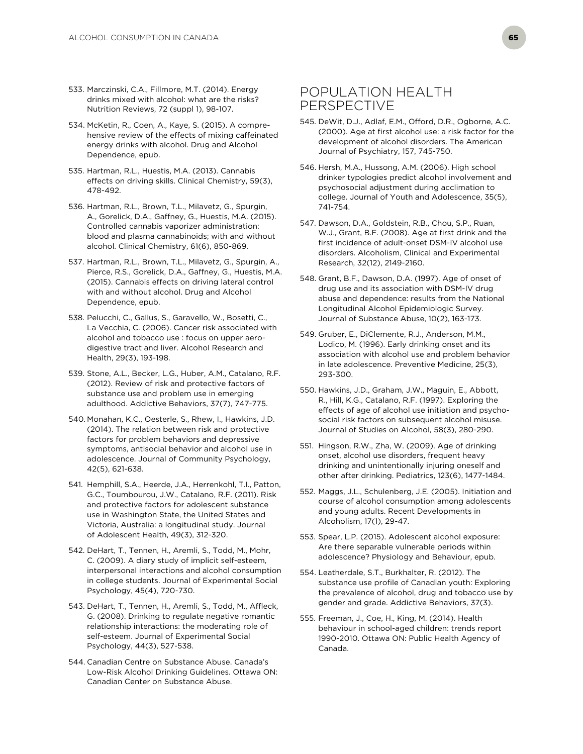533. Marczinski, C.A., Fillmore, M.T. (2014). Energy drinks mixed with alcohol: what are the risks? Nutrition Reviews, 72 (suppl 1), 98-107.

534. McKetin, R., Coen, A., Kaye, S. (2015). A comprehensive review of the effects of mixing caffeinated energy drinks with alcohol. Drug and Alcohol Dependence, epub.

535. Hartman, R.L., Huestis, M.A. (2013). Cannabis effects on driving skills. Clinical Chemistry, 59(3), 478-492.

536. Hartman, R.L., Brown, T.L., Milavetz, G., Spurgin, A., Gorelick, D.A., Gaffney, G., Huestis, M.A. (2015). Controlled cannabis vaporizer administration: blood and plasma cannabinoids; with and without alcohol. Clinical Chemistry, 61(6), 850-869.

537. Hartman, R.L., Brown, T.L., Milavetz, G., Spurgin, A., Pierce, R.S., Gorelick, D.A., Gaffney, G., Huestis, M.A. (2015). Cannabis effects on driving lateral control with and without alcohol. Drug and Alcohol Dependence, epub.

538. Pelucchi, C., Gallus, S., Garavello, W., Bosetti, C., La Vecchia, C. (2006). Cancer risk associated with alcohol and tobacco use : focus on upper aerodigestive tract and liver. Alcohol Research and Health, 29(3), 193-198.

539. Stone, A.L., Becker, L.G., Huber, A.M., Catalano, R.F. (2012). Review of risk and protective factors of substance use and problem use in emerging adulthood. Addictive Behaviors, 37(7), 747-775.

540. Monahan, K.C., Oesterle, S., Rhew, I., Hawkins, J.D. (2014). The relation between risk and protective factors for problem behaviors and depressive symptoms, antisocial behavior and alcohol use in adolescence. Journal of Community Psychology, 42(5), 621-638.

541. Hemphill, S.A., Heerde, J.A., Herrenkohl, T.I., Patton, G.C., Toumbourou, J.W., Catalano, R.F. (2011). Risk and protective factors for adolescent substance use in Washington State, the United States and Victoria, Australia: a longitudinal study. Journal of Adolescent Health, 49(3), 312-320.

542. DeHart, T., Tennen, H., Aremli, S., Todd, M., Mohr, C. (2009). A diary study of implicit self-esteem, interpersonal interactions and alcohol consumption in college students. Journal of Experimental Social Psychology, 45(4), 720-730.

543. DeHart, T., Tennen, H., Aremli, S., Todd, M., Affleck, G. (2008). Drinking to regulate negative romantic relationship interactions: the moderating role of self-esteem. Journal of Experimental Social Psychology, 44(3), 527-538.

544. Canadian Centre on Substance Abuse. Canada's Low-Risk Alcohol Drinking Guidelines. Ottawa ON: Canadian Center on Substance Abuse.

## POPULATION HEALTH PERSPECTIVE

545. DeWit, D.J., Adlaf, E.M., Offord, D.R., Ogborne, A.C. (2000). Age at first alcohol use: a risk factor for the development of alcohol disorders. The American Journal of Psychiatry, 157, 745-750.

546. Hersh, M.A., Hussong, A.M. (2006). High school drinker typologies predict alcohol involvement and psychosocial adjustment during acclimation to college. Journal of Youth and Adolescence, 35(5), 741-754.

547. Dawson, D.A., Goldstein, R.B., Chou, S.P., Ruan, W.J., Grant, B.F. (2008). Age at first drink and the first incidence of adult-onset DSM-IV alcohol use disorders. Alcoholism, Clinical and Experimental Research, 32(12), 2149-2160.

548. Grant, B.F., Dawson, D.A. (1997). Age of onset of drug use and its association with DSM-IV drug abuse and dependence: results from the National Longitudinal Alcohol Epidemiologic Survey. Journal of Substance Abuse, 10(2), 163-173.

549. Gruber, E., DiClemente, R.J., Anderson, M.M., Lodico, M. (1996). Early drinking onset and its association with alcohol use and problem behavior in late adolescence. Preventive Medicine, 25(3), 293-300.

550. Hawkins, J.D., Graham, J.W., Maguin, E., Abbott, R., Hill, K.G., Catalano, R.F. (1997). Exploring the effects of age of alcohol use initiation and psychosocial risk factors on subsequent alcohol misuse. Journal of Studies on Alcohol, 58(3), 280-290.

551. Hingson, R.W., Zha, W. (2009). Age of drinking onset, alcohol use disorders, frequent heavy drinking and unintentionally injuring oneself and other after drinking. Pediatrics, 123(6), 1477-1484.

552. Maggs, J.L., Schulenberg, J.E. (2005). Initiation and course of alcohol consumption among adolescents and young adults. Recent Developments in Alcoholism, 17(1), 29-47.

553. Spear, L.P. (2015). Adolescent alcohol exposure: Are there separable vulnerable periods within adolescence? Physiology and Behaviour, epub.

554. Leatherdale, S.T., Burkhalter, R. (2012). The substance use profile of Canadian youth: Exploring the prevalence of alcohol, drug and tobacco use by gender and grade. Addictive Behaviors, 37(3).

555. Freeman, J., Coe, H., King, M. (2014). Health behaviour in school-aged children: trends report 1990-2010. Ottawa ON: Public Health Agency of Canada.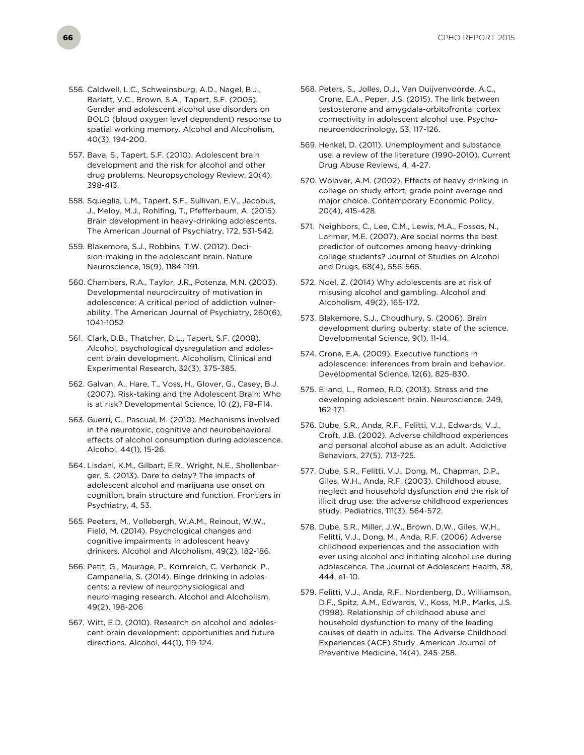556. Caldwell, L.C., Schweinsburg, A.D., Nagel, B.J., Barlett, V.C., Brown, S.A., Tapert, S.F. (2005). Gender and adolescent alcohol use disorders on BOLD (blood oxygen level dependent) response to spatial working memory. Alcohol and Alcoholism, 40(3), 194-200.

557. Bava, S., Tapert, S.F. (2010). Adolescent brain development and the risk for alcohol and other drug problems. Neuropsychology Review, 20(4), 398-413.

558. Squeglia, L.M., Tapert, S.F., Sullivan, E.V., Jacobus, J., Meloy, M.J., Rohlfing, T., Pfefferbaum, A. (2015). Brain development in heavy-drinking adolescents. The American Journal of Psychiatry, 172, 531-542.

559. Blakemore, S.J., Robbins, T.W. (2012). Decision-making in the adolescent brain. Nature Neuroscience, 15(9), 1184-1191.

560. Chambers, R.A., Taylor, J.R., Potenza, M.N. (2003). Developmental neurocircuitry of motivation in adolescence: A critical period of addiction vulnerability. The American Journal of Psychiatry, 260(6), 1041-1052

561. Clark, D.B., Thatcher, D.L., Tapert, S.F. (2008). Alcohol, psychological dysregulation and adolescent brain development. Alcoholism, Clinical and Experimental Research, 32(3), 375-385.

562. Galvan, A., Hare, T., Voss, H., Glover, G., Casey, B.J. (2007). Risk-taking and the Adolescent Brain: Who is at risk? Developmental Science, 10 (2), F8–F14.

563. Guerri, C., Pascual, M. (2010). Mechanisms involved in the neurotoxic, cognitive and neurobehavioral effects of alcohol consumption during adolescence. Alcohol, 44(1), 15-26.

564. Lisdahl, K.M., Gilbart, E.R., Wright, N.E., Shollenbarger, S. (2013). Dare to delay? The impacts of adolescent alcohol and marijuana use onset on cognition, brain structure and function. Frontiers in Psychiatry, 4, 53.

565. Peeters, M., Vollebergh, W.A.M., Reinout, W.W., Field, M. (2014). Psychological changes and cognitive impairments in adolescent heavy drinkers. Alcohol and Alcoholism, 49(2), 182-186.

566. Petit, G., Maurage, P., Kornreich, C. Verbanck, P., Campanella, S. (2014). Binge drinking in adolescents: a review of neurophysiological and neuroimaging research. Alcohol and Alcoholism, 49(2), 198-206

567. Witt, E.D. (2010). Research on alcohol and adolescent brain development: opportunities and future directions. Alcohol, 44(1), 119-124.

568. Peters, S., Jolles, D.J., Van Duijvenvoorde, A.C., Crone, E.A., Peper, J.S. (2015). The link between testosterone and amygdala-orbitofrontal cortex connectivity in adolescent alcohol use. Psychoneuroendocrinology, 53, 117-126.

569. Henkel, D. (2011). Unemployment and substance use: a review of the literature (1990-2010). Current Drug Abuse Reviews, 4, 4-27.

570. Wolaver, A.M. (2002). Effects of heavy drinking in college on study effort, grade point average and major choice. Contemporary Economic Policy, 20(4), 415-428.

571. Neighbors, C., Lee, C.M., Lewis, M.A., Fossos, N., Larimer, M.E. (2007). Are social norms the best predictor of outcomes among heavy-drinking college students? Journal of Studies on Alcohol and Drugs, 68(4), 556-565.

572. Noel, Z. (2014) Why adolescents are at risk of misusing alcohol and gambling. Alcohol and Alcoholism, 49(2), 165-172.

573. Blakemore, S.J., Choudhury, S. (2006). Brain development during puberty: state of the science. Developmental Science, 9(1), 11-14.

574. Crone, E.A. (2009). Executive functions in adolescence: inferences from brain and behavior. Developmental Science, 12(6), 825-830.

575. Eiland, L., Romeo, R.D. (2013). Stress and the developing adolescent brain. Neuroscience, 249, 162-171.

576. Dube, S.R., Anda, R.F., Felitti, V.J., Edwards, V.J., Croft, J.B. (2002). Adverse childhood experiences and personal alcohol abuse as an adult. Addictive Behaviors, 27(5), 713-725.

577. Dube, S.R., Felitti, V.J., Dong, M., Chapman, D.P., Giles, W.H., Anda, R.F. (2003). Childhood abuse, neglect and household dysfunction and the risk of illicit drug use: the adverse childhood experiences study. Pediatrics, 111(3), 564-572.

578. Dube, S.R., Miller, J.W., Brown, D.W., Giles, W.H., Felitti, V.J., Dong, M., Anda, R.F. (2006) Adverse childhood experiences and the association with ever using alcohol and initiating alcohol use during adolescence. The Journal of Adolescent Health, 38, 444, e1–10.

579. Felitti, V.J., Anda, R.F., Nordenberg, D., Williamson, D.F., Spitz, A.M., Edwards, V., Koss, M.P., Marks, J.S. (1998). Relationship of childhood abuse and household dysfunction to many of the leading causes of death in adults. The Adverse Childhood Experiences (ACE) Study. American Journal of Preventive Medicine, 14(4), 245-258.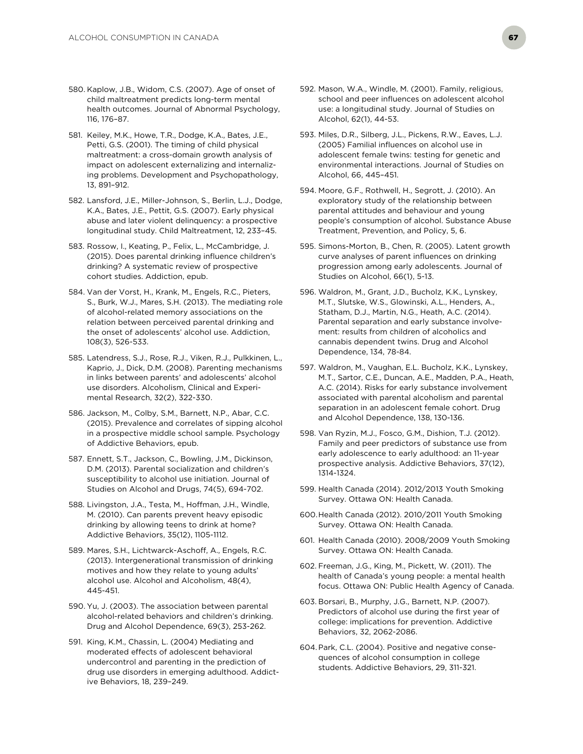580. Kaplow, J.B., Widom, C.S. (2007). Age of onset of child maltreatment predicts long-term mental health outcomes. Journal of Abnormal Psychology, 116, 176–87.

581. Keiley, M.K., Howe, T.R., Dodge, K.A., Bates, J.E., Petti, G.S. (2001). The timing of child physical maltreatment: a cross-domain growth analysis of impact on adolescent externalizing and internalizing problems. Development and Psychopathology, 13, 891–912.

582. Lansford, J.E., Miller-Johnson, S., Berlin, L.J., Dodge, K.A., Bates, J.E., Pettit, G.S. (2007). Early physical abuse and later violent delinquency: a prospective longitudinal study. Child Maltreatment, 12, 233–45.

583. Rossow, I., Keating, P., Felix, L., McCambridge, J. (2015). Does parental drinking influence children's drinking? A systematic review of prospective cohort studies. Addiction, epub.

584. Van der Vorst, H., Krank, M., Engels, R.C., Pieters, S., Burk, W.J., Mares, S.H. (2013). The mediating role of alcohol-related memory associations on the relation between perceived parental drinking and the onset of adolescents' alcohol use. Addiction, 108(3), 526-533.

585. Latendress, S.J., Rose, R.J., Viken, R.J., Pulkkinen, L., Kaprio, J., Dick, D.M. (2008). Parenting mechanisms in links between parents' and adolescents' alcohol use disorders. Alcoholism, Clinical and Experimental Research, 32(2), 322-330.

586. Jackson, M., Colby, S.M., Barnett, N.P., Abar, C.C. (2015). Prevalence and correlates of sipping alcohol in a prospective middle school sample. Psychology of Addictive Behaviors, epub.

587. Ennett, S.T., Jackson, C., Bowling, J.M., Dickinson, D.M. (2013). Parental socialization and children's susceptibility to alcohol use initiation. Journal of Studies on Alcohol and Drugs, 74(5), 694-702.

588. Livingston, J.A., Testa, M., Hoffman, J.H., Windle, M. (2010). Can parents prevent heavy episodic drinking by allowing teens to drink at home? Addictive Behaviors, 35(12), 1105-1112.

589. Mares, S.H., Lichtwarck-Aschoff, A., Engels, R.C. (2013). Intergenerational transmission of drinking motives and how they relate to young adults' alcohol use. Alcohol and Alcoholism, 48(4), 445-451.

590. Yu, J. (2003). The association between parental alcohol-related behaviors and children's drinking. Drug and Alcohol Dependence, 69(3), 253-262.

591. King, K.M., Chassin, L. (2004) Mediating and moderated effects of adolescent behavioral undercontrol and parenting in the prediction of drug use disorders in emerging adulthood. Addictive Behaviors, 18, 239–249.

592. Mason, W.A., Windle, M. (2001). Family, religious, school and peer influences on adolescent alcohol use: a longitudinal study. Journal of Studies on Alcohol, 62(1), 44-53.

593. Miles, D.R., Silberg, J.L., Pickens, R.W., Eaves, L.J. (2005) Familial influences on alcohol use in adolescent female twins: testing for genetic and environmental interactions. Journal of Studies on Alcohol, 66, 445–451.

594. Moore, G.F., Rothwell, H., Segrott, J. (2010). An exploratory study of the relationship between parental attitudes and behaviour and young people's consumption of alcohol. Substance Abuse Treatment, Prevention, and Policy, 5, 6.

595. Simons-Morton, B., Chen, R. (2005). Latent growth curve analyses of parent influences on drinking progression among early adolescents. Journal of Studies on Alcohol, 66(1), 5-13.

596. Waldron, M., Grant, J.D., Bucholz, K.K., Lynskey, M.T., Slutske, W.S., Glowinski, A.L., Henders, A., Statham, D.J., Martin, N.G., Heath, A.C. (2014). Parental separation and early substance involvement: results from children of alcoholics and cannabis dependent twins. Drug and Alcohol Dependence, 134, 78-84.

597. Waldron, M., Vaughan, E.L. Bucholz, K.K., Lynskey, M.T., Sartor, C.E., Duncan, A.E., Madden, P.A., Heath, A.C. (2014). Risks for early substance involvement associated with parental alcoholism and parental separation in an adolescent female cohort. Drug and Alcohol Dependence, 138, 130-136.

598. Van Ryzin, M.J., Fosco, G.M., Dishion, T.J. (2012). Family and peer predictors of substance use from early adolescence to early adulthood: an 11-year prospective analysis. Addictive Behaviors, 37(12), 1314-1324.

599. Health Canada (2014). 2012/2013 Youth Smoking Survey. Ottawa ON: Health Canada.

600. Health Canada (2012). 2010/2011 Youth Smoking Survey. Ottawa ON: Health Canada.

601. Health Canada (2010). 2008/2009 Youth Smoking Survey. Ottawa ON: Health Canada.

602. Freeman, J.G., King, M., Pickett, W. (2011). The health of Canada's young people: a mental health focus. Ottawa ON: Public Health Agency of Canada.

603. Borsari, B., Murphy, J.G., Barnett, N.P. (2007). Predictors of alcohol use during the first year of college: implications for prevention. Addictive Behaviors, 32, 2062-2086.

604. Park, C.L. (2004). Positive and negative consequences of alcohol consumption in college students. Addictive Behaviors, 29, 311-321.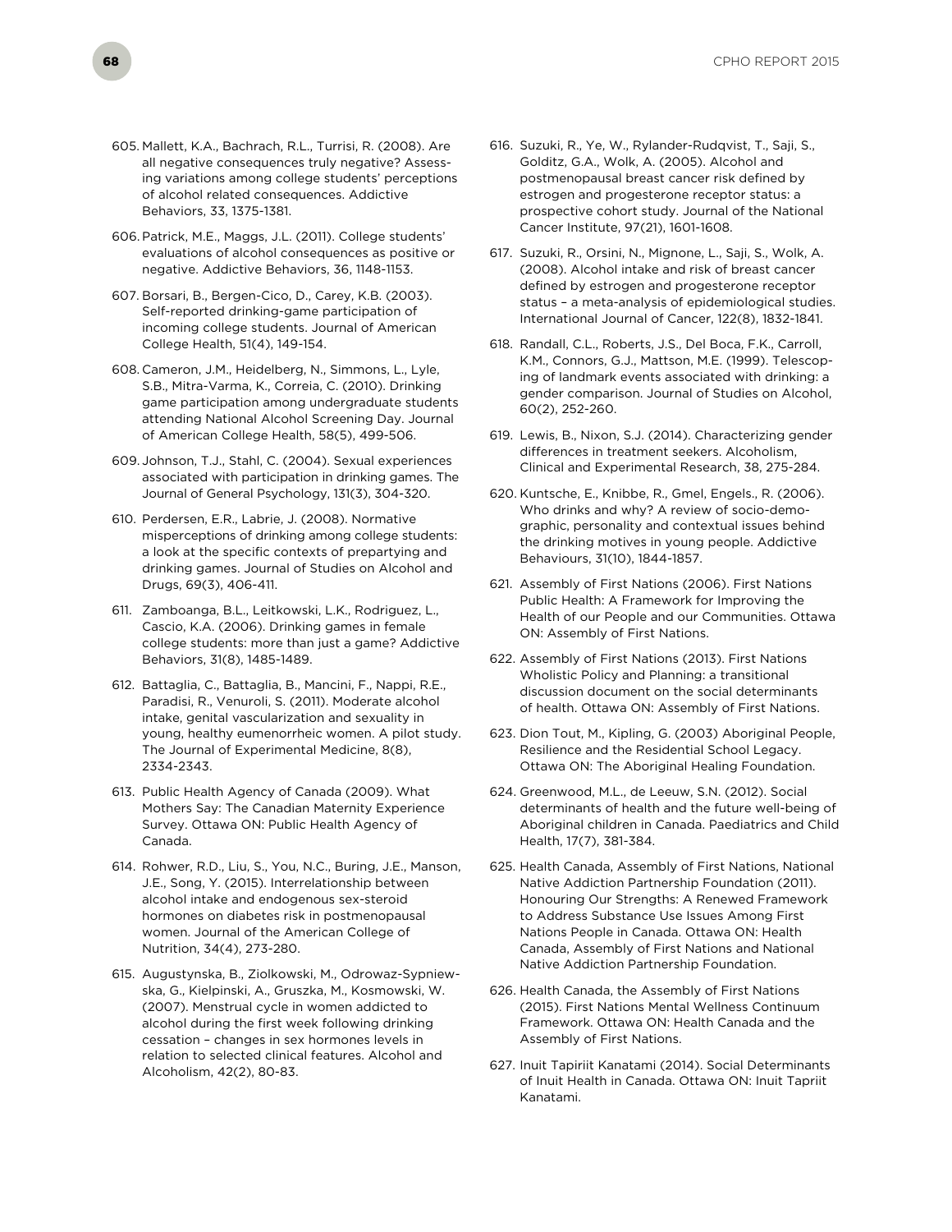605. Mallett, K.A., Bachrach, R.L., Turrisi, R. (2008). Are all negative consequences truly negative? Assessing variations among college students' perceptions of alcohol related consequences. Addictive Behaviors, 33, 1375-1381.

606. Patrick, M.E., Maggs, J.L. (2011). College students' evaluations of alcohol consequences as positive or negative. Addictive Behaviors, 36, 1148-1153.

607. Borsari, B., Bergen-Cico, D., Carey, K.B. (2003). Self-reported drinking-game participation of incoming college students. Journal of American College Health, 51(4), 149-154.

608. Cameron, J.M., Heidelberg, N., Simmons, L., Lyle, S.B., Mitra-Varma, K., Correia, C. (2010). Drinking game participation among undergraduate students attending National Alcohol Screening Day. Journal of American College Health, 58(5), 499-506.

609. Johnson, T.J., Stahl, C. (2004). Sexual experiences associated with participation in drinking games. The Journal of General Psychology, 131(3), 304-320.

610. Perdersen, E.R., Labrie, J. (2008). Normative misperceptions of drinking among college students: a look at the specific contexts of prepartying and drinking games. Journal of Studies on Alcohol and Drugs, 69(3), 406-411.

611. Zamboanga, B.L., Leitkowski, L.K., Rodriguez, L., Cascio, K.A. (2006). Drinking games in female college students: more than just a game? Addictive Behaviors, 31(8), 1485-1489.

612. Battaglia, C., Battaglia, B., Mancini, F., Nappi, R.E., Paradisi, R., Venuroli, S. (2011). Moderate alcohol intake, genital vascularization and sexuality in young, healthy eumenorrheic women. A pilot study. The Journal of Experimental Medicine, 8(8), 2334-2343.

613. Public Health Agency of Canada (2009). What Mothers Say: The Canadian Maternity Experience Survey. Ottawa ON: Public Health Agency of Canada.

614. Rohwer, R.D., Liu, S., You, N.C., Buring, J.E., Manson, J.E., Song, Y. (2015). Interrelationship between alcohol intake and endogenous sex-steroid hormones on diabetes risk in postmenopausal women. Journal of the American College of Nutrition, 34(4), 273-280.

615. Augustynska, B., Ziolkowski, M., Odrowaz-Sypniewska, G., Kielpinski, A., Gruszka, M., Kosmowski, W. (2007). Menstrual cycle in women addicted to alcohol during the first week following drinking cessation – changes in sex hormones levels in relation to selected clinical features. Alcohol and Alcoholism, 42(2), 80-83.

616. Suzuki, R., Ye, W., Rylander-Rudqvist, T., Saji, S., Golditz, G.A., Wolk, A. (2005). Alcohol and postmenopausal breast cancer risk defined by estrogen and progesterone receptor status: a prospective cohort study. Journal of the National Cancer Institute, 97(21), 1601-1608.

617. Suzuki, R., Orsini, N., Mignone, L., Saji, S., Wolk, A. (2008). Alcohol intake and risk of breast cancer defined by estrogen and progesterone receptor status – a meta-analysis of epidemiological studies. International Journal of Cancer, 122(8), 1832-1841.

618. Randall, C.L., Roberts, J.S., Del Boca, F.K., Carroll, K.M., Connors, G.J., Mattson, M.E. (1999). Telescoping of landmark events associated with drinking: a gender comparison. Journal of Studies on Alcohol, 60(2), 252-260.

619. Lewis, B., Nixon, S.J. (2014). Characterizing gender differences in treatment seekers. Alcoholism, Clinical and Experimental Research, 38, 275-284.

620. Kuntsche, E., Knibbe, R., Gmel, Engels., R. (2006). Who drinks and why? A review of socio-demographic, personality and contextual issues behind the drinking motives in young people. Addictive Behaviours, 31(10), 1844-1857.

621. Assembly of First Nations (2006). First Nations Public Health: A Framework for Improving the Health of our People and our Communities. Ottawa ON: Assembly of First Nations.

622. Assembly of First Nations (2013). First Nations Wholistic Policy and Planning: a transitional discussion document on the social determinants of health. Ottawa ON: Assembly of First Nations.

623. Dion Tout, M., Kipling, G. (2003) Aboriginal People, Resilience and the Residential School Legacy. Ottawa ON: The Aboriginal Healing Foundation.

624. Greenwood, M.L., de Leeuw, S.N. (2012). Social determinants of health and the future well-being of Aboriginal children in Canada. Paediatrics and Child Health, 17(7), 381-384.

625. Health Canada, Assembly of First Nations, National Native Addiction Partnership Foundation (2011). Honouring Our Strengths: A Renewed Framework to Address Substance Use Issues Among First Nations People in Canada. Ottawa ON: Health Canada, Assembly of First Nations and National Native Addiction Partnership Foundation.

626. Health Canada, the Assembly of First Nations (2015). First Nations Mental Wellness Continuum Framework. Ottawa ON: Health Canada and the Assembly of First Nations.

627. Inuit Tapiriit Kanatami (2014). Social Determinants of Inuit Health in Canada. Ottawa ON: Inuit Tapriit Kanatami.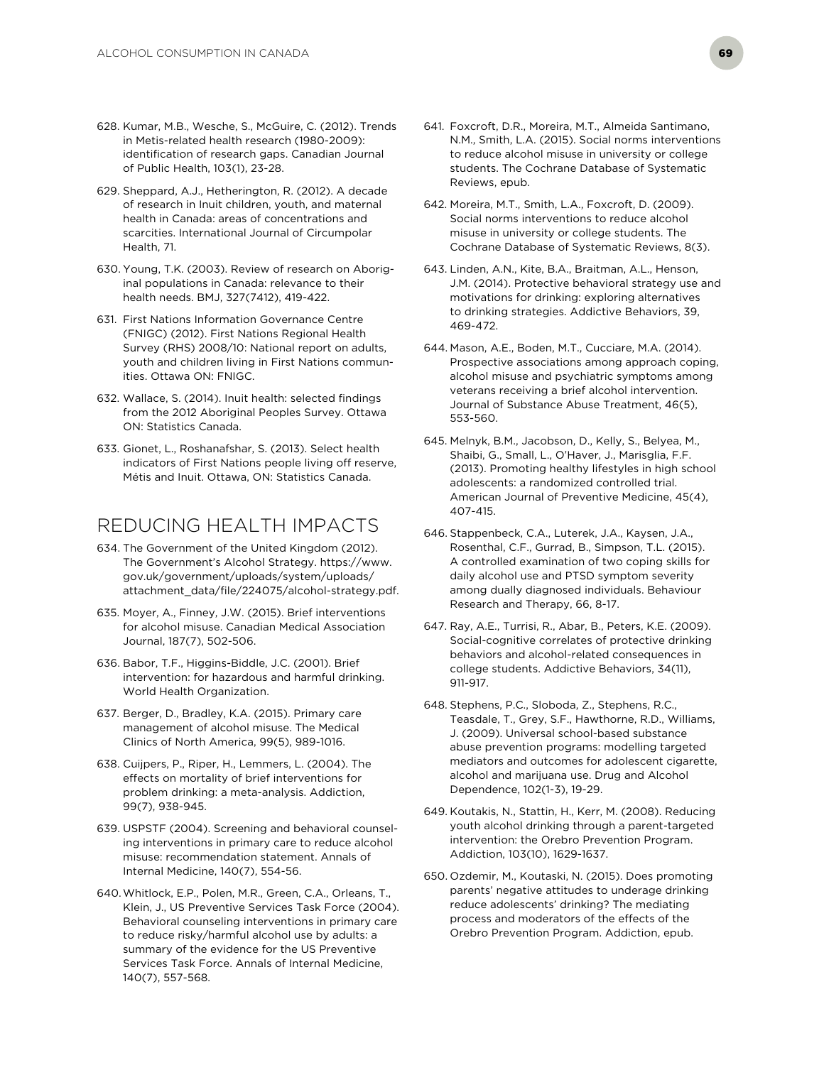628. Kumar, M.B., Wesche, S., McGuire, C. (2012). Trends in Metis-related health research (1980-2009): identification of research gaps. Canadian Journal of Public Health, 103(1), 23-28.

629. Sheppard, A.J., Hetherington, R. (2012). A decade of research in Inuit children, youth, and maternal health in Canada: areas of concentrations and scarcities. International Journal of Circumpolar Health, 71.

630. Young, T.K. (2003). Review of research on Aboriginal populations in Canada: relevance to their health needs. BMJ, 327(7412), 419-422.

631. First Nations Information Governance Centre (FNIGC) (2012). First Nations Regional Health Survey (RHS) 2008/10: National report on adults, youth and children living in First Nations communities. Ottawa ON: FNIGC.

632. Wallace, S. (2014). Inuit health: selected findings from the 2012 Aboriginal Peoples Survey. Ottawa ON: Statistics Canada.

633. Gionet, L., Roshanafshar, S. (2013). Select health indicators of First Nations people living off reserve, Métis and Inuit. Ottawa, ON: Statistics Canada.

## REDUCING HEALTH IMPACTS

634. The Government of the United Kingdom (2012). The Government's Alcohol Strategy. https://www.gov.uk/government/uploads/system/uploads/attachment_data/file/224075/alcohol-strategy.pdf.

635. Moyer, A., Finney, J.W. (2015). Brief interventions for alcohol misuse. Canadian Medical Association Journal, 187(7), 502-506.

636. Babor, T.F., Higgins-Biddle, J.C. (2001). Brief intervention: for hazardous and harmful drinking. World Health Organization.

637. Berger, D., Bradley, K.A. (2015). Primary care management of alcohol misuse. The Medical Clinics of North America, 99(5), 989-1016.

638. Cuijpers, P., Riper, H., Lemmers, L. (2004). The effects on mortality of brief interventions for problem drinking: a meta-analysis. Addiction, 99(7), 938-945.

639. USPSTF (2004). Screening and behavioral counseling interventions in primary care to reduce alcohol misuse: recommendation statement. Annals of Internal Medicine, 140(7), 554-56.

640. Whitlock, E.P., Polen, M.R., Green, C.A., Orleans, T., Klein, J., US Preventive Services Task Force (2004). Behavioral counseling interventions in primary care to reduce risky/harmful alcohol use by adults: a summary of the evidence for the US Preventive Services Task Force. Annals of Internal Medicine, 140(7), 557-568.

641. Foxcroft, D.R., Moreira, M.T., Almeida Santimano, N.M., Smith, L.A. (2015). Social norms interventions to reduce alcohol misuse in university or college students. The Cochrane Database of Systematic Reviews, epub.

642. Moreira, M.T., Smith, L.A., Foxcroft, D. (2009). Social norms interventions to reduce alcohol misuse in university or college students. The Cochrane Database of Systematic Reviews, 8(3).

643. Linden, A.N., Kite, B.A., Braitman, A.L., Henson, J.M. (2014). Protective behavioral strategy use and motivations for drinking: exploring alternatives to drinking strategies. Addictive Behaviors, 39, 469-472.

644. Mason, A.E., Boden, M.T., Cucciare, M.A. (2014). Prospective associations among approach coping, alcohol misuse and psychiatric symptoms among veterans receiving a brief alcohol intervention. Journal of Substance Abuse Treatment, 46(5), 553-560.

645. Melnyk, B.M., Jacobson, D., Kelly, S., Belyea, M., Shaibi, G., Small, L., O'Haver, J., Marisglia, F.F. (2013). Promoting healthy lifestyles in high school adolescents: a randomized controlled trial. American Journal of Preventive Medicine, 45(4), 407-415.

646. Stappenbeck, C.A., Luterek, J.A., Kaysen, J.A., Rosenthal, C.F., Gurrad, B., Simpson, T.L. (2015). A controlled examination of two coping skills for daily alcohol use and PTSD symptom severity among dually diagnosed individuals. Behaviour Research and Therapy, 66, 8-17.

647. Ray, A.E., Turrisi, R., Abar, B., Peters, K.E. (2009). Social-cognitive correlates of protective drinking behaviors and alcohol-related consequences in college students. Addictive Behaviors, 34(11), 911-917.

648. Stephens, P.C., Sloboda, Z., Stephens, R.C., Teasdale, T., Grey, S.F., Hawthorne, R.D., Williams, J. (2009). Universal school-based substance abuse prevention programs: modelling targeted mediators and outcomes for adolescent cigarette, alcohol and marijuana use. Drug and Alcohol Dependence, 102(1-3), 19-29.

649. Koutakis, N., Stattin, H., Kerr, M. (2008). Reducing youth alcohol drinking through a parent-targeted intervention: the Orebro Prevention Program. Addiction, 103(10), 1629-1637.

650. Ozdemir, M., Koutaski, N. (2015). Does promoting parents' negative attitudes to underage drinking reduce adolescents' drinking? The mediating process and moderators of the effects of the Orebro Prevention Program. Addiction, epub.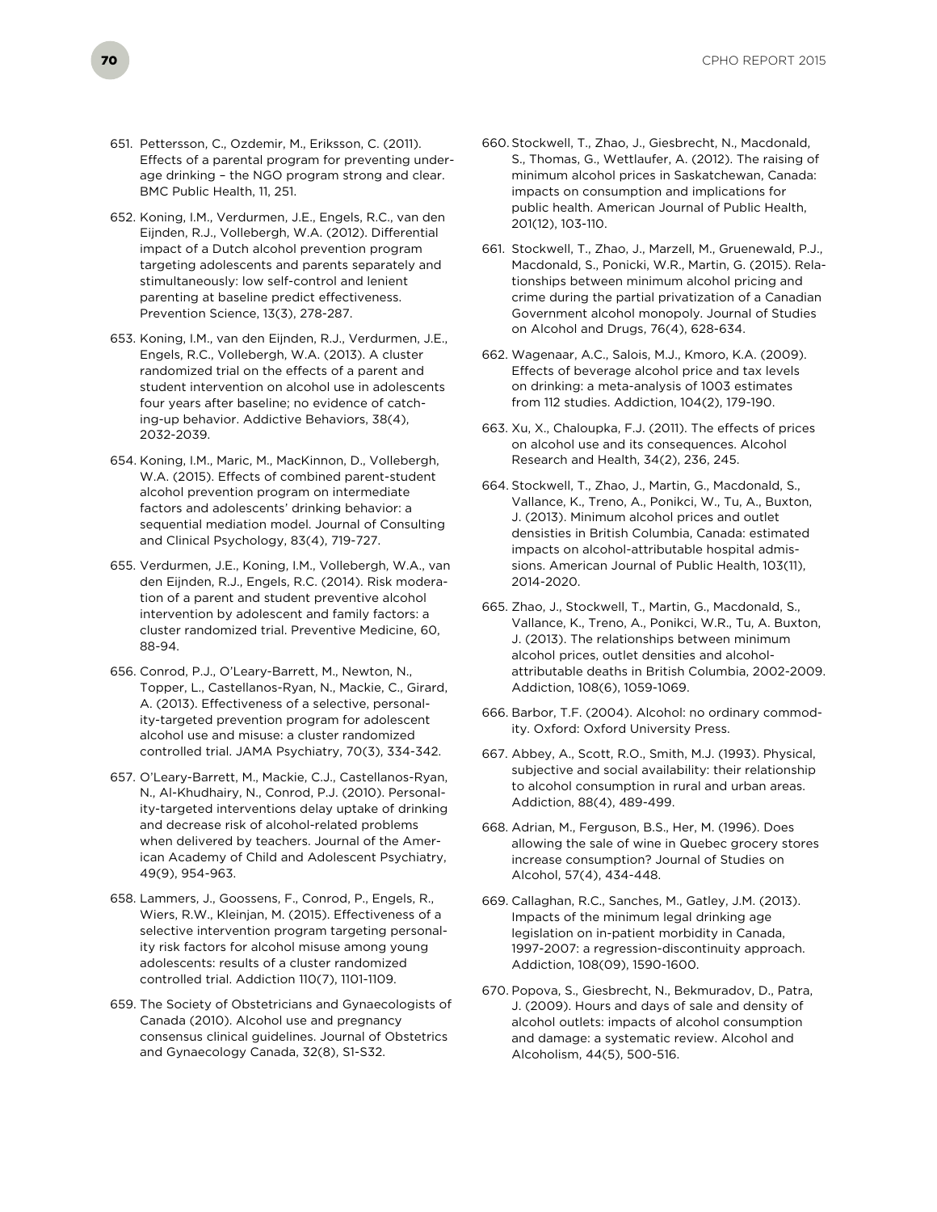651. Pettersson, C., Ozdemir, M., Eriksson, C. (2011). Effects of a parental program for preventing underage drinking – the NGO program strong and clear. BMC Public Health, 11, 251.

652. Koning, I.M., Verdurmen, J.E., Engels, R.C., van den Eijnden, R.J., Vollebergh, W.A. (2012). Differential impact of a Dutch alcohol prevention program targeting adolescents and parents separately and stimltaneously: low self-control and lenient parenting at baseline predict effectiveness. Prevention Science, 13(3), 278-287.

653. Koning, I.M., van den Eijnden, R.J., Verdurmen, J.E., Engels, R.C., Vollebergh, W.A. (2013). A cluster randomized trial on the effects of a parent and student intervention on alcohol use in adolescents four years after baseline; no evidence of catching-up behavior. Addictive Behaviors, 38(4), 2032-2039.

654. Koning, I.M., Maric, M., MacKinnon, D., Vollebergh, W.A. (2015). Effects of combined parent-student alcohol prevention program on intermediate factors and adolescents' drinking behavior: a sequential mediation model. Journal of Consulting and Clinical Psychology, 83(4), 719-727.

655. Verdurmen, J.E., Koning, I.M., Vollebergh, W.A., van den Eijnden, R.J., Engels, R.C. (2014). Risk moderation of a parent and student preventive alcohol intervention by adolescent and family factors: a cluster randomized trial. Preventive Medicine, 60, 88-94.

656. Conrod, P.J., O'Leary-Barrett, M., Newton, N., Topper, L., Castellanos-Ryan, N., Mackie, C., Girard, A. (2013). Effectiveness of a selective, personality-targeted prevention program for adolescent alcohol use and misuse: a cluster randomized controlled trial. JAMA Psychiatry, 70(3), 334-342.

657. O'Leary-Barrett, M., Mackie, C.J., Castellanos-Ryan, N., Al-Khudhairy, N., Conrod, P.J. (2010). Personality-targeted interventions delay uptake of drinking and decrease risk of alcohol-related problems when delivered by teachers. Journal of the American Academy of Child and Adolescent Psychiatry, 49(9), 954-963.

658. Lammers, J., Goossens, F., Conrod, P., Engels, R., Wiers, R.W., Kleinjan, M. (2015). Effectiveness of a selective intervention program targeting personality risk factors for alcohol misuse among young adolescents: results of a cluster randomized controlled trial. Addiction 110(7), 1101-1109.

659. The Society of Obstetricians and Gynaecologists of Canada (2010). Alcohol use and pregnancy consensus clinical guidelines. Journal of Obstetrics and Gynaecology Canada, 32(8), S1-S32.

660. Stockwell, T., Zhao, J., Giesbrecht, N., Macdonald, S., Thomas, G., Wettlaufer, A. (2012). The raising of minimum alcohol prices in Saskatchewan, Canada: impacts on consumption and implications for public health. American Journal of Public Health, 201(12), 103-110.

661. Stockwell, T., Zhao, J., Marzell, M., Gruenewald, P.J., Macdonald, S., Ponicki, W.R., Martin, G. (2015). Relationships between minimum alcohol pricing and crime during the partial privatization of a Canadian Government alcohol monopoly. Journal of Studies on Alcohol and Drugs, 76(4), 628-634.

662. Wagenaar, A.C., Salois, M.J., Kmoro, K.A. (2009). Effects of beverage alcohol price and tax levels on drinking: a meta-analysis of 1003 estimates from 112 studies. Addiction, 104(2), 179-190.

663. Xu, X., Chaloupka, F.J. (2011). The effects of prices on alcohol use and its consequences. Alcohol Research and Health, 34(2), 236, 245.

664. Stockwell, T., Zhao, J., Martin, G., Macdonald, S., Vallance, K., Treno, A., Ponikci, W., Tu, A., Buxton, J. (2013). Minimum alcohol prices and outlet densisties in British Columbia, Canada: estimated impacts on alcohol-attributable hospital admissions. American Journal of Public Health, 103(11), 2014-2020.

665. Zhao, J., Stockwell, T., Martin, G., Macdonald, S., Vallance, K., Treno, A., Ponikci, W.R., Tu, A. Buxton, J. (2013). The relationships between minimum alcohol prices, outlet densities and alcohol-attributable deaths in British Columbia, 2002-2009. Addiction, 108(6), 1059-1069.

666. Barbor, T.F. (2004). Alcohol: no ordinary commodity. Oxford: Oxford University Press.

667. Abbey, A., Scott, R.O., Smith, M.J. (1993). Physical, subjective and social availability: their relationship to alcohol consumption in rural and urban areas. Addiction, 88(4), 489-499.

668. Adrian, M., Ferguson, B.S., Her, M. (1996). Does allowing the sale of wine in Quebec grocery stores increase consumption? Journal of Studies on Alcohol, 57(4), 434-448.

669. Callaghan, R.C., Sanches, M., Gatley, J.M. (2013). Impacts of the minimum legal drinking age legislation on in-patient morbidity in Canada, 1997-2007: a regression-discontinuity approach. Addiction, 108(09), 1590-1600.

670. Popova, S., Giesbrecht, N., Bekmuradov, D., Patra, J. (2009). Hours and days of sale and density of alcohol outlets: impacts of alcohol consumption and damage: a systematic review. Alcohol and Alcoholism, 44(5), 500-516.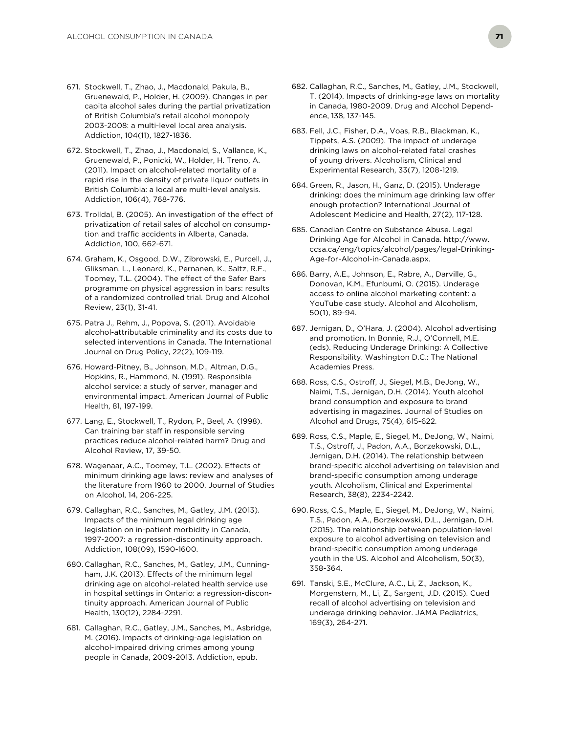671. Stockwell, T., Zhao, J., Macdonald, Pakula, B., Gruenewald, P., Holder, H. (2009). Changes in per capita alcohol sales during the partial privatization of British Columbia's retail alcohol monopoly 2003-2008: a multi-level local area analysis. Addiction, 104(11), 1827-1836.

672. Stockwell, T., Zhao, J., Macdonald, S., Vallance, K., Gruenewald, P., Ponicki, W., Holder, H. Treno, A. (2011). Impact on alcohol-related mortality of a rapid rise in the density of private liquor outlets in British Columbia: a local are multi-level analysis. Addiction, 106(4), 768-776.

673. Trolldal, B. (2005). An investigation of the effect of privatization of retail sales of alcohol on consumption and traffic accidents in Alberta, Canada. Addiction, 100, 662-671.

674. Graham, K., Osgood, D.W., Zibrowski, E., Purcell, J., Gliksman, L., Leonard, K., Pernanen, K., Saltz, R.F., Toomey, T.L. (2004). The effect of the Safer Bars programme on physical aggression in bars: results of a randomized controlled trial. Drug and Alcohol Review, 23(1), 31-41.

675. Patra J., Rehm, J., Popova, S. (2011). Avoidable alcohol-attributable criminality and its costs due to selected interventions in Canada. The International Journal on Drug Policy, 22(2), 109-119.

676. Howard-Pitney, B., Johnson, M.D., Altman, D.G., Hopkins, R., Hammond, N. (1991). Responsible alcohol service: a study of server, manager and environmental impact. American Journal of Public Health, 81, 197-199.

677. Lang, E., Stockwell, T., Rydon, P., Beel, A. (1998). Can training bar staff in responsible serving practices reduce alcohol-related harm? Drug and Alcohol Review, 17, 39-50.

678. Wagenaar, A.C., Toomey, T.L. (2002). Effects of minimum drinking age laws: review and analyses of the literature from 1960 to 2000. Journal of Studies on Alcohol, 14, 206-225.

679. Callaghan, R.C., Sanches, M., Gatley, J.M. (2013). Impacts of the minimum legal drinking age legislation on in-patient morbidity in Canada, 1997-2007: a regression-discontinuity approach. Addiction, 108(09), 1590-1600.

680. Callaghan, R.C., Sanches, M., Gatley, J.M., Cunningham, J.K. (2013). Effects of the minimum legal drinking age on alcohol-related health service use in hospital settings in Ontario: a regression-discontinuity approach. American Journal of Public Health, 130(12), 2284-2291.

681. Callaghan, R.C., Gatley, J.M., Sanches, M., Asbridge, M. (2016). Impacts of drinking-age legislation on alcohol-impaired driving crimes among young people in Canada, 2009-2013. Addiction, epub.

682. Callaghan, R.C., Sanches, M., Gatley, J.M., Stockwell, T. (2014). Impacts of drinking-age laws on mortality in Canada, 1980-2009. Drug and Alcohol Dependence, 138, 137-145.

683. Fell, J.C., Fisher, D.A., Voas, R.B., Blackman, K., Tippets, A.S. (2009). The impact of underage drinking laws on alcohol-related fatal crashes of young drivers. Alcoholism, Clinical and Experimental Research, 33(7), 1208-1219.

684. Green, R., Jason, H., Ganz, D. (2015). Underage drinking: does the minimum age drinking law offer enough protection? International Journal of Adolescent Medicine and Health, 27(2), 117-128.

685. Canadian Centre on Substance Abuse. Legal Drinking Age for Alcohol in Canada. http://www.ccsa.ca/eng/topics/alcohol/pages/legal-Drinking-Age-for-Alcohol-in-Canada.aspx.

686. Barry, A.E., Johnson, E., Rabre, A., Darville, G., Donovan, K.M., Efunbumi, O. (2015). Underage access to online alcohol marketing content: a YouTube case study. Alcohol and Alcoholism, 50(1), 89-94.

687. Jernigan, D., O'Hara, J. (2004). Alcohol advertising and promotion. In Bonnie, R.J., O'Connell, M.E. (eds). Reducing Underage Drinking: A Collective Responsibility. Washington D.C.: The National Academies Press.

688. Ross, C.S., Ostroff, J., Siegel, M.B., DeJong, W., Naimi, T.S., Jernigan, D.H. (2014). Youth alcohol brand consumption and exposure to brand advertising in magazines. Journal of Studies on Alcohol and Drugs, 75(4), 615-622.

689. Ross, C.S., Maple, E., Siegel, M., DeJong, W., Naimi, T.S., Ostroff, J., Padon, A.A., Borzekowski, D.L., Jernigan, D.H. (2014). The relationship between brand-specific alcohol advertising on television and brand-specific consumption among underage youth. Alcoholism, Clinical and Experimental Research, 38(8), 2234-2242.

690. Ross, C.S., Maple, E., Siegel, M., DeJong, W., Naimi, T.S., Padon, A.A., Borzekowski, D.L., Jernigan, D.H. (2015). The relationship between population-level exposure to alcohol advertising on television and brand-specific consumption among underage youth in the US. Alcohol and Alcoholism, 50(3), 358-364.

691. Tanski, S.E., McClure, A.C., Li, Z., Jackson, K., Morgenstern, M., Li, Z., Sargent, J.D. (2015). Cued recall of alcohol advertising on television and underage drinking behavior. JAMA Pediatrics, 169(3), 264-271.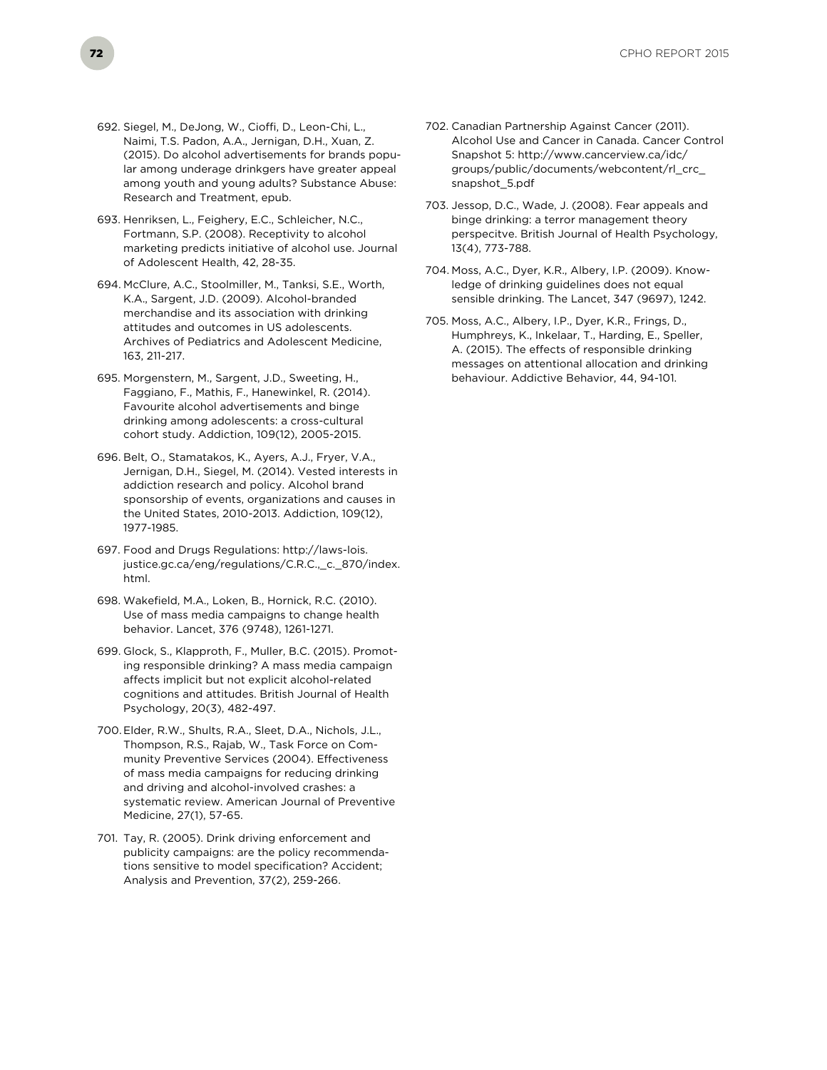692. Siegel, M., DeJong, W., Cioffi, D., Leon-Chi, L., Naimi, T.S. Padon, A.A., Jernigan, D.H., Xuan, Z. (2015). Do alcohol advertisements for brands popular among underage drinkgers have greater appeal among youth and young adults? Substance Abuse: Research and Treatment, epub.

693. Henriksen, L., Feighery, E.C., Schleicher, N.C., Fortmann, S.P. (2008). Receptivity to alcohol marketing predicts initiative of alcohol use. Journal of Adolescent Health, 42, 28-35.

694. McClure, A.C., Stoolmiller, M., Tanksi, S.E., Worth, K.A., Sargent, J.D. (2009). Alcohol-branded merchandise and its association with drinking attitudes and outcomes in US adolescents. Archives of Pediatrics and Adolescent Medicine, 163, 211-217.

695. Morgenstern, M., Sargent, J.D., Sweeting, H., Faggiano, F., Mathis, F., Hanewinkel, R. (2014). Favourite alcohol advertisements and binge drinking among adolescents: a cross-cultural cohort study. Addiction, 109(12), 2005-2015.

696. Belt, O., Stamatakos, K., Ayers, A.J., Fryer, V.A., Jernigan, D.H., Siegel, M. (2014). Vested interests in addiction research and policy. Alcohol brand sponsorship of events, organizations and causes in the United States, 2010-2013. Addiction, 109(12), 1977-1985.

697. Food and Drugs Regulations: http://laws-lois.justice.gc.ca/eng/regulations/C.R.C.,_c._870/index.html.

698. Wakefield, M.A., Loken, B., Hornick, R.C. (2010). Use of mass media campaigns to change health behavior. Lancet, 376 (9748), 1261-1271.

699. Glock, S., Klapproth, F., Muller, B.C. (2015). Promoting responsible drinking? A mass media campaign affects implicit but not explicit alcohol-related cognitions and attitudes. British Journal of Health Psychology, 20(3), 482-497.

700. Elder, R.W., Shults, R.A., Sleet, D.A., Nichols, J.L., Thompson, R.S., Rajab, W., Task Force on Community Preventive Services (2004). Effectiveness of mass media campaigns for reducing drinking and driving and alcohol-involved crashes: a systematic review. American Journal of Preventive Medicine, 27(1), 57-65.

701. Tay, R. (2005). Drink driving enforcement and publicity campaigns: are the policy recommendations sensitive to model specification? Accident; Analysis and Prevention, 37(2), 259-266.

702. Canadian Partnership Against Cancer (2011). Alcohol Use and Cancer in Canada. Cancer Control Snapshot 5: http://www.cancerview.ca/idc/groups/public/documents/webcontent/rl_crc_snapshot_5.pdf

703. Jessop, D.C., Wade, J. (2008). Fear appeals and binge drinking: a terror management theory perspecitve. British Journal of Health Psychology, 13(4), 773-788.

704. Moss, A.C., Dyer, K.R., Albery, I.P. (2009). Knowledge of drinking guidelines does not equal sensible drinking. The Lancet, 347 (9697), 1242.

705. Moss, A.C., Albery, I.P., Dyer, K.R., Frings, D., Humphreys, K., Inkelaar, T., Harding, E., Speller, A. (2015). The effects of responsible drinking messages on attentional allocation and drinking behaviour. Addictive Behavior, 44, 94-101.